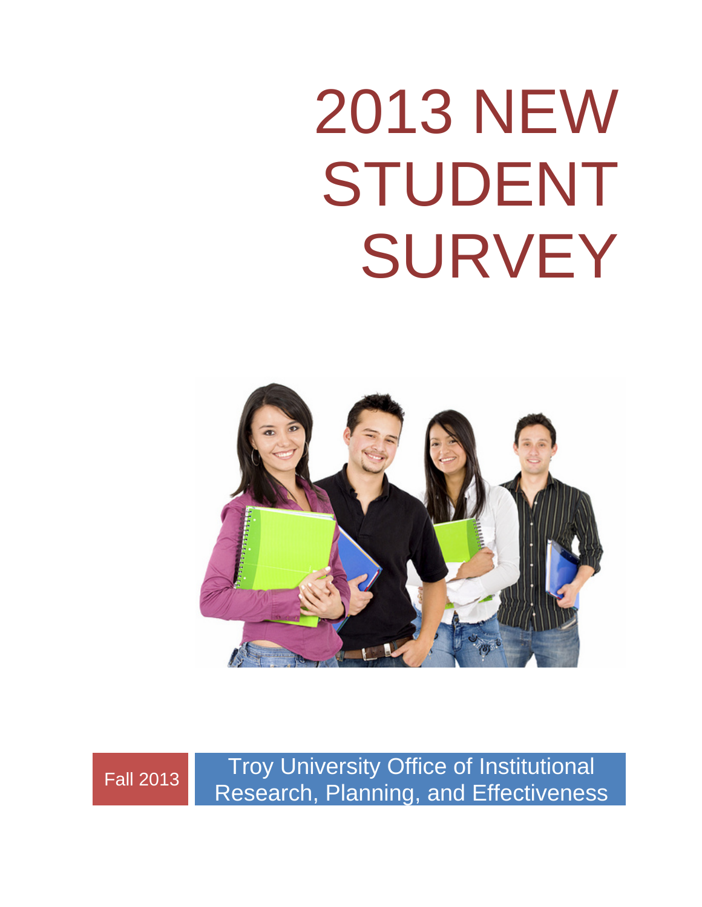# 2013 NEW STUDENT SURVEY

Fall 2013

Troy University Office of Institutional Research, Planning, and Effectiveness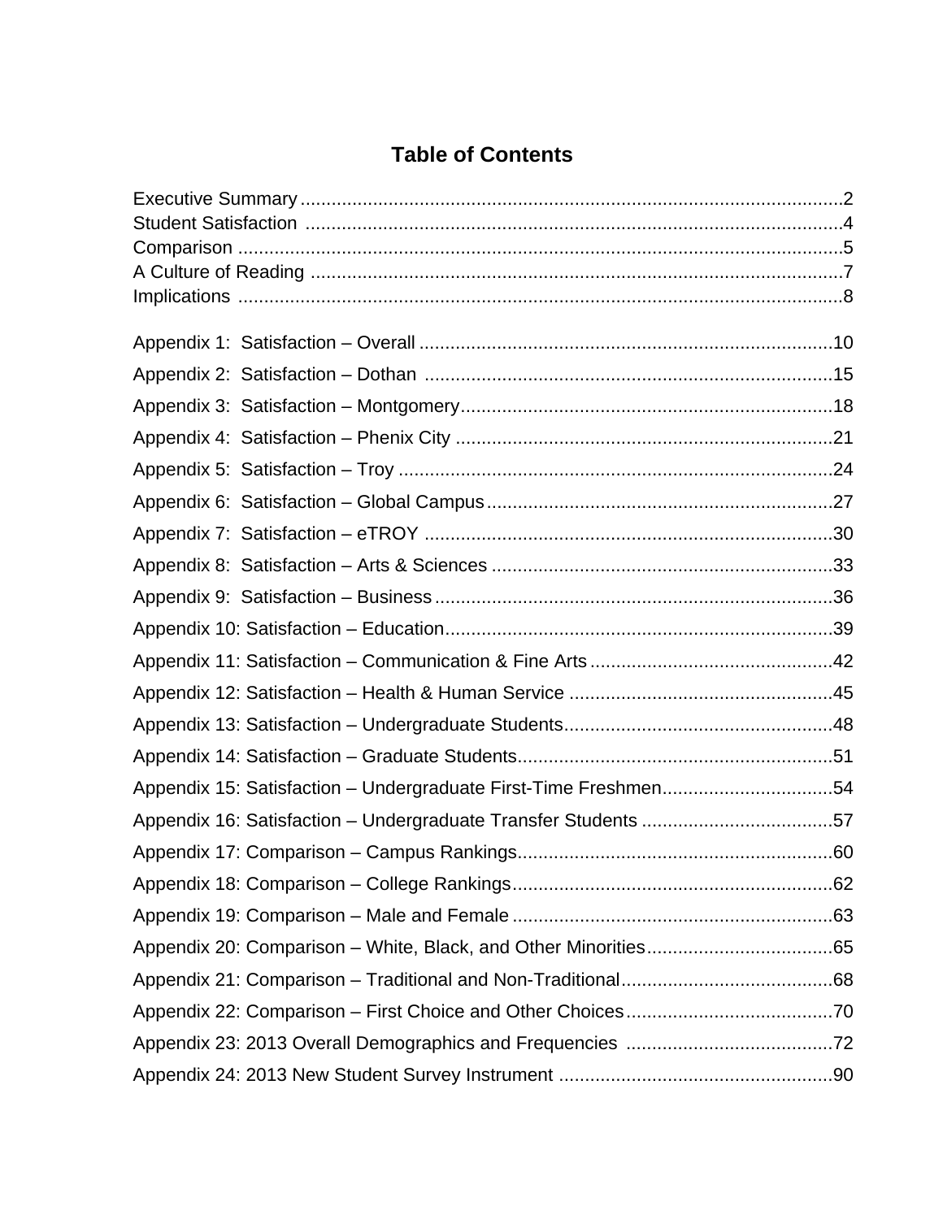# Table of Contents

Executive Summary ........................................................................................................2
Student Satisfaction .......................................................................................................4
Comparison ....................................................................................................................5
A Culture of Reading .....................................................................................................7
Implications ....................................................................................................................8

Appendix 1: Satisfaction – Overall ................................................................................10
Appendix 2: Satisfaction – Dothan ...............................................................................15
Appendix 3: Satisfaction – Montgomery........................................................................18
Appendix 4: Satisfaction – Phenix City .........................................................................21
Appendix 5: Satisfaction – Troy ....................................................................................24
Appendix 6: Satisfaction – Global Campus...................................................................27
Appendix 7: Satisfaction – eTROY ...............................................................................30
Appendix 8: Satisfaction – Arts & Sciences ..................................................................33
Appendix 9: Satisfaction – Business.............................................................................36
Appendix 10: Satisfaction – Education..........................................................................39
Appendix 11: Satisfaction – Communication & Fine Arts ...............................................42
Appendix 12: Satisfaction – Health & Human Service ...................................................45
Appendix 13: Satisfaction – Undergraduate Students....................................................48
Appendix 14: Satisfaction – Graduate Students.............................................................51
Appendix 15: Satisfaction – Undergraduate First-Time Freshmen.................................54
Appendix 16: Satisfaction – Undergraduate Transfer Students .....................................57
Appendix 17: Comparison – Campus Rankings.............................................................60
Appendix 18: Comparison – College Rankings..............................................................62
Appendix 19: Comparison – Male and Female ..............................................................63
Appendix 20: Comparison – White, Black, and Other Minorities....................................65
Appendix 21: Comparison – Traditional and Non-Traditional.........................................68
Appendix 22: Comparison – First Choice and Other Choices........................................70
Appendix 23: 2013 Overall Demographics and Frequencies ........................................72
Appendix 24: 2013 New Student Survey Instrument .....................................................90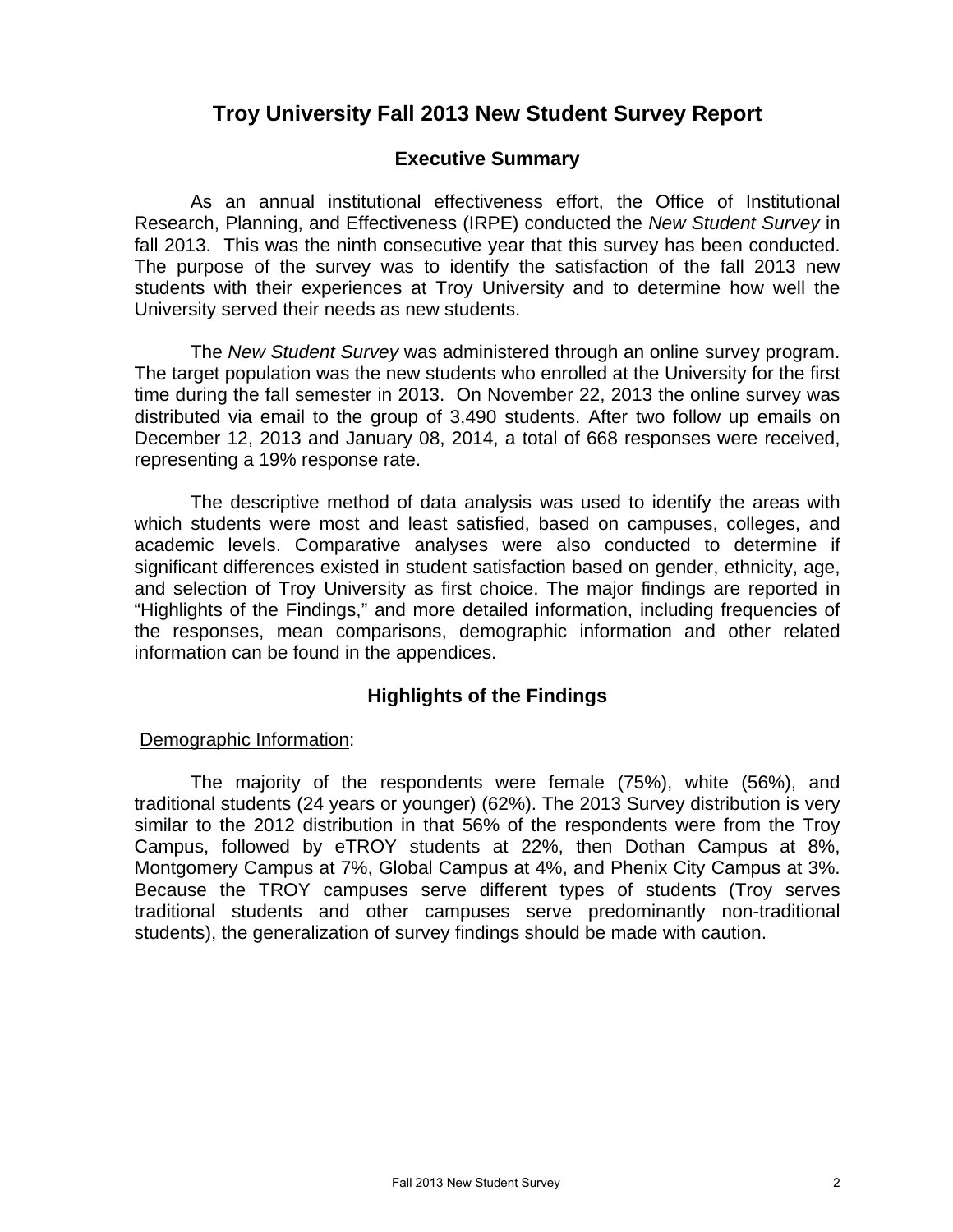# Troy University Fall 2013 New Student Survey Report

## Executive Summary

As an annual institutional effectiveness effort, the Office of Institutional Research, Planning, and Effectiveness (IRPE) conducted the *New Student Survey* in fall 2013. This was the ninth consecutive year that this survey has been conducted. The purpose of the survey was to identify the satisfaction of the fall 2013 new students with their experiences at Troy University and to determine how well the University served their needs as new students.

The *New Student Survey* was administered through an online survey program. The target population was the new students who enrolled at the University for the first time during the fall semester in 2013. On November 22, 2013 the online survey was distributed via email to the group of 3,490 students. After two follow up emails on December 12, 2013 and January 08, 2014, a total of 668 responses were received, representing a 19% response rate.

The descriptive method of data analysis was used to identify the areas with which students were most and least satisfied, based on campuses, colleges, and academic levels. Comparative analyses were also conducted to determine if significant differences existed in student satisfaction based on gender, ethnicity, age, and selection of Troy University as first choice. The major findings are reported in "Highlights of the Findings," and more detailed information, including frequencies of the responses, mean comparisons, demographic information and other related information can be found in the appendices.

## Highlights of the Findings

<u>Demographic Information</u>:

The majority of the respondents were female (75%), white (56%), and traditional students (24 years or younger) (62%). The 2013 Survey distribution is very similar to the 2012 distribution in that 56% of the respondents were from the Troy Campus, followed by eTROY students at 22%, then Dothan Campus at 8%, Montgomery Campus at 7%, Global Campus at 4%, and Phenix City Campus at 3%. Because the TROY campuses serve different types of students (Troy serves traditional students and other campuses serve predominantly non-traditional students), the generalization of survey findings should be made with caution.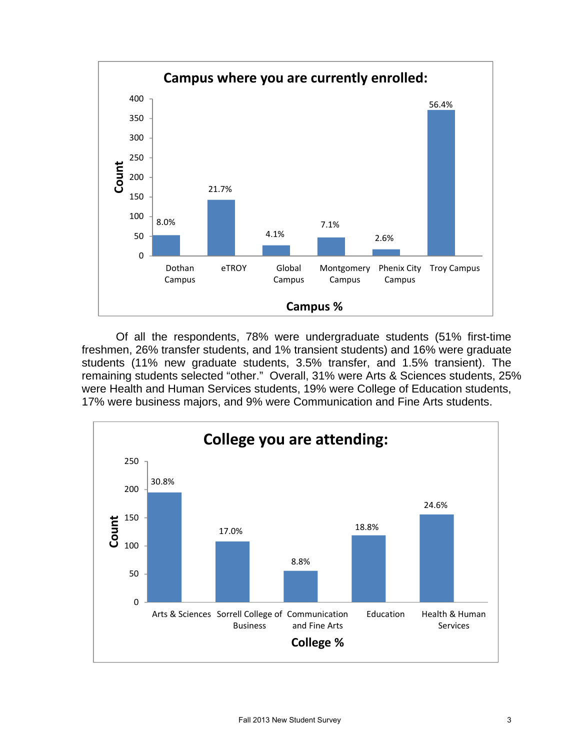**Campus where you are currently enrolled:**

| Campus | Campus % |
|---|---|
| Dothan Campus | 8.0% |
| eTROY | 21.7% |
| Global Campus | 4.1% |
| Montgomery Campus | 7.1% |
| Phenix City Campus | 2.6% |
| Troy Campus | 56.4% |

Of all the respondents, 78% were undergraduate students (51% first-time freshmen, 26% transfer students, and 1% transient students) and 16% were graduate students (11% new graduate students, 3.5% transfer, and 1.5% transient). The remaining students selected "other." Overall, 31% were Arts & Sciences students, 25% were Health and Human Services students, 19% were College of Education students, 17% were business majors, and 9% were Communication and Fine Arts students.

**College you are attending:**

| College | College % |
|---|---|
| Arts & Sciences | 30.8% |
| Sorrell College of Business | 17.0% |
| Communication and Fine Arts | 8.8% |
| Education | 18.8% |
| Health & Human Services | 24.6% |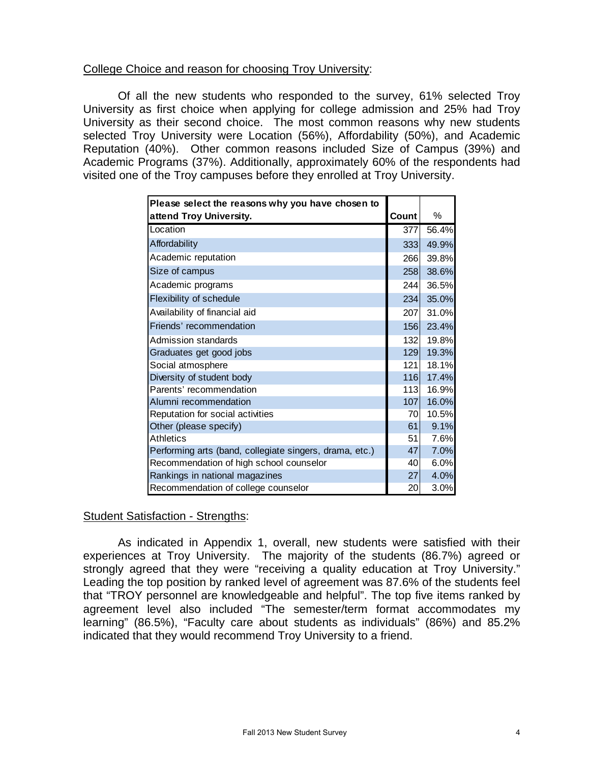College Choice and reason for choosing Troy University:

Of all the new students who responded to the survey, 61% selected Troy University as first choice when applying for college admission and 25% had Troy University as their second choice. The most common reasons why new students selected Troy University were Location (56%), Affordability (50%), and Academic Reputation (40%). Other common reasons included Size of Campus (39%) and Academic Programs (37%). Additionally, approximately 60% of the respondents had visited one of the Troy campuses before they enrolled at Troy University.

| **Please select the reasons why you have chosen to attend Troy University.** | **Count** | % |
|---|---|---|
| Location | 377 | 56.4% |
| Affordability | 333 | 49.9% |
| Academic reputation | 266 | 39.8% |
| Size of campus | 258 | 38.6% |
| Academic programs | 244 | 36.5% |
| Flexibility of schedule | 234 | 35.0% |
| Availability of financial aid | 207 | 31.0% |
| Friends' recommendation | 156 | 23.4% |
| Admission standards | 132 | 19.8% |
| Graduates get good jobs | 129 | 19.3% |
| Social atmosphere | 121 | 18.1% |
| Diversity of student body | 116 | 17.4% |
| Parents' recommendation | 113 | 16.9% |
| Alumni recommendation | 107 | 16.0% |
| Reputation for social activities | 70 | 10.5% |
| Other (please specify) | 61 | 9.1% |
| Athletics | 51 | 7.6% |
| Performing arts (band, collegiate singers, drama, etc.) | 47 | 7.0% |
| Recommendation of high school counselor | 40 | 6.0% |
| Rankings in national magazines | 27 | 4.0% |
| Recommendation of college counselor | 20 | 3.0% |

Student Satisfaction - Strengths:

As indicated in Appendix 1, overall, new students were satisfied with their experiences at Troy University. The majority of the students (86.7%) agreed or strongly agreed that they were "receiving a quality education at Troy University." Leading the top position by ranked level of agreement was 87.6% of the students feel that "TROY personnel are knowledgeable and helpful". The top five items ranked by agreement level also included "The semester/term format accommodates my learning" (86.5%), "Faculty care about students as individuals" (86%) and 85.2% indicated that they would recommend Troy University to a friend.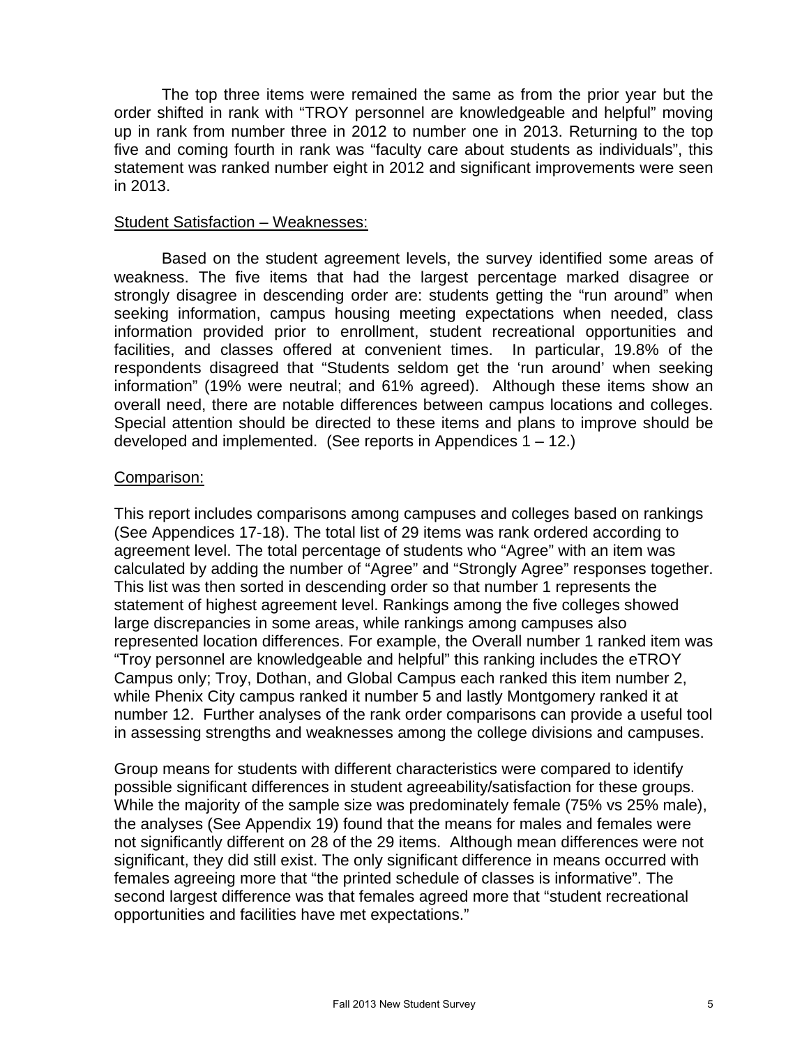The top three items were remained the same as from the prior year but the order shifted in rank with "TROY personnel are knowledgeable and helpful" moving up in rank from number three in 2012 to number one in 2013. Returning to the top five and coming fourth in rank was "faculty care about students as individuals", this statement was ranked number eight in 2012 and significant improvements were seen in 2013.

<u>Student Satisfaction – Weaknesses:</u>

Based on the student agreement levels, the survey identified some areas of weakness. The five items that had the largest percentage marked disagree or strongly disagree in descending order are: students getting the "run around" when seeking information, campus housing meeting expectations when needed, class information provided prior to enrollment, student recreational opportunities and facilities, and classes offered at convenient times. In particular, 19.8% of the respondents disagreed that "Students seldom get the 'run around' when seeking information" (19% were neutral; and 61% agreed). Although these items show an overall need, there are notable differences between campus locations and colleges. Special attention should be directed to these items and plans to improve should be developed and implemented. (See reports in Appendices 1 – 12.)

<u>Comparison:</u>

This report includes comparisons among campuses and colleges based on rankings (See Appendices 17-18). The total list of 29 items was rank ordered according to agreement level. The total percentage of students who "Agree" with an item was calculated by adding the number of "Agree" and "Strongly Agree" responses together. This list was then sorted in descending order so that number 1 represents the statement of highest agreement level. Rankings among the five colleges showed large discrepancies in some areas, while rankings among campuses also represented location differences. For example, the Overall number 1 ranked item was "Troy personnel are knowledgeable and helpful" this ranking includes the eTROY Campus only; Troy, Dothan, and Global Campus each ranked this item number 2, while Phenix City campus ranked it number 5 and lastly Montgomery ranked it at number 12. Further analyses of the rank order comparisons can provide a useful tool in assessing strengths and weaknesses among the college divisions and campuses.

Group means for students with different characteristics were compared to identify possible significant differences in student agreeability/satisfaction for these groups. While the majority of the sample size was predominately female (75% vs 25% male), the analyses (See Appendix 19) found that the means for males and females were not significantly different on 28 of the 29 items. Although mean differences were not significant, they did still exist. The only significant difference in means occurred with females agreeing more that "the printed schedule of classes is informative". The second largest difference was that females agreed more that "student recreational opportunities and facilities have met expectations."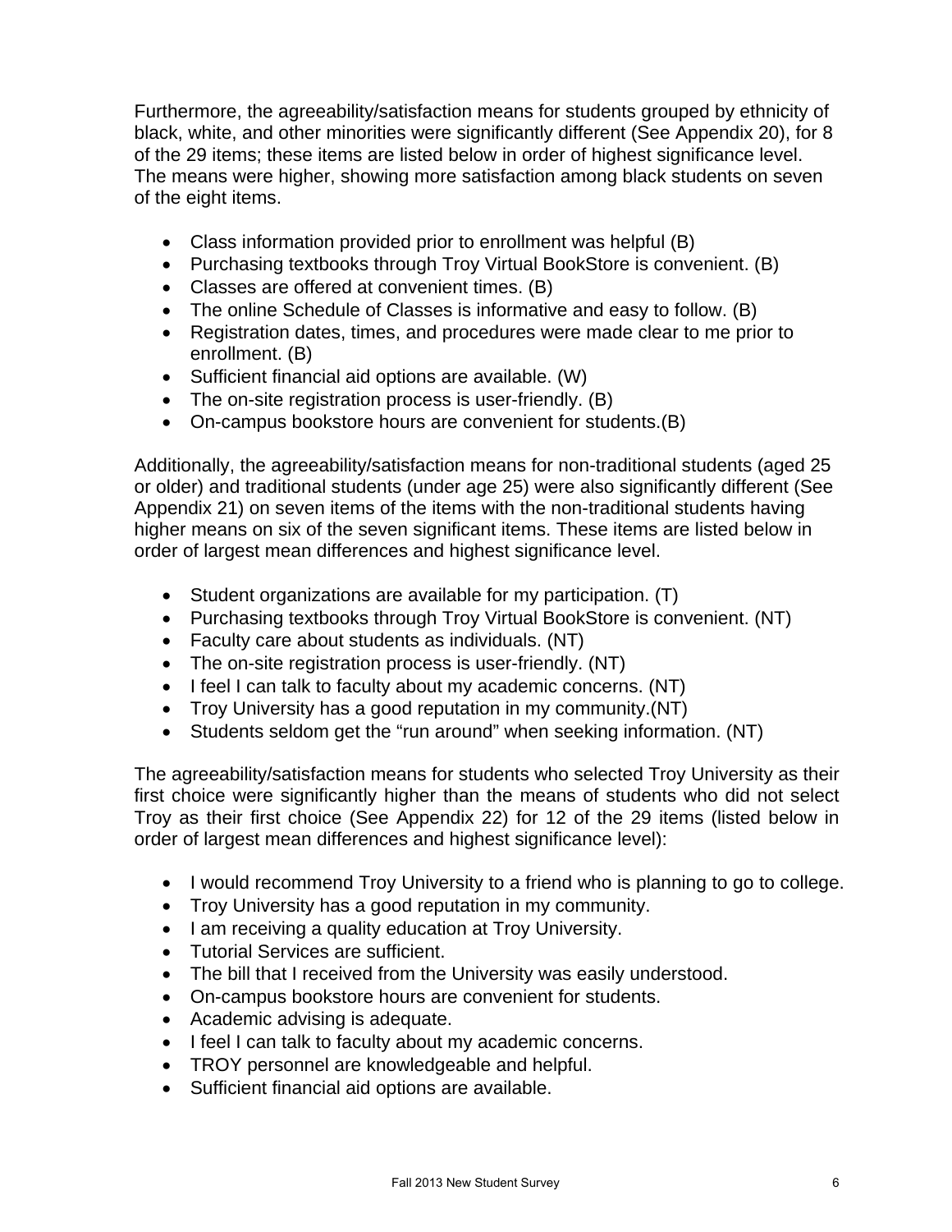Furthermore, the agreeability/satisfaction means for students grouped by ethnicity of black, white, and other minorities were significantly different (See Appendix 20), for 8 of the 29 items; these items are listed below in order of highest significance level. The means were higher, showing more satisfaction among black students on seven of the eight items.

- Class information provided prior to enrollment was helpful (B)
- Purchasing textbooks through Troy Virtual BookStore is convenient. (B)
- Classes are offered at convenient times. (B)
- The online Schedule of Classes is informative and easy to follow. (B)
- Registration dates, times, and procedures were made clear to me prior to enrollment. (B)
- Sufficient financial aid options are available. (W)
- The on-site registration process is user-friendly. (B)
- On-campus bookstore hours are convenient for students.(B)

Additionally, the agreeability/satisfaction means for non-traditional students (aged 25 or older) and traditional students (under age 25) were also significantly different (See Appendix 21) on seven items of the items with the non-traditional students having higher means on six of the seven significant items. These items are listed below in order of largest mean differences and highest significance level.

- Student organizations are available for my participation. (T)
- Purchasing textbooks through Troy Virtual BookStore is convenient. (NT)
- Faculty care about students as individuals. (NT)
- The on-site registration process is user-friendly. (NT)
- I feel I can talk to faculty about my academic concerns. (NT)
- Troy University has a good reputation in my community.(NT)
- Students seldom get the “run around” when seeking information. (NT)

The agreeability/satisfaction means for students who selected Troy University as their first choice were significantly higher than the means of students who did not select Troy as their first choice (See Appendix 22) for 12 of the 29 items (listed below in order of largest mean differences and highest significance level):

- I would recommend Troy University to a friend who is planning to go to college.
- Troy University has a good reputation in my community.
- I am receiving a quality education at Troy University.
- Tutorial Services are sufficient.
- The bill that I received from the University was easily understood.
- On-campus bookstore hours are convenient for students.
- Academic advising is adequate.
- I feel I can talk to faculty about my academic concerns.
- TROY personnel are knowledgeable and helpful.
- Sufficient financial aid options are available.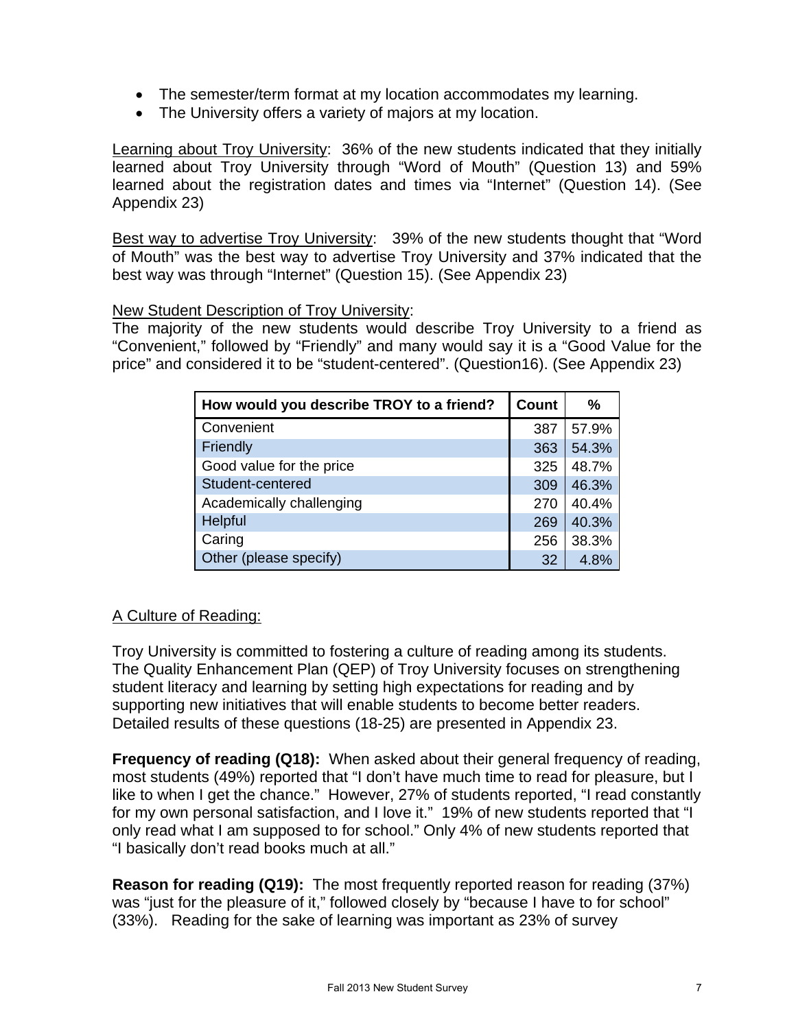- The semester/term format at my location accommodates my learning.
- The University offers a variety of majors at my location.

Learning about Troy University: 36% of the new students indicated that they initially learned about Troy University through "Word of Mouth" (Question 13) and 59% learned about the registration dates and times via "Internet" (Question 14). (See Appendix 23)

Best way to advertise Troy University: 39% of the new students thought that "Word of Mouth" was the best way to advertise Troy University and 37% indicated that the best way was through "Internet" (Question 15). (See Appendix 23)

New Student Description of Troy University:
The majority of the new students would describe Troy University to a friend as "Convenient," followed by "Friendly" and many would say it is a "Good Value for the price" and considered it to be "student-centered". (Question16). (See Appendix 23)

| How would you describe TROY to a friend? | Count | % |
|---|---|---|
| Convenient | 387 | 57.9% |
| Friendly | 363 | 54.3% |
| Good value for the price | 325 | 48.7% |
| Student-centered | 309 | 46.3% |
| Academically challenging | 270 | 40.4% |
| Helpful | 269 | 40.3% |
| Caring | 256 | 38.3% |
| Other (please specify) | 32 | 4.8% |

A Culture of Reading:

Troy University is committed to fostering a culture of reading among its students. The Quality Enhancement Plan (QEP) of Troy University focuses on strengthening student literacy and learning by setting high expectations for reading and by supporting new initiatives that will enable students to become better readers. Detailed results of these questions (18-25) are presented in Appendix 23.

**Frequency of reading (Q18):** When asked about their general frequency of reading, most students (49%) reported that "I don't have much time to read for pleasure, but I like to when I get the chance." However, 27% of students reported, "I read constantly for my own personal satisfaction, and I love it." 19% of new students reported that "I only read what I am supposed to for school." Only 4% of new students reported that "I basically don't read books much at all."

**Reason for reading (Q19):** The most frequently reported reason for reading (37%) was "just for the pleasure of it," followed closely by "because I have to for school" (33%). Reading for the sake of learning was important as 23% of survey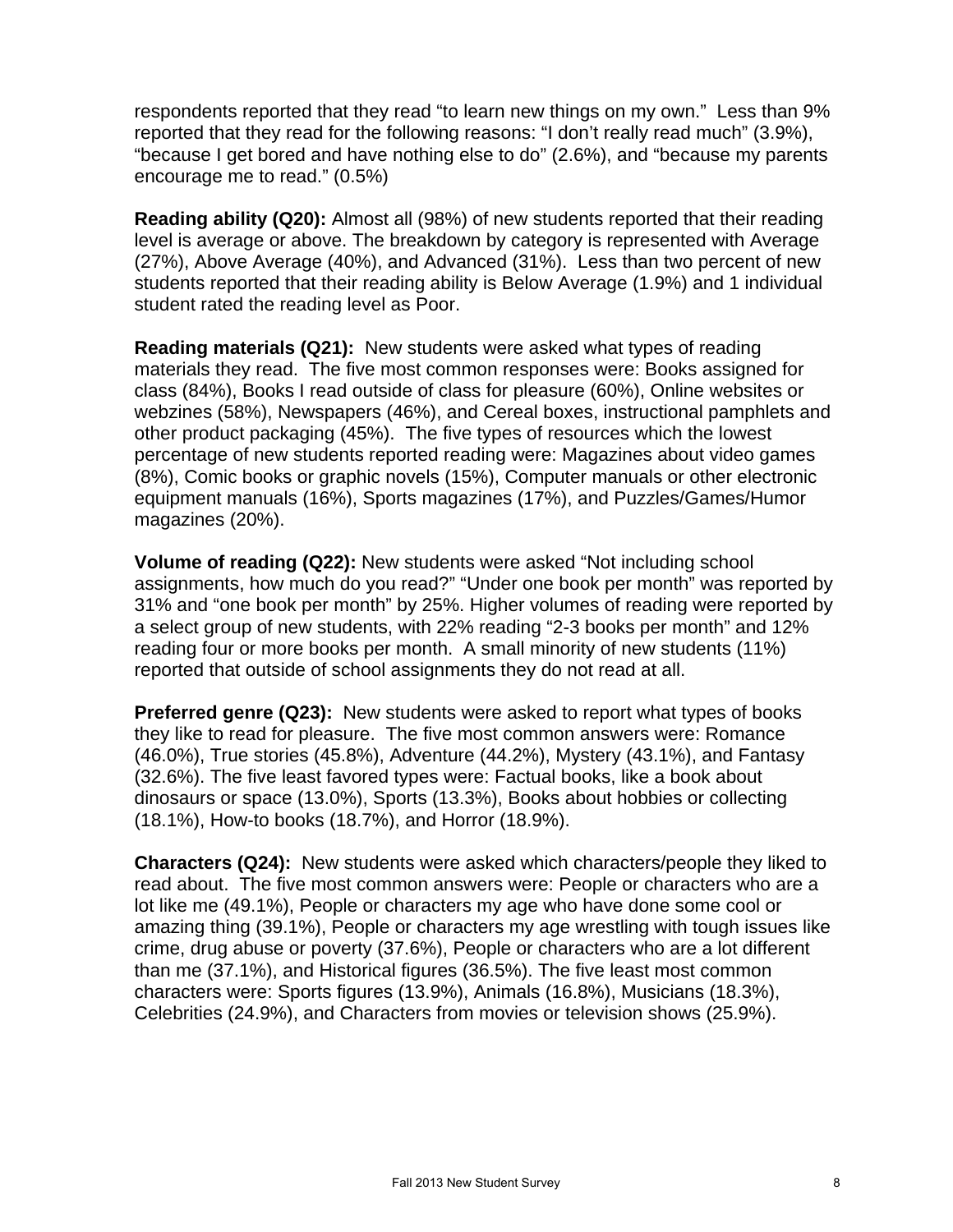respondents reported that they read "to learn new things on my own." Less than 9% reported that they read for the following reasons: "I don't really read much" (3.9%), "because I get bored and have nothing else to do" (2.6%), and "because my parents encourage me to read." (0.5%)

**Reading ability (Q20):** Almost all (98%) of new students reported that their reading level is average or above. The breakdown by category is represented with Average (27%), Above Average (40%), and Advanced (31%). Less than two percent of new students reported that their reading ability is Below Average (1.9%) and 1 individual student rated the reading level as Poor.

**Reading materials (Q21):** New students were asked what types of reading materials they read. The five most common responses were: Books assigned for class (84%), Books I read outside of class for pleasure (60%), Online websites or webzines (58%), Newspapers (46%), and Cereal boxes, instructional pamphlets and other product packaging (45%). The five types of resources which the lowest percentage of new students reported reading were: Magazines about video games (8%), Comic books or graphic novels (15%), Computer manuals or other electronic equipment manuals (16%), Sports magazines (17%), and Puzzles/Games/Humor magazines (20%).

**Volume of reading (Q22):** New students were asked "Not including school assignments, how much do you read?" "Under one book per month" was reported by 31% and "one book per month" by 25%. Higher volumes of reading were reported by a select group of new students, with 22% reading "2-3 books per month" and 12% reading four or more books per month. A small minority of new students (11%) reported that outside of school assignments they do not read at all.

**Preferred genre (Q23):** New students were asked to report what types of books they like to read for pleasure. The five most common answers were: Romance (46.0%), True stories (45.8%), Adventure (44.2%), Mystery (43.1%), and Fantasy (32.6%). The five least favored types were: Factual books, like a book about dinosaurs or space (13.0%), Sports (13.3%), Books about hobbies or collecting (18.1%), How-to books (18.7%), and Horror (18.9%).

**Characters (Q24):** New students were asked which characters/people they liked to read about. The five most common answers were: People or characters who are a lot like me (49.1%), People or characters my age who have done some cool or amazing thing (39.1%), People or characters my age wrestling with tough issues like crime, drug abuse or poverty (37.6%), People or characters who are a lot different than me (37.1%), and Historical figures (36.5%). The five least most common characters were: Sports figures (13.9%), Animals (16.8%), Musicians (18.3%), Celebrities (24.9%), and Characters from movies or television shows (25.9%).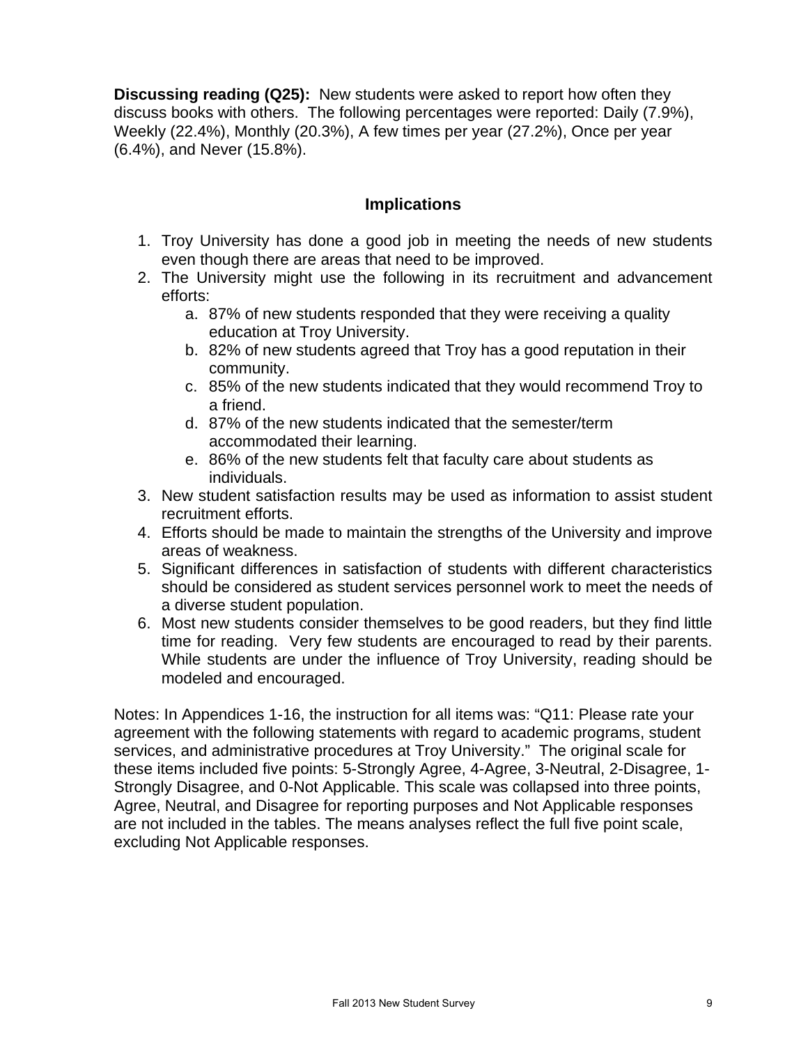**Discussing reading (Q25):** New students were asked to report how often they discuss books with others. The following percentages were reported: Daily (7.9%), Weekly (22.4%), Monthly (20.3%), A few times per year (27.2%), Once per year (6.4%), and Never (15.8%).

## Implications

1. Troy University has done a good job in meeting the needs of new students even though there are areas that need to be improved.
2. The University might use the following in its recruitment and advancement efforts:
    a. 87% of new students responded that they were receiving a quality education at Troy University.
    b. 82% of new students agreed that Troy has a good reputation in their community.
    c. 85% of the new students indicated that they would recommend Troy to a friend.
    d. 87% of the new students indicated that the semester/term accommodated their learning.
    e. 86% of the new students felt that faculty care about students as individuals.
3. New student satisfaction results may be used as information to assist student recruitment efforts.
4. Efforts should be made to maintain the strengths of the University and improve areas of weakness.
5. Significant differences in satisfaction of students with different characteristics should be considered as student services personnel work to meet the needs of a diverse student population.
6. Most new students consider themselves to be good readers, but they find little time for reading. Very few students are encouraged to read by their parents. While students are under the influence of Troy University, reading should be modeled and encouraged.

Notes: In Appendices 1-16, the instruction for all items was: "Q11: Please rate your agreement with the following statements with regard to academic programs, student services, and administrative procedures at Troy University." The original scale for these items included five points: 5-Strongly Agree, 4-Agree, 3-Neutral, 2-Disagree, 1-Strongly Disagree, and 0-Not Applicable. This scale was collapsed into three points, Agree, Neutral, and Disagree for reporting purposes and Not Applicable responses are not included in the tables. The means analyses reflect the full five point scale, excluding Not Applicable responses.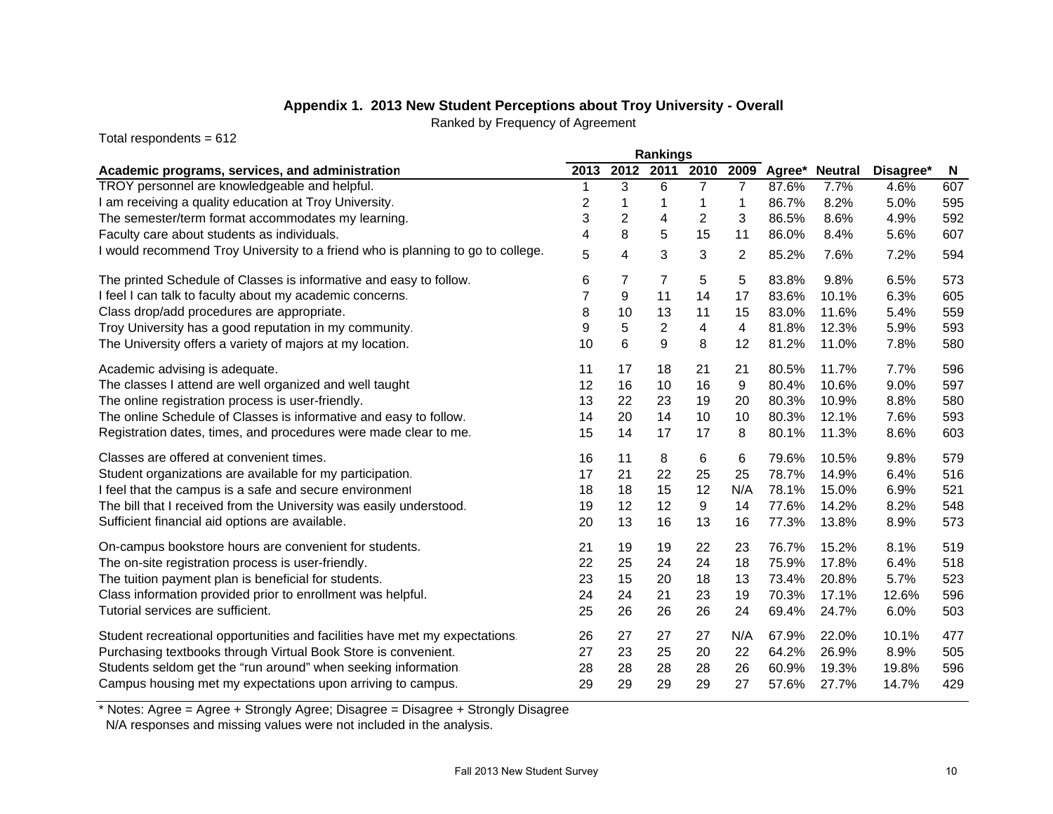### Appendix 1. 2013 New Student Perceptions about Troy University - Overall

Ranked by Frequency of Agreement

Total respondents = 612

| | Rankings | | | | | | | | |
|---|---|---|---|---|---|---|---|---|---|
| Academic programs, services, and administration | 2013 | 2012 | 2011 | 2010 | 2009 | Agree* | Neutral | Disagree* | N |
| TROY personnel are knowledgeable and helpful. | 1 | 3 | 6 | 7 | 7 | 87.6% | 7.7% | 4.6% | 607 |
| I am receiving a quality education at Troy University. | 2 | 1 | 1 | 1 | 1 | 86.7% | 8.2% | 5.0% | 595 |
| The semester/term format accommodates my learning. | 3 | 2 | 4 | 2 | 3 | 86.5% | 8.6% | 4.9% | 592 |
| Faculty care about students as individuals. | 4 | 8 | 5 | 15 | 11 | 86.0% | 8.4% | 5.6% | 607 |
| I would recommend Troy University to a friend who is planning to go to college. | 5 | 4 | 3 | 3 | 2 | 85.2% | 7.6% | 7.2% | 594 |
| The printed Schedule of Classes is informative and easy to follow. | 6 | 7 | 7 | 5 | 5 | 83.8% | 9.8% | 6.5% | 573 |
| I feel I can talk to faculty about my academic concerns. | 7 | 9 | 11 | 14 | 17 | 83.6% | 10.1% | 6.3% | 605 |
| Class drop/add procedures are appropriate. | 8 | 10 | 13 | 11 | 15 | 83.0% | 11.6% | 5.4% | 559 |
| Troy University has a good reputation in my community. | 9 | 5 | 2 | 4 | 4 | 81.8% | 12.3% | 5.9% | 593 |
| The University offers a variety of majors at my location. | 10 | 6 | 9 | 8 | 12 | 81.2% | 11.0% | 7.8% | 580 |
| Academic advising is adequate. | 11 | 17 | 18 | 21 | 21 | 80.5% | 11.7% | 7.7% | 596 |
| The classes I attend are well organized and well taught | 12 | 16 | 10 | 16 | 9 | 80.4% | 10.6% | 9.0% | 597 |
| The online registration process is user-friendly. | 13 | 22 | 23 | 19 | 20 | 80.3% | 10.9% | 8.8% | 580 |
| The online Schedule of Classes is informative and easy to follow. | 14 | 20 | 14 | 10 | 10 | 80.3% | 12.1% | 7.6% | 593 |
| Registration dates, times, and procedures were made clear to me. | 15 | 14 | 17 | 17 | 8 | 80.1% | 11.3% | 8.6% | 603 |
| Classes are offered at convenient times. | 16 | 11 | 8 | 6 | 6 | 79.6% | 10.5% | 9.8% | 579 |
| Student organizations are available for my participation. | 17 | 21 | 22 | 25 | 25 | 78.7% | 14.9% | 6.4% | 516 |
| I feel that the campus is a safe and secure environment | 18 | 18 | 15 | 12 | N/A | 78.1% | 15.0% | 6.9% | 521 |
| The bill that I received from the University was easily understood. | 19 | 12 | 12 | 9 | 14 | 77.6% | 14.2% | 8.2% | 548 |
| Sufficient financial aid options are available. | 20 | 13 | 16 | 13 | 16 | 77.3% | 13.8% | 8.9% | 573 |
| On-campus bookstore hours are convenient for students. | 21 | 19 | 19 | 22 | 23 | 76.7% | 15.2% | 8.1% | 519 |
| The on-site registration process is user-friendly. | 22 | 25 | 24 | 24 | 18 | 75.9% | 17.8% | 6.4% | 518 |
| The tuition payment plan is beneficial for students. | 23 | 15 | 20 | 18 | 13 | 73.4% | 20.8% | 5.7% | 523 |
| Class information provided prior to enrollment was helpful. | 24 | 24 | 21 | 23 | 19 | 70.3% | 17.1% | 12.6% | 596 |
| Tutorial services are sufficient. | 25 | 26 | 26 | 26 | 24 | 69.4% | 24.7% | 6.0% | 503 |
| Student recreational opportunities and facilities have met my expectations. | 26 | 27 | 27 | 27 | N/A | 67.9% | 22.0% | 10.1% | 477 |
| Purchasing textbooks through Virtual Book Store is convenient. | 27 | 23 | 25 | 20 | 22 | 64.2% | 26.9% | 8.9% | 505 |
| Students seldom get the "run around" when seeking information. | 28 | 28 | 28 | 28 | 26 | 60.9% | 19.3% | 19.8% | 596 |
| Campus housing met my expectations upon arriving to campus. | 29 | 29 | 29 | 29 | 27 | 57.6% | 27.7% | 14.7% | 429 |

\* Notes: Agree = Agree + Strongly Agree; Disagree = Disagree + Strongly Disagree
N/A responses and missing values were not included in the analysis.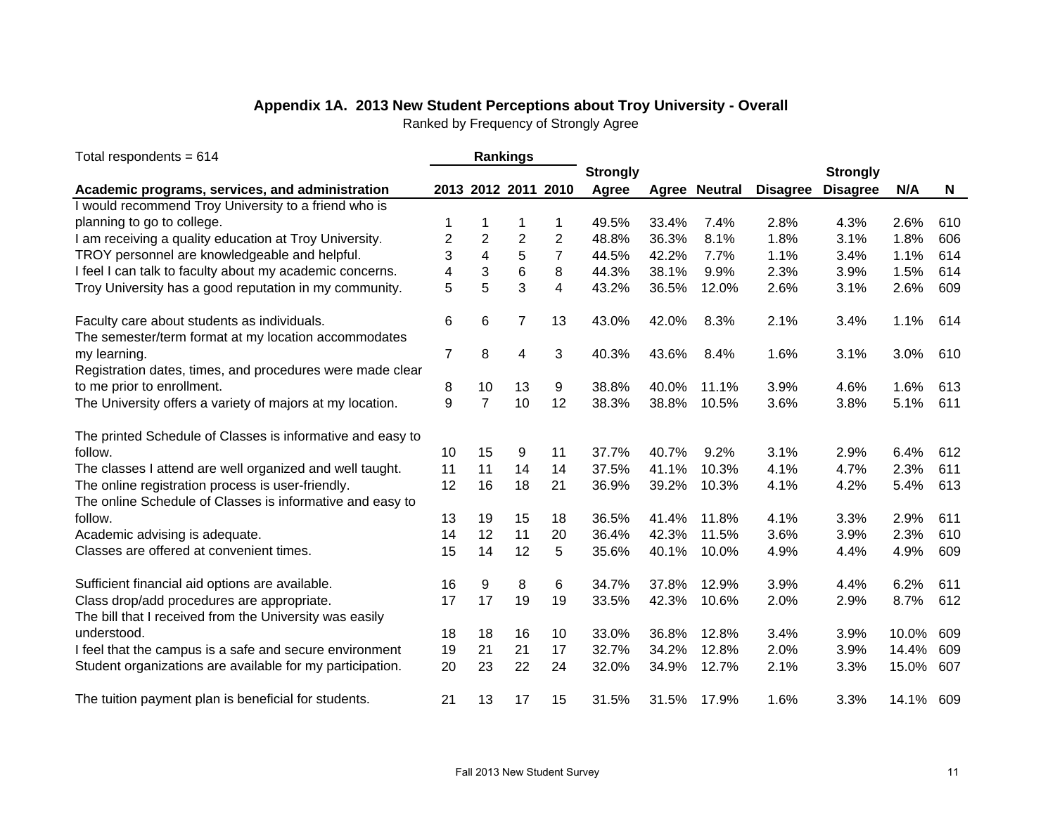## Appendix 1A. 2013 New Student Perceptions about Troy University - Overall

Ranked by Frequency of Strongly Agree

Total respondents = 614

| Academic programs, services, and administration | Rankings | | | | Strongly Agree | Agree | Neutral | Disagree | Strongly Disagree | N/A | N |
|---|---|---|---|---|---|---|---|---|---|---|---|
| | 2013 | 2012 | 2011 | 2010 | | | | | | | |
| I would recommend Troy University to a friend who is planning to go to college. | 1 | 1 | 1 | 1 | 49.5% | 33.4% | 7.4% | 2.8% | 4.3% | 2.6% | 610 |
| I am receiving a quality education at Troy University. | 2 | 2 | 2 | 2 | 48.8% | 36.3% | 8.1% | 1.8% | 3.1% | 1.8% | 606 |
| TROY personnel are knowledgeable and helpful. | 3 | 4 | 5 | 7 | 44.5% | 42.2% | 7.7% | 1.1% | 3.4% | 1.1% | 614 |
| I feel I can talk to faculty about my academic concerns. | 4 | 3 | 6 | 8 | 44.3% | 38.1% | 9.9% | 2.3% | 3.9% | 1.5% | 614 |
| Troy University has a good reputation in my community. | 5 | 5 | 3 | 4 | 43.2% | 36.5% | 12.0% | 2.6% | 3.1% | 2.6% | 609 |
| Faculty care about students as individuals. | 6 | 6 | 7 | 13 | 43.0% | 42.0% | 8.3% | 2.1% | 3.4% | 1.1% | 614 |
| The semester/term format at my location accommodates my learning. | 7 | 8 | 4 | 3 | 40.3% | 43.6% | 8.4% | 1.6% | 3.1% | 3.0% | 610 |
| Registration dates, times, and procedures were made clear to me prior to enrollment. | 8 | 10 | 13 | 9 | 38.8% | 40.0% | 11.1% | 3.9% | 4.6% | 1.6% | 613 |
| The University offers a variety of majors at my location. | 9 | 7 | 10 | 12 | 38.3% | 38.8% | 10.5% | 3.6% | 3.8% | 5.1% | 611 |
| The printed Schedule of Classes is informative and easy to follow. | 10 | 15 | 9 | 11 | 37.7% | 40.7% | 9.2% | 3.1% | 2.9% | 6.4% | 612 |
| The classes I attend are well organized and well taught. | 11 | 11 | 14 | 14 | 37.5% | 41.1% | 10.3% | 4.1% | 4.7% | 2.3% | 611 |
| The online registration process is user-friendly. | 12 | 16 | 18 | 21 | 36.9% | 39.2% | 10.3% | 4.1% | 4.2% | 5.4% | 613 |
| The online Schedule of Classes is informative and easy to follow. | 13 | 19 | 15 | 18 | 36.5% | 41.4% | 11.8% | 4.1% | 3.3% | 2.9% | 611 |
| Academic advising is adequate. | 14 | 12 | 11 | 20 | 36.4% | 42.3% | 11.5% | 3.6% | 3.9% | 2.3% | 610 |
| Classes are offered at convenient times. | 15 | 14 | 12 | 5 | 35.6% | 40.1% | 10.0% | 4.9% | 4.4% | 4.9% | 609 |
| Sufficient financial aid options are available. | 16 | 9 | 8 | 6 | 34.7% | 37.8% | 12.9% | 3.9% | 4.4% | 6.2% | 611 |
| Class drop/add procedures are appropriate. | 17 | 17 | 19 | 19 | 33.5% | 42.3% | 10.6% | 2.0% | 2.9% | 8.7% | 612 |
| The bill that I received from the University was easily understood. | 18 | 18 | 16 | 10 | 33.0% | 36.8% | 12.8% | 3.4% | 3.9% | 10.0% | 609 |
| I feel that the campus is a safe and secure environment | 19 | 21 | 21 | 17 | 32.7% | 34.2% | 12.8% | 2.0% | 3.9% | 14.4% | 609 |
| Student organizations are available for my participation. | 20 | 23 | 22 | 24 | 32.0% | 34.9% | 12.7% | 2.1% | 3.3% | 15.0% | 607 |
| The tuition payment plan is beneficial for students. | 21 | 13 | 17 | 15 | 31.5% | 31.5% | 17.9% | 1.6% | 3.3% | 14.1% | 609 |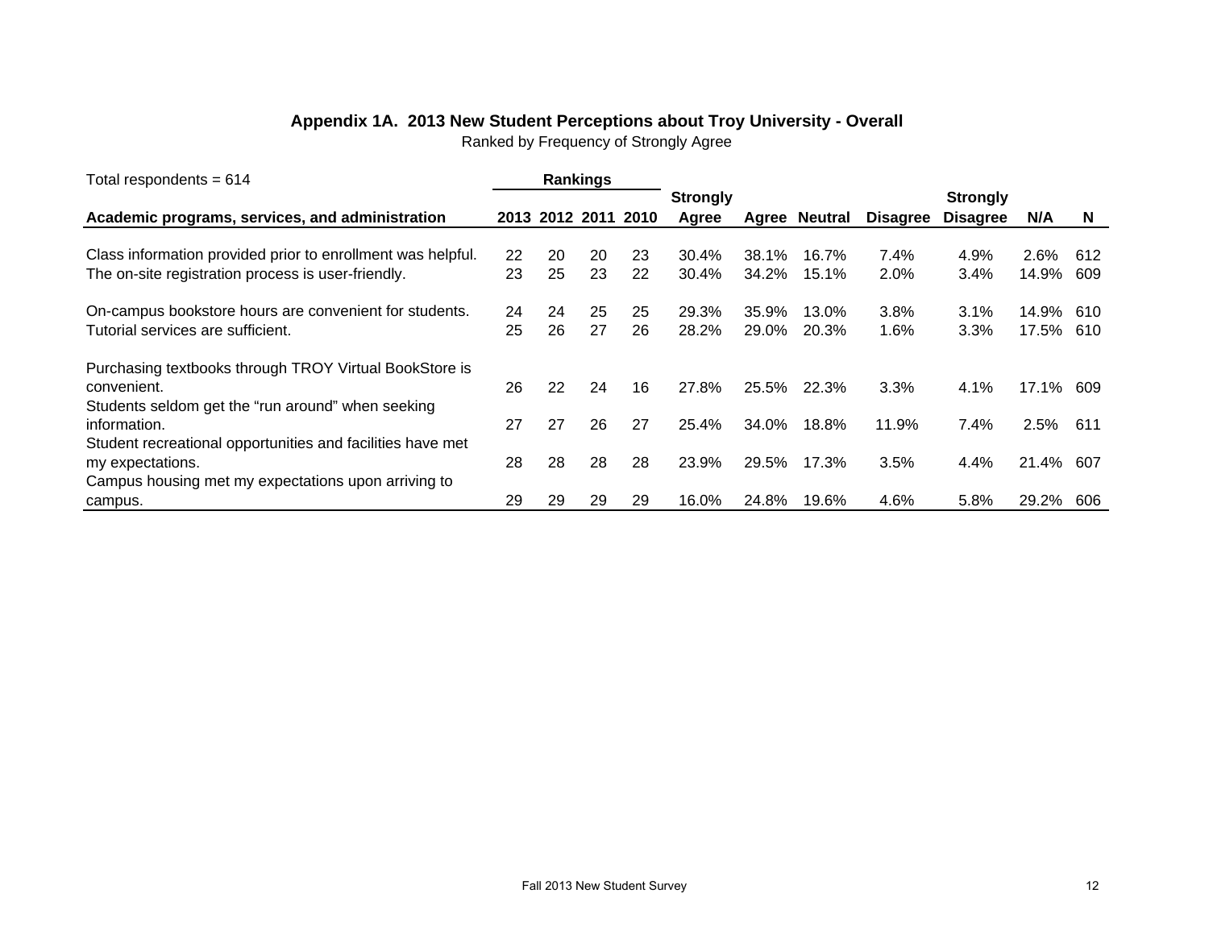### Appendix 1A. 2013 New Student Perceptions about Troy University - Overall

Ranked by Frequency of Strongly Agree

Total respondents = 614

| Academic programs, services, and administration | Rankings 2013 | 2012 | 2011 | 2010 | Strongly Agree | Agree | Neutral | Disagree | Strongly Disagree | N/A | N |
|---|---|---|---|---|---|---|---|---|---|---|---|
| Class information provided prior to enrollment was helpful. | 22 | 20 | 20 | 23 | 30.4% | 38.1% | 16.7% | 7.4% | 4.9% | 2.6% | 612 |
| The on-site registration process is user-friendly. | 23 | 25 | 23 | 22 | 30.4% | 34.2% | 15.1% | 2.0% | 3.4% | 14.9% | 609 |
| On-campus bookstore hours are convenient for students. | 24 | 24 | 25 | 25 | 29.3% | 35.9% | 13.0% | 3.8% | 3.1% | 14.9% | 610 |
| Tutorial services are sufficient. | 25 | 26 | 27 | 26 | 28.2% | 29.0% | 20.3% | 1.6% | 3.3% | 17.5% | 610 |
| Purchasing textbooks through TROY Virtual BookStore is convenient. | 26 | 22 | 24 | 16 | 27.8% | 25.5% | 22.3% | 3.3% | 4.1% | 17.1% | 609 |
| Students seldom get the “run around” when seeking information. | 27 | 27 | 26 | 27 | 25.4% | 34.0% | 18.8% | 11.9% | 7.4% | 2.5% | 611 |
| Student recreational opportunities and facilities have met my expectations. | 28 | 28 | 28 | 28 | 23.9% | 29.5% | 17.3% | 3.5% | 4.4% | 21.4% | 607 |
| Campus housing met my expectations upon arriving to campus. | 29 | 29 | 29 | 29 | 16.0% | 24.8% | 19.6% | 4.6% | 5.8% | 29.2% | 606 |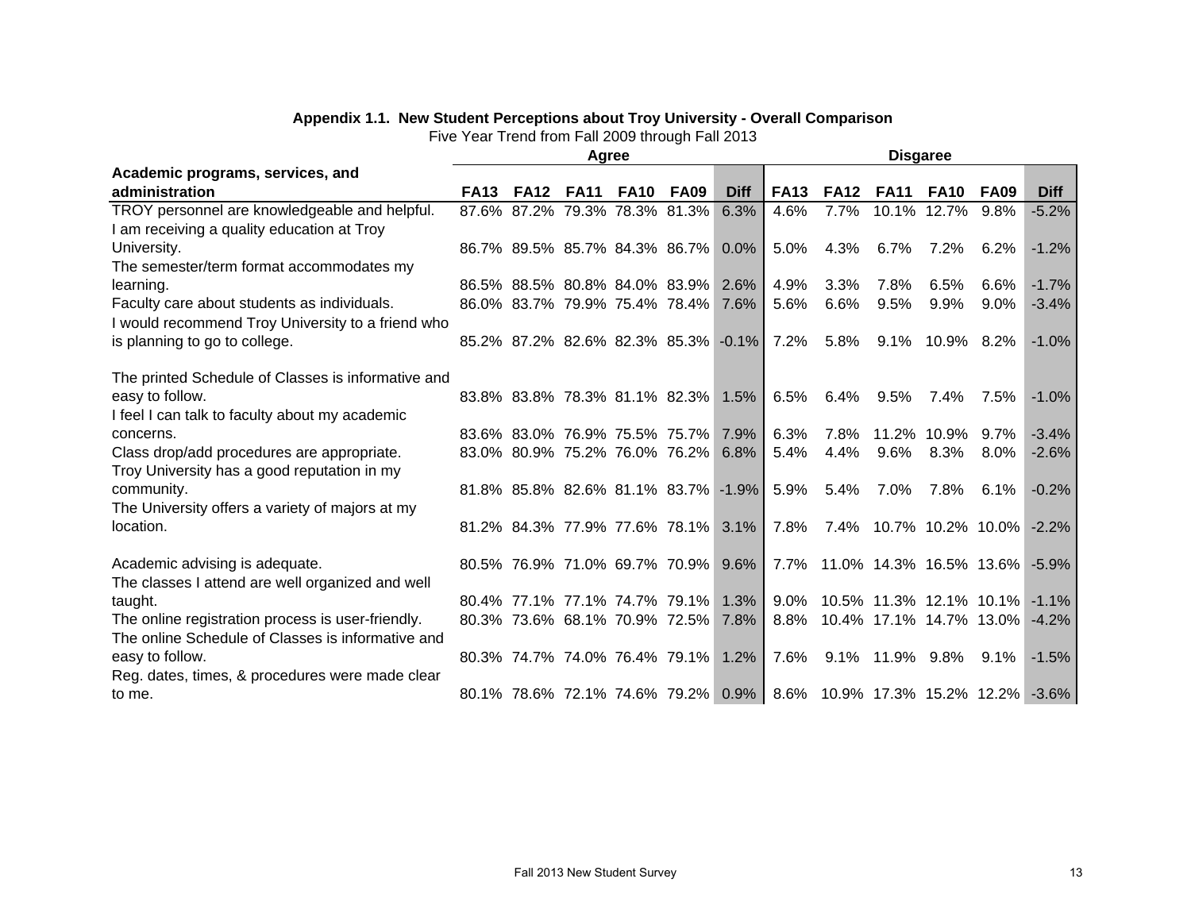**Appendix 1.1. New Student Perceptions about Troy University - Overall Comparison**

Five Year Trend from Fall 2009 through Fall 2013

| | Agree | | | | | | Disgaree | | | | | |
|---|---|---|---|---|---|---|---|---|---|---|---|---|
| **Academic programs, services, and administration** | **FA13** | **FA12** | **FA11** | **FA10** | **FA09** | **Diff** | **FA13** | **FA12** | **FA11** | **FA10** | **FA09** | **Diff** |
| TROY personnel are knowledgeable and helpful. | 87.6% | 87.2% | 79.3% | 78.3% | 81.3% | 6.3% | 4.6% | 7.7% | 10.1% | 12.7% | 9.8% | -5.2% |
| I am receiving a quality education at Troy University. | 86.7% | 89.5% | 85.7% | 84.3% | 86.7% | 0.0% | 5.0% | 4.3% | 6.7% | 7.2% | 6.2% | -1.2% |
| The semester/term format accommodates my learning. | 86.5% | 88.5% | 80.8% | 84.0% | 83.9% | 2.6% | 4.9% | 3.3% | 7.8% | 6.5% | 6.6% | -1.7% |
| Faculty care about students as individuals. | 86.0% | 83.7% | 79.9% | 75.4% | 78.4% | 7.6% | 5.6% | 6.6% | 9.5% | 9.9% | 9.0% | -3.4% |
| I would recommend Troy University to a friend who is planning to go to college. | 85.2% | 87.2% | 82.6% | 82.3% | 85.3% | -0.1% | 7.2% | 5.8% | 9.1% | 10.9% | 8.2% | -1.0% |
| The printed Schedule of Classes is informative and easy to follow. | 83.8% | 83.8% | 78.3% | 81.1% | 82.3% | 1.5% | 6.5% | 6.4% | 9.5% | 7.4% | 7.5% | -1.0% |
| I feel I can talk to faculty about my academic concerns. | 83.6% | 83.0% | 76.9% | 75.5% | 75.7% | 7.9% | 6.3% | 7.8% | 11.2% | 10.9% | 9.7% | -3.4% |
| Class drop/add procedures are appropriate. | 83.0% | 80.9% | 75.2% | 76.0% | 76.2% | 6.8% | 5.4% | 4.4% | 9.6% | 8.3% | 8.0% | -2.6% |
| Troy University has a good reputation in my community. | 81.8% | 85.8% | 82.6% | 81.1% | 83.7% | -1.9% | 5.9% | 5.4% | 7.0% | 7.8% | 6.1% | -0.2% |
| The University offers a variety of majors at my location. | 81.2% | 84.3% | 77.9% | 77.6% | 78.1% | 3.1% | 7.8% | 7.4% | 10.7% | 10.2% | 10.0% | -2.2% |
| Academic advising is adequate. | 80.5% | 76.9% | 71.0% | 69.7% | 70.9% | 9.6% | 7.7% | 11.0% | 14.3% | 16.5% | 13.6% | -5.9% |
| The classes I attend are well organized and well taught. | 80.4% | 77.1% | 77.1% | 74.7% | 79.1% | 1.3% | 9.0% | 10.5% | 11.3% | 12.1% | 10.1% | -1.1% |
| The online registration process is user-friendly. | 80.3% | 73.6% | 68.1% | 70.9% | 72.5% | 7.8% | 8.8% | 10.4% | 17.1% | 14.7% | 13.0% | -4.2% |
| The online Schedule of Classes is informative and easy to follow. | 80.3% | 74.7% | 74.0% | 76.4% | 79.1% | 1.2% | 7.6% | 9.1% | 11.9% | 9.8% | 9.1% | -1.5% |
| Reg. dates, times, & procedures were made clear to me. | 80.1% | 78.6% | 72.1% | 74.6% | 79.2% | 0.9% | 8.6% | 10.9% | 17.3% | 15.2% | 12.2% | -3.6% |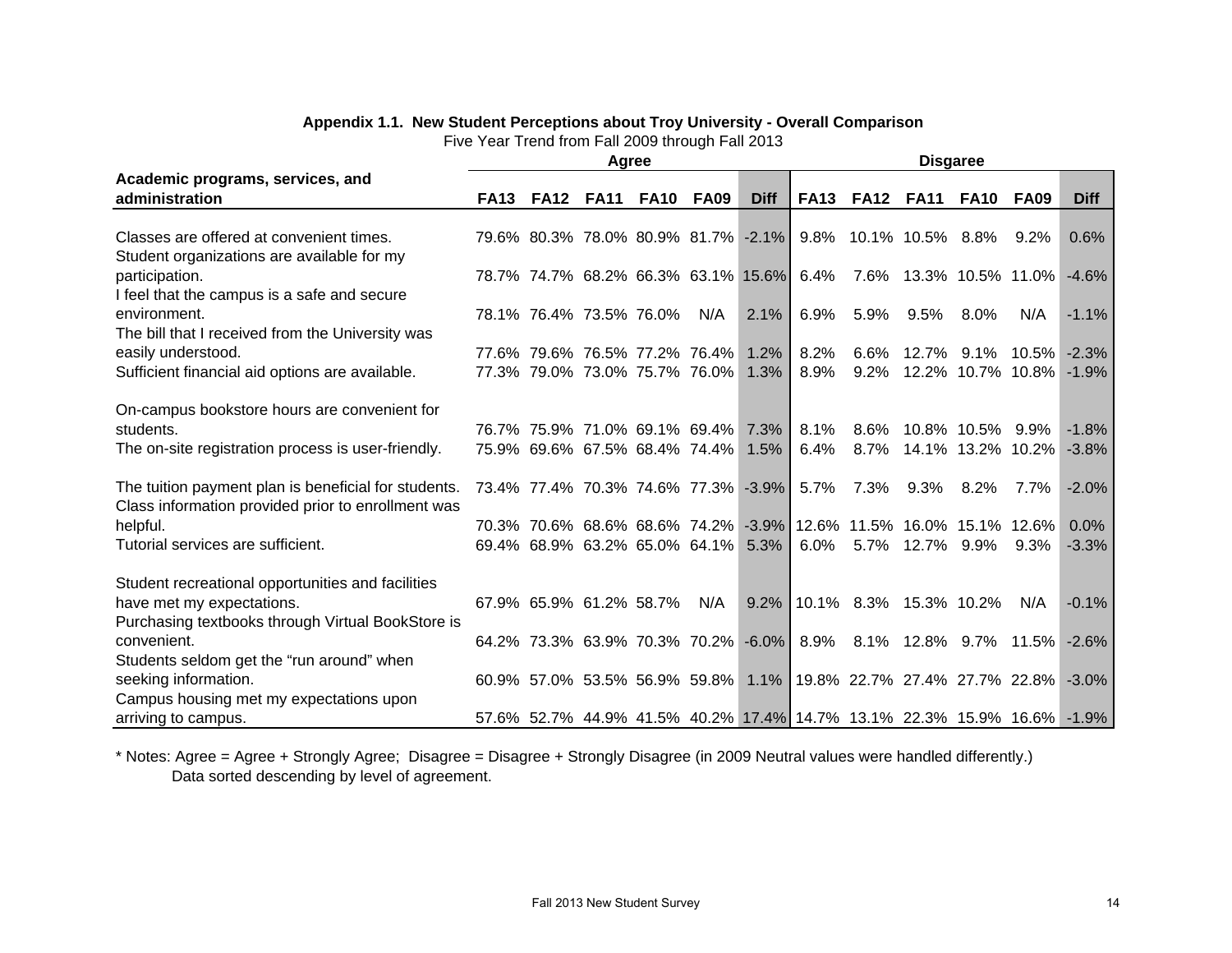**Appendix 1.1. New Student Perceptions about Troy University - Overall Comparison**

Five Year Trend from Fall 2009 through Fall 2013

| Academic programs, services, and administration | Agree | | | | | | Disagree | | | | | |
|---|---|---|---|---|---|---|---|---|---|---|---|---|
| | FA13 | FA12 | FA11 | FA10 | FA09 | Diff | FA13 | FA12 | FA11 | FA10 | FA09 | Diff |
| Classes are offered at convenient times. | 79.6% | 80.3% | 78.0% | 80.9% | 81.7% | -2.1% | 9.8% | 10.1% | 10.5% | 8.8% | 9.2% | 0.6% |
| Student organizations are available for my participation. | 78.7% | 74.7% | 68.2% | 66.3% | 63.1% | 15.6% | 6.4% | 7.6% | 13.3% | 10.5% | 11.0% | -4.6% |
| I feel that the campus is a safe and secure environment. | 78.1% | 76.4% | 73.5% | 76.0% | N/A | 2.1% | 6.9% | 5.9% | 9.5% | 8.0% | N/A | -1.1% |
| The bill that I received from the University was easily understood. | 77.6% | 79.6% | 76.5% | 77.2% | 76.4% | 1.2% | 8.2% | 6.6% | 12.7% | 9.1% | 10.5% | -2.3% |
| Sufficient financial aid options are available. | 77.3% | 79.0% | 73.0% | 75.7% | 76.0% | 1.3% | 8.9% | 9.2% | 12.2% | 10.7% | 10.8% | -1.9% |
| On-campus bookstore hours are convenient for students. | 76.7% | 75.9% | 71.0% | 69.1% | 69.4% | 7.3% | 8.1% | 8.6% | 10.8% | 10.5% | 9.9% | -1.8% |
| The on-site registration process is user-friendly. | 75.9% | 69.6% | 67.5% | 68.4% | 74.4% | 1.5% | 6.4% | 8.7% | 14.1% | 13.2% | 10.2% | -3.8% |
| The tuition payment plan is beneficial for students. | 73.4% | 77.4% | 70.3% | 74.6% | 77.3% | -3.9% | 5.7% | 7.3% | 9.3% | 8.2% | 7.7% | -2.0% |
| Class information provided prior to enrollment was helpful. | 70.3% | 70.6% | 68.6% | 68.6% | 74.2% | -3.9% | 12.6% | 11.5% | 16.0% | 15.1% | 12.6% | 0.0% |
| Tutorial services are sufficient. | 69.4% | 68.9% | 63.2% | 65.0% | 64.1% | 5.3% | 6.0% | 5.7% | 12.7% | 9.9% | 9.3% | -3.3% |
| Student recreational opportunities and facilities have met my expectations. | 67.9% | 65.9% | 61.2% | 58.7% | N/A | 9.2% | 10.1% | 8.3% | 15.3% | 10.2% | N/A | -0.1% |
| Purchasing textbooks through Virtual BookStore is convenient. | 64.2% | 73.3% | 63.9% | 70.3% | 70.2% | -6.0% | 8.9% | 8.1% | 12.8% | 9.7% | 11.5% | -2.6% |
| Students seldom get the "run around" when seeking information. | 60.9% | 57.0% | 53.5% | 56.9% | 59.8% | 1.1% | 19.8% | 22.7% | 27.4% | 27.7% | 22.8% | -3.0% |
| Campus housing met my expectations upon arriving to campus. | 57.6% | 52.7% | 44.9% | 41.5% | 40.2% | 17.4% | 14.7% | 13.1% | 22.3% | 15.9% | 16.6% | -1.9% |

* Notes: Agree = Agree + Strongly Agree; Disagree = Disagree + Strongly Disagree (in 2009 Neutral values were handled differently.)
Data sorted descending by level of agreement.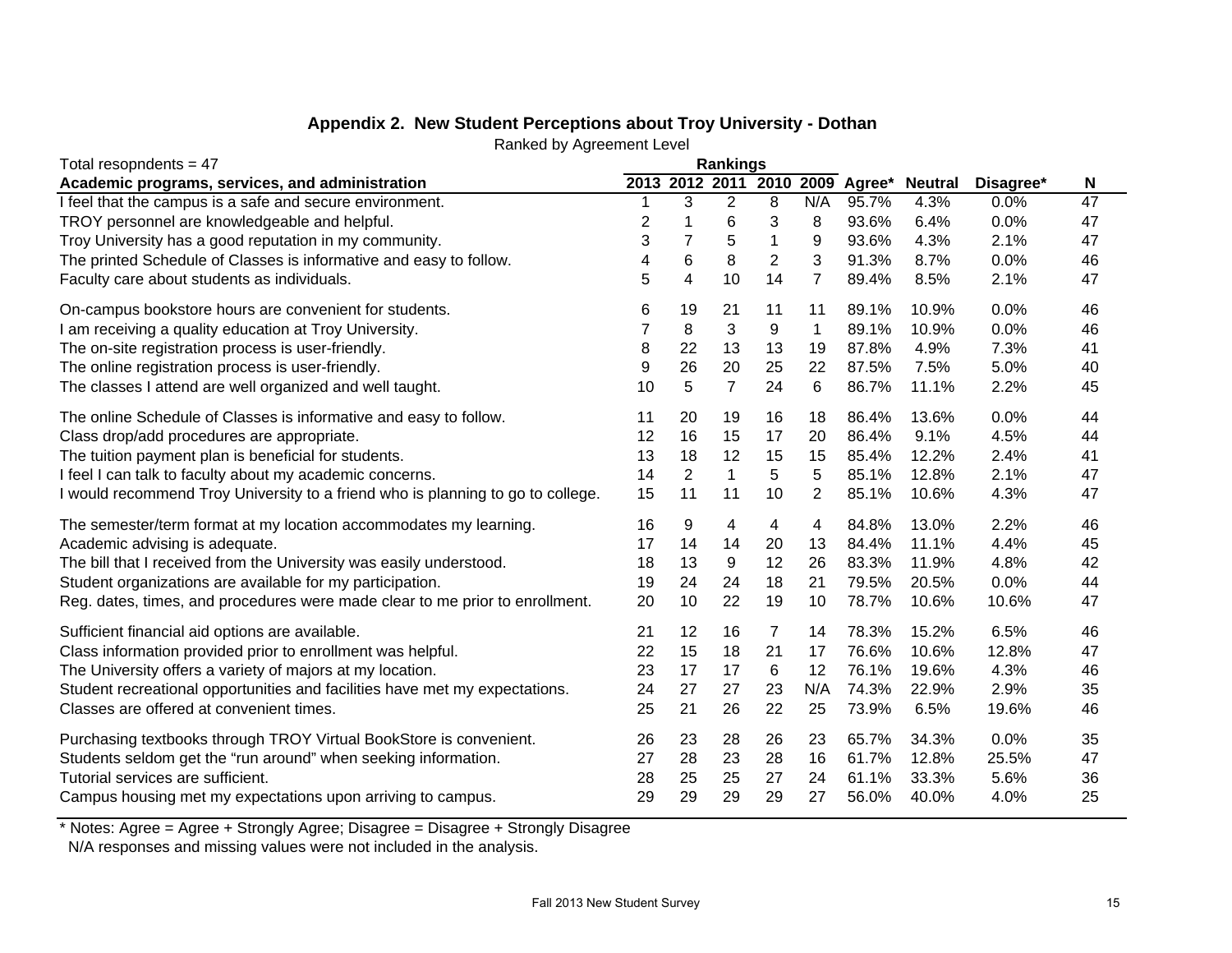## Appendix 2. New Student Perceptions about Troy University - Dothan

Ranked by Agreement Level

| Total resopndents = 47 | Rankings | | | | | | | | |
|---|---|---|---|---|---|---|---|---|---|
| **Academic programs, services, and administration** | **2013** | **2012** | **2011** | **2010** | **2009** | **Agree*** | **Neutral** | **Disagree*** | **N** |
| I feel that the campus is a safe and secure environment. | 1 | 3 | 2 | 8 | N/A | 95.7% | 4.3% | 0.0% | 47 |
| TROY personnel are knowledgeable and helpful. | 2 | 1 | 6 | 3 | 8 | 93.6% | 6.4% | 0.0% | 47 |
| Troy University has a good reputation in my community. | 3 | 7 | 5 | 1 | 9 | 93.6% | 4.3% | 2.1% | 47 |
| The printed Schedule of Classes is informative and easy to follow. | 4 | 6 | 8 | 2 | 3 | 91.3% | 8.7% | 0.0% | 46 |
| Faculty care about students as individuals. | 5 | 4 | 10 | 14 | 7 | 89.4% | 8.5% | 2.1% | 47 |
| On-campus bookstore hours are convenient for students. | 6 | 19 | 21 | 11 | 11 | 89.1% | 10.9% | 0.0% | 46 |
| I am receiving a quality education at Troy University. | 7 | 8 | 3 | 9 | 1 | 89.1% | 10.9% | 0.0% | 46 |
| The on-site registration process is user-friendly. | 8 | 22 | 13 | 13 | 19 | 87.8% | 4.9% | 7.3% | 41 |
| The online registration process is user-friendly. | 9 | 26 | 20 | 25 | 22 | 87.5% | 7.5% | 5.0% | 40 |
| The classes I attend are well organized and well taught. | 10 | 5 | 7 | 24 | 6 | 86.7% | 11.1% | 2.2% | 45 |
| The online Schedule of Classes is informative and easy to follow. | 11 | 20 | 19 | 16 | 18 | 86.4% | 13.6% | 0.0% | 44 |
| Class drop/add procedures are appropriate. | 12 | 16 | 15 | 17 | 20 | 86.4% | 9.1% | 4.5% | 44 |
| The tuition payment plan is beneficial for students. | 13 | 18 | 12 | 15 | 15 | 85.4% | 12.2% | 2.4% | 41 |
| I feel I can talk to faculty about my academic concerns. | 14 | 2 | 1 | 5 | 5 | 85.1% | 12.8% | 2.1% | 47 |
| I would recommend Troy University to a friend who is planning to go to college. | 15 | 11 | 11 | 10 | 2 | 85.1% | 10.6% | 4.3% | 47 |
| The semester/term format at my location accommodates my learning. | 16 | 9 | 4 | 4 | 4 | 84.8% | 13.0% | 2.2% | 46 |
| Academic advising is adequate. | 17 | 14 | 14 | 20 | 13 | 84.4% | 11.1% | 4.4% | 45 |
| The bill that I received from the University was easily understood. | 18 | 13 | 9 | 12 | 26 | 83.3% | 11.9% | 4.8% | 42 |
| Student organizations are available for my participation. | 19 | 24 | 24 | 18 | 21 | 79.5% | 20.5% | 0.0% | 44 |
| Reg. dates, times, and procedures were made clear to me prior to enrollment. | 20 | 10 | 22 | 19 | 10 | 78.7% | 10.6% | 10.6% | 47 |
| Sufficient financial aid options are available. | 21 | 12 | 16 | 7 | 14 | 78.3% | 15.2% | 6.5% | 46 |
| Class information provided prior to enrollment was helpful. | 22 | 15 | 18 | 21 | 17 | 76.6% | 10.6% | 12.8% | 47 |
| The University offers a variety of majors at my location. | 23 | 17 | 17 | 6 | 12 | 76.1% | 19.6% | 4.3% | 46 |
| Student recreational opportunities and facilities have met my expectations. | 24 | 27 | 27 | 23 | N/A | 74.3% | 22.9% | 2.9% | 35 |
| Classes are offered at convenient times. | 25 | 21 | 26 | 22 | 25 | 73.9% | 6.5% | 19.6% | 46 |
| Purchasing textbooks through TROY Virtual BookStore is convenient. | 26 | 23 | 28 | 26 | 23 | 65.7% | 34.3% | 0.0% | 35 |
| Students seldom get the “run around” when seeking information. | 27 | 28 | 23 | 28 | 16 | 61.7% | 12.8% | 25.5% | 47 |
| Tutorial services are sufficient. | 28 | 25 | 25 | 27 | 24 | 61.1% | 33.3% | 5.6% | 36 |
| Campus housing met my expectations upon arriving to campus. | 29 | 29 | 29 | 29 | 27 | 56.0% | 40.0% | 4.0% | 25 |

* Notes: Agree = Agree + Strongly Agree; Disagree = Disagree + Strongly Disagree
N/A responses and missing values were not included in the analysis.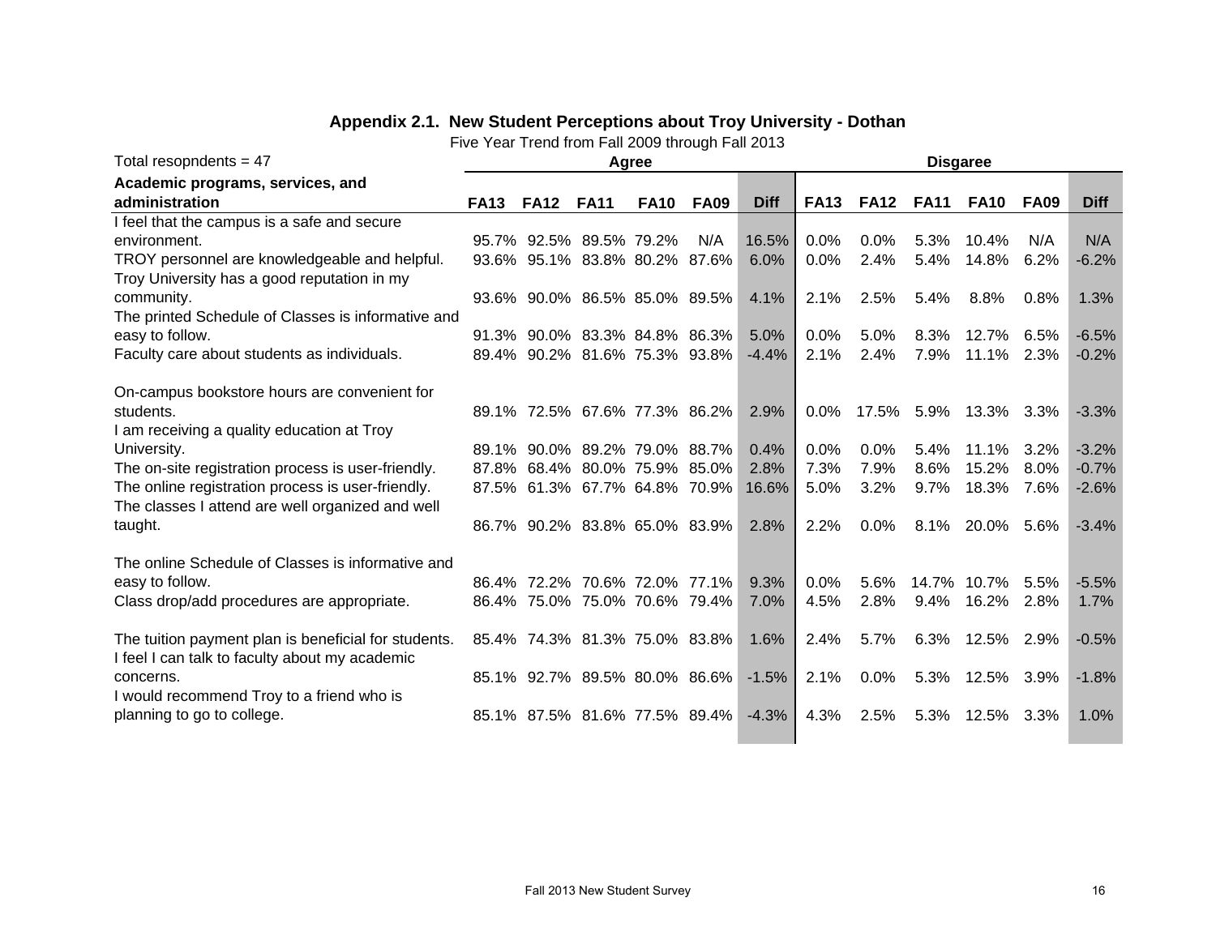## Appendix 2.1. New Student Perceptions about Troy University - Dothan

Five Year Trend from Fall 2009 through Fall 2013

| Total resopndents = 47 | Agree | | | | | | Disagree | | | | | |
|---|---|---|---|---|---|---|---|---|---|---|---|---|
| **Academic programs, services, and administration** | **FA13** | **FA12** | **FA11** | **FA10** | **FA09** | **Diff** | **FA13** | **FA12** | **FA11** | **FA10** | **FA09** | **Diff** |
| I feel that the campus is a safe and secure environment. | 95.7% | 92.5% | 89.5% | 79.2% | N/A | 16.5% | 0.0% | 0.0% | 5.3% | 10.4% | N/A | N/A |
| TROY personnel are knowledgeable and helpful. | 93.6% | 95.1% | 83.8% | 80.2% | 87.6% | 6.0% | 0.0% | 2.4% | 5.4% | 14.8% | 6.2% | -6.2% |
| Troy University has a good reputation in my community. | 93.6% | 90.0% | 86.5% | 85.0% | 89.5% | 4.1% | 2.1% | 2.5% | 5.4% | 8.8% | 0.8% | 1.3% |
| The printed Schedule of Classes is informative and easy to follow. | 91.3% | 90.0% | 83.3% | 84.8% | 86.3% | 5.0% | 0.0% | 5.0% | 8.3% | 12.7% | 6.5% | -6.5% |
| Faculty care about students as individuals. | 89.4% | 90.2% | 81.6% | 75.3% | 93.8% | -4.4% | 2.1% | 2.4% | 7.9% | 11.1% | 2.3% | -0.2% |
| On-campus bookstore hours are convenient for students. | 89.1% | 72.5% | 67.6% | 77.3% | 86.2% | 2.9% | 0.0% | 17.5% | 5.9% | 13.3% | 3.3% | -3.3% |
| I am receiving a quality education at Troy University. | 89.1% | 90.0% | 89.2% | 79.0% | 88.7% | 0.4% | 0.0% | 0.0% | 5.4% | 11.1% | 3.2% | -3.2% |
| The on-site registration process is user-friendly. | 87.8% | 68.4% | 80.0% | 75.9% | 85.0% | 2.8% | 7.3% | 7.9% | 8.6% | 15.2% | 8.0% | -0.7% |
| The online registration process is user-friendly. | 87.5% | 61.3% | 67.7% | 64.8% | 70.9% | 16.6% | 5.0% | 3.2% | 9.7% | 18.3% | 7.6% | -2.6% |
| The classes I attend are well organized and well taught. | 86.7% | 90.2% | 83.8% | 65.0% | 83.9% | 2.8% | 2.2% | 0.0% | 8.1% | 20.0% | 5.6% | -3.4% |
| The online Schedule of Classes is informative and easy to follow. | 86.4% | 72.2% | 70.6% | 72.0% | 77.1% | 9.3% | 0.0% | 5.6% | 14.7% | 10.7% | 5.5% | -5.5% |
| Class drop/add procedures are appropriate. | 86.4% | 75.0% | 75.0% | 70.6% | 79.4% | 7.0% | 4.5% | 2.8% | 9.4% | 16.2% | 2.8% | 1.7% |
| The tuition payment plan is beneficial for students. | 85.4% | 74.3% | 81.3% | 75.0% | 83.8% | 1.6% | 2.4% | 5.7% | 6.3% | 12.5% | 2.9% | -0.5% |
| I feel I can talk to faculty about my academic concerns. | 85.1% | 92.7% | 89.5% | 80.0% | 86.6% | -1.5% | 2.1% | 0.0% | 5.3% | 12.5% | 3.9% | -1.8% |
| I would recommend Troy to a friend who is planning to go to college. | 85.1% | 87.5% | 81.6% | 77.5% | 89.4% | -4.3% | 4.3% | 2.5% | 5.3% | 12.5% | 3.3% | 1.0% |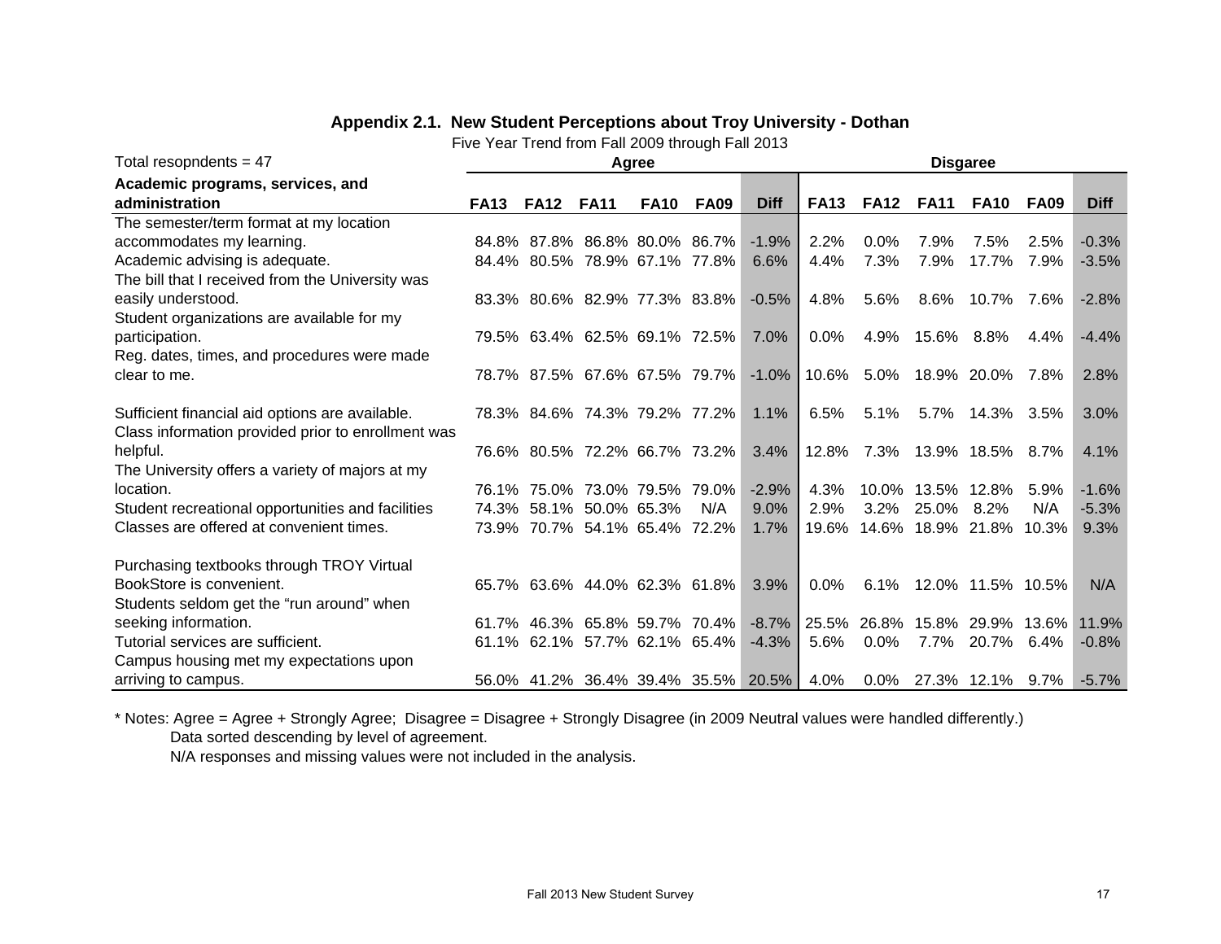## Appendix 2.1. New Student Perceptions about Troy University - Dothan

Five Year Trend from Fall 2009 through Fall 2013

| Total resopndents = 47 | Agree | | | | | | Disgaree | | | | | |
|---|---|---|---|---|---|---|---|---|---|---|---|---|
| **Academic programs, services, and administration** | **FA13** | **FA12** | **FA11** | **FA10** | **FA09** | **Diff** | **FA13** | **FA12** | **FA11** | **FA10** | **FA09** | **Diff** |
| The semester/term format at my location accommodates my learning. | 84.8% | 87.8% | 86.8% | 80.0% | 86.7% | -1.9% | 2.2% | 0.0% | 7.9% | 7.5% | 2.5% | -0.3% |
| Academic advising is adequate. | 84.4% | 80.5% | 78.9% | 67.1% | 77.8% | 6.6% | 4.4% | 7.3% | 7.9% | 17.7% | 7.9% | -3.5% |
| The bill that I received from the University was easily understood. | 83.3% | 80.6% | 82.9% | 77.3% | 83.8% | -0.5% | 4.8% | 5.6% | 8.6% | 10.7% | 7.6% | -2.8% |
| Student organizations are available for my participation. | 79.5% | 63.4% | 62.5% | 69.1% | 72.5% | 7.0% | 0.0% | 4.9% | 15.6% | 8.8% | 4.4% | -4.4% |
| Reg. dates, times, and procedures were made clear to me. | 78.7% | 87.5% | 67.6% | 67.5% | 79.7% | -1.0% | 10.6% | 5.0% | 18.9% | 20.0% | 7.8% | 2.8% |
| Sufficient financial aid options are available. | 78.3% | 84.6% | 74.3% | 79.2% | 77.2% | 1.1% | 6.5% | 5.1% | 5.7% | 14.3% | 3.5% | 3.0% |
| Class information provided prior to enrollment was helpful. | 76.6% | 80.5% | 72.2% | 66.7% | 73.2% | 3.4% | 12.8% | 7.3% | 13.9% | 18.5% | 8.7% | 4.1% |
| The University offers a variety of majors at my location. | 76.1% | 75.0% | 73.0% | 79.5% | 79.0% | -2.9% | 4.3% | 10.0% | 13.5% | 12.8% | 5.9% | -1.6% |
| Student recreational opportunities and facilities | 74.3% | 58.1% | 50.0% | 65.3% | N/A | 9.0% | 2.9% | 3.2% | 25.0% | 8.2% | N/A | -5.3% |
| Classes are offered at convenient times. | 73.9% | 70.7% | 54.1% | 65.4% | 72.2% | 1.7% | 19.6% | 14.6% | 18.9% | 21.8% | 10.3% | 9.3% |
| Purchasing textbooks through TROY Virtual BookStore is convenient. | 65.7% | 63.6% | 44.0% | 62.3% | 61.8% | 3.9% | 0.0% | 6.1% | 12.0% | 11.5% | 10.5% | N/A |
| Students seldom get the "run around" when seeking information. | 61.7% | 46.3% | 65.8% | 59.7% | 70.4% | -8.7% | 25.5% | 26.8% | 15.8% | 29.9% | 13.6% | 11.9% |
| Tutorial services are sufficient. | 61.1% | 62.1% | 57.7% | 62.1% | 65.4% | -4.3% | 5.6% | 0.0% | 7.7% | 20.7% | 6.4% | -0.8% |
| Campus housing met my expectations upon arriving to campus. | 56.0% | 41.2% | 36.4% | 39.4% | 35.5% | 20.5% | 4.0% | 0.0% | 27.3% | 12.1% | 9.7% | -5.7% |

* Notes: Agree = Agree + Strongly Agree; Disagree = Disagree + Strongly Disagree (in 2009 Neutral values were handled differently.)
Data sorted descending by level of agreement.
N/A responses and missing values were not included in the analysis.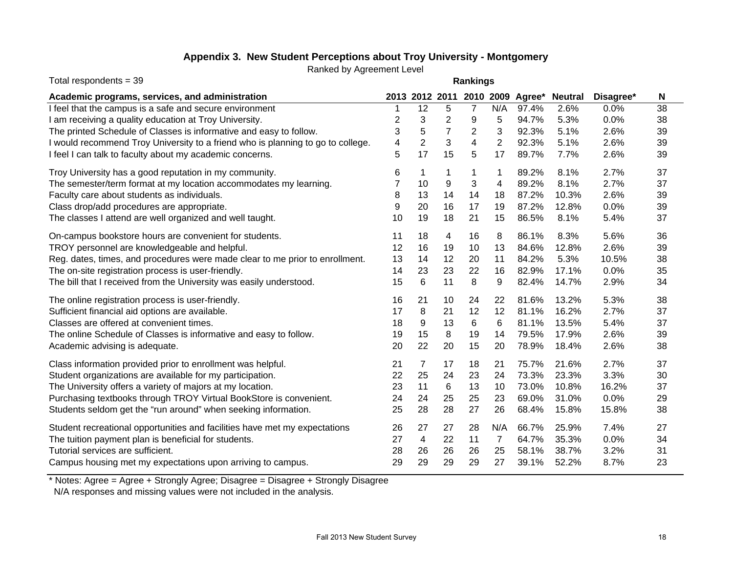### Appendix 3. New Student Perceptions about Troy University - Montgomery

Ranked by Agreement Level

Total respondents = 39

| Academic programs, services, and administration | Rankings 2013 | 2012 | 2011 | 2010 | 2009 | Agree* | Neutral | Disagree* | N |
|---|---|---|---|---|---|---|---|---|---|
| I feel that the campus is a safe and secure environment | 1 | 12 | 5 | 7 | N/A | 97.4% | 2.6% | 0.0% | 38 |
| I am receiving a quality education at Troy University. | 2 | 3 | 2 | 9 | 5 | 94.7% | 5.3% | 0.0% | 38 |
| The printed Schedule of Classes is informative and easy to follow. | 3 | 5 | 7 | 2 | 3 | 92.3% | 5.1% | 2.6% | 39 |
| I would recommend Troy University to a friend who is planning to go to college. | 4 | 2 | 3 | 4 | 2 | 92.3% | 5.1% | 2.6% | 39 |
| I feel I can talk to faculty about my academic concerns. | 5 | 17 | 15 | 5 | 17 | 89.7% | 7.7% | 2.6% | 39 |
| Troy University has a good reputation in my community. | 6 | 1 | 1 | 1 | 1 | 89.2% | 8.1% | 2.7% | 37 |
| The semester/term format at my location accommodates my learning. | 7 | 10 | 9 | 3 | 4 | 89.2% | 8.1% | 2.7% | 37 |
| Faculty care about students as individuals. | 8 | 13 | 14 | 14 | 18 | 87.2% | 10.3% | 2.6% | 39 |
| Class drop/add procedures are appropriate. | 9 | 20 | 16 | 17 | 19 | 87.2% | 12.8% | 0.0% | 39 |
| The classes I attend are well organized and well taught. | 10 | 19 | 18 | 21 | 15 | 86.5% | 8.1% | 5.4% | 37 |
| On-campus bookstore hours are convenient for students. | 11 | 18 | 4 | 16 | 8 | 86.1% | 8.3% | 5.6% | 36 |
| TROY personnel are knowledgeable and helpful. | 12 | 16 | 19 | 10 | 13 | 84.6% | 12.8% | 2.6% | 39 |
| Reg. dates, times, and procedures were made clear to me prior to enrollment. | 13 | 14 | 12 | 20 | 11 | 84.2% | 5.3% | 10.5% | 38 |
| The on-site registration process is user-friendly. | 14 | 23 | 23 | 22 | 16 | 82.9% | 17.1% | 0.0% | 35 |
| The bill that I received from the University was easily understood. | 15 | 6 | 11 | 8 | 9 | 82.4% | 14.7% | 2.9% | 34 |
| The online registration process is user-friendly. | 16 | 21 | 10 | 24 | 22 | 81.6% | 13.2% | 5.3% | 38 |
| Sufficient financial aid options are available. | 17 | 8 | 21 | 12 | 12 | 81.1% | 16.2% | 2.7% | 37 |
| Classes are offered at convenient times. | 18 | 9 | 13 | 6 | 6 | 81.1% | 13.5% | 5.4% | 37 |
| The online Schedule of Classes is informative and easy to follow. | 19 | 15 | 8 | 19 | 14 | 79.5% | 17.9% | 2.6% | 39 |
| Academic advising is adequate. | 20 | 22 | 20 | 15 | 20 | 78.9% | 18.4% | 2.6% | 38 |
| Class information provided prior to enrollment was helpful. | 21 | 7 | 17 | 18 | 21 | 75.7% | 21.6% | 2.7% | 37 |
| Student organizations are available for my participation. | 22 | 25 | 24 | 23 | 24 | 73.3% | 23.3% | 3.3% | 30 |
| The University offers a variety of majors at my location. | 23 | 11 | 6 | 13 | 10 | 73.0% | 10.8% | 16.2% | 37 |
| Purchasing textbooks through TROY Virtual BookStore is convenient. | 24 | 24 | 25 | 25 | 23 | 69.0% | 31.0% | 0.0% | 29 |
| Students seldom get the “run around” when seeking information. | 25 | 28 | 28 | 27 | 26 | 68.4% | 15.8% | 15.8% | 38 |
| Student recreational opportunities and facilities have met my expectations | 26 | 27 | 27 | 28 | N/A | 66.7% | 25.9% | 7.4% | 27 |
| The tuition payment plan is beneficial for students. | 27 | 4 | 22 | 11 | 7 | 64.7% | 35.3% | 0.0% | 34 |
| Tutorial services are sufficient. | 28 | 26 | 26 | 26 | 25 | 58.1% | 38.7% | 3.2% | 31 |
| Campus housing met my expectations upon arriving to campus. | 29 | 29 | 29 | 29 | 27 | 39.1% | 52.2% | 8.7% | 23 |

* Notes: Agree = Agree + Strongly Agree; Disagree = Disagree + Strongly Disagree
N/A responses and missing values were not included in the analysis.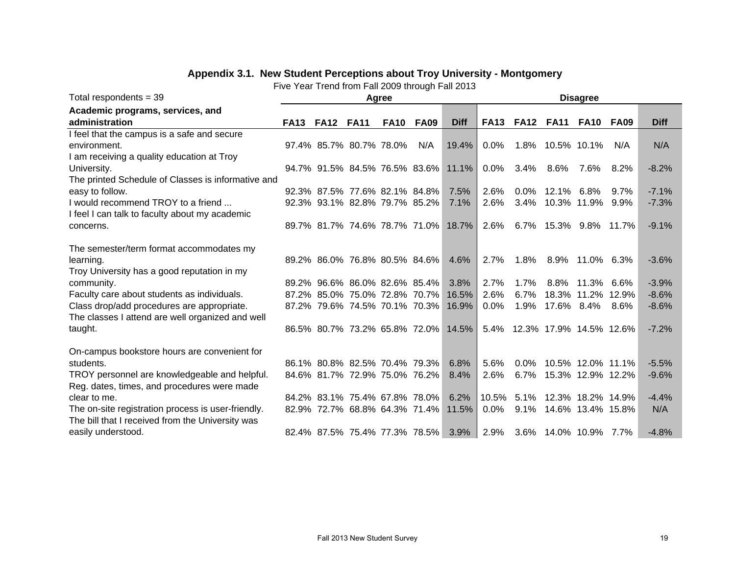## Appendix 3.1. New Student Perceptions about Troy University - Montgomery

Five Year Trend from Fall 2009 through Fall 2013

| Total respondents = 39 | Agree | | | | | | Disagree | | | | | |
|---|---|---|---|---|---|---|---|---|---|---|---|---|
| **Academic programs, services, and administration** | **FA13** | **FA12** | **FA11** | **FA10** | **FA09** | **Diff** | **FA13** | **FA12** | **FA11** | **FA10** | **FA09** | **Diff** |
| I feel that the campus is a safe and secure environment. | 97.4% | 85.7% | 80.7% | 78.0% | N/A | 19.4% | 0.0% | 1.8% | 10.5% | 10.1% | N/A | N/A |
| I am receiving a quality education at Troy University. | 94.7% | 91.5% | 84.5% | 76.5% | 83.6% | 11.1% | 0.0% | 3.4% | 8.6% | 7.6% | 8.2% | -8.2% |
| The printed Schedule of Classes is informative and easy to follow. | 92.3% | 87.5% | 77.6% | 82.1% | 84.8% | 7.5% | 2.6% | 0.0% | 12.1% | 6.8% | 9.7% | -7.1% |
| I would recommend TROY to a friend ... | 92.3% | 93.1% | 82.8% | 79.7% | 85.2% | 7.1% | 2.6% | 3.4% | 10.3% | 11.9% | 9.9% | -7.3% |
| I feel I can talk to faculty about my academic concerns. | 89.7% | 81.7% | 74.6% | 78.7% | 71.0% | 18.7% | 2.6% | 6.7% | 15.3% | 9.8% | 11.7% | -9.1% |
| The semester/term format accommodates my learning. | 89.2% | 86.0% | 76.8% | 80.5% | 84.6% | 4.6% | 2.7% | 1.8% | 8.9% | 11.0% | 6.3% | -3.6% |
| Troy University has a good reputation in my community. | 89.2% | 96.6% | 86.0% | 82.6% | 85.4% | 3.8% | 2.7% | 1.7% | 8.8% | 11.3% | 6.6% | -3.9% |
| Faculty care about students as individuals. | 87.2% | 85.0% | 75.0% | 72.8% | 70.7% | 16.5% | 2.6% | 6.7% | 18.3% | 11.2% | 12.9% | -8.6% |
| Class drop/add procedures are appropriate. | 87.2% | 79.6% | 74.5% | 70.1% | 70.3% | 16.9% | 0.0% | 1.9% | 17.6% | 8.4% | 8.6% | -8.6% |
| The classes I attend are well organized and well taught. | 86.5% | 80.7% | 73.2% | 65.8% | 72.0% | 14.5% | 5.4% | 12.3% | 17.9% | 14.5% | 12.6% | -7.2% |
| On-campus bookstore hours are convenient for students. | 86.1% | 80.8% | 82.5% | 70.4% | 79.3% | 6.8% | 5.6% | 0.0% | 10.5% | 12.0% | 11.1% | -5.5% |
| TROY personnel are knowledgeable and helpful. | 84.6% | 81.7% | 72.9% | 75.0% | 76.2% | 8.4% | 2.6% | 6.7% | 15.3% | 12.9% | 12.2% | -9.6% |
| Reg. dates, times, and procedures were made clear to me. | 84.2% | 83.1% | 75.4% | 67.8% | 78.0% | 6.2% | 10.5% | 5.1% | 12.3% | 18.2% | 14.9% | -4.4% |
| The on-site registration process is user-friendly. | 82.9% | 72.7% | 68.8% | 64.3% | 71.4% | 11.5% | 0.0% | 9.1% | 14.6% | 13.4% | 15.8% | N/A |
| The bill that I received from the University was easily understood. | 82.4% | 87.5% | 75.4% | 77.3% | 78.5% | 3.9% | 2.9% | 3.6% | 14.0% | 10.9% | 7.7% | -4.8% |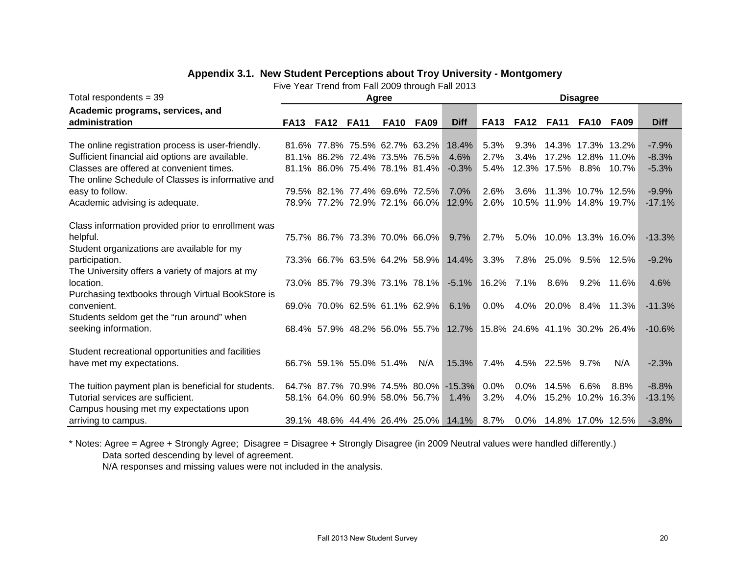## Appendix 3.1. New Student Perceptions about Troy University - Montgomery

Five Year Trend from Fall 2009 through Fall 2013

| Total respondents = 39 | Agree | | | | | | Disagree | | | | | |
|---|---|---|---|---|---|---|---|---|---|---|---|---|
| **Academic programs, services, and administration** | **FA13** | **FA12** | **FA11** | **FA10** | **FA09** | **Diff** | **FA13** | **FA12** | **FA11** | **FA10** | **FA09** | **Diff** |
| The online registration process is user-friendly. | 81.6% | 77.8% | 75.5% | 62.7% | 63.2% | 18.4% | 5.3% | 9.3% | 14.3% | 17.3% | 13.2% | -7.9% |
| Sufficient financial aid options are available. | 81.1% | 86.2% | 72.4% | 73.5% | 76.5% | 4.6% | 2.7% | 3.4% | 17.2% | 12.8% | 11.0% | -8.3% |
| Classes are offered at convenient times. | 81.1% | 86.0% | 75.4% | 78.1% | 81.4% | -0.3% | 5.4% | 12.3% | 17.5% | 8.8% | 10.7% | -5.3% |
| The online Schedule of Classes is informative and easy to follow. | 79.5% | 82.1% | 77.4% | 69.6% | 72.5% | 7.0% | 2.6% | 3.6% | 11.3% | 10.7% | 12.5% | -9.9% |
| Academic advising is adequate. | 78.9% | 77.2% | 72.9% | 72.1% | 66.0% | 12.9% | 2.6% | 10.5% | 11.9% | 14.8% | 19.7% | -17.1% |
| Class information provided prior to enrollment was helpful. | 75.7% | 86.7% | 73.3% | 70.0% | 66.0% | 9.7% | 2.7% | 5.0% | 10.0% | 13.3% | 16.0% | -13.3% |
| Student organizations are available for my participation. | 73.3% | 66.7% | 63.5% | 64.2% | 58.9% | 14.4% | 3.3% | 7.8% | 25.0% | 9.5% | 12.5% | -9.2% |
| The University offers a variety of majors at my location. | 73.0% | 85.7% | 79.3% | 73.1% | 78.1% | -5.1% | 16.2% | 7.1% | 8.6% | 9.2% | 11.6% | 4.6% |
| Purchasing textbooks through Virtual BookStore is convenient. | 69.0% | 70.0% | 62.5% | 61.1% | 62.9% | 6.1% | 0.0% | 4.0% | 20.0% | 8.4% | 11.3% | -11.3% |
| Students seldom get the "run around" when seeking information. | 68.4% | 57.9% | 48.2% | 56.0% | 55.7% | 12.7% | 15.8% | 24.6% | 41.1% | 30.2% | 26.4% | -10.6% |
| Student recreational opportunities and facilities have met my expectations. | 66.7% | 59.1% | 55.0% | 51.4% | N/A | 15.3% | 7.4% | 4.5% | 22.5% | 9.7% | N/A | -2.3% |
| The tuition payment plan is beneficial for students. | 64.7% | 87.7% | 70.9% | 74.5% | 80.0% | -15.3% | 0.0% | 0.0% | 14.5% | 6.6% | 8.8% | -8.8% |
| Tutorial services are sufficient. | 58.1% | 64.0% | 60.9% | 58.0% | 56.7% | 1.4% | 3.2% | 4.0% | 15.2% | 10.2% | 16.3% | -13.1% |
| Campus housing met my expectations upon arriving to campus. | 39.1% | 48.6% | 44.4% | 26.4% | 25.0% | 14.1% | 8.7% | 0.0% | 14.8% | 17.0% | 12.5% | -3.8% |

\* Notes: Agree = Agree + Strongly Agree; Disagree = Disagree + Strongly Disagree (in 2009 Neutral values were handled differently.)
Data sorted descending by level of agreement.
N/A responses and missing values were not included in the analysis.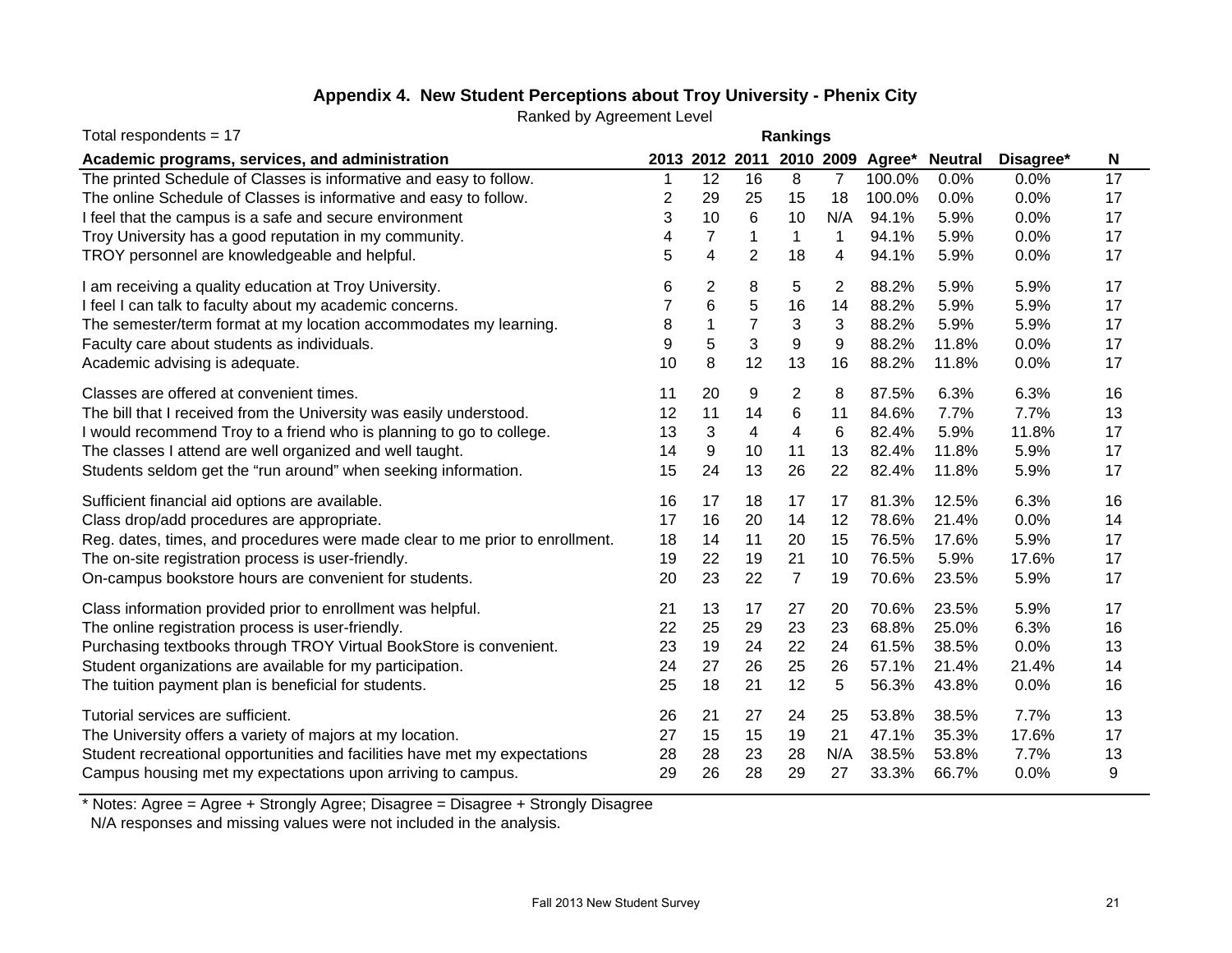### Appendix 4. New Student Perceptions about Troy University - Phenix City

Ranked by Agreement Level

Total respondents = 17

| Academic programs, services, and administration | Rankings 2013 | 2012 | 2011 | 2010 | 2009 | Agree* | Neutral | Disagree* | N |
|---|---|---|---|---|---|---|---|---|---|
| The printed Schedule of Classes is informative and easy to follow. | 1 | 12 | 16 | 8 | 7 | 100.0% | 0.0% | 0.0% | 17 |
| The online Schedule of Classes is informative and easy to follow. | 2 | 29 | 25 | 15 | 18 | 100.0% | 0.0% | 0.0% | 17 |
| I feel that the campus is a safe and secure environment | 3 | 10 | 6 | 10 | N/A | 94.1% | 5.9% | 0.0% | 17 |
| Troy University has a good reputation in my community. | 4 | 7 | 1 | 1 | 1 | 94.1% | 5.9% | 0.0% | 17 |
| TROY personnel are knowledgeable and helpful. | 5 | 4 | 2 | 18 | 4 | 94.1% | 5.9% | 0.0% | 17 |
| I am receiving a quality education at Troy University. | 6 | 2 | 8 | 5 | 2 | 88.2% | 5.9% | 5.9% | 17 |
| I feel I can talk to faculty about my academic concerns. | 7 | 6 | 5 | 16 | 14 | 88.2% | 5.9% | 5.9% | 17 |
| The semester/term format at my location accommodates my learning. | 8 | 1 | 7 | 3 | 3 | 88.2% | 5.9% | 5.9% | 17 |
| Faculty care about students as individuals. | 9 | 5 | 3 | 9 | 9 | 88.2% | 11.8% | 0.0% | 17 |
| Academic advising is adequate. | 10 | 8 | 12 | 13 | 16 | 88.2% | 11.8% | 0.0% | 17 |
| Classes are offered at convenient times. | 11 | 20 | 9 | 2 | 8 | 87.5% | 6.3% | 6.3% | 16 |
| The bill that I received from the University was easily understood. | 12 | 11 | 14 | 6 | 11 | 84.6% | 7.7% | 7.7% | 13 |
| I would recommend Troy to a friend who is planning to go to college. | 13 | 3 | 4 | 4 | 6 | 82.4% | 5.9% | 11.8% | 17 |
| The classes I attend are well organized and well taught. | 14 | 9 | 10 | 11 | 13 | 82.4% | 11.8% | 5.9% | 17 |
| Students seldom get the “run around” when seeking information. | 15 | 24 | 13 | 26 | 22 | 82.4% | 11.8% | 5.9% | 17 |
| Sufficient financial aid options are available. | 16 | 17 | 18 | 17 | 17 | 81.3% | 12.5% | 6.3% | 16 |
| Class drop/add procedures are appropriate. | 17 | 16 | 20 | 14 | 12 | 78.6% | 21.4% | 0.0% | 14 |
| Reg. dates, times, and procedures were made clear to me prior to enrollment. | 18 | 14 | 11 | 20 | 15 | 76.5% | 17.6% | 5.9% | 17 |
| The on-site registration process is user-friendly. | 19 | 22 | 19 | 21 | 10 | 76.5% | 5.9% | 17.6% | 17 |
| On-campus bookstore hours are convenient for students. | 20 | 23 | 22 | 7 | 19 | 70.6% | 23.5% | 5.9% | 17 |
| Class information provided prior to enrollment was helpful. | 21 | 13 | 17 | 27 | 20 | 70.6% | 23.5% | 5.9% | 17 |
| The online registration process is user-friendly. | 22 | 25 | 29 | 23 | 23 | 68.8% | 25.0% | 6.3% | 16 |
| Purchasing textbooks through TROY Virtual BookStore is convenient. | 23 | 19 | 24 | 22 | 24 | 61.5% | 38.5% | 0.0% | 13 |
| Student organizations are available for my participation. | 24 | 27 | 26 | 25 | 26 | 57.1% | 21.4% | 21.4% | 14 |
| The tuition payment plan is beneficial for students. | 25 | 18 | 21 | 12 | 5 | 56.3% | 43.8% | 0.0% | 16 |
| Tutorial services are sufficient. | 26 | 21 | 27 | 24 | 25 | 53.8% | 38.5% | 7.7% | 13 |
| The University offers a variety of majors at my location. | 27 | 15 | 15 | 19 | 21 | 47.1% | 35.3% | 17.6% | 17 |
| Student recreational opportunities and facilities have met my expectations | 28 | 28 | 23 | 28 | N/A | 38.5% | 53.8% | 7.7% | 13 |
| Campus housing met my expectations upon arriving to campus. | 29 | 26 | 28 | 29 | 27 | 33.3% | 66.7% | 0.0% | 9 |

* Notes: Agree = Agree + Strongly Agree; Disagree = Disagree + Strongly Disagree
N/A responses and missing values were not included in the analysis.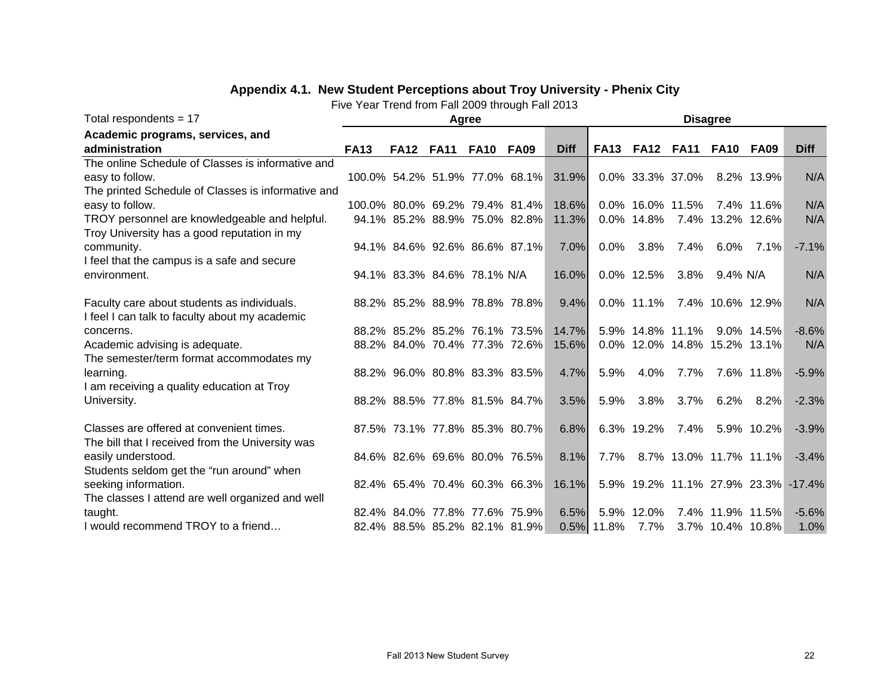## Appendix 4.1. New Student Perceptions about Troy University - Phenix City

Five Year Trend from Fall 2009 through Fall 2013

| Total respondents = 17 | Agree | | | | | | Disagree | | | | | |
|---|---|---|---|---|---|---|---|---|---|---|---|---|
| **Academic programs, services, and administration** | **FA13** | **FA12** | **FA11** | **FA10** | **FA09** | **Diff** | **FA13** | **FA12** | **FA11** | **FA10** | **FA09** | **Diff** |
| The online Schedule of Classes is informative and easy to follow. | 100.0% | 54.2% | 51.9% | 77.0% | 68.1% | 31.9% | 0.0% | 33.3% | 37.0% | 8.2% | 13.9% | N/A |
| The printed Schedule of Classes is informative and easy to follow. | 100.0% | 80.0% | 69.2% | 79.4% | 81.4% | 18.6% | 0.0% | 16.0% | 11.5% | 7.4% | 11.6% | N/A |
| TROY personnel are knowledgeable and helpful. | 94.1% | 85.2% | 88.9% | 75.0% | 82.8% | 11.3% | 0.0% | 14.8% | 7.4% | 13.2% | 12.6% | N/A |
| Troy University has a good reputation in my community. | 94.1% | 84.6% | 92.6% | 86.6% | 87.1% | 7.0% | 0.0% | 3.8% | 7.4% | 6.0% | 7.1% | -7.1% |
| I feel that the campus is a safe and secure environment. | 94.1% | 83.3% | 84.6% | 78.1% | N/A | 16.0% | 0.0% | 12.5% | 3.8% | 9.4% | N/A | N/A |
| Faculty care about students as individuals. | 88.2% | 85.2% | 88.9% | 78.8% | 78.8% | 9.4% | 0.0% | 11.1% | 7.4% | 10.6% | 12.9% | N/A |
| I feel I can talk to faculty about my academic concerns. | 88.2% | 85.2% | 85.2% | 76.1% | 73.5% | 14.7% | 5.9% | 14.8% | 11.1% | 9.0% | 14.5% | -8.6% |
| Academic advising is adequate. | 88.2% | 84.0% | 70.4% | 77.3% | 72.6% | 15.6% | 0.0% | 12.0% | 14.8% | 15.2% | 13.1% | N/A |
| The semester/term format accommodates my learning. | 88.2% | 96.0% | 80.8% | 83.3% | 83.5% | 4.7% | 5.9% | 4.0% | 7.7% | 7.6% | 11.8% | -5.9% |
| I am receiving a quality education at Troy University. | 88.2% | 88.5% | 77.8% | 81.5% | 84.7% | 3.5% | 5.9% | 3.8% | 3.7% | 6.2% | 8.2% | -2.3% |
| Classes are offered at convenient times. | 87.5% | 73.1% | 77.8% | 85.3% | 80.7% | 6.8% | 6.3% | 19.2% | 7.4% | 5.9% | 10.2% | -3.9% |
| The bill that I received from the University was easily understood. | 84.6% | 82.6% | 69.6% | 80.0% | 76.5% | 8.1% | 7.7% | 8.7% | 13.0% | 11.7% | 11.1% | -3.4% |
| Students seldom get the "run around" when seeking information. | 82.4% | 65.4% | 70.4% | 60.3% | 66.3% | 16.1% | 5.9% | 19.2% | 11.1% | 27.9% | 23.3% | -17.4% |
| The classes I attend are well organized and well taught. | 82.4% | 84.0% | 77.8% | 77.6% | 75.9% | 6.5% | 5.9% | 12.0% | 7.4% | 11.9% | 11.5% | -5.6% |
| I would recommend TROY to a friend… | 82.4% | 88.5% | 85.2% | 82.1% | 81.9% | 0.5% | 11.8% | 7.7% | 3.7% | 10.4% | 10.8% | 1.0% |

Fall 2013 New Student Survey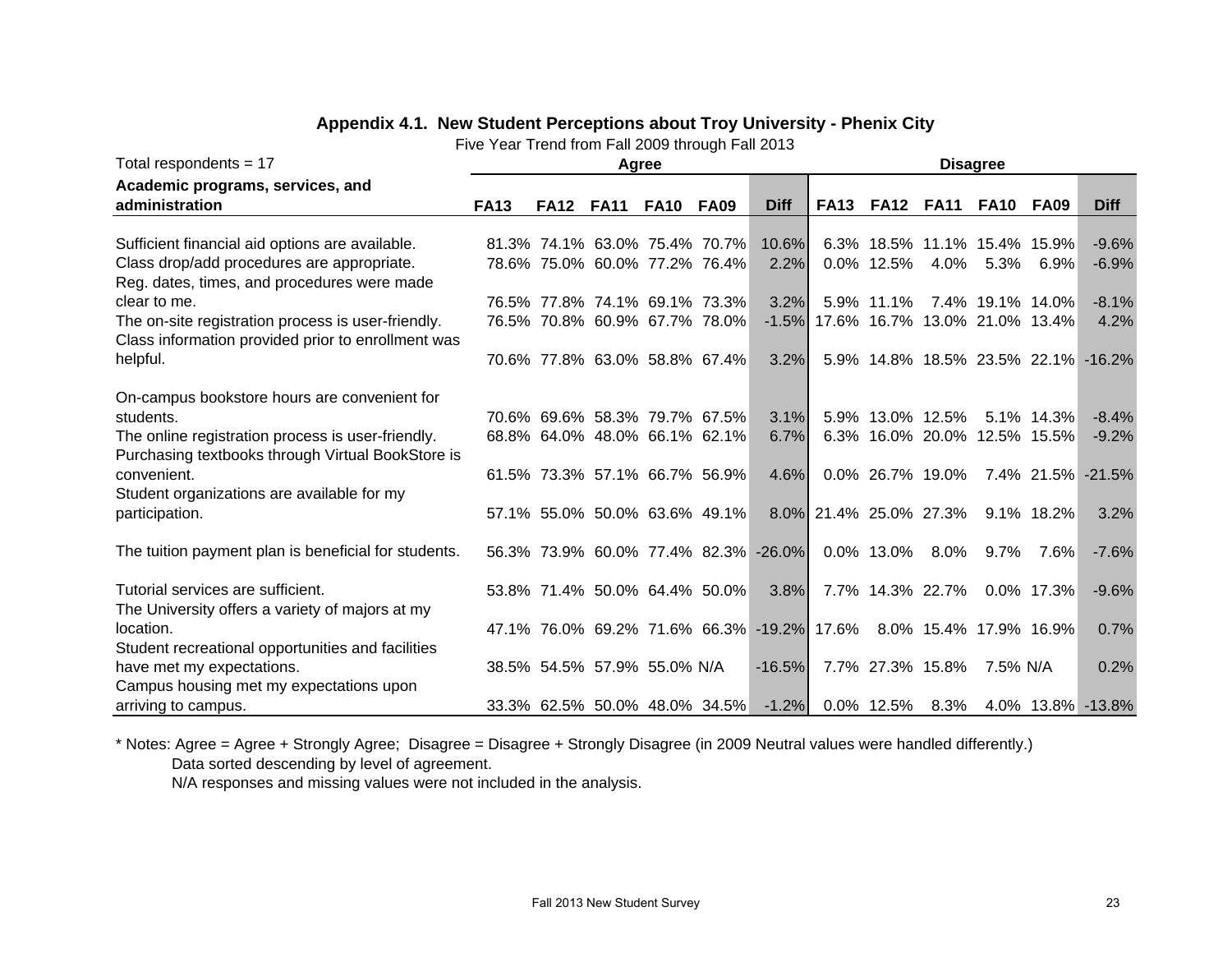## Appendix 4.1. New Student Perceptions about Troy University - Phenix City

Five Year Trend from Fall 2009 through Fall 2013

| Total respondents = 17 | Agree | | | | | | Disagree | | | | | |
|---|---|---|---|---|---|---|---|---|---|---|---|---|
| **Academic programs, services, and administration** | **FA13** | **FA12** | **FA11** | **FA10** | **FA09** | **Diff** | **FA13** | **FA12** | **FA11** | **FA10** | **FA09** | **Diff** |
| Sufficient financial aid options are available. | 81.3% | 74.1% | 63.0% | 75.4% | 70.7% | 10.6% | 6.3% | 18.5% | 11.1% | 15.4% | 15.9% | -9.6% |
| Class drop/add procedures are appropriate. | 78.6% | 75.0% | 60.0% | 77.2% | 76.4% | 2.2% | 0.0% | 12.5% | 4.0% | 5.3% | 6.9% | -6.9% |
| Reg. dates, times, and procedures were made clear to me. | 76.5% | 77.8% | 74.1% | 69.1% | 73.3% | 3.2% | 5.9% | 11.1% | 7.4% | 19.1% | 14.0% | -8.1% |
| The on-site registration process is user-friendly. | 76.5% | 70.8% | 60.9% | 67.7% | 78.0% | -1.5% | 17.6% | 16.7% | 13.0% | 21.0% | 13.4% | 4.2% |
| Class information provided prior to enrollment was helpful. | 70.6% | 77.8% | 63.0% | 58.8% | 67.4% | 3.2% | 5.9% | 14.8% | 18.5% | 23.5% | 22.1% | -16.2% |
| On-campus bookstore hours are convenient for students. | 70.6% | 69.6% | 58.3% | 79.7% | 67.5% | 3.1% | 5.9% | 13.0% | 12.5% | 5.1% | 14.3% | -8.4% |
| The online registration process is user-friendly. | 68.8% | 64.0% | 48.0% | 66.1% | 62.1% | 6.7% | 6.3% | 16.0% | 20.0% | 12.5% | 15.5% | -9.2% |
| Purchasing textbooks through Virtual BookStore is convenient. | 61.5% | 73.3% | 57.1% | 66.7% | 56.9% | 4.6% | 0.0% | 26.7% | 19.0% | 7.4% | 21.5% | -21.5% |
| Student organizations are available for my participation. | 57.1% | 55.0% | 50.0% | 63.6% | 49.1% | 8.0% | 21.4% | 25.0% | 27.3% | 9.1% | 18.2% | 3.2% |
| The tuition payment plan is beneficial for students. | 56.3% | 73.9% | 60.0% | 77.4% | 82.3% | -26.0% | 0.0% | 13.0% | 8.0% | 9.7% | 7.6% | -7.6% |
| Tutorial services are sufficient. | 53.8% | 71.4% | 50.0% | 64.4% | 50.0% | 3.8% | 7.7% | 14.3% | 22.7% | 0.0% | 17.3% | -9.6% |
| The University offers a variety of majors at my location. | 47.1% | 76.0% | 69.2% | 71.6% | 66.3% | -19.2% | 17.6% | 8.0% | 15.4% | 17.9% | 16.9% | 0.7% |
| Student recreational opportunities and facilities have met my expectations. | 38.5% | 54.5% | 57.9% | 55.0% | N/A | -16.5% | 7.7% | 27.3% | 15.8% | 7.5% | N/A | 0.2% |
| Campus housing met my expectations upon arriving to campus. | 33.3% | 62.5% | 50.0% | 48.0% | 34.5% | -1.2% | 0.0% | 12.5% | 8.3% | 4.0% | 13.8% | -13.8% |

\* Notes: Agree = Agree + Strongly Agree; Disagree = Disagree + Strongly Disagree (in 2009 Neutral values were handled differently.)
Data sorted descending by level of agreement.
N/A responses and missing values were not included in the analysis.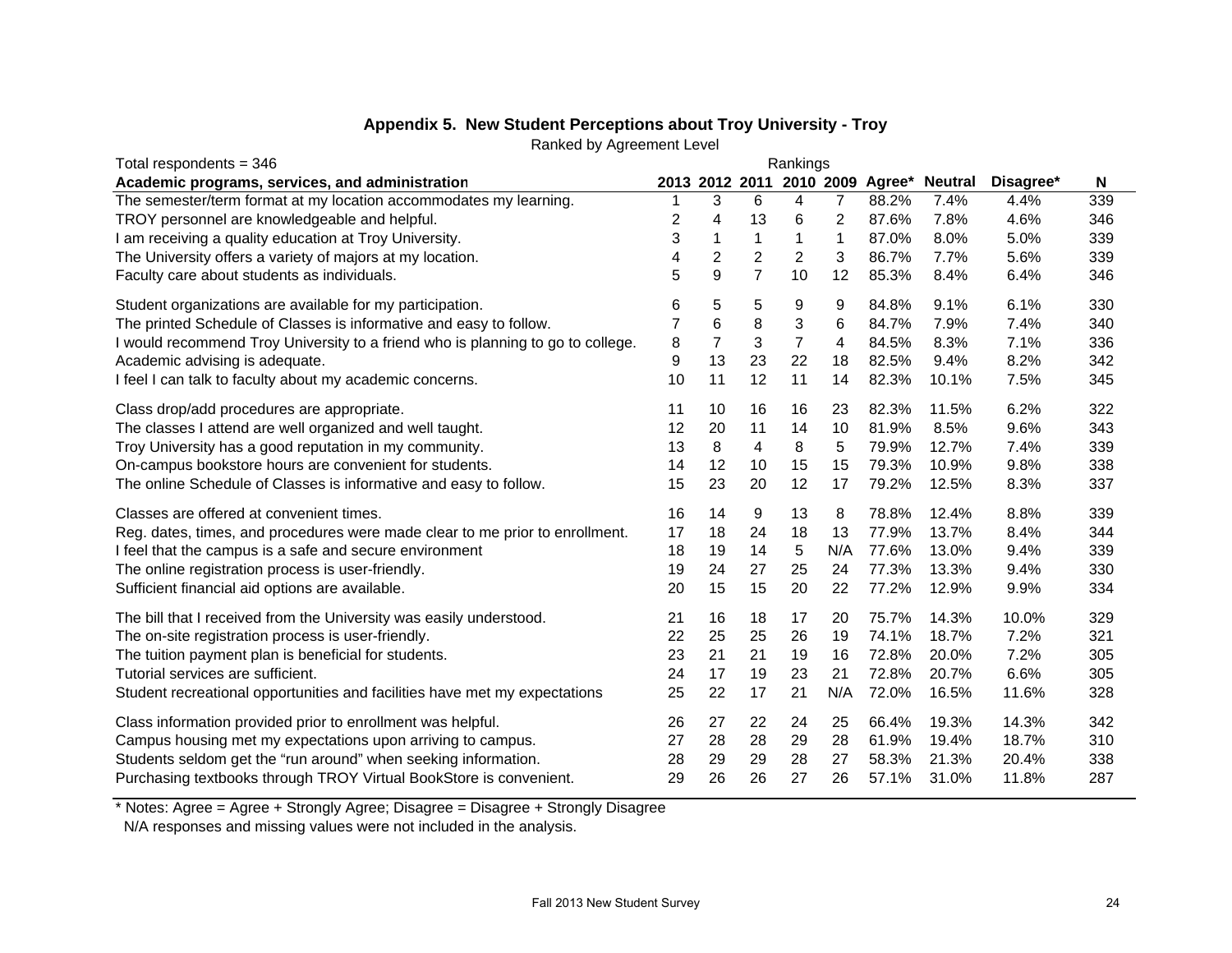## Appendix 5. New Student Perceptions about Troy University - Troy

Ranked by Agreement Level

Total respondents = 346

| Academic programs, services, and administration | Rankings 2013 | 2012 | 2011 | 2010 | 2009 | Agree* | Neutral | Disagree* | N |
|---|---|---|---|---|---|---|---|---|---|
| The semester/term format at my location accommodates my learning. | 1 | 3 | 6 | 4 | 7 | 88.2% | 7.4% | 4.4% | 339 |
| TROY personnel are knowledgeable and helpful. | 2 | 4 | 13 | 6 | 2 | 87.6% | 7.8% | 4.6% | 346 |
| I am receiving a quality education at Troy University. | 3 | 1 | 1 | 1 | 1 | 87.0% | 8.0% | 5.0% | 339 |
| The University offers a variety of majors at my location. | 4 | 2 | 2 | 2 | 3 | 86.7% | 7.7% | 5.6% | 339 |
| Faculty care about students as individuals. | 5 | 9 | 7 | 10 | 12 | 85.3% | 8.4% | 6.4% | 346 |
| Student organizations are available for my participation. | 6 | 5 | 5 | 9 | 9 | 84.8% | 9.1% | 6.1% | 330 |
| The printed Schedule of Classes is informative and easy to follow. | 7 | 6 | 8 | 3 | 6 | 84.7% | 7.9% | 7.4% | 340 |
| I would recommend Troy University to a friend who is planning to go to college. | 8 | 7 | 3 | 7 | 4 | 84.5% | 8.3% | 7.1% | 336 |
| Academic advising is adequate. | 9 | 13 | 23 | 22 | 18 | 82.5% | 9.4% | 8.2% | 342 |
| I feel I can talk to faculty about my academic concerns. | 10 | 11 | 12 | 11 | 14 | 82.3% | 10.1% | 7.5% | 345 |
| Class drop/add procedures are appropriate. | 11 | 10 | 16 | 16 | 23 | 82.3% | 11.5% | 6.2% | 322 |
| The classes I attend are well organized and well taught. | 12 | 20 | 11 | 14 | 10 | 81.9% | 8.5% | 9.6% | 343 |
| Troy University has a good reputation in my community. | 13 | 8 | 4 | 8 | 5 | 79.9% | 12.7% | 7.4% | 339 |
| On-campus bookstore hours are convenient for students. | 14 | 12 | 10 | 15 | 15 | 79.3% | 10.9% | 9.8% | 338 |
| The online Schedule of Classes is informative and easy to follow. | 15 | 23 | 20 | 12 | 17 | 79.2% | 12.5% | 8.3% | 337 |
| Classes are offered at convenient times. | 16 | 14 | 9 | 13 | 8 | 78.8% | 12.4% | 8.8% | 339 |
| Reg. dates, times, and procedures were made clear to me prior to enrollment. | 17 | 18 | 24 | 18 | 13 | 77.9% | 13.7% | 8.4% | 344 |
| I feel that the campus is a safe and secure environment | 18 | 19 | 14 | 5 | N/A | 77.6% | 13.0% | 9.4% | 339 |
| The online registration process is user-friendly. | 19 | 24 | 27 | 25 | 24 | 77.3% | 13.3% | 9.4% | 330 |
| Sufficient financial aid options are available. | 20 | 15 | 15 | 20 | 22 | 77.2% | 12.9% | 9.9% | 334 |
| The bill that I received from the University was easily understood. | 21 | 16 | 18 | 17 | 20 | 75.7% | 14.3% | 10.0% | 329 |
| The on-site registration process is user-friendly. | 22 | 25 | 25 | 26 | 19 | 74.1% | 18.7% | 7.2% | 321 |
| The tuition payment plan is beneficial for students. | 23 | 21 | 21 | 19 | 16 | 72.8% | 20.0% | 7.2% | 305 |
| Tutorial services are sufficient. | 24 | 17 | 19 | 23 | 21 | 72.8% | 20.7% | 6.6% | 305 |
| Student recreational opportunities and facilities have met my expectations | 25 | 22 | 17 | 21 | N/A | 72.0% | 16.5% | 11.6% | 328 |
| Class information provided prior to enrollment was helpful. | 26 | 27 | 22 | 24 | 25 | 66.4% | 19.3% | 14.3% | 342 |
| Campus housing met my expectations upon arriving to campus. | 27 | 28 | 28 | 29 | 28 | 61.9% | 19.4% | 18.7% | 310 |
| Students seldom get the "run around" when seeking information. | 28 | 29 | 29 | 28 | 27 | 58.3% | 21.3% | 20.4% | 338 |
| Purchasing textbooks through TROY Virtual BookStore is convenient. | 29 | 26 | 26 | 27 | 26 | 57.1% | 31.0% | 11.8% | 287 |

* Notes: Agree = Agree + Strongly Agree; Disagree = Disagree + Strongly Disagree
N/A responses and missing values were not included in the analysis.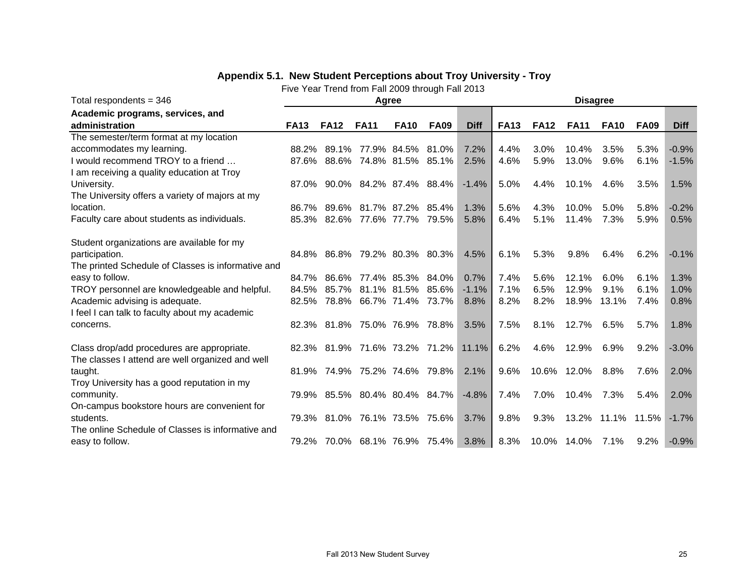## Appendix 5.1. New Student Perceptions about Troy University - Troy

Five Year Trend from Fall 2009 through Fall 2013

| Total respondents = 346 | Agree | | | | | | Disagree | | | | | |
|---|---|---|---|---|---|---|---|---|---|---|---|---|
| **Academic programs, services, and administration** | **FA13** | **FA12** | **FA11** | **FA10** | **FA09** | **Diff** | **FA13** | **FA12** | **FA11** | **FA10** | **FA09** | **Diff** |
| The semester/term format at my location accommodates my learning. | 88.2% | 89.1% | 77.9% | 84.5% | 81.0% | 7.2% | 4.4% | 3.0% | 10.4% | 3.5% | 5.3% | -0.9% |
| I would recommend TROY to a friend … | 87.6% | 88.6% | 74.8% | 81.5% | 85.1% | 2.5% | 4.6% | 5.9% | 13.0% | 9.6% | 6.1% | -1.5% |
| I am receiving a quality education at Troy University. | 87.0% | 90.0% | 84.2% | 87.4% | 88.4% | -1.4% | 5.0% | 4.4% | 10.1% | 4.6% | 3.5% | 1.5% |
| The University offers a variety of majors at my location. | 86.7% | 89.6% | 81.7% | 87.2% | 85.4% | 1.3% | 5.6% | 4.3% | 10.0% | 5.0% | 5.8% | -0.2% |
| Faculty care about students as individuals. | 85.3% | 82.6% | 77.6% | 77.7% | 79.5% | 5.8% | 6.4% | 5.1% | 11.4% | 7.3% | 5.9% | 0.5% |
| Student organizations are available for my participation. | 84.8% | 86.8% | 79.2% | 80.3% | 80.3% | 4.5% | 6.1% | 5.3% | 9.8% | 6.4% | 6.2% | -0.1% |
| The printed Schedule of Classes is informative and easy to follow. | 84.7% | 86.6% | 77.4% | 85.3% | 84.0% | 0.7% | 7.4% | 5.6% | 12.1% | 6.0% | 6.1% | 1.3% |
| TROY personnel are knowledgeable and helpful. | 84.5% | 85.7% | 81.1% | 81.5% | 85.6% | -1.1% | 7.1% | 6.5% | 12.9% | 9.1% | 6.1% | 1.0% |
| Academic advising is adequate. | 82.5% | 78.8% | 66.7% | 71.4% | 73.7% | 8.8% | 8.2% | 8.2% | 18.9% | 13.1% | 7.4% | 0.8% |
| I feel I can talk to faculty about my academic concerns. | 82.3% | 81.8% | 75.0% | 76.9% | 78.8% | 3.5% | 7.5% | 8.1% | 12.7% | 6.5% | 5.7% | 1.8% |
| Class drop/add procedures are appropriate. | 82.3% | 81.9% | 71.6% | 73.2% | 71.2% | 11.1% | 6.2% | 4.6% | 12.9% | 6.9% | 9.2% | -3.0% |
| The classes I attend are well organized and well taught. | 81.9% | 74.9% | 75.2% | 74.6% | 79.8% | 2.1% | 9.6% | 10.6% | 12.0% | 8.8% | 7.6% | 2.0% |
| Troy University has a good reputation in my community. | 79.9% | 85.5% | 80.4% | 80.4% | 84.7% | -4.8% | 7.4% | 7.0% | 10.4% | 7.3% | 5.4% | 2.0% |
| On-campus bookstore hours are convenient for students. | 79.3% | 81.0% | 76.1% | 73.5% | 75.6% | 3.7% | 9.8% | 9.3% | 13.2% | 11.1% | 11.5% | -1.7% |
| The online Schedule of Classes is informative and easy to follow. | 79.2% | 70.0% | 68.1% | 76.9% | 75.4% | 3.8% | 8.3% | 10.0% | 14.0% | 7.1% | 9.2% | -0.9% |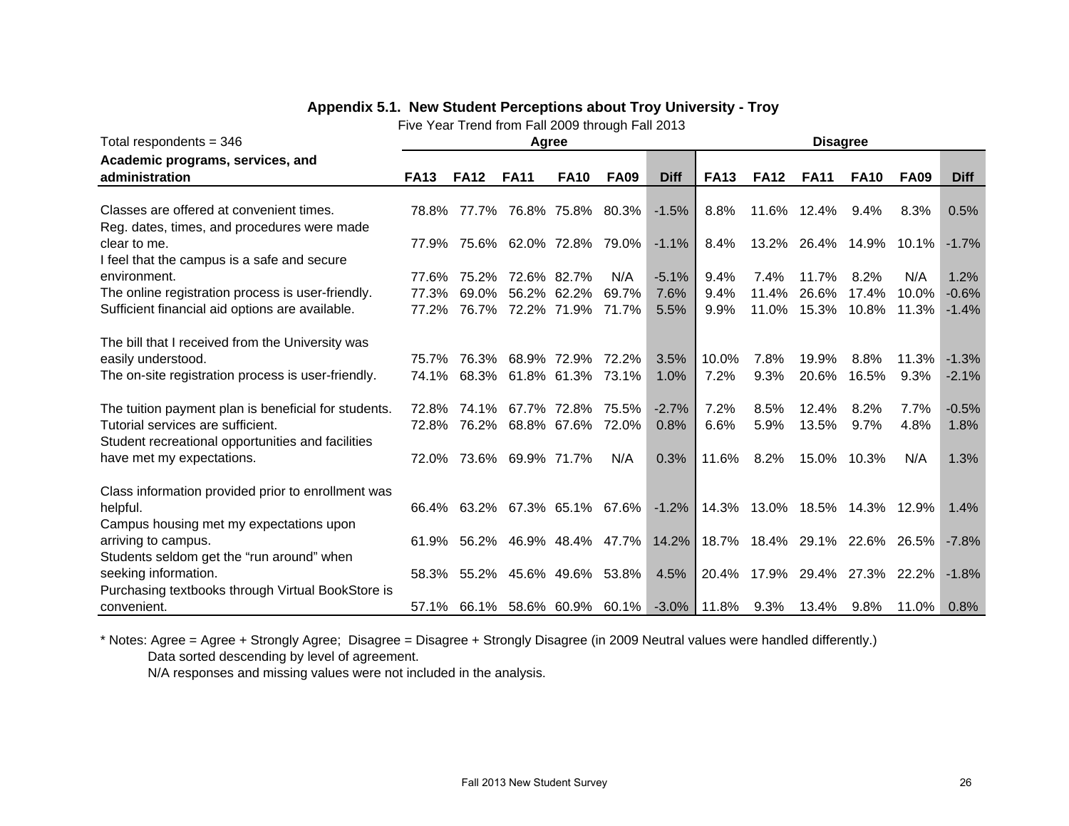## Appendix 5.1. New Student Perceptions about Troy University - Troy

Five Year Trend from Fall 2009 through Fall 2013

| Total respondents = 346 | Agree | | | | | | Disagree | | | | | |
|---|---|---|---|---|---|---|---|---|---|---|---|---|
| **Academic programs, services, and administration** | **FA13** | **FA12** | **FA11** | **FA10** | **FA09** | **Diff** | **FA13** | **FA12** | **FA11** | **FA10** | **FA09** | **Diff** |
| Classes are offered at convenient times. | 78.8% | 77.7% | 76.8% | 75.8% | 80.3% | -1.5% | 8.8% | 11.6% | 12.4% | 9.4% | 8.3% | 0.5% |
| Reg. dates, times, and procedures were made clear to me. | 77.9% | 75.6% | 62.0% | 72.8% | 79.0% | -1.1% | 8.4% | 13.2% | 26.4% | 14.9% | 10.1% | -1.7% |
| I feel that the campus is a safe and secure environment. | 77.6% | 75.2% | 72.6% | 82.7% | N/A | -5.1% | 9.4% | 7.4% | 11.7% | 8.2% | N/A | 1.2% |
| The online registration process is user-friendly. | 77.3% | 69.0% | 56.2% | 62.2% | 69.7% | 7.6% | 9.4% | 11.4% | 26.6% | 17.4% | 10.0% | -0.6% |
| Sufficient financial aid options are available. | 77.2% | 76.7% | 72.2% | 71.9% | 71.7% | 5.5% | 9.9% | 11.0% | 15.3% | 10.8% | 11.3% | -1.4% |
| The bill that I received from the University was easily understood. | 75.7% | 76.3% | 68.9% | 72.9% | 72.2% | 3.5% | 10.0% | 7.8% | 19.9% | 8.8% | 11.3% | -1.3% |
| The on-site registration process is user-friendly. | 74.1% | 68.3% | 61.8% | 61.3% | 73.1% | 1.0% | 7.2% | 9.3% | 20.6% | 16.5% | 9.3% | -2.1% |
| The tuition payment plan is beneficial for students. | 72.8% | 74.1% | 67.7% | 72.8% | 75.5% | -2.7% | 7.2% | 8.5% | 12.4% | 8.2% | 7.7% | -0.5% |
| Tutorial services are sufficient. | 72.8% | 76.2% | 68.8% | 67.6% | 72.0% | 0.8% | 6.6% | 5.9% | 13.5% | 9.7% | 4.8% | 1.8% |
| Student recreational opportunities and facilities have met my expectations. | 72.0% | 73.6% | 69.9% | 71.7% | N/A | 0.3% | 11.6% | 8.2% | 15.0% | 10.3% | N/A | 1.3% |
| Class information provided prior to enrollment was helpful. | 66.4% | 63.2% | 67.3% | 65.1% | 67.6% | -1.2% | 14.3% | 13.0% | 18.5% | 14.3% | 12.9% | 1.4% |
| Campus housing met my expectations upon arriving to campus. | 61.9% | 56.2% | 46.9% | 48.4% | 47.7% | 14.2% | 18.7% | 18.4% | 29.1% | 22.6% | 26.5% | -7.8% |
| Students seldom get the “run around” when seeking information. | 58.3% | 55.2% | 45.6% | 49.6% | 53.8% | 4.5% | 20.4% | 17.9% | 29.4% | 27.3% | 22.2% | -1.8% |
| Purchasing textbooks through Virtual BookStore is convenient. | 57.1% | 66.1% | 58.6% | 60.9% | 60.1% | -3.0% | 11.8% | 9.3% | 13.4% | 9.8% | 11.0% | 0.8% |

* Notes: Agree = Agree + Strongly Agree; Disagree = Disagree + Strongly Disagree (in 2009 Neutral values were handled differently.)
Data sorted descending by level of agreement.
N/A responses and missing values were not included in the analysis.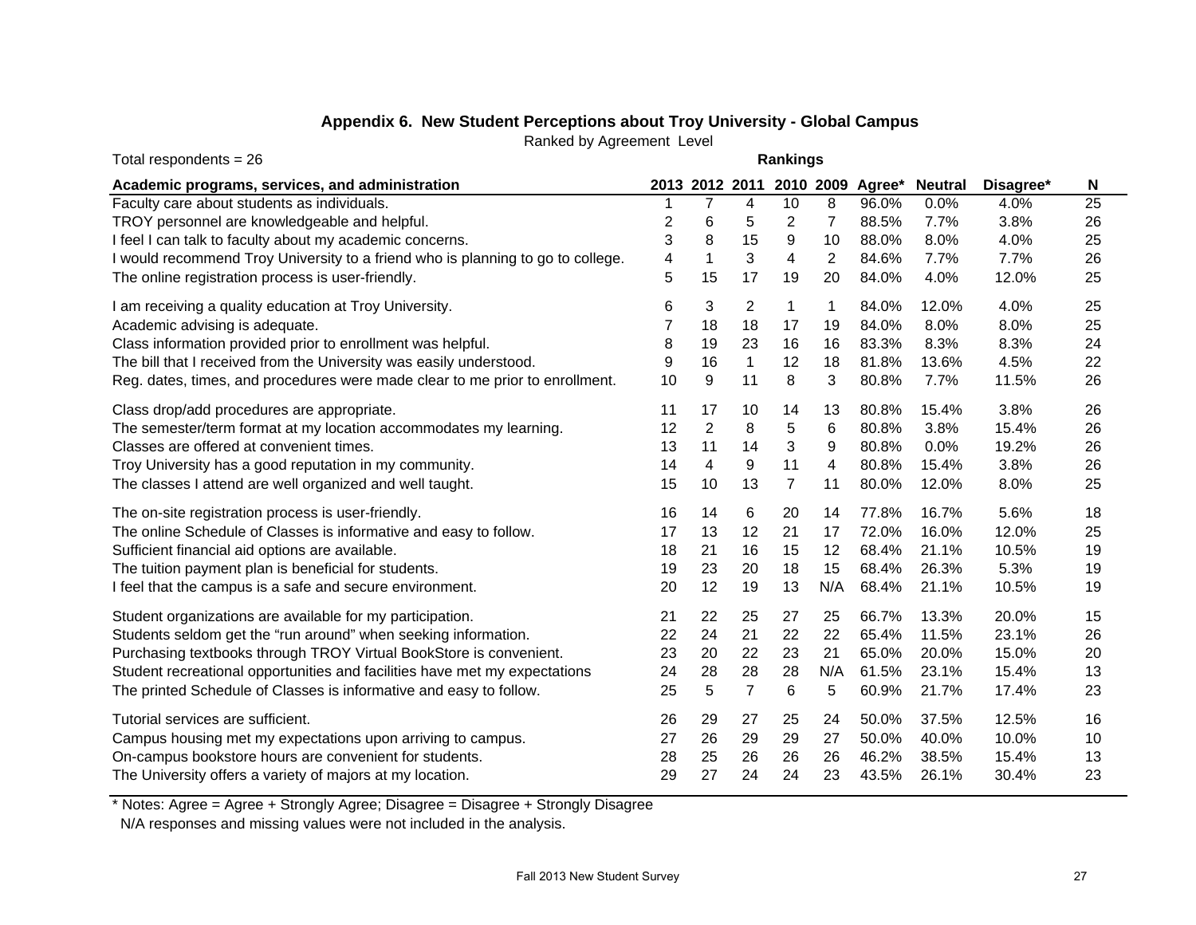## Appendix 6. New Student Perceptions about Troy University - Global Campus

Ranked by Agreement Level

Total respondents = 26

| Academic programs, services, and administration | Rankings 2013 | 2012 | 2011 | 2010 | 2009 | Agree* | Neutral | Disagree* | N |
|---|---|---|---|---|---|---|---|---|---|
| Faculty care about students as individuals. | 1 | 7 | 4 | 10 | 8 | 96.0% | 0.0% | 4.0% | 25 |
| TROY personnel are knowledgeable and helpful. | 2 | 6 | 5 | 2 | 7 | 88.5% | 7.7% | 3.8% | 26 |
| I feel I can talk to faculty about my academic concerns. | 3 | 8 | 15 | 9 | 10 | 88.0% | 8.0% | 4.0% | 25 |
| I would recommend Troy University to a friend who is planning to go to college. | 4 | 1 | 3 | 4 | 2 | 84.6% | 7.7% | 7.7% | 26 |
| The online registration process is user-friendly. | 5 | 15 | 17 | 19 | 20 | 84.0% | 4.0% | 12.0% | 25 |
| I am receiving a quality education at Troy University. | 6 | 3 | 2 | 1 | 1 | 84.0% | 12.0% | 4.0% | 25 |
| Academic advising is adequate. | 7 | 18 | 18 | 17 | 19 | 84.0% | 8.0% | 8.0% | 25 |
| Class information provided prior to enrollment was helpful. | 8 | 19 | 23 | 16 | 16 | 83.3% | 8.3% | 8.3% | 24 |
| The bill that I received from the University was easily understood. | 9 | 16 | 1 | 12 | 18 | 81.8% | 13.6% | 4.5% | 22 |
| Reg. dates, times, and procedures were made clear to me prior to enrollment. | 10 | 9 | 11 | 8 | 3 | 80.8% | 7.7% | 11.5% | 26 |
| Class drop/add procedures are appropriate. | 11 | 17 | 10 | 14 | 13 | 80.8% | 15.4% | 3.8% | 26 |
| The semester/term format at my location accommodates my learning. | 12 | 2 | 8 | 5 | 6 | 80.8% | 3.8% | 15.4% | 26 |
| Classes are offered at convenient times. | 13 | 11 | 14 | 3 | 9 | 80.8% | 0.0% | 19.2% | 26 |
| Troy University has a good reputation in my community. | 14 | 4 | 9 | 11 | 4 | 80.8% | 15.4% | 3.8% | 26 |
| The classes I attend are well organized and well taught. | 15 | 10 | 13 | 7 | 11 | 80.0% | 12.0% | 8.0% | 25 |
| The on-site registration process is user-friendly. | 16 | 14 | 6 | 20 | 14 | 77.8% | 16.7% | 5.6% | 18 |
| The online Schedule of Classes is informative and easy to follow. | 17 | 13 | 12 | 21 | 17 | 72.0% | 16.0% | 12.0% | 25 |
| Sufficient financial aid options are available. | 18 | 21 | 16 | 15 | 12 | 68.4% | 21.1% | 10.5% | 19 |
| The tuition payment plan is beneficial for students. | 19 | 23 | 20 | 18 | 15 | 68.4% | 26.3% | 5.3% | 19 |
| I feel that the campus is a safe and secure environment. | 20 | 12 | 19 | 13 | N/A | 68.4% | 21.1% | 10.5% | 19 |
| Student organizations are available for my participation. | 21 | 22 | 25 | 27 | 25 | 66.7% | 13.3% | 20.0% | 15 |
| Students seldom get the “run around” when seeking information. | 22 | 24 | 21 | 22 | 22 | 65.4% | 11.5% | 23.1% | 26 |
| Purchasing textbooks through TROY Virtual BookStore is convenient. | 23 | 20 | 22 | 23 | 21 | 65.0% | 20.0% | 15.0% | 20 |
| Student recreational opportunities and facilities have met my expectations | 24 | 28 | 28 | 28 | N/A | 61.5% | 23.1% | 15.4% | 13 |
| The printed Schedule of Classes is informative and easy to follow. | 25 | 5 | 7 | 6 | 5 | 60.9% | 21.7% | 17.4% | 23 |
| Tutorial services are sufficient. | 26 | 29 | 27 | 25 | 24 | 50.0% | 37.5% | 12.5% | 16 |
| Campus housing met my expectations upon arriving to campus. | 27 | 26 | 29 | 29 | 27 | 50.0% | 40.0% | 10.0% | 10 |
| On-campus bookstore hours are convenient for students. | 28 | 25 | 26 | 26 | 26 | 46.2% | 38.5% | 15.4% | 13 |
| The University offers a variety of majors at my location. | 29 | 27 | 24 | 24 | 23 | 43.5% | 26.1% | 30.4% | 23 |

* Notes: Agree = Agree + Strongly Agree; Disagree = Disagree + Strongly Disagree
N/A responses and missing values were not included in the analysis.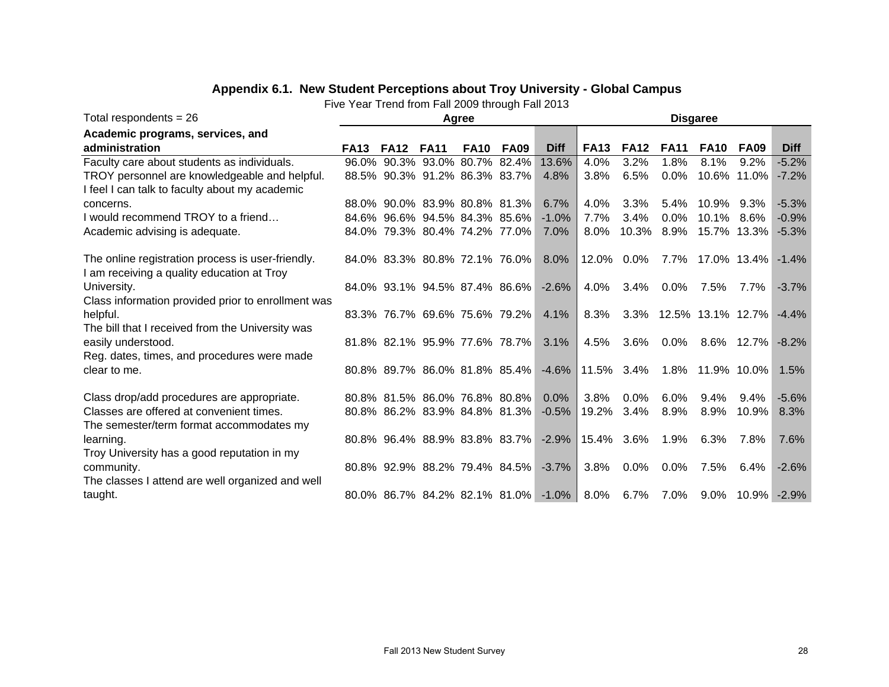## Appendix 6.1. New Student Perceptions about Troy University - Global Campus

Five Year Trend from Fall 2009 through Fall 2013

| Total respondents = 26 | Agree | | | | | | Disgaree | | | | | |
|---|---|---|---|---|---|---|---|---|---|---|---|---|
| **Academic programs, services, and administration** | **FA13** | **FA12** | **FA11** | **FA10** | **FA09** | **Diff** | **FA13** | **FA12** | **FA11** | **FA10** | **FA09** | **Diff** |
| Faculty care about students as individuals. | 96.0% | 90.3% | 93.0% | 80.7% | 82.4% | 13.6% | 4.0% | 3.2% | 1.8% | 8.1% | 9.2% | -5.2% |
| TROY personnel are knowledgeable and helpful. | 88.5% | 90.3% | 91.2% | 86.3% | 83.7% | 4.8% | 3.8% | 6.5% | 0.0% | 10.6% | 11.0% | -7.2% |
| I feel I can talk to faculty about my academic concerns. | 88.0% | 90.0% | 83.9% | 80.8% | 81.3% | 6.7% | 4.0% | 3.3% | 5.4% | 10.9% | 9.3% | -5.3% |
| I would recommend TROY to a friend… | 84.6% | 96.6% | 94.5% | 84.3% | 85.6% | -1.0% | 7.7% | 3.4% | 0.0% | 10.1% | 8.6% | -0.9% |
| Academic advising is adequate. | 84.0% | 79.3% | 80.4% | 74.2% | 77.0% | 7.0% | 8.0% | 10.3% | 8.9% | 15.7% | 13.3% | -5.3% |
| The online registration process is user-friendly. | 84.0% | 83.3% | 80.8% | 72.1% | 76.0% | 8.0% | 12.0% | 0.0% | 7.7% | 17.0% | 13.4% | -1.4% |
| I am receiving a quality education at Troy University. | 84.0% | 93.1% | 94.5% | 87.4% | 86.6% | -2.6% | 4.0% | 3.4% | 0.0% | 7.5% | 7.7% | -3.7% |
| Class information provided prior to enrollment was helpful. | 83.3% | 76.7% | 69.6% | 75.6% | 79.2% | 4.1% | 8.3% | 3.3% | 12.5% | 13.1% | 12.7% | -4.4% |
| The bill that I received from the University was easily understood. | 81.8% | 82.1% | 95.9% | 77.6% | 78.7% | 3.1% | 4.5% | 3.6% | 0.0% | 8.6% | 12.7% | -8.2% |
| Reg. dates, times, and procedures were made clear to me. | 80.8% | 89.7% | 86.0% | 81.8% | 85.4% | -4.6% | 11.5% | 3.4% | 1.8% | 11.9% | 10.0% | 1.5% |
| Class drop/add procedures are appropriate. | 80.8% | 81.5% | 86.0% | 76.8% | 80.8% | 0.0% | 3.8% | 0.0% | 6.0% | 9.4% | 9.4% | -5.6% |
| Classes are offered at convenient times. | 80.8% | 86.2% | 83.9% | 84.8% | 81.3% | -0.5% | 19.2% | 3.4% | 8.9% | 8.9% | 10.9% | 8.3% |
| The semester/term format accommodates my learning. | 80.8% | 96.4% | 88.9% | 83.8% | 83.7% | -2.9% | 15.4% | 3.6% | 1.9% | 6.3% | 7.8% | 7.6% |
| Troy University has a good reputation in my community. | 80.8% | 92.9% | 88.2% | 79.4% | 84.5% | -3.7% | 3.8% | 0.0% | 0.0% | 7.5% | 6.4% | -2.6% |
| The classes I attend are well organized and well taught. | 80.0% | 86.7% | 84.2% | 82.1% | 81.0% | -1.0% | 8.0% | 6.7% | 7.0% | 9.0% | 10.9% | -2.9% |

Fall 2013 New Student Survey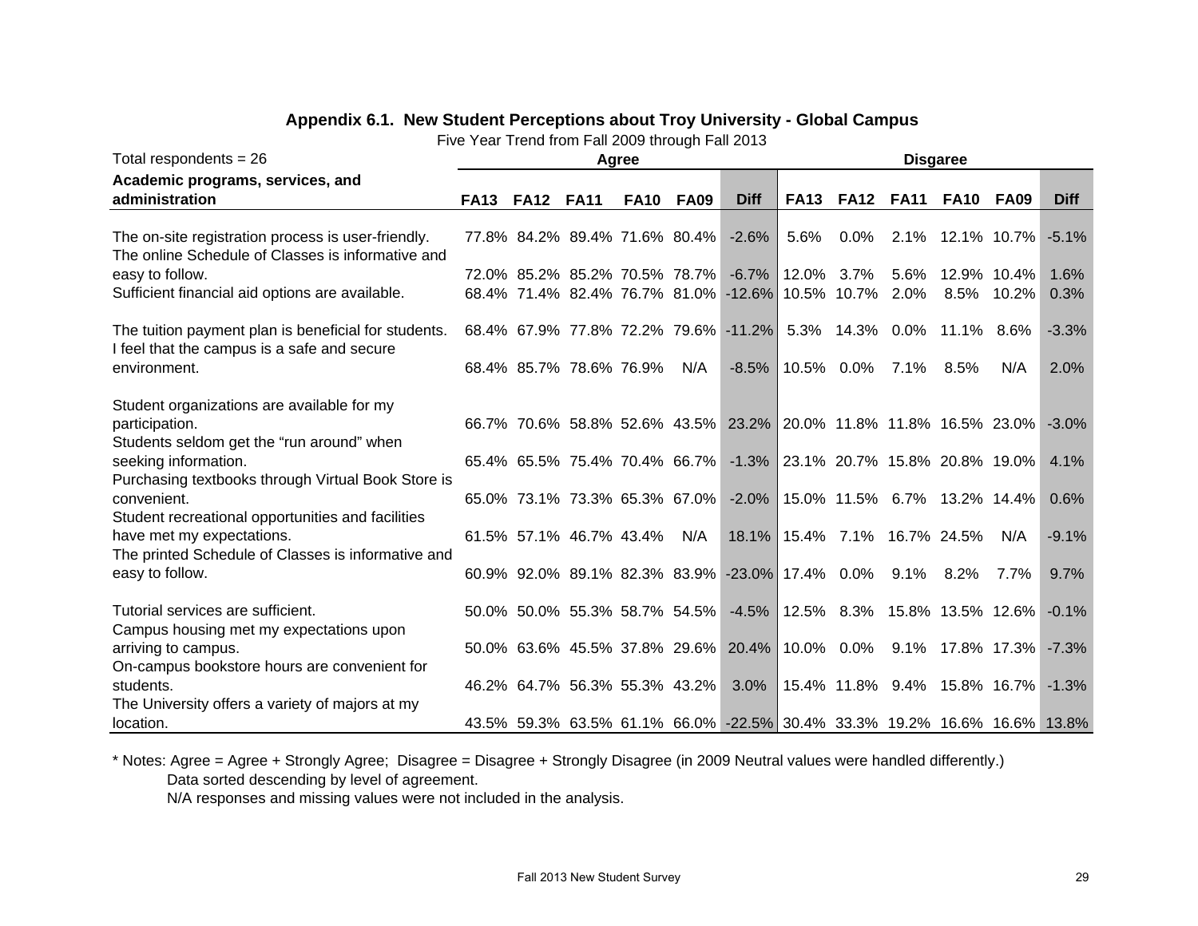### Appendix 6.1. New Student Perceptions about Troy University - Global Campus

Five Year Trend from Fall 2009 through Fall 2013

| Total respondents = 26 | Agree | | | | | | Disgaree | | | | | |
|---|---|---|---|---|---|---|---|---|---|---|---|---|
| **Academic programs, services, and administration** | **FA13** | **FA12** | **FA11** | **FA10** | **FA09** | **Diff** | **FA13** | **FA12** | **FA11** | **FA10** | **FA09** | **Diff** |
| The on-site registration process is user-friendly. | 77.8% | 84.2% | 89.4% | 71.6% | 80.4% | -2.6% | 5.6% | 0.0% | 2.1% | 12.1% | 10.7% | -5.1% |
| The online Schedule of Classes is informative and easy to follow. | 72.0% | 85.2% | 85.2% | 70.5% | 78.7% | -6.7% | 12.0% | 3.7% | 5.6% | 12.9% | 10.4% | 1.6% |
| Sufficient financial aid options are available. | 68.4% | 71.4% | 82.4% | 76.7% | 81.0% | -12.6% | 10.5% | 10.7% | 2.0% | 8.5% | 10.2% | 0.3% |
| The tuition payment plan is beneficial for students. | 68.4% | 67.9% | 77.8% | 72.2% | 79.6% | -11.2% | 5.3% | 14.3% | 0.0% | 11.1% | 8.6% | -3.3% |
| I feel that the campus is a safe and secure environment. | 68.4% | 85.7% | 78.6% | 76.9% | N/A | -8.5% | 10.5% | 0.0% | 7.1% | 8.5% | N/A | 2.0% |
| Student organizations are available for my participation. | 66.7% | 70.6% | 58.8% | 52.6% | 43.5% | 23.2% | 20.0% | 11.8% | 11.8% | 16.5% | 23.0% | -3.0% |
| Students seldom get the "run around" when seeking information. | 65.4% | 65.5% | 75.4% | 70.4% | 66.7% | -1.3% | 23.1% | 20.7% | 15.8% | 20.8% | 19.0% | 4.1% |
| Purchasing textbooks through Virtual Book Store is convenient. | 65.0% | 73.1% | 73.3% | 65.3% | 67.0% | -2.0% | 15.0% | 11.5% | 6.7% | 13.2% | 14.4% | 0.6% |
| Student recreational opportunities and facilities have met my expectations. | 61.5% | 57.1% | 46.7% | 43.4% | N/A | 18.1% | 15.4% | 7.1% | 16.7% | 24.5% | N/A | -9.1% |
| The printed Schedule of Classes is informative and easy to follow. | 60.9% | 92.0% | 89.1% | 82.3% | 83.9% | -23.0% | 17.4% | 0.0% | 9.1% | 8.2% | 7.7% | 9.7% |
| Tutorial services are sufficient. | 50.0% | 50.0% | 55.3% | 58.7% | 54.5% | -4.5% | 12.5% | 8.3% | 15.8% | 13.5% | 12.6% | -0.1% |
| Campus housing met my expectations upon arriving to campus. | 50.0% | 63.6% | 45.5% | 37.8% | 29.6% | 20.4% | 10.0% | 0.0% | 9.1% | 17.8% | 17.3% | -7.3% |
| On-campus bookstore hours are convenient for students. | 46.2% | 64.7% | 56.3% | 55.3% | 43.2% | 3.0% | 15.4% | 11.8% | 9.4% | 15.8% | 16.7% | -1.3% |
| The University offers a variety of majors at my location. | 43.5% | 59.3% | 63.5% | 61.1% | 66.0% | -22.5% | 30.4% | 33.3% | 19.2% | 16.6% | 16.6% | 13.8% |

* Notes: Agree = Agree + Strongly Agree; Disagree = Disagree + Strongly Disagree (in 2009 Neutral values were handled differently.)
Data sorted descending by level of agreement.
N/A responses and missing values were not included in the analysis.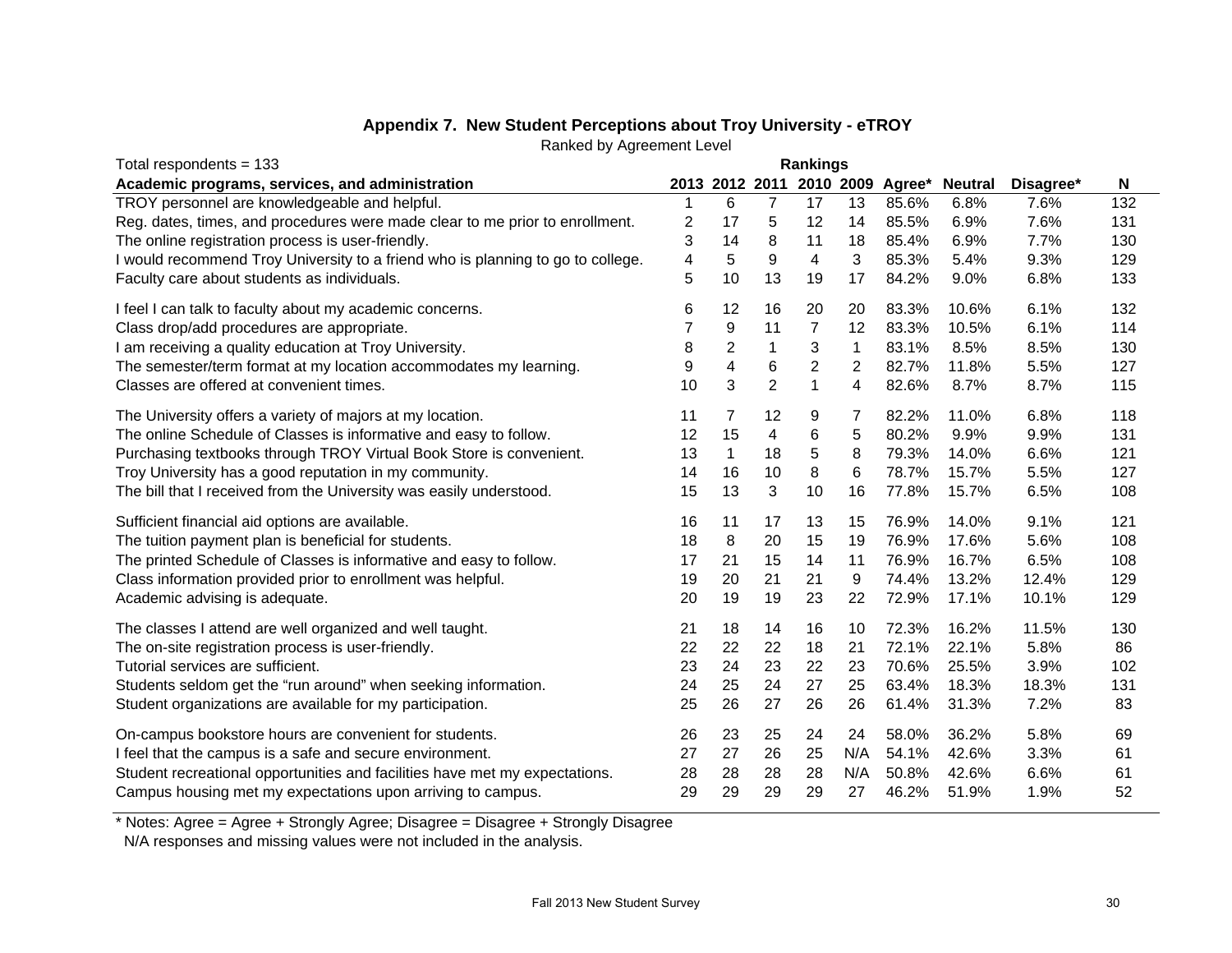### Appendix 7. New Student Perceptions about Troy University - eTROY

Ranked by Agreement Level

Total respondents = 133

| Academic programs, services, and administration | Rankings 2013 | 2012 | 2011 | 2010 | 2009 | Agree* | Neutral | Disagree* | N |
|---|---|---|---|---|---|---|---|---|---|
| TROY personnel are knowledgeable and helpful. | 1 | 6 | 7 | 17 | 13 | 85.6% | 6.8% | 7.6% | 132 |
| Reg. dates, times, and procedures were made clear to me prior to enrollment. | 2 | 17 | 5 | 12 | 14 | 85.5% | 6.9% | 7.6% | 131 |
| The online registration process is user-friendly. | 3 | 14 | 8 | 11 | 18 | 85.4% | 6.9% | 7.7% | 130 |
| I would recommend Troy University to a friend who is planning to go to college. | 4 | 5 | 9 | 4 | 3 | 85.3% | 5.4% | 9.3% | 129 |
| Faculty care about students as individuals. | 5 | 10 | 13 | 19 | 17 | 84.2% | 9.0% | 6.8% | 133 |
| I feel I can talk to faculty about my academic concerns. | 6 | 12 | 16 | 20 | 20 | 83.3% | 10.6% | 6.1% | 132 |
| Class drop/add procedures are appropriate. | 7 | 9 | 11 | 7 | 12 | 83.3% | 10.5% | 6.1% | 114 |
| I am receiving a quality education at Troy University. | 8 | 2 | 1 | 3 | 1 | 83.1% | 8.5% | 8.5% | 130 |
| The semester/term format at my location accommodates my learning. | 9 | 4 | 6 | 2 | 2 | 82.7% | 11.8% | 5.5% | 127 |
| Classes are offered at convenient times. | 10 | 3 | 2 | 1 | 4 | 82.6% | 8.7% | 8.7% | 115 |
| The University offers a variety of majors at my location. | 11 | 7 | 12 | 9 | 7 | 82.2% | 11.0% | 6.8% | 118 |
| The online Schedule of Classes is informative and easy to follow. | 12 | 15 | 4 | 6 | 5 | 80.2% | 9.9% | 9.9% | 131 |
| Purchasing textbooks through TROY Virtual Book Store is convenient. | 13 | 1 | 18 | 5 | 8 | 79.3% | 14.0% | 6.6% | 121 |
| Troy University has a good reputation in my community. | 14 | 16 | 10 | 8 | 6 | 78.7% | 15.7% | 5.5% | 127 |
| The bill that I received from the University was easily understood. | 15 | 13 | 3 | 10 | 16 | 77.8% | 15.7% | 6.5% | 108 |
| Sufficient financial aid options are available. | 16 | 11 | 17 | 13 | 15 | 76.9% | 14.0% | 9.1% | 121 |
| The tuition payment plan is beneficial for students. | 18 | 8 | 20 | 15 | 19 | 76.9% | 17.6% | 5.6% | 108 |
| The printed Schedule of Classes is informative and easy to follow. | 17 | 21 | 15 | 14 | 11 | 76.9% | 16.7% | 6.5% | 108 |
| Class information provided prior to enrollment was helpful. | 19 | 20 | 21 | 21 | 9 | 74.4% | 13.2% | 12.4% | 129 |
| Academic advising is adequate. | 20 | 19 | 19 | 23 | 22 | 72.9% | 17.1% | 10.1% | 129 |
| The classes I attend are well organized and well taught. | 21 | 18 | 14 | 16 | 10 | 72.3% | 16.2% | 11.5% | 130 |
| The on-site registration process is user-friendly. | 22 | 22 | 22 | 18 | 21 | 72.1% | 22.1% | 5.8% | 86 |
| Tutorial services are sufficient. | 23 | 24 | 23 | 22 | 23 | 70.6% | 25.5% | 3.9% | 102 |
| Students seldom get the “run around” when seeking information. | 24 | 25 | 24 | 27 | 25 | 63.4% | 18.3% | 18.3% | 131 |
| Student organizations are available for my participation. | 25 | 26 | 27 | 26 | 26 | 61.4% | 31.3% | 7.2% | 83 |
| On-campus bookstore hours are convenient for students. | 26 | 23 | 25 | 24 | 24 | 58.0% | 36.2% | 5.8% | 69 |
| I feel that the campus is a safe and secure environment. | 27 | 27 | 26 | 25 | N/A | 54.1% | 42.6% | 3.3% | 61 |
| Student recreational opportunities and facilities have met my expectations. | 28 | 28 | 28 | 28 | N/A | 50.8% | 42.6% | 6.6% | 61 |
| Campus housing met my expectations upon arriving to campus. | 29 | 29 | 29 | 29 | 27 | 46.2% | 51.9% | 1.9% | 52 |

* Notes: Agree = Agree + Strongly Agree; Disagree = Disagree + Strongly Disagree
N/A responses and missing values were not included in the analysis.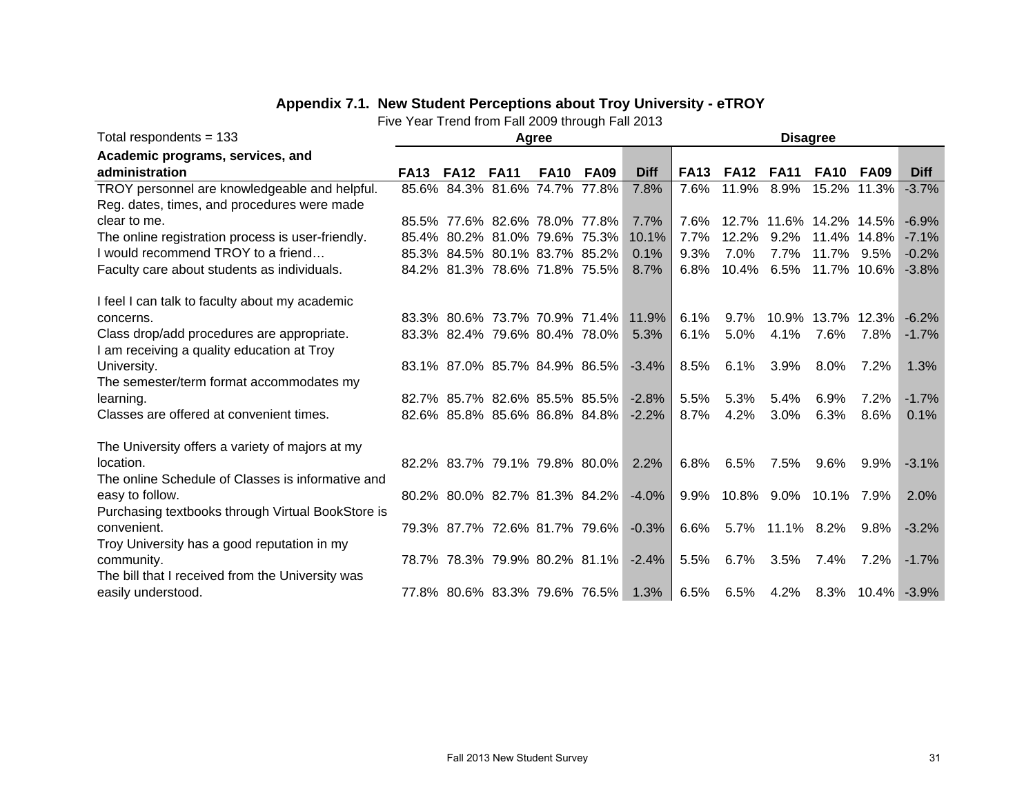## Appendix 7.1. New Student Perceptions about Troy University - eTROY

Five Year Trend from Fall 2009 through Fall 2013

| Total respondents = 133 | Agree | | | | | | Disagree | | | | | |
|---|---|---|---|---|---|---|---|---|---|---|---|---|
| **Academic programs, services, and administration** | **FA13** | **FA12** | **FA11** | **FA10** | **FA09** | **Diff** | **FA13** | **FA12** | **FA11** | **FA10** | **FA09** | **Diff** |
| TROY personnel are knowledgeable and helpful. | 85.6% | 84.3% | 81.6% | 74.7% | 77.8% | 7.8% | 7.6% | 11.9% | 8.9% | 15.2% | 11.3% | -3.7% |
| Reg. dates, times, and procedures were made clear to me. | 85.5% | 77.6% | 82.6% | 78.0% | 77.8% | 7.7% | 7.6% | 12.7% | 11.6% | 14.2% | 14.5% | -6.9% |
| The online registration process is user-friendly. | 85.4% | 80.2% | 81.0% | 79.6% | 75.3% | 10.1% | 7.7% | 12.2% | 9.2% | 11.4% | 14.8% | -7.1% |
| I would recommend TROY to a friend… | 85.3% | 84.5% | 80.1% | 83.7% | 85.2% | 0.1% | 9.3% | 7.0% | 7.7% | 11.7% | 9.5% | -0.2% |
| Faculty care about students as individuals. | 84.2% | 81.3% | 78.6% | 71.8% | 75.5% | 8.7% | 6.8% | 10.4% | 6.5% | 11.7% | 10.6% | -3.8% |
| I feel I can talk to faculty about my academic concerns. | 83.3% | 80.6% | 73.7% | 70.9% | 71.4% | 11.9% | 6.1% | 9.7% | 10.9% | 13.7% | 12.3% | -6.2% |
| Class drop/add procedures are appropriate. | 83.3% | 82.4% | 79.6% | 80.4% | 78.0% | 5.3% | 6.1% | 5.0% | 4.1% | 7.6% | 7.8% | -1.7% |
| I am receiving a quality education at Troy University. | 83.1% | 87.0% | 85.7% | 84.9% | 86.5% | -3.4% | 8.5% | 6.1% | 3.9% | 8.0% | 7.2% | 1.3% |
| The semester/term format accommodates my learning. | 82.7% | 85.7% | 82.6% | 85.5% | 85.5% | -2.8% | 5.5% | 5.3% | 5.4% | 6.9% | 7.2% | -1.7% |
| Classes are offered at convenient times. | 82.6% | 85.8% | 85.6% | 86.8% | 84.8% | -2.2% | 8.7% | 4.2% | 3.0% | 6.3% | 8.6% | 0.1% |
| The University offers a variety of majors at my location. | 82.2% | 83.7% | 79.1% | 79.8% | 80.0% | 2.2% | 6.8% | 6.5% | 7.5% | 9.6% | 9.9% | -3.1% |
| The online Schedule of Classes is informative and easy to follow. | 80.2% | 80.0% | 82.7% | 81.3% | 84.2% | -4.0% | 9.9% | 10.8% | 9.0% | 10.1% | 7.9% | 2.0% |
| Purchasing textbooks through Virtual BookStore is convenient. | 79.3% | 87.7% | 72.6% | 81.7% | 79.6% | -0.3% | 6.6% | 5.7% | 11.1% | 8.2% | 9.8% | -3.2% |
| Troy University has a good reputation in my community. | 78.7% | 78.3% | 79.9% | 80.2% | 81.1% | -2.4% | 5.5% | 6.7% | 3.5% | 7.4% | 7.2% | -1.7% |
| The bill that I received from the University was easily understood. | 77.8% | 80.6% | 83.3% | 79.6% | 76.5% | 1.3% | 6.5% | 6.5% | 4.2% | 8.3% | 10.4% | -3.9% |

Fall 2013 New Student Survey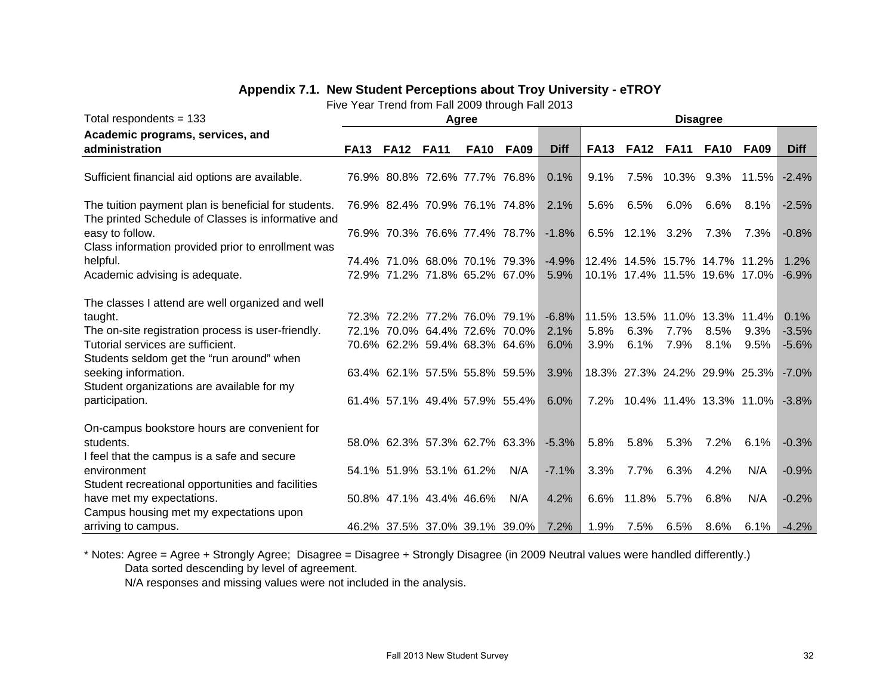## Appendix 7.1. New Student Perceptions about Troy University - eTROY

Five Year Trend from Fall 2009 through Fall 2013

| Total respondents = 133 | Agree | | | | | | Disagree | | | | | |
|---|---|---|---|---|---|---|---|---|---|---|---|---|
| **Academic programs, services, and administration** | **FA13** | **FA12** | **FA11** | **FA10** | **FA09** | **Diff** | **FA13** | **FA12** | **FA11** | **FA10** | **FA09** | **Diff** |
| Sufficient financial aid options are available. | 76.9% | 80.8% | 72.6% | 77.7% | 76.8% | 0.1% | 9.1% | 7.5% | 10.3% | 9.3% | 11.5% | -2.4% |
| The tuition payment plan is beneficial for students. | 76.9% | 82.4% | 70.9% | 76.1% | 74.8% | 2.1% | 5.6% | 6.5% | 6.0% | 6.6% | 8.1% | -2.5% |
| The printed Schedule of Classes is informative and easy to follow. | 76.9% | 70.3% | 76.6% | 77.4% | 78.7% | -1.8% | 6.5% | 12.1% | 3.2% | 7.3% | 7.3% | -0.8% |
| Class information provided prior to enrollment was helpful. | 74.4% | 71.0% | 68.0% | 70.1% | 79.3% | -4.9% | 12.4% | 14.5% | 15.7% | 14.7% | 11.2% | 1.2% |
| Academic advising is adequate. | 72.9% | 71.2% | 71.8% | 65.2% | 67.0% | 5.9% | 10.1% | 17.4% | 11.5% | 19.6% | 17.0% | -6.9% |
| The classes I attend are well organized and well taught. | 72.3% | 72.2% | 77.2% | 76.0% | 79.1% | -6.8% | 11.5% | 13.5% | 11.0% | 13.3% | 11.4% | 0.1% |
| The on-site registration process is user-friendly. | 72.1% | 70.0% | 64.4% | 72.6% | 70.0% | 2.1% | 5.8% | 6.3% | 7.7% | 8.5% | 9.3% | -3.5% |
| Tutorial services are sufficient. | 70.6% | 62.2% | 59.4% | 68.3% | 64.6% | 6.0% | 3.9% | 6.1% | 7.9% | 8.1% | 9.5% | -5.6% |
| Students seldom get the “run around” when seeking information. | 63.4% | 62.1% | 57.5% | 55.8% | 59.5% | 3.9% | 18.3% | 27.3% | 24.2% | 29.9% | 25.3% | -7.0% |
| Student organizations are available for my participation. | 61.4% | 57.1% | 49.4% | 57.9% | 55.4% | 6.0% | 7.2% | 10.4% | 11.4% | 13.3% | 11.0% | -3.8% |
| On-campus bookstore hours are convenient for students. | 58.0% | 62.3% | 57.3% | 62.7% | 63.3% | -5.3% | 5.8% | 5.8% | 5.3% | 7.2% | 6.1% | -0.3% |
| I feel that the campus is a safe and secure environment | 54.1% | 51.9% | 53.1% | 61.2% | N/A | -7.1% | 3.3% | 7.7% | 6.3% | 4.2% | N/A | -0.9% |
| Student recreational opportunities and facilities have met my expectations. | 50.8% | 47.1% | 43.4% | 46.6% | N/A | 4.2% | 6.6% | 11.8% | 5.7% | 6.8% | N/A | -0.2% |
| Campus housing met my expectations upon arriving to campus. | 46.2% | 37.5% | 37.0% | 39.1% | 39.0% | 7.2% | 1.9% | 7.5% | 6.5% | 8.6% | 6.1% | -4.2% |

* Notes: Agree = Agree + Strongly Agree; Disagree = Disagree + Strongly Disagree (in 2009 Neutral values were handled differently.)
Data sorted descending by level of agreement.
N/A responses and missing values were not included in the analysis.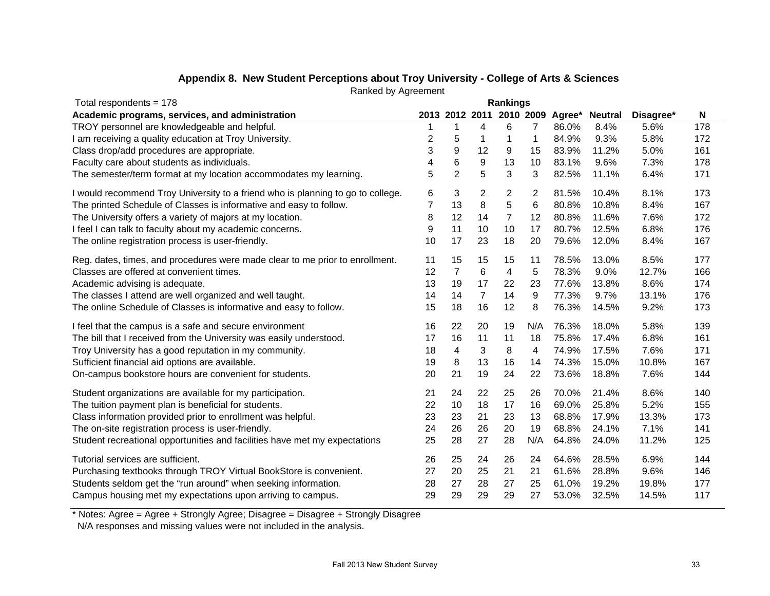### Appendix 8. New Student Perceptions about Troy University - College of Arts & Sciences

Ranked by Agreement

Total respondents = 178

| Academic programs, services, and administration | Rankings 2013 | 2012 | 2011 | 2010 | 2009 | Agree* | Neutral | Disagree* | N |
|---|---|---|---|---|---|---|---|---|---|
| TROY personnel are knowledgeable and helpful. | 1 | 1 | 4 | 6 | 7 | 86.0% | 8.4% | 5.6% | 178 |
| I am receiving a quality education at Troy University. | 2 | 5 | 1 | 1 | 1 | 84.9% | 9.3% | 5.8% | 172 |
| Class drop/add procedures are appropriate. | 3 | 9 | 12 | 9 | 15 | 83.9% | 11.2% | 5.0% | 161 |
| Faculty care about students as individuals. | 4 | 6 | 9 | 13 | 10 | 83.1% | 9.6% | 7.3% | 178 |
| The semester/term format at my location accommodates my learning. | 5 | 2 | 5 | 3 | 3 | 82.5% | 11.1% | 6.4% | 171 |
| I would recommend Troy University to a friend who is planning to go to college. | 6 | 3 | 2 | 2 | 2 | 81.5% | 10.4% | 8.1% | 173 |
| The printed Schedule of Classes is informative and easy to follow. | 7 | 13 | 8 | 5 | 6 | 80.8% | 10.8% | 8.4% | 167 |
| The University offers a variety of majors at my location. | 8 | 12 | 14 | 7 | 12 | 80.8% | 11.6% | 7.6% | 172 |
| I feel I can talk to faculty about my academic concerns. | 9 | 11 | 10 | 10 | 17 | 80.7% | 12.5% | 6.8% | 176 |
| The online registration process is user-friendly. | 10 | 17 | 23 | 18 | 20 | 79.6% | 12.0% | 8.4% | 167 |
| Reg. dates, times, and procedures were made clear to me prior to enrollment. | 11 | 15 | 15 | 15 | 11 | 78.5% | 13.0% | 8.5% | 177 |
| Classes are offered at convenient times. | 12 | 7 | 6 | 4 | 5 | 78.3% | 9.0% | 12.7% | 166 |
| Academic advising is adequate. | 13 | 19 | 17 | 22 | 23 | 77.6% | 13.8% | 8.6% | 174 |
| The classes I attend are well organized and well taught. | 14 | 14 | 7 | 14 | 9 | 77.3% | 9.7% | 13.1% | 176 |
| The online Schedule of Classes is informative and easy to follow. | 15 | 18 | 16 | 12 | 8 | 76.3% | 14.5% | 9.2% | 173 |
| I feel that the campus is a safe and secure environment | 16 | 22 | 20 | 19 | N/A | 76.3% | 18.0% | 5.8% | 139 |
| The bill that I received from the University was easily understood. | 17 | 16 | 11 | 11 | 18 | 75.8% | 17.4% | 6.8% | 161 |
| Troy University has a good reputation in my community. | 18 | 4 | 3 | 8 | 4 | 74.9% | 17.5% | 7.6% | 171 |
| Sufficient financial aid options are available. | 19 | 8 | 13 | 16 | 14 | 74.3% | 15.0% | 10.8% | 167 |
| On-campus bookstore hours are convenient for students. | 20 | 21 | 19 | 24 | 22 | 73.6% | 18.8% | 7.6% | 144 |
| Student organizations are available for my participation. | 21 | 24 | 22 | 25 | 26 | 70.0% | 21.4% | 8.6% | 140 |
| The tuition payment plan is beneficial for students. | 22 | 10 | 18 | 17 | 16 | 69.0% | 25.8% | 5.2% | 155 |
| Class information provided prior to enrollment was helpful. | 23 | 23 | 21 | 23 | 13 | 68.8% | 17.9% | 13.3% | 173 |
| The on-site registration process is user-friendly. | 24 | 26 | 26 | 20 | 19 | 68.8% | 24.1% | 7.1% | 141 |
| Student recreational opportunities and facilities have met my expectations | 25 | 28 | 27 | 28 | N/A | 64.8% | 24.0% | 11.2% | 125 |
| Tutorial services are sufficient. | 26 | 25 | 24 | 26 | 24 | 64.6% | 28.5% | 6.9% | 144 |
| Purchasing textbooks through TROY Virtual BookStore is convenient. | 27 | 20 | 25 | 21 | 21 | 61.6% | 28.8% | 9.6% | 146 |
| Students seldom get the “run around” when seeking information. | 28 | 27 | 28 | 27 | 25 | 61.0% | 19.2% | 19.8% | 177 |
| Campus housing met my expectations upon arriving to campus. | 29 | 29 | 29 | 29 | 27 | 53.0% | 32.5% | 14.5% | 117 |

* Notes: Agree = Agree + Strongly Agree; Disagree = Disagree + Strongly Disagree
N/A responses and missing values were not included in the analysis.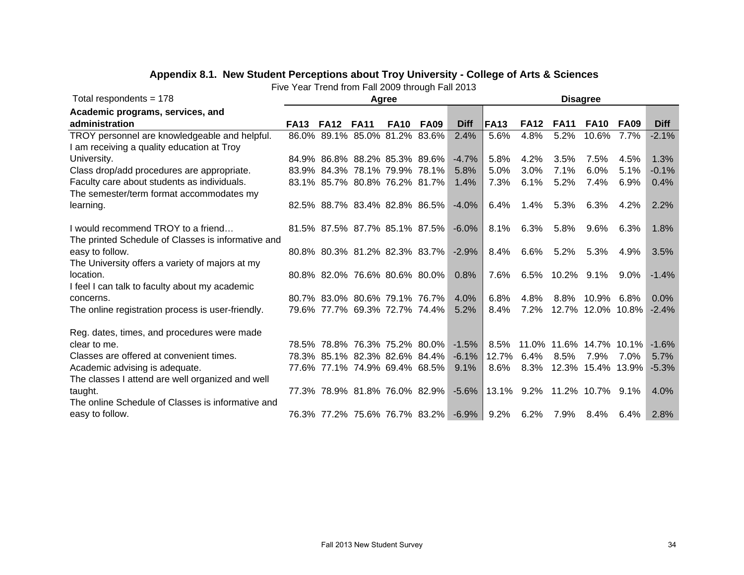## Appendix 8.1. New Student Perceptions about Troy University - College of Arts & Sciences

Five Year Trend from Fall 2009 through Fall 2013

| Total respondents = 178 | Agree | | | | | | Disagree | | | | | |
|---|---|---|---|---|---|---|---|---|---|---|---|---|
| **Academic programs, services, and administration** | **FA13** | **FA12** | **FA11** | **FA10** | **FA09** | **Diff** | **FA13** | **FA12** | **FA11** | **FA10** | **FA09** | **Diff** |
| TROY personnel are knowledgeable and helpful. | 86.0% | 89.1% | 85.0% | 81.2% | 83.6% | 2.4% | 5.6% | 4.8% | 5.2% | 10.6% | 7.7% | -2.1% |
| I am receiving a quality education at Troy University. | 84.9% | 86.8% | 88.2% | 85.3% | 89.6% | -4.7% | 5.8% | 4.2% | 3.5% | 7.5% | 4.5% | 1.3% |
| Class drop/add procedures are appropriate. | 83.9% | 84.3% | 78.1% | 79.9% | 78.1% | 5.8% | 5.0% | 3.0% | 7.1% | 6.0% | 5.1% | -0.1% |
| Faculty care about students as individuals. | 83.1% | 85.7% | 80.8% | 76.2% | 81.7% | 1.4% | 7.3% | 6.1% | 5.2% | 7.4% | 6.9% | 0.4% |
| The semester/term format accommodates my learning. | 82.5% | 88.7% | 83.4% | 82.8% | 86.5% | -4.0% | 6.4% | 1.4% | 5.3% | 6.3% | 4.2% | 2.2% |
| I would recommend TROY to a friend… | 81.5% | 87.5% | 87.7% | 85.1% | 87.5% | -6.0% | 8.1% | 6.3% | 5.8% | 9.6% | 6.3% | 1.8% |
| The printed Schedule of Classes is informative and easy to follow. | 80.8% | 80.3% | 81.2% | 82.3% | 83.7% | -2.9% | 8.4% | 6.6% | 5.2% | 5.3% | 4.9% | 3.5% |
| The University offers a variety of majors at my location. | 80.8% | 82.0% | 76.6% | 80.6% | 80.0% | 0.8% | 7.6% | 6.5% | 10.2% | 9.1% | 9.0% | -1.4% |
| I feel I can talk to faculty about my academic concerns. | 80.7% | 83.0% | 80.6% | 79.1% | 76.7% | 4.0% | 6.8% | 4.8% | 8.8% | 10.9% | 6.8% | 0.0% |
| The online registration process is user-friendly. | 79.6% | 77.7% | 69.3% | 72.7% | 74.4% | 5.2% | 8.4% | 7.2% | 12.7% | 12.0% | 10.8% | -2.4% |
| Reg. dates, times, and procedures were made clear to me. | 78.5% | 78.8% | 76.3% | 75.2% | 80.0% | -1.5% | 8.5% | 11.0% | 11.6% | 14.7% | 10.1% | -1.6% |
| Classes are offered at convenient times. | 78.3% | 85.1% | 82.3% | 82.6% | 84.4% | -6.1% | 12.7% | 6.4% | 8.5% | 7.9% | 7.0% | 5.7% |
| Academic advising is adequate. | 77.6% | 77.1% | 74.9% | 69.4% | 68.5% | 9.1% | 8.6% | 8.3% | 12.3% | 15.4% | 13.9% | -5.3% |
| The classes I attend are well organized and well taught. | 77.3% | 78.9% | 81.8% | 76.0% | 82.9% | -5.6% | 13.1% | 9.2% | 11.2% | 10.7% | 9.1% | 4.0% |
| The online Schedule of Classes is informative and easy to follow. | 76.3% | 77.2% | 75.6% | 76.7% | 83.2% | -6.9% | 9.2% | 6.2% | 7.9% | 8.4% | 6.4% | 2.8% |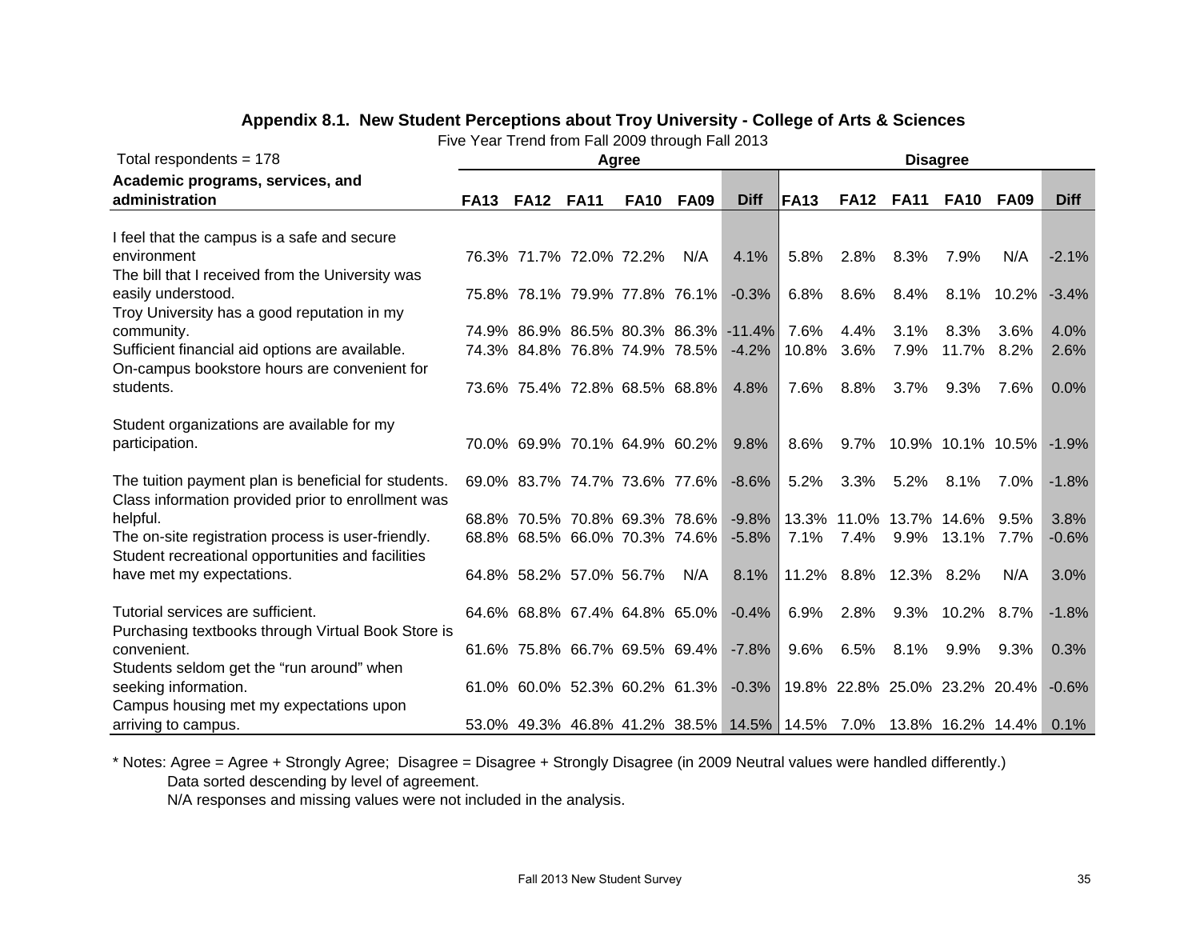## Appendix 8.1. New Student Perceptions about Troy University - College of Arts & Sciences

Five Year Trend from Fall 2009 through Fall 2013

| Total respondents = 178 | Agree | | | | | | Disagree | | | | | |
|---|---|---|---|---|---|---|---|---|---|---|---|---|
| **Academic programs, services, and administration** | **FA13** | **FA12** | **FA11** | **FA10** | **FA09** | **Diff** | **FA13** | **FA12** | **FA11** | **FA10** | **FA09** | **Diff** |
| I feel that the campus is a safe and secure environment | 76.3% | 71.7% | 72.0% | 72.2% | N/A | 4.1% | 5.8% | 2.8% | 8.3% | 7.9% | N/A | -2.1% |
| The bill that I received from the University was easily understood. | 75.8% | 78.1% | 79.9% | 77.8% | 76.1% | -0.3% | 6.8% | 8.6% | 8.4% | 8.1% | 10.2% | -3.4% |
| Troy University has a good reputation in my community. | 74.9% | 86.9% | 86.5% | 80.3% | 86.3% | -11.4% | 7.6% | 4.4% | 3.1% | 8.3% | 3.6% | 4.0% |
| Sufficient financial aid options are available. | 74.3% | 84.8% | 76.8% | 74.9% | 78.5% | -4.2% | 10.8% | 3.6% | 7.9% | 11.7% | 8.2% | 2.6% |
| On-campus bookstore hours are convenient for students. | 73.6% | 75.4% | 72.8% | 68.5% | 68.8% | 4.8% | 7.6% | 8.8% | 3.7% | 9.3% | 7.6% | 0.0% |
| Student organizations are available for my participation. | 70.0% | 69.9% | 70.1% | 64.9% | 60.2% | 9.8% | 8.6% | 9.7% | 10.9% | 10.1% | 10.5% | -1.9% |
| The tuition payment plan is beneficial for students. | 69.0% | 83.7% | 74.7% | 73.6% | 77.6% | -8.6% | 5.2% | 3.3% | 5.2% | 8.1% | 7.0% | -1.8% |
| Class information provided prior to enrollment was helpful. | 68.8% | 70.5% | 70.8% | 69.3% | 78.6% | -9.8% | 13.3% | 11.0% | 13.7% | 14.6% | 9.5% | 3.8% |
| The on-site registration process is user-friendly. | 68.8% | 68.5% | 66.0% | 70.3% | 74.6% | -5.8% | 7.1% | 7.4% | 9.9% | 13.1% | 7.7% | -0.6% |
| Student recreational opportunities and facilities have met my expectations. | 64.8% | 58.2% | 57.0% | 56.7% | N/A | 8.1% | 11.2% | 8.8% | 12.3% | 8.2% | N/A | 3.0% |
| Tutorial services are sufficient. | 64.6% | 68.8% | 67.4% | 64.8% | 65.0% | -0.4% | 6.9% | 2.8% | 9.3% | 10.2% | 8.7% | -1.8% |
| Purchasing textbooks through Virtual Book Store is convenient. | 61.6% | 75.8% | 66.7% | 69.5% | 69.4% | -7.8% | 9.6% | 6.5% | 8.1% | 9.9% | 9.3% | 0.3% |
| Students seldom get the "run around" when seeking information. | 61.0% | 60.0% | 52.3% | 60.2% | 61.3% | -0.3% | 19.8% | 22.8% | 25.0% | 23.2% | 20.4% | -0.6% |
| Campus housing met my expectations upon arriving to campus. | 53.0% | 49.3% | 46.8% | 41.2% | 38.5% | 14.5% | 14.5% | 7.0% | 13.8% | 16.2% | 14.4% | 0.1% |

* Notes: Agree = Agree + Strongly Agree; Disagree = Disagree + Strongly Disagree (in 2009 Neutral values were handled differently.)
Data sorted descending by level of agreement.
N/A responses and missing values were not included in the analysis.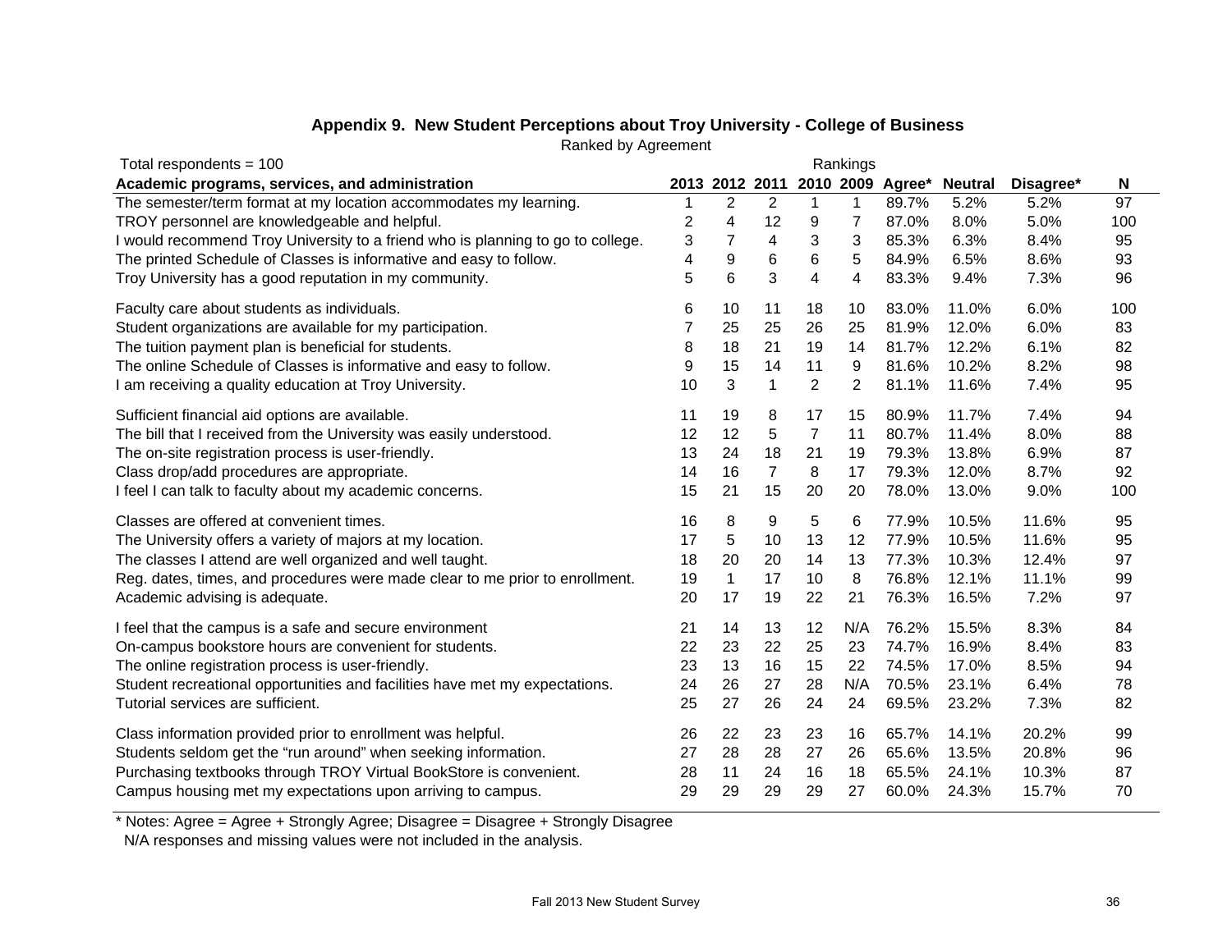### Appendix 9. New Student Perceptions about Troy University - College of Business

Ranked by Agreement

Total respondents = 100

| Academic programs, services, and administration | Rankings 2013 | 2012 | 2011 | 2010 | 2009 | Agree* | Neutral | Disagree* | N |
|---|---|---|---|---|---|---|---|---|---|
| The semester/term format at my location accommodates my learning. | 1 | 2 | 2 | 1 | 1 | 89.7% | 5.2% | 5.2% | 97 |
| TROY personnel are knowledgeable and helpful. | 2 | 4 | 12 | 9 | 7 | 87.0% | 8.0% | 5.0% | 100 |
| I would recommend Troy University to a friend who is planning to go to college. | 3 | 7 | 4 | 3 | 3 | 85.3% | 6.3% | 8.4% | 95 |
| The printed Schedule of Classes is informative and easy to follow. | 4 | 9 | 6 | 6 | 5 | 84.9% | 6.5% | 8.6% | 93 |
| Troy University has a good reputation in my community. | 5 | 6 | 3 | 4 | 4 | 83.3% | 9.4% | 7.3% | 96 |
| Faculty care about students as individuals. | 6 | 10 | 11 | 18 | 10 | 83.0% | 11.0% | 6.0% | 100 |
| Student organizations are available for my participation. | 7 | 25 | 25 | 26 | 25 | 81.9% | 12.0% | 6.0% | 83 |
| The tuition payment plan is beneficial for students. | 8 | 18 | 21 | 19 | 14 | 81.7% | 12.2% | 6.1% | 82 |
| The online Schedule of Classes is informative and easy to follow. | 9 | 15 | 14 | 11 | 9 | 81.6% | 10.2% | 8.2% | 98 |
| I am receiving a quality education at Troy University. | 10 | 3 | 1 | 2 | 2 | 81.1% | 11.6% | 7.4% | 95 |
| Sufficient financial aid options are available. | 11 | 19 | 8 | 17 | 15 | 80.9% | 11.7% | 7.4% | 94 |
| The bill that I received from the University was easily understood. | 12 | 12 | 5 | 7 | 11 | 80.7% | 11.4% | 8.0% | 88 |
| The on-site registration process is user-friendly. | 13 | 24 | 18 | 21 | 19 | 79.3% | 13.8% | 6.9% | 87 |
| Class drop/add procedures are appropriate. | 14 | 16 | 7 | 8 | 17 | 79.3% | 12.0% | 8.7% | 92 |
| I feel I can talk to faculty about my academic concerns. | 15 | 21 | 15 | 20 | 20 | 78.0% | 13.0% | 9.0% | 100 |
| Classes are offered at convenient times. | 16 | 8 | 9 | 5 | 6 | 77.9% | 10.5% | 11.6% | 95 |
| The University offers a variety of majors at my location. | 17 | 5 | 10 | 13 | 12 | 77.9% | 10.5% | 11.6% | 95 |
| The classes I attend are well organized and well taught. | 18 | 20 | 20 | 14 | 13 | 77.3% | 10.3% | 12.4% | 97 |
| Reg. dates, times, and procedures were made clear to me prior to enrollment. | 19 | 1 | 17 | 10 | 8 | 76.8% | 12.1% | 11.1% | 99 |
| Academic advising is adequate. | 20 | 17 | 19 | 22 | 21 | 76.3% | 16.5% | 7.2% | 97 |
| I feel that the campus is a safe and secure environment | 21 | 14 | 13 | 12 | N/A | 76.2% | 15.5% | 8.3% | 84 |
| On-campus bookstore hours are convenient for students. | 22 | 23 | 22 | 25 | 23 | 74.7% | 16.9% | 8.4% | 83 |
| The online registration process is user-friendly. | 23 | 13 | 16 | 15 | 22 | 74.5% | 17.0% | 8.5% | 94 |
| Student recreational opportunities and facilities have met my expectations. | 24 | 26 | 27 | 28 | N/A | 70.5% | 23.1% | 6.4% | 78 |
| Tutorial services are sufficient. | 25 | 27 | 26 | 24 | 24 | 69.5% | 23.2% | 7.3% | 82 |
| Class information provided prior to enrollment was helpful. | 26 | 22 | 23 | 23 | 16 | 65.7% | 14.1% | 20.2% | 99 |
| Students seldom get the "run around" when seeking information. | 27 | 28 | 28 | 27 | 26 | 65.6% | 13.5% | 20.8% | 96 |
| Purchasing textbooks through TROY Virtual BookStore is convenient. | 28 | 11 | 24 | 16 | 18 | 65.5% | 24.1% | 10.3% | 87 |
| Campus housing met my expectations upon arriving to campus. | 29 | 29 | 29 | 29 | 27 | 60.0% | 24.3% | 15.7% | 70 |

* Notes: Agree = Agree + Strongly Agree; Disagree = Disagree + Strongly Disagree
N/A responses and missing values were not included in the analysis.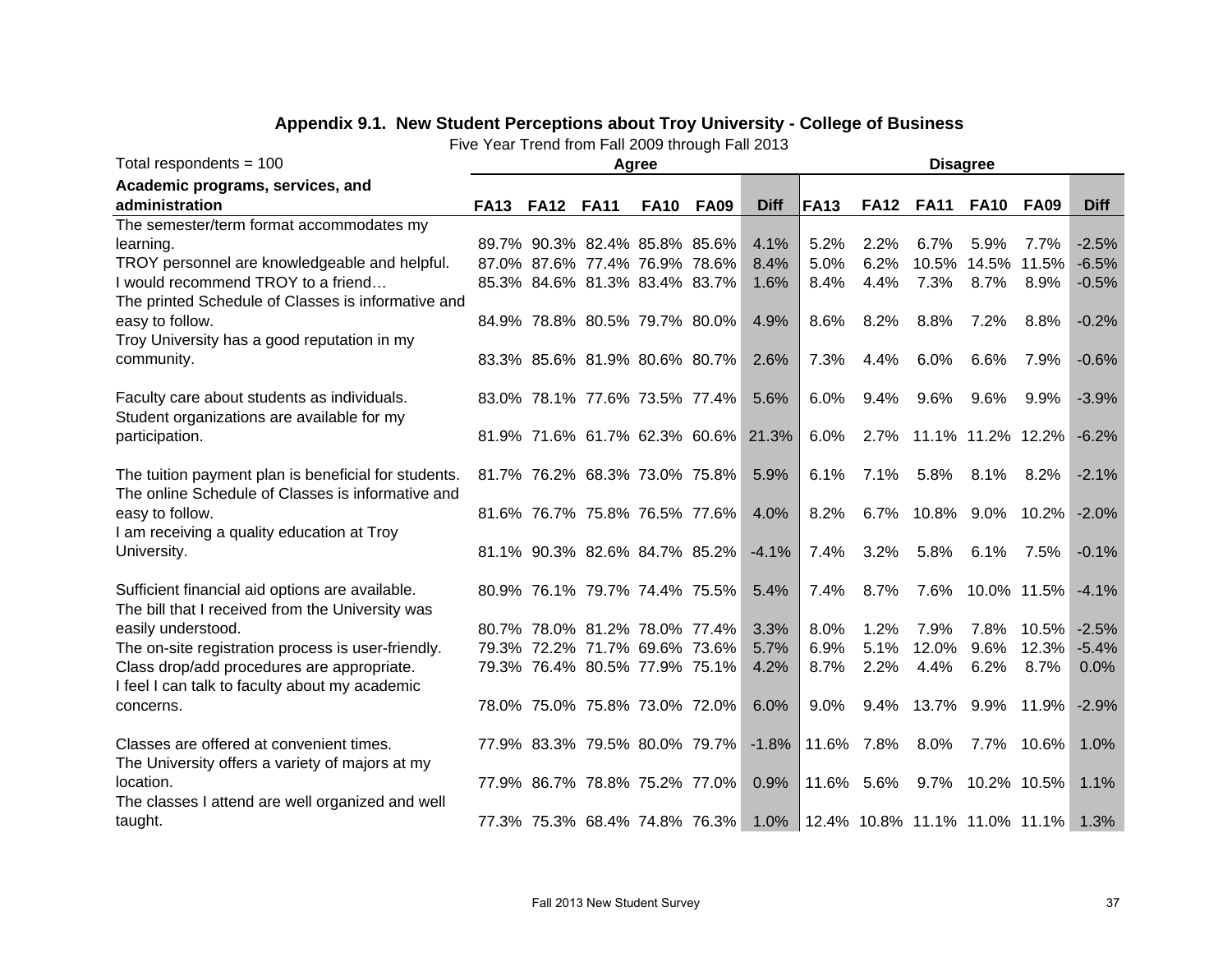# Appendix 9.1. New Student Perceptions about Troy University - College of Business

Five Year Trend from Fall 2009 through Fall 2013

| Total respondents = 100 | Agree | | | | | | Disagree | | | | | |
|---|---|---|---|---|---|---|---|---|---|---|---|---|
| **Academic programs, services, and administration** | **FA13** | **FA12** | **FA11** | **FA10** | **FA09** | **Diff** | **FA13** | **FA12** | **FA11** | **FA10** | **FA09** | **Diff** |
| The semester/term format accommodates my learning. | 89.7% | 90.3% | 82.4% | 85.8% | 85.6% | 4.1% | 5.2% | 2.2% | 6.7% | 5.9% | 7.7% | -2.5% |
| TROY personnel are knowledgeable and helpful. | 87.0% | 87.6% | 77.4% | 76.9% | 78.6% | 8.4% | 5.0% | 6.2% | 10.5% | 14.5% | 11.5% | -6.5% |
| I would recommend TROY to a friend… | 85.3% | 84.6% | 81.3% | 83.4% | 83.7% | 1.6% | 8.4% | 4.4% | 7.3% | 8.7% | 8.9% | -0.5% |
| The printed Schedule of Classes is informative and easy to follow. | 84.9% | 78.8% | 80.5% | 79.7% | 80.0% | 4.9% | 8.6% | 8.2% | 8.8% | 7.2% | 8.8% | -0.2% |
| Troy University has a good reputation in my community. | 83.3% | 85.6% | 81.9% | 80.6% | 80.7% | 2.6% | 7.3% | 4.4% | 6.0% | 6.6% | 7.9% | -0.6% |
| Faculty care about students as individuals. | 83.0% | 78.1% | 77.6% | 73.5% | 77.4% | 5.6% | 6.0% | 9.4% | 9.6% | 9.6% | 9.9% | -3.9% |
| Student organizations are available for my participation. | 81.9% | 71.6% | 61.7% | 62.3% | 60.6% | 21.3% | 6.0% | 2.7% | 11.1% | 11.2% | 12.2% | -6.2% |
| The tuition payment plan is beneficial for students. | 81.7% | 76.2% | 68.3% | 73.0% | 75.8% | 5.9% | 6.1% | 7.1% | 5.8% | 8.1% | 8.2% | -2.1% |
| The online Schedule of Classes is informative and easy to follow. | 81.6% | 76.7% | 75.8% | 76.5% | 77.6% | 4.0% | 8.2% | 6.7% | 10.8% | 9.0% | 10.2% | -2.0% |
| I am receiving a quality education at Troy University. | 81.1% | 90.3% | 82.6% | 84.7% | 85.2% | -4.1% | 7.4% | 3.2% | 5.8% | 6.1% | 7.5% | -0.1% |
| Sufficient financial aid options are available. | 80.9% | 76.1% | 79.7% | 74.4% | 75.5% | 5.4% | 7.4% | 8.7% | 7.6% | 10.0% | 11.5% | -4.1% |
| The bill that I received from the University was easily understood. | 80.7% | 78.0% | 81.2% | 78.0% | 77.4% | 3.3% | 8.0% | 1.2% | 7.9% | 7.8% | 10.5% | -2.5% |
| The on-site registration process is user-friendly. | 79.3% | 72.2% | 71.7% | 69.6% | 73.6% | 5.7% | 6.9% | 5.1% | 12.0% | 9.6% | 12.3% | -5.4% |
| Class drop/add procedures are appropriate. | 79.3% | 76.4% | 80.5% | 77.9% | 75.1% | 4.2% | 8.7% | 2.2% | 4.4% | 6.2% | 8.7% | 0.0% |
| I feel I can talk to faculty about my academic concerns. | 78.0% | 75.0% | 75.8% | 73.0% | 72.0% | 6.0% | 9.0% | 9.4% | 13.7% | 9.9% | 11.9% | -2.9% |
| Classes are offered at convenient times. | 77.9% | 83.3% | 79.5% | 80.0% | 79.7% | -1.8% | 11.6% | 7.8% | 8.0% | 7.7% | 10.6% | 1.0% |
| The University offers a variety of majors at my location. | 77.9% | 86.7% | 78.8% | 75.2% | 77.0% | 0.9% | 11.6% | 5.6% | 9.7% | 10.2% | 10.5% | 1.1% |
| The classes I attend are well organized and well taught. | 77.3% | 75.3% | 68.4% | 74.8% | 76.3% | 1.0% | 12.4% | 10.8% | 11.1% | 11.0% | 11.1% | 1.3% |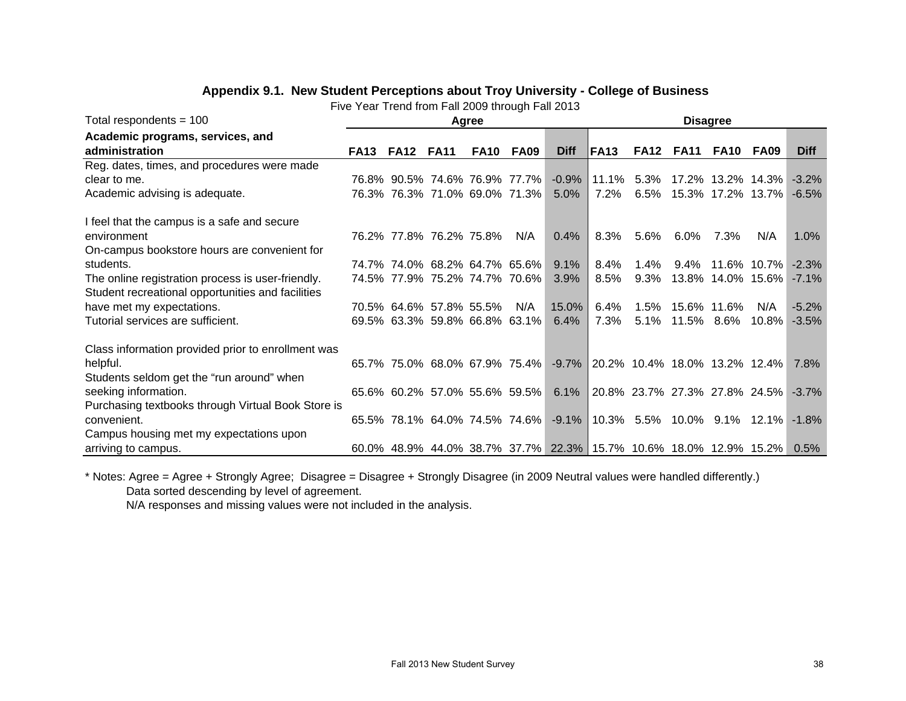**Appendix 9.1. New Student Perceptions about Troy University - College of Business**

Five Year Trend from Fall 2009 through Fall 2013

| Total respondents = 100 | Agree | | | | | | Disagree | | | | | |
|---|---|---|---|---|---|---|---|---|---|---|---|---|
| **Academic programs, services, and administration** | **FA13** | **FA12** | **FA11** | **FA10** | **FA09** | **Diff** | **FA13** | **FA12** | **FA11** | **FA10** | **FA09** | **Diff** |
| Reg. dates, times, and procedures were made clear to me. | 76.8% | 90.5% | 74.6% | 76.9% | 77.7% | -0.9% | 11.1% | 5.3% | 17.2% | 13.2% | 14.3% | -3.2% |
| Academic advising is adequate. | 76.3% | 76.3% | 71.0% | 69.0% | 71.3% | 5.0% | 7.2% | 6.5% | 15.3% | 17.2% | 13.7% | -6.5% |
| I feel that the campus is a safe and secure environment | 76.2% | 77.8% | 76.2% | 75.8% | N/A | 0.4% | 8.3% | 5.6% | 6.0% | 7.3% | N/A | 1.0% |
| On-campus bookstore hours are convenient for students. | 74.7% | 74.0% | 68.2% | 64.7% | 65.6% | 9.1% | 8.4% | 1.4% | 9.4% | 11.6% | 10.7% | -2.3% |
| The online registration process is user-friendly. | 74.5% | 77.9% | 75.2% | 74.7% | 70.6% | 3.9% | 8.5% | 9.3% | 13.8% | 14.0% | 15.6% | -7.1% |
| Student recreational opportunities and facilities have met my expectations. | 70.5% | 64.6% | 57.8% | 55.5% | N/A | 15.0% | 6.4% | 1.5% | 15.6% | 11.6% | N/A | -5.2% |
| Tutorial services are sufficient. | 69.5% | 63.3% | 59.8% | 66.8% | 63.1% | 6.4% | 7.3% | 5.1% | 11.5% | 8.6% | 10.8% | -3.5% |
| Class information provided prior to enrollment was helpful. | 65.7% | 75.0% | 68.0% | 67.9% | 75.4% | -9.7% | 20.2% | 10.4% | 18.0% | 13.2% | 12.4% | 7.8% |
| Students seldom get the “run around” when seeking information. | 65.6% | 60.2% | 57.0% | 55.6% | 59.5% | 6.1% | 20.8% | 23.7% | 27.3% | 27.8% | 24.5% | -3.7% |
| Purchasing textbooks through Virtual Book Store is convenient. | 65.5% | 78.1% | 64.0% | 74.5% | 74.6% | -9.1% | 10.3% | 5.5% | 10.0% | 9.1% | 12.1% | -1.8% |
| Campus housing met my expectations upon arriving to campus. | 60.0% | 48.9% | 44.0% | 38.7% | 37.7% | 22.3% | 15.7% | 10.6% | 18.0% | 12.9% | 15.2% | 0.5% |

* Notes: Agree = Agree + Strongly Agree; Disagree = Disagree + Strongly Disagree (in 2009 Neutral values were handled differently.)
Data sorted descending by level of agreement.
N/A responses and missing values were not included in the analysis.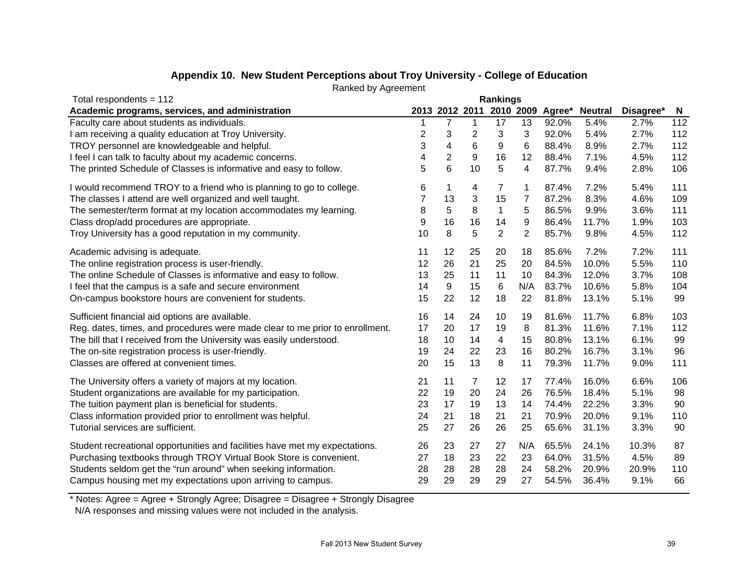## Appendix 10. New Student Perceptions about Troy University - College of Education

Ranked by Agreement

Total respondents = 112

| Academic programs, services, and administration | Rankings 2013 | 2012 | 2011 | 2010 | 2009 | Agree* | Neutral | Disagree* | N |
|---|---|---|---|---|---|---|---|---|---|
| Faculty care about students as individuals. | 1 | 7 | 1 | 17 | 13 | 92.0% | 5.4% | 2.7% | 112 |
| I am receiving a quality education at Troy University. | 2 | 3 | 2 | 3 | 3 | 92.0% | 5.4% | 2.7% | 112 |
| TROY personnel are knowledgeable and helpful. | 3 | 4 | 6 | 9 | 6 | 88.4% | 8.9% | 2.7% | 112 |
| I feel I can talk to faculty about my academic concerns. | 4 | 2 | 9 | 16 | 12 | 88.4% | 7.1% | 4.5% | 112 |
| The printed Schedule of Classes is informative and easy to follow. | 5 | 6 | 10 | 5 | 4 | 87.7% | 9.4% | 2.8% | 106 |
| I would recommend TROY to a friend who is planning to go to college. | 6 | 1 | 4 | 7 | 1 | 87.4% | 7.2% | 5.4% | 111 |
| The classes I attend are well organized and well taught. | 7 | 13 | 3 | 15 | 7 | 87.2% | 8.3% | 4.6% | 109 |
| The semester/term format at my location accommodates my learning. | 8 | 5 | 8 | 1 | 5 | 86.5% | 9.9% | 3.6% | 111 |
| Class drop/add procedures are appropriate. | 9 | 16 | 16 | 14 | 9 | 86.4% | 11.7% | 1.9% | 103 |
| Troy University has a good reputation in my community. | 10 | 8 | 5 | 2 | 2 | 85.7% | 9.8% | 4.5% | 112 |
| Academic advising is adequate. | 11 | 12 | 25 | 20 | 18 | 85.6% | 7.2% | 7.2% | 111 |
| The online registration process is user-friendly. | 12 | 26 | 21 | 25 | 20 | 84.5% | 10.0% | 5.5% | 110 |
| The online Schedule of Classes is informative and easy to follow. | 13 | 25 | 11 | 11 | 10 | 84.3% | 12.0% | 3.7% | 108 |
| I feel that the campus is a safe and secure environment | 14 | 9 | 15 | 6 | N/A | 83.7% | 10.6% | 5.8% | 104 |
| On-campus bookstore hours are convenient for students. | 15 | 22 | 12 | 18 | 22 | 81.8% | 13.1% | 5.1% | 99 |
| Sufficient financial aid options are available. | 16 | 14 | 24 | 10 | 19 | 81.6% | 11.7% | 6.8% | 103 |
| Reg. dates, times, and procedures were made clear to me prior to enrollment. | 17 | 20 | 17 | 19 | 8 | 81.3% | 11.6% | 7.1% | 112 |
| The bill that I received from the University was easily understood. | 18 | 10 | 14 | 4 | 15 | 80.8% | 13.1% | 6.1% | 99 |
| The on-site registration process is user-friendly. | 19 | 24 | 22 | 23 | 16 | 80.2% | 16.7% | 3.1% | 96 |
| Classes are offered at convenient times. | 20 | 15 | 13 | 8 | 11 | 79.3% | 11.7% | 9.0% | 111 |
| The University offers a variety of majors at my location. | 21 | 11 | 7 | 12 | 17 | 77.4% | 16.0% | 6.6% | 106 |
| Student organizations are available for my participation. | 22 | 19 | 20 | 24 | 26 | 76.5% | 18.4% | 5.1% | 98 |
| The tuition payment plan is beneficial for students. | 23 | 17 | 19 | 13 | 14 | 74.4% | 22.2% | 3.3% | 90 |
| Class information provided prior to enrollment was helpful. | 24 | 21 | 18 | 21 | 21 | 70.9% | 20.0% | 9.1% | 110 |
| Tutorial services are sufficient. | 25 | 27 | 26 | 26 | 25 | 65.6% | 31.1% | 3.3% | 90 |
| Student recreational opportunities and facilities have met my expectations. | 26 | 23 | 27 | 27 | N/A | 65.5% | 24.1% | 10.3% | 87 |
| Purchasing textbooks through TROY Virtual Book Store is convenient. | 27 | 18 | 23 | 22 | 23 | 64.0% | 31.5% | 4.5% | 89 |
| Students seldom get the “run around” when seeking information. | 28 | 28 | 28 | 28 | 24 | 58.2% | 20.9% | 20.9% | 110 |
| Campus housing met my expectations upon arriving to campus. | 29 | 29 | 29 | 29 | 27 | 54.5% | 36.4% | 9.1% | 66 |

* Notes: Agree = Agree + Strongly Agree; Disagree = Disagree + Strongly Disagree
N/A responses and missing values were not included in the analysis.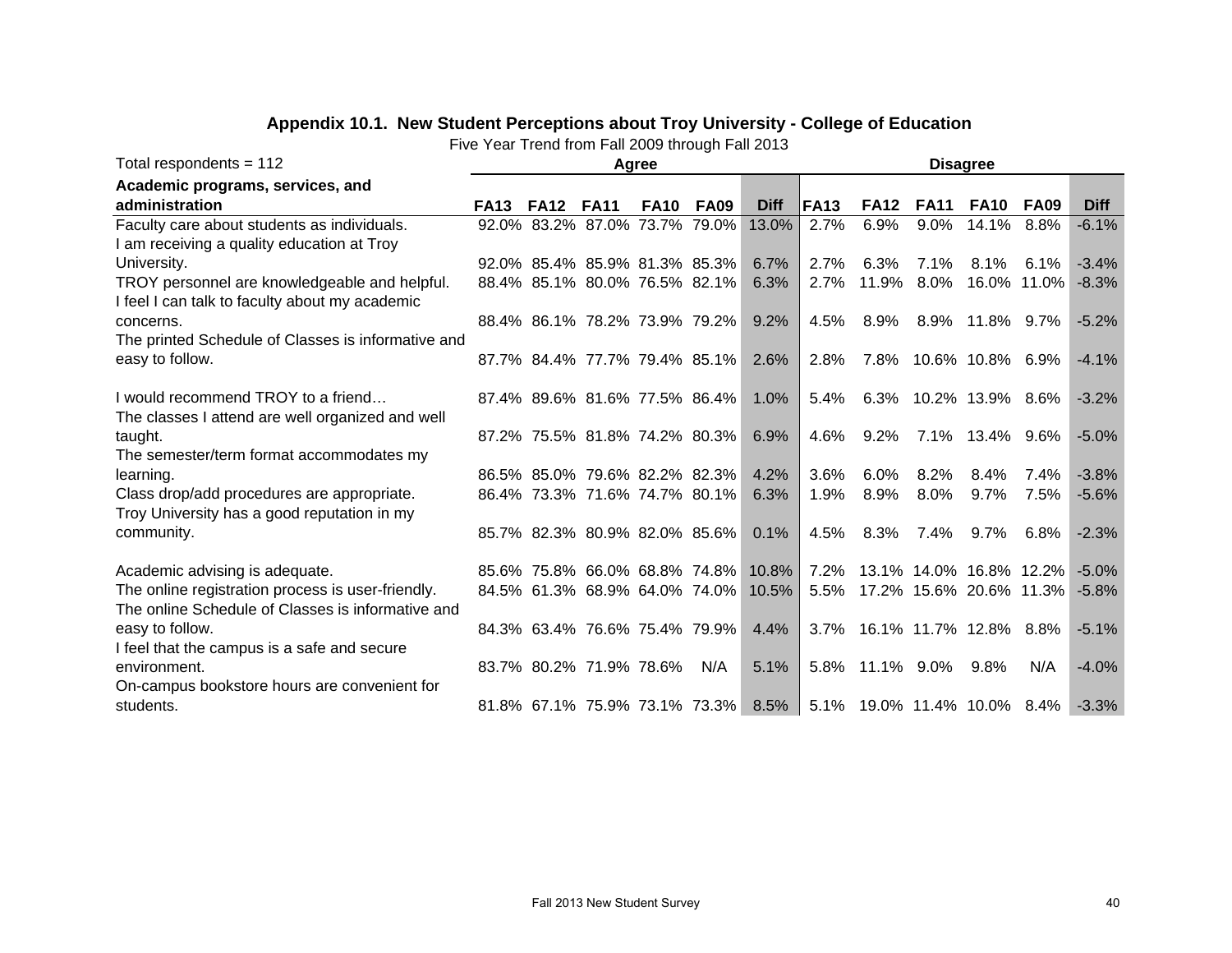## Appendix 10.1. New Student Perceptions about Troy University - College of Education

Five Year Trend from Fall 2009 through Fall 2013

| Total respondents = 112 | Agree | | | | | | Disagree | | | | | |
|---|---|---|---|---|---|---|---|---|---|---|---|---|
| **Academic programs, services, and administration** | **FA13** | **FA12** | **FA11** | **FA10** | **FA09** | **Diff** | **FA13** | **FA12** | **FA11** | **FA10** | **FA09** | **Diff** |
| Faculty care about students as individuals. | 92.0% | 83.2% | 87.0% | 73.7% | 79.0% | 13.0% | 2.7% | 6.9% | 9.0% | 14.1% | 8.8% | -6.1% |
| I am receiving a quality education at Troy University. | 92.0% | 85.4% | 85.9% | 81.3% | 85.3% | 6.7% | 2.7% | 6.3% | 7.1% | 8.1% | 6.1% | -3.4% |
| TROY personnel are knowledgeable and helpful. | 88.4% | 85.1% | 80.0% | 76.5% | 82.1% | 6.3% | 2.7% | 11.9% | 8.0% | 16.0% | 11.0% | -8.3% |
| I feel I can talk to faculty about my academic concerns. | 88.4% | 86.1% | 78.2% | 73.9% | 79.2% | 9.2% | 4.5% | 8.9% | 8.9% | 11.8% | 9.7% | -5.2% |
| The printed Schedule of Classes is informative and easy to follow. | 87.7% | 84.4% | 77.7% | 79.4% | 85.1% | 2.6% | 2.8% | 7.8% | 10.6% | 10.8% | 6.9% | -4.1% |
| I would recommend TROY to a friend… | 87.4% | 89.6% | 81.6% | 77.5% | 86.4% | 1.0% | 5.4% | 6.3% | 10.2% | 13.9% | 8.6% | -3.2% |
| The classes I attend are well organized and well taught. | 87.2% | 75.5% | 81.8% | 74.2% | 80.3% | 6.9% | 4.6% | 9.2% | 7.1% | 13.4% | 9.6% | -5.0% |
| The semester/term format accommodates my learning. | 86.5% | 85.0% | 79.6% | 82.2% | 82.3% | 4.2% | 3.6% | 6.0% | 8.2% | 8.4% | 7.4% | -3.8% |
| Class drop/add procedures are appropriate. | 86.4% | 73.3% | 71.6% | 74.7% | 80.1% | 6.3% | 1.9% | 8.9% | 8.0% | 9.7% | 7.5% | -5.6% |
| Troy University has a good reputation in my community. | 85.7% | 82.3% | 80.9% | 82.0% | 85.6% | 0.1% | 4.5% | 8.3% | 7.4% | 9.7% | 6.8% | -2.3% |
| Academic advising is adequate. | 85.6% | 75.8% | 66.0% | 68.8% | 74.8% | 10.8% | 7.2% | 13.1% | 14.0% | 16.8% | 12.2% | -5.0% |
| The online registration process is user-friendly. | 84.5% | 61.3% | 68.9% | 64.0% | 74.0% | 10.5% | 5.5% | 17.2% | 15.6% | 20.6% | 11.3% | -5.8% |
| The online Schedule of Classes is informative and easy to follow. | 84.3% | 63.4% | 76.6% | 75.4% | 79.9% | 4.4% | 3.7% | 16.1% | 11.7% | 12.8% | 8.8% | -5.1% |
| I feel that the campus is a safe and secure environment. | 83.7% | 80.2% | 71.9% | 78.6% | N/A | 5.1% | 5.8% | 11.1% | 9.0% | 9.8% | N/A | -4.0% |
| On-campus bookstore hours are convenient for students. | 81.8% | 67.1% | 75.9% | 73.1% | 73.3% | 8.5% | 5.1% | 19.0% | 11.4% | 10.0% | 8.4% | -3.3% |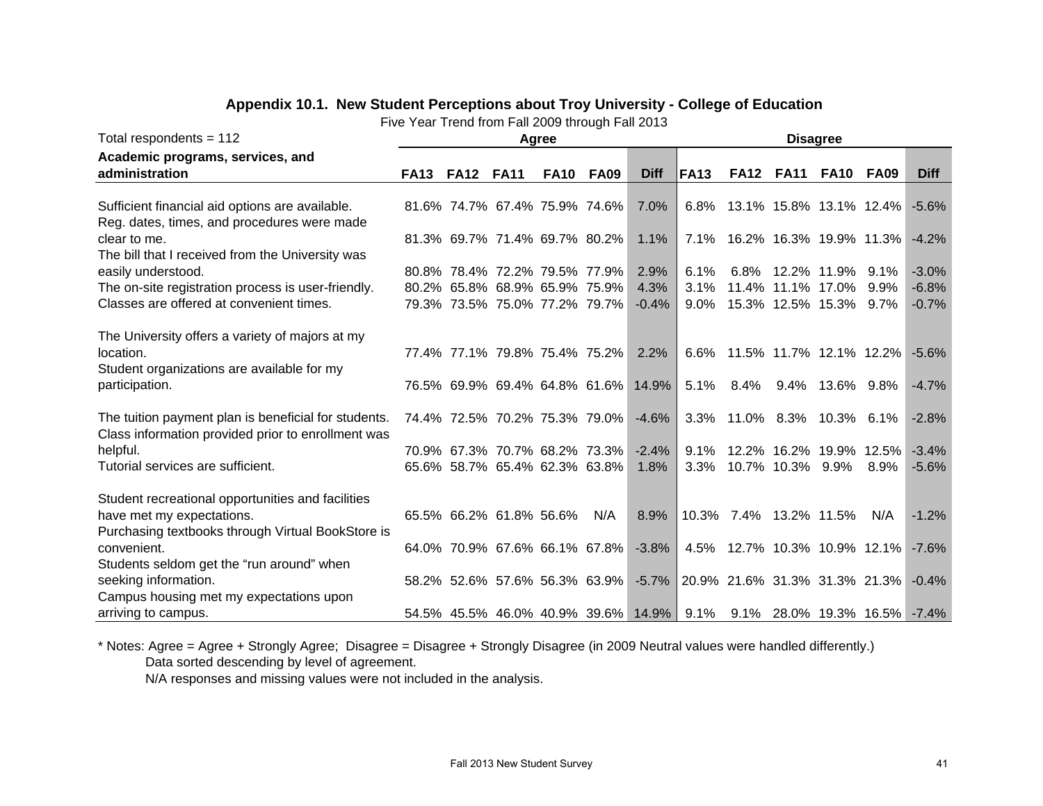## Appendix 10.1. New Student Perceptions about Troy University - College of Education

Five Year Trend from Fall 2009 through Fall 2013

| Total respondents = 112 | Agree | | | | | | Disagree | | | | | |
|---|---|---|---|---|---|---|---|---|---|---|---|---|
| **Academic programs, services, and administration** | **FA13** | **FA12** | **FA11** | **FA10** | **FA09** | **Diff** | **FA13** | **FA12** | **FA11** | **FA10** | **FA09** | **Diff** |
| Sufficient financial aid options are available. | 81.6% | 74.7% | 67.4% | 75.9% | 74.6% | 7.0% | 6.8% | 13.1% | 15.8% | 13.1% | 12.4% | -5.6% |
| Reg. dates, times, and procedures were made clear to me. | 81.3% | 69.7% | 71.4% | 69.7% | 80.2% | 1.1% | 7.1% | 16.2% | 16.3% | 19.9% | 11.3% | -4.2% |
| The bill that I received from the University was easily understood. | 80.8% | 78.4% | 72.2% | 79.5% | 77.9% | 2.9% | 6.1% | 6.8% | 12.2% | 11.9% | 9.1% | -3.0% |
| The on-site registration process is user-friendly. | 80.2% | 65.8% | 68.9% | 65.9% | 75.9% | 4.3% | 3.1% | 11.4% | 11.1% | 17.0% | 9.9% | -6.8% |
| Classes are offered at convenient times. | 79.3% | 73.5% | 75.0% | 77.2% | 79.7% | -0.4% | 9.0% | 15.3% | 12.5% | 15.3% | 9.7% | -0.7% |
| The University offers a variety of majors at my location. | 77.4% | 77.1% | 79.8% | 75.4% | 75.2% | 2.2% | 6.6% | 11.5% | 11.7% | 12.1% | 12.2% | -5.6% |
| Student organizations are available for my participation. | 76.5% | 69.9% | 69.4% | 64.8% | 61.6% | 14.9% | 5.1% | 8.4% | 9.4% | 13.6% | 9.8% | -4.7% |
| The tuition payment plan is beneficial for students. | 74.4% | 72.5% | 70.2% | 75.3% | 79.0% | -4.6% | 3.3% | 11.0% | 8.3% | 10.3% | 6.1% | -2.8% |
| Class information provided prior to enrollment was helpful. | 70.9% | 67.3% | 70.7% | 68.2% | 73.3% | -2.4% | 9.1% | 12.2% | 16.2% | 19.9% | 12.5% | -3.4% |
| Tutorial services are sufficient. | 65.6% | 58.7% | 65.4% | 62.3% | 63.8% | 1.8% | 3.3% | 10.7% | 10.3% | 9.9% | 8.9% | -5.6% |
| Student recreational opportunities and facilities have met my expectations. | 65.5% | 66.2% | 61.8% | 56.6% | N/A | 8.9% | 10.3% | 7.4% | 13.2% | 11.5% | N/A | -1.2% |
| Purchasing textbooks through Virtual BookStore is convenient. | 64.0% | 70.9% | 67.6% | 66.1% | 67.8% | -3.8% | 4.5% | 12.7% | 10.3% | 10.9% | 12.1% | -7.6% |
| Students seldom get the “run around” when seeking information. | 58.2% | 52.6% | 57.6% | 56.3% | 63.9% | -5.7% | 20.9% | 21.6% | 31.3% | 31.3% | 21.3% | -0.4% |
| Campus housing met my expectations upon arriving to campus. | 54.5% | 45.5% | 46.0% | 40.9% | 39.6% | 14.9% | 9.1% | 9.1% | 28.0% | 19.3% | 16.5% | -7.4% |

* Notes: Agree = Agree + Strongly Agree; Disagree = Disagree + Strongly Disagree (in 2009 Neutral values were handled differently.)
Data sorted descending by level of agreement.
N/A responses and missing values were not included in the analysis.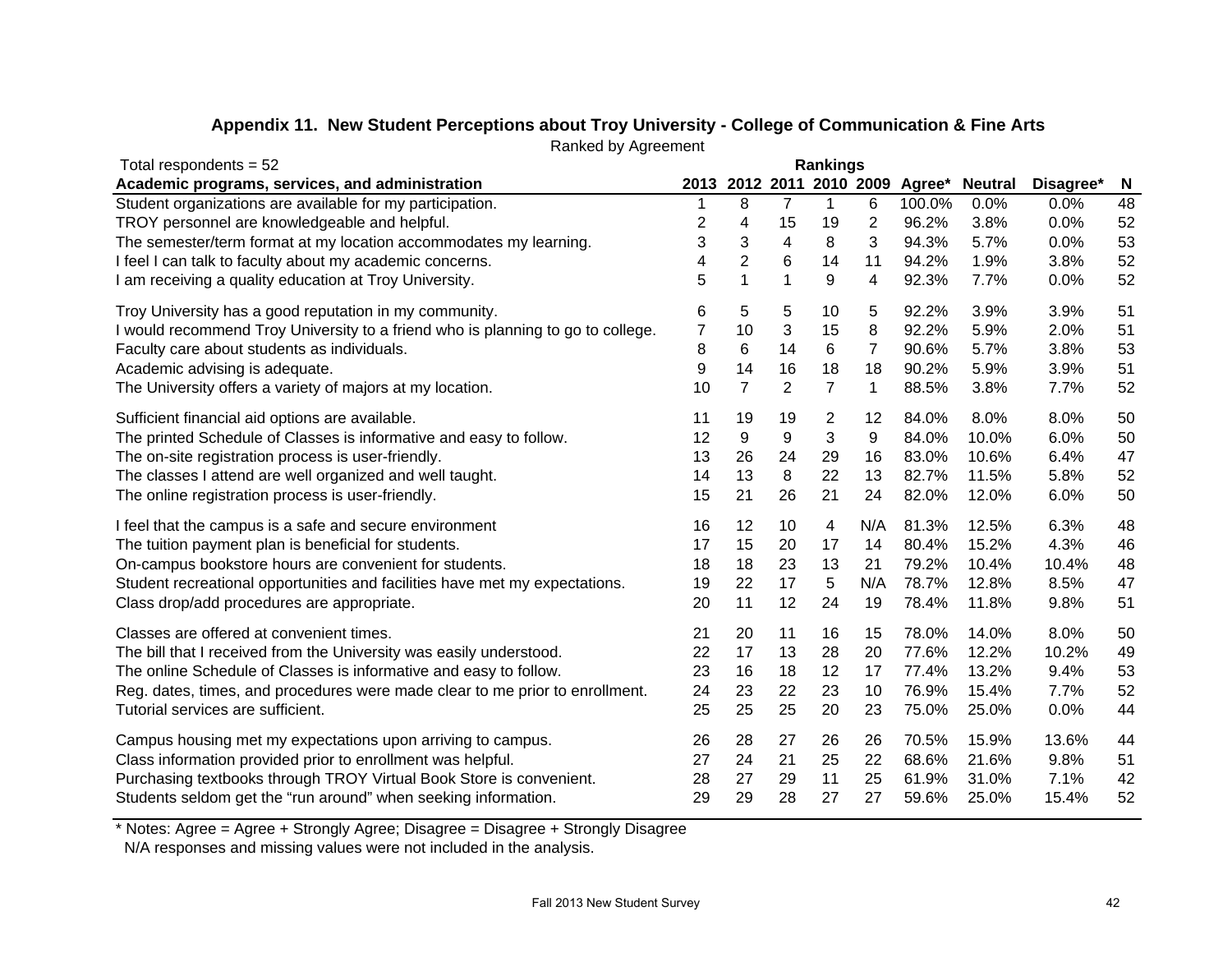**Appendix 11. New Student Perceptions about Troy University - College of Communication & Fine Arts**

Ranked by Agreement

Total respondents = 52

| Academic programs, services, and administration | Rankings 2013 | 2012 | 2011 | 2010 | 2009 | Agree* | Neutral | Disagree* | N |
|---|---|---|---|---|---|---|---|---|---|
| Student organizations are available for my participation. | 1 | 8 | 7 | 1 | 6 | 100.0% | 0.0% | 0.0% | 48 |
| TROY personnel are knowledgeable and helpful. | 2 | 4 | 15 | 19 | 2 | 96.2% | 3.8% | 0.0% | 52 |
| The semester/term format at my location accommodates my learning. | 3 | 3 | 4 | 8 | 3 | 94.3% | 5.7% | 0.0% | 53 |
| I feel I can talk to faculty about my academic concerns. | 4 | 2 | 6 | 14 | 11 | 94.2% | 1.9% | 3.8% | 52 |
| I am receiving a quality education at Troy University. | 5 | 1 | 1 | 9 | 4 | 92.3% | 7.7% | 0.0% | 52 |
| Troy University has a good reputation in my community. | 6 | 5 | 5 | 10 | 5 | 92.2% | 3.9% | 3.9% | 51 |
| I would recommend Troy University to a friend who is planning to go to college. | 7 | 10 | 3 | 15 | 8 | 92.2% | 5.9% | 2.0% | 51 |
| Faculty care about students as individuals. | 8 | 6 | 14 | 6 | 7 | 90.6% | 5.7% | 3.8% | 53 |
| Academic advising is adequate. | 9 | 14 | 16 | 18 | 18 | 90.2% | 5.9% | 3.9% | 51 |
| The University offers a variety of majors at my location. | 10 | 7 | 2 | 7 | 1 | 88.5% | 3.8% | 7.7% | 52 |
| Sufficient financial aid options are available. | 11 | 19 | 19 | 2 | 12 | 84.0% | 8.0% | 8.0% | 50 |
| The printed Schedule of Classes is informative and easy to follow. | 12 | 9 | 9 | 3 | 9 | 84.0% | 10.0% | 6.0% | 50 |
| The on-site registration process is user-friendly. | 13 | 26 | 24 | 29 | 16 | 83.0% | 10.6% | 6.4% | 47 |
| The classes I attend are well organized and well taught. | 14 | 13 | 8 | 22 | 13 | 82.7% | 11.5% | 5.8% | 52 |
| The online registration process is user-friendly. | 15 | 21 | 26 | 21 | 24 | 82.0% | 12.0% | 6.0% | 50 |
| I feel that the campus is a safe and secure environment | 16 | 12 | 10 | 4 | N/A | 81.3% | 12.5% | 6.3% | 48 |
| The tuition payment plan is beneficial for students. | 17 | 15 | 20 | 17 | 14 | 80.4% | 15.2% | 4.3% | 46 |
| On-campus bookstore hours are convenient for students. | 18 | 18 | 23 | 13 | 21 | 79.2% | 10.4% | 10.4% | 48 |
| Student recreational opportunities and facilities have met my expectations. | 19 | 22 | 17 | 5 | N/A | 78.7% | 12.8% | 8.5% | 47 |
| Class drop/add procedures are appropriate. | 20 | 11 | 12 | 24 | 19 | 78.4% | 11.8% | 9.8% | 51 |
| Classes are offered at convenient times. | 21 | 20 | 11 | 16 | 15 | 78.0% | 14.0% | 8.0% | 50 |
| The bill that I received from the University was easily understood. | 22 | 17 | 13 | 28 | 20 | 77.6% | 12.2% | 10.2% | 49 |
| The online Schedule of Classes is informative and easy to follow. | 23 | 16 | 18 | 12 | 17 | 77.4% | 13.2% | 9.4% | 53 |
| Reg. dates, times, and procedures were made clear to me prior to enrollment. | 24 | 23 | 22 | 23 | 10 | 76.9% | 15.4% | 7.7% | 52 |
| Tutorial services are sufficient. | 25 | 25 | 25 | 20 | 23 | 75.0% | 25.0% | 0.0% | 44 |
| Campus housing met my expectations upon arriving to campus. | 26 | 28 | 27 | 26 | 26 | 70.5% | 15.9% | 13.6% | 44 |
| Class information provided prior to enrollment was helpful. | 27 | 24 | 21 | 25 | 22 | 68.6% | 21.6% | 9.8% | 51 |
| Purchasing textbooks through TROY Virtual Book Store is convenient. | 28 | 27 | 29 | 11 | 25 | 61.9% | 31.0% | 7.1% | 42 |
| Students seldom get the "run around" when seeking information. | 29 | 29 | 28 | 27 | 27 | 59.6% | 25.0% | 15.4% | 52 |

* Notes: Agree = Agree + Strongly Agree; Disagree = Disagree + Strongly Disagree
N/A responses and missing values were not included in the analysis.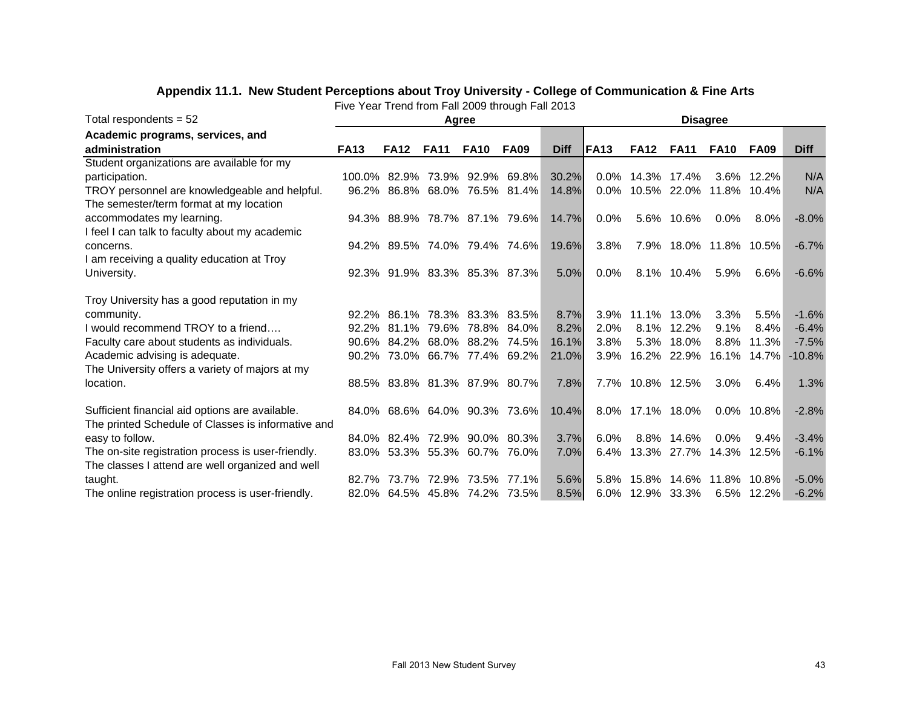## Appendix 11.1. New Student Perceptions about Troy University - College of Communication & Fine Arts

Five Year Trend from Fall 2009 through Fall 2013

| Total respondents = 52 | Agree | | | | | | Disagree | | | | | |
|---|---|---|---|---|---|---|---|---|---|---|---|---|
| **Academic programs, services, and administration** | **FA13** | **FA12** | **FA11** | **FA10** | **FA09** | **Diff** | **FA13** | **FA12** | **FA11** | **FA10** | **FA09** | **Diff** |
| Student organizations are available for my participation. | 100.0% | 82.9% | 73.9% | 92.9% | 69.8% | 30.2% | 0.0% | 14.3% | 17.4% | 3.6% | 12.2% | N/A |
| TROY personnel are knowledgeable and helpful. | 96.2% | 86.8% | 68.0% | 76.5% | 81.4% | 14.8% | 0.0% | 10.5% | 22.0% | 11.8% | 10.4% | N/A |
| The semester/term format at my location accommodates my learning. | 94.3% | 88.9% | 78.7% | 87.1% | 79.6% | 14.7% | 0.0% | 5.6% | 10.6% | 0.0% | 8.0% | -8.0% |
| I feel I can talk to faculty about my academic concerns. | 94.2% | 89.5% | 74.0% | 79.4% | 74.6% | 19.6% | 3.8% | 7.9% | 18.0% | 11.8% | 10.5% | -6.7% |
| I am receiving a quality education at Troy University. | 92.3% | 91.9% | 83.3% | 85.3% | 87.3% | 5.0% | 0.0% | 8.1% | 10.4% | 5.9% | 6.6% | -6.6% |
| Troy University has a good reputation in my community. | 92.2% | 86.1% | 78.3% | 83.3% | 83.5% | 8.7% | 3.9% | 11.1% | 13.0% | 3.3% | 5.5% | -1.6% |
| I would recommend TROY to a friend…. | 92.2% | 81.1% | 79.6% | 78.8% | 84.0% | 8.2% | 2.0% | 8.1% | 12.2% | 9.1% | 8.4% | -6.4% |
| Faculty care about students as individuals. | 90.6% | 84.2% | 68.0% | 88.2% | 74.5% | 16.1% | 3.8% | 5.3% | 18.0% | 8.8% | 11.3% | -7.5% |
| Academic advising is adequate. | 90.2% | 73.0% | 66.7% | 77.4% | 69.2% | 21.0% | 3.9% | 16.2% | 22.9% | 16.1% | 14.7% | -10.8% |
| The University offers a variety of majors at my location. | 88.5% | 83.8% | 81.3% | 87.9% | 80.7% | 7.8% | 7.7% | 10.8% | 12.5% | 3.0% | 6.4% | 1.3% |
| Sufficient financial aid options are available. | 84.0% | 68.6% | 64.0% | 90.3% | 73.6% | 10.4% | 8.0% | 17.1% | 18.0% | 0.0% | 10.8% | -2.8% |
| The printed Schedule of Classes is informative and easy to follow. | 84.0% | 82.4% | 72.9% | 90.0% | 80.3% | 3.7% | 6.0% | 8.8% | 14.6% | 0.0% | 9.4% | -3.4% |
| The on-site registration process is user-friendly. | 83.0% | 53.3% | 55.3% | 60.7% | 76.0% | 7.0% | 6.4% | 13.3% | 27.7% | 14.3% | 12.5% | -6.1% |
| The classes I attend are well organized and well taught. | 82.7% | 73.7% | 72.9% | 73.5% | 77.1% | 5.6% | 5.8% | 15.8% | 14.6% | 11.8% | 10.8% | -5.0% |
| The online registration process is user-friendly. | 82.0% | 64.5% | 45.8% | 74.2% | 73.5% | 8.5% | 6.0% | 12.9% | 33.3% | 6.5% | 12.2% | -6.2% |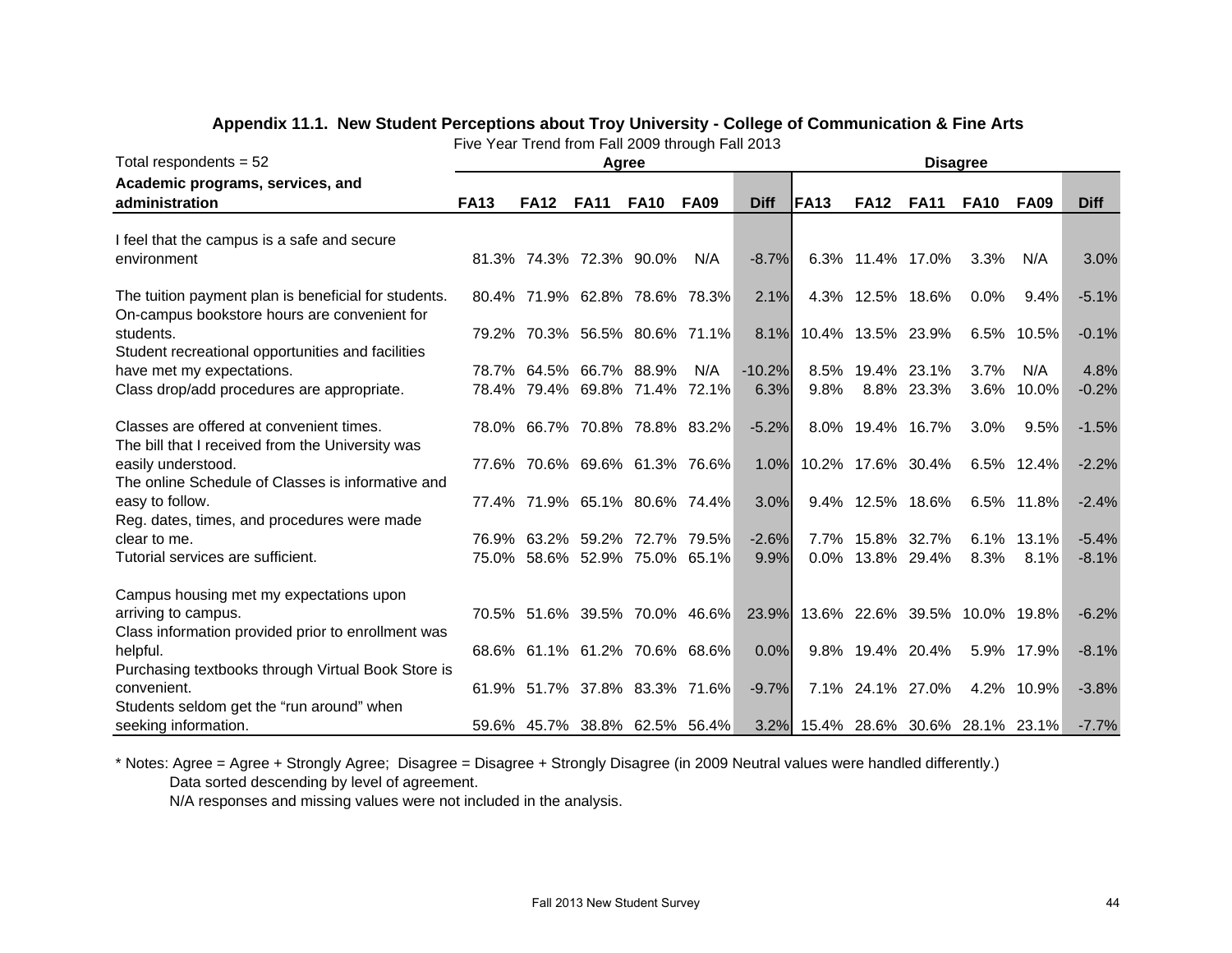## Appendix 11.1. New Student Perceptions about Troy University - College of Communication & Fine Arts

Five Year Trend from Fall 2009 through Fall 2013

| Total respondents = 52 | Agree | | | | | | Disagree | | | | | |
|---|---|---|---|---|---|---|---|---|---|---|---|---|
| **Academic programs, services, and administration** | **FA13** | **FA12** | **FA11** | **FA10** | **FA09** | **Diff** | **FA13** | **FA12** | **FA11** | **FA10** | **FA09** | **Diff** |
| I feel that the campus is a safe and secure environment | 81.3% | 74.3% | 72.3% | 90.0% | N/A | -8.7% | 6.3% | 11.4% | 17.0% | 3.3% | N/A | 3.0% |
| The tuition payment plan is beneficial for students. | 80.4% | 71.9% | 62.8% | 78.6% | 78.3% | 2.1% | 4.3% | 12.5% | 18.6% | 0.0% | 9.4% | -5.1% |
| On-campus bookstore hours are convenient for students. | 79.2% | 70.3% | 56.5% | 80.6% | 71.1% | 8.1% | 10.4% | 13.5% | 23.9% | 6.5% | 10.5% | -0.1% |
| Student recreational opportunities and facilities have met my expectations. | 78.7% | 64.5% | 66.7% | 88.9% | N/A | -10.2% | 8.5% | 19.4% | 23.1% | 3.7% | N/A | 4.8% |
| Class drop/add procedures are appropriate. | 78.4% | 79.4% | 69.8% | 71.4% | 72.1% | 6.3% | 9.8% | 8.8% | 23.3% | 3.6% | 10.0% | -0.2% |
| Classes are offered at convenient times. | 78.0% | 66.7% | 70.8% | 78.8% | 83.2% | -5.2% | 8.0% | 19.4% | 16.7% | 3.0% | 9.5% | -1.5% |
| The bill that I received from the University was easily understood. | 77.6% | 70.6% | 69.6% | 61.3% | 76.6% | 1.0% | 10.2% | 17.6% | 30.4% | 6.5% | 12.4% | -2.2% |
| The online Schedule of Classes is informative and easy to follow. | 77.4% | 71.9% | 65.1% | 80.6% | 74.4% | 3.0% | 9.4% | 12.5% | 18.6% | 6.5% | 11.8% | -2.4% |
| Reg. dates, times, and procedures were made clear to me. | 76.9% | 63.2% | 59.2% | 72.7% | 79.5% | -2.6% | 7.7% | 15.8% | 32.7% | 6.1% | 13.1% | -5.4% |
| Tutorial services are sufficient. | 75.0% | 58.6% | 52.9% | 75.0% | 65.1% | 9.9% | 0.0% | 13.8% | 29.4% | 8.3% | 8.1% | -8.1% |
| Campus housing met my expectations upon arriving to campus. | 70.5% | 51.6% | 39.5% | 70.0% | 46.6% | 23.9% | 13.6% | 22.6% | 39.5% | 10.0% | 19.8% | -6.2% |
| Class information provided prior to enrollment was helpful. | 68.6% | 61.1% | 61.2% | 70.6% | 68.6% | 0.0% | 9.8% | 19.4% | 20.4% | 5.9% | 17.9% | -8.1% |
| Purchasing textbooks through Virtual Book Store is convenient. | 61.9% | 51.7% | 37.8% | 83.3% | 71.6% | -9.7% | 7.1% | 24.1% | 27.0% | 4.2% | 10.9% | -3.8% |
| Students seldom get the “run around” when seeking information. | 59.6% | 45.7% | 38.8% | 62.5% | 56.4% | 3.2% | 15.4% | 28.6% | 30.6% | 28.1% | 23.1% | -7.7% |

* Notes: Agree = Agree + Strongly Agree; Disagree = Disagree + Strongly Disagree (in 2009 Neutral values were handled differently.)
Data sorted descending by level of agreement.
N/A responses and missing values were not included in the analysis.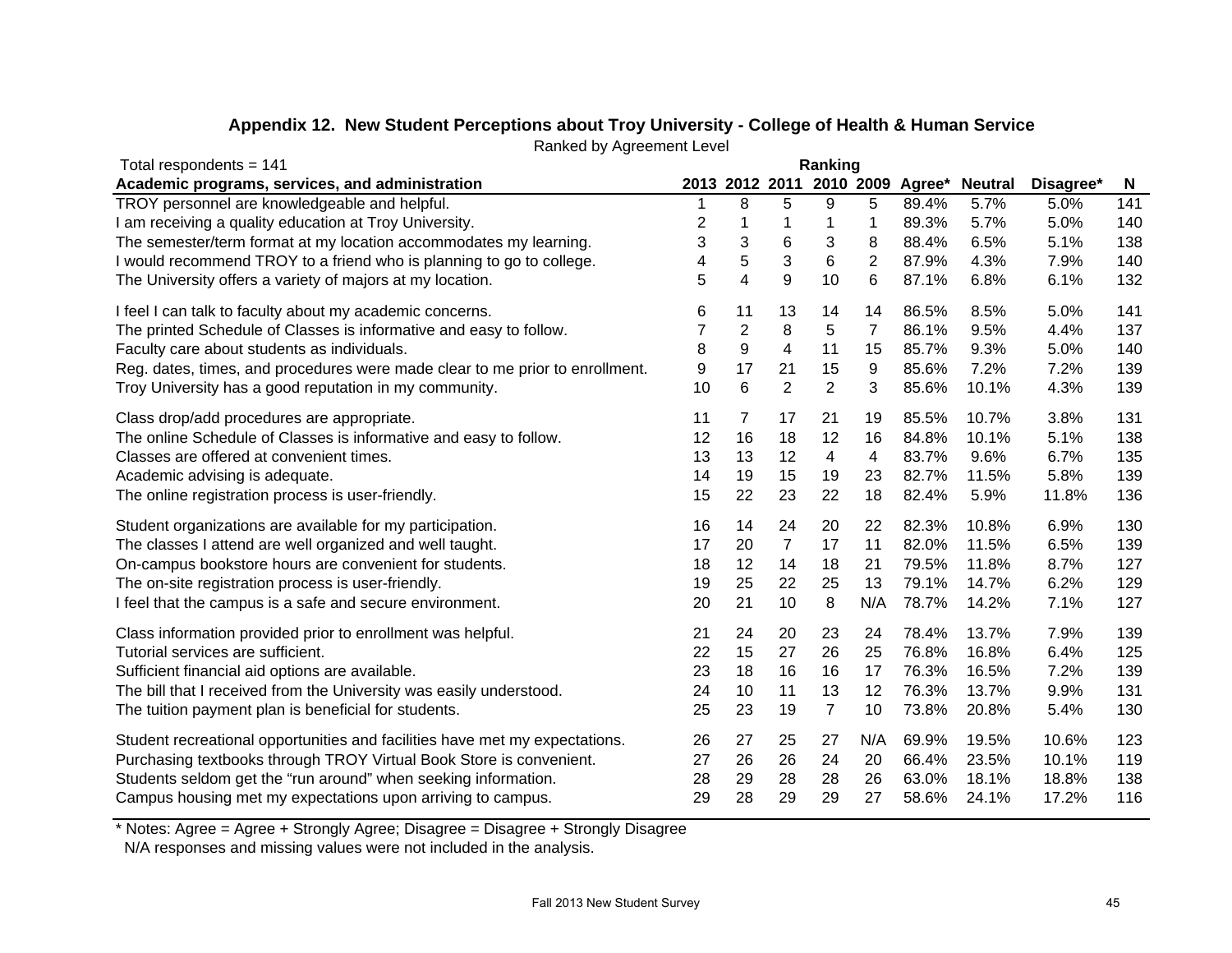## Appendix 12. New Student Perceptions about Troy University - College of Health & Human Service

Ranked by Agreement Level

| Total respondents = 141 | Ranking | | | | | | | | |
|---|---|---|---|---|---|---|---|---|---|
| **Academic programs, services, and administration** | **2013** | **2012** | **2011** | **2010** | **2009** | **Agree*** | **Neutral** | **Disagree*** | **N** |
| TROY personnel are knowledgeable and helpful. | 1 | 8 | 5 | 9 | 5 | 89.4% | 5.7% | 5.0% | 141 |
| I am receiving a quality education at Troy University. | 2 | 1 | 1 | 1 | 1 | 89.3% | 5.7% | 5.0% | 140 |
| The semester/term format at my location accommodates my learning. | 3 | 3 | 6 | 3 | 8 | 88.4% | 6.5% | 5.1% | 138 |
| I would recommend TROY to a friend who is planning to go to college. | 4 | 5 | 3 | 6 | 2 | 87.9% | 4.3% | 7.9% | 140 |
| The University offers a variety of majors at my location. | 5 | 4 | 9 | 10 | 6 | 87.1% | 6.8% | 6.1% | 132 |
| I feel I can talk to faculty about my academic concerns. | 6 | 11 | 13 | 14 | 14 | 86.5% | 8.5% | 5.0% | 141 |
| The printed Schedule of Classes is informative and easy to follow. | 7 | 2 | 8 | 5 | 7 | 86.1% | 9.5% | 4.4% | 137 |
| Faculty care about students as individuals. | 8 | 9 | 4 | 11 | 15 | 85.7% | 9.3% | 5.0% | 140 |
| Reg. dates, times, and procedures were made clear to me prior to enrollment. | 9 | 17 | 21 | 15 | 9 | 85.6% | 7.2% | 7.2% | 139 |
| Troy University has a good reputation in my community. | 10 | 6 | 2 | 2 | 3 | 85.6% | 10.1% | 4.3% | 139 |
| Class drop/add procedures are appropriate. | 11 | 7 | 17 | 21 | 19 | 85.5% | 10.7% | 3.8% | 131 |
| The online Schedule of Classes is informative and easy to follow. | 12 | 16 | 18 | 12 | 16 | 84.8% | 10.1% | 5.1% | 138 |
| Classes are offered at convenient times. | 13 | 13 | 12 | 4 | 4 | 83.7% | 9.6% | 6.7% | 135 |
| Academic advising is adequate. | 14 | 19 | 15 | 19 | 23 | 82.7% | 11.5% | 5.8% | 139 |
| The online registration process is user-friendly. | 15 | 22 | 23 | 22 | 18 | 82.4% | 5.9% | 11.8% | 136 |
| Student organizations are available for my participation. | 16 | 14 | 24 | 20 | 22 | 82.3% | 10.8% | 6.9% | 130 |
| The classes I attend are well organized and well taught. | 17 | 20 | 7 | 17 | 11 | 82.0% | 11.5% | 6.5% | 139 |
| On-campus bookstore hours are convenient for students. | 18 | 12 | 14 | 18 | 21 | 79.5% | 11.8% | 8.7% | 127 |
| The on-site registration process is user-friendly. | 19 | 25 | 22 | 25 | 13 | 79.1% | 14.7% | 6.2% | 129 |
| I feel that the campus is a safe and secure environment. | 20 | 21 | 10 | 8 | N/A | 78.7% | 14.2% | 7.1% | 127 |
| Class information provided prior to enrollment was helpful. | 21 | 24 | 20 | 23 | 24 | 78.4% | 13.7% | 7.9% | 139 |
| Tutorial services are sufficient. | 22 | 15 | 27 | 26 | 25 | 76.8% | 16.8% | 6.4% | 125 |
| Sufficient financial aid options are available. | 23 | 18 | 16 | 16 | 17 | 76.3% | 16.5% | 7.2% | 139 |
| The bill that I received from the University was easily understood. | 24 | 10 | 11 | 13 | 12 | 76.3% | 13.7% | 9.9% | 131 |
| The tuition payment plan is beneficial for students. | 25 | 23 | 19 | 7 | 10 | 73.8% | 20.8% | 5.4% | 130 |
| Student recreational opportunities and facilities have met my expectations. | 26 | 27 | 25 | 27 | N/A | 69.9% | 19.5% | 10.6% | 123 |
| Purchasing textbooks through TROY Virtual Book Store is convenient. | 27 | 26 | 26 | 24 | 20 | 66.4% | 23.5% | 10.1% | 119 |
| Students seldom get the "run around" when seeking information. | 28 | 29 | 28 | 28 | 26 | 63.0% | 18.1% | 18.8% | 138 |
| Campus housing met my expectations upon arriving to campus. | 29 | 28 | 29 | 29 | 27 | 58.6% | 24.1% | 17.2% | 116 |

* Notes: Agree = Agree + Strongly Agree; Disagree = Disagree + Strongly Disagree
N/A responses and missing values were not included in the analysis.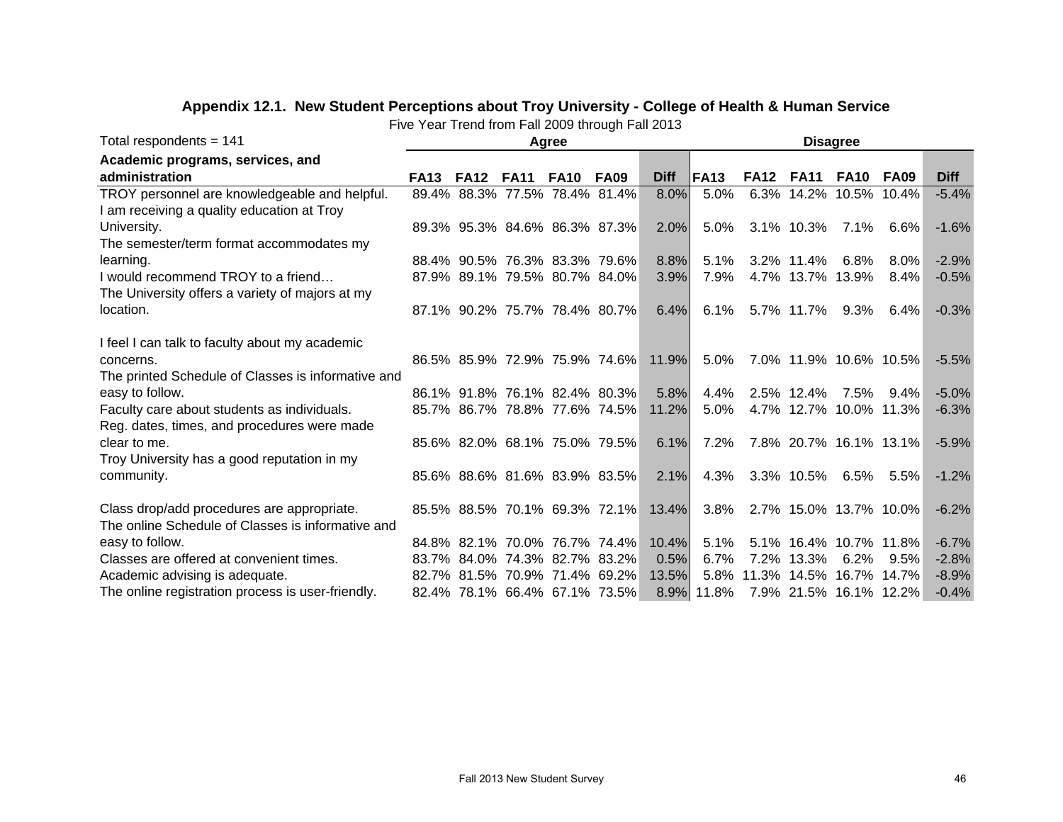### Appendix 12.1. New Student Perceptions about Troy University - College of Health & Human Service

Five Year Trend from Fall 2009 through Fall 2013

| Total respondents = 141 | Agree | | | | | | Disagree | | | | | |
|---|---|---|---|---|---|---|---|---|---|---|---|---|
| **Academic programs, services, and administration** | **FA13** | **FA12** | **FA11** | **FA10** | **FA09** | **Diff** | **FA13** | **FA12** | **FA11** | **FA10** | **FA09** | **Diff** |
| TROY personnel are knowledgeable and helpful. | 89.4% | 88.3% | 77.5% | 78.4% | 81.4% | 8.0% | 5.0% | 6.3% | 14.2% | 10.5% | 10.4% | -5.4% |
| I am receiving a quality education at Troy University. | 89.3% | 95.3% | 84.6% | 86.3% | 87.3% | 2.0% | 5.0% | 3.1% | 10.3% | 7.1% | 6.6% | -1.6% |
| The semester/term format accommodates my learning. | 88.4% | 90.5% | 76.3% | 83.3% | 79.6% | 8.8% | 5.1% | 3.2% | 11.4% | 6.8% | 8.0% | -2.9% |
| I would recommend TROY to a friend… | 87.9% | 89.1% | 79.5% | 80.7% | 84.0% | 3.9% | 7.9% | 4.7% | 13.7% | 13.9% | 8.4% | -0.5% |
| The University offers a variety of majors at my location. | 87.1% | 90.2% | 75.7% | 78.4% | 80.7% | 6.4% | 6.1% | 5.7% | 11.7% | 9.3% | 6.4% | -0.3% |
| I feel I can talk to faculty about my academic concerns. | 86.5% | 85.9% | 72.9% | 75.9% | 74.6% | 11.9% | 5.0% | 7.0% | 11.9% | 10.6% | 10.5% | -5.5% |
| The printed Schedule of Classes is informative and easy to follow. | 86.1% | 91.8% | 76.1% | 82.4% | 80.3% | 5.8% | 4.4% | 2.5% | 12.4% | 7.5% | 9.4% | -5.0% |
| Faculty care about students as individuals. | 85.7% | 86.7% | 78.8% | 77.6% | 74.5% | 11.2% | 5.0% | 4.7% | 12.7% | 10.0% | 11.3% | -6.3% |
| Reg. dates, times, and procedures were made clear to me. | 85.6% | 82.0% | 68.1% | 75.0% | 79.5% | 6.1% | 7.2% | 7.8% | 20.7% | 16.1% | 13.1% | -5.9% |
| Troy University has a good reputation in my community. | 85.6% | 88.6% | 81.6% | 83.9% | 83.5% | 2.1% | 4.3% | 3.3% | 10.5% | 6.5% | 5.5% | -1.2% |
| Class drop/add procedures are appropriate. | 85.5% | 88.5% | 70.1% | 69.3% | 72.1% | 13.4% | 3.8% | 2.7% | 15.0% | 13.7% | 10.0% | -6.2% |
| The online Schedule of Classes is informative and easy to follow. | 84.8% | 82.1% | 70.0% | 76.7% | 74.4% | 10.4% | 5.1% | 5.1% | 16.4% | 10.7% | 11.8% | -6.7% |
| Classes are offered at convenient times. | 83.7% | 84.0% | 74.3% | 82.7% | 83.2% | 0.5% | 6.7% | 7.2% | 13.3% | 6.2% | 9.5% | -2.8% |
| Academic advising is adequate. | 82.7% | 81.5% | 70.9% | 71.4% | 69.2% | 13.5% | 5.8% | 11.3% | 14.5% | 16.7% | 14.7% | -8.9% |
| The online registration process is user-friendly. | 82.4% | 78.1% | 66.4% | 67.1% | 73.5% | 8.9% | 11.8% | 7.9% | 21.5% | 16.1% | 12.2% | -0.4% |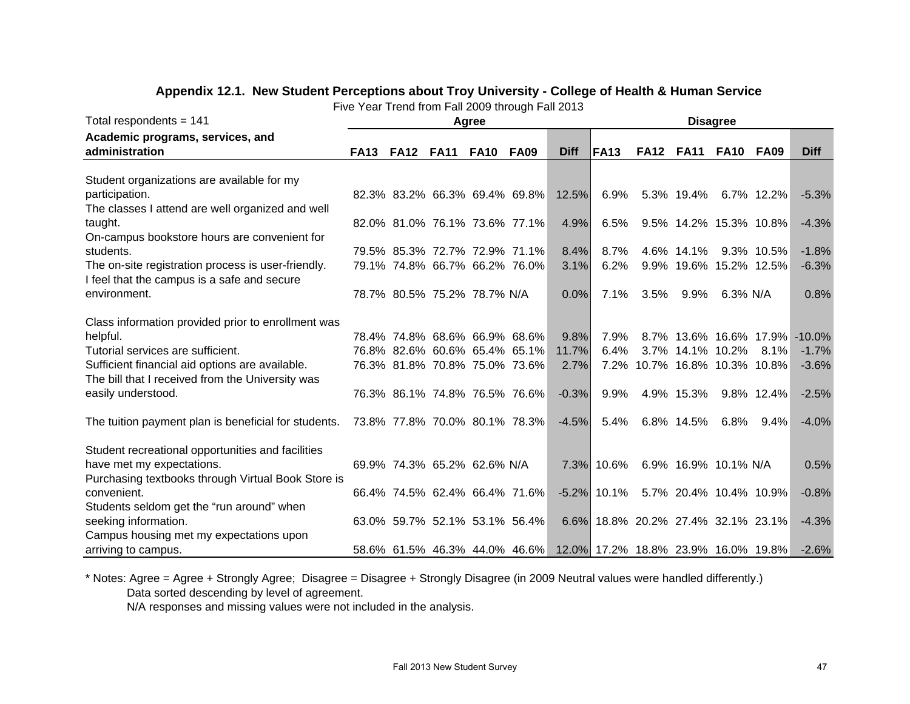## Appendix 12.1. New Student Perceptions about Troy University - College of Health & Human Service

Five Year Trend from Fall 2009 through Fall 2013

| Total respondents = 141 | Agree | | | | | | Disagree | | | | | |
|---|---|---|---|---|---|---|---|---|---|---|---|---|
| **Academic programs, services, and administration** | **FA13** | **FA12** | **FA11** | **FA10** | **FA09** | **Diff** | **FA13** | **FA12** | **FA11** | **FA10** | **FA09** | **Diff** |
| Student organizations are available for my participation. | 82.3% | 83.2% | 66.3% | 69.4% | 69.8% | 12.5% | 6.9% | 5.3% | 19.4% | 6.7% | 12.2% | -5.3% |
| The classes I attend are well organized and well taught. | 82.0% | 81.0% | 76.1% | 73.6% | 77.1% | 4.9% | 6.5% | 9.5% | 14.2% | 15.3% | 10.8% | -4.3% |
| On-campus bookstore hours are convenient for students. | 79.5% | 85.3% | 72.7% | 72.9% | 71.1% | 8.4% | 8.7% | 4.6% | 14.1% | 9.3% | 10.5% | -1.8% |
| The on-site registration process is user-friendly. | 79.1% | 74.8% | 66.7% | 66.2% | 76.0% | 3.1% | 6.2% | 9.9% | 19.6% | 15.2% | 12.5% | -6.3% |
| I feel that the campus is a safe and secure environment. | 78.7% | 80.5% | 75.2% | 78.7% | N/A | 0.0% | 7.1% | 3.5% | 9.9% | 6.3% | N/A | 0.8% |
| Class information provided prior to enrollment was helpful. | 78.4% | 74.8% | 68.6% | 66.9% | 68.6% | 9.8% | 7.9% | 8.7% | 13.6% | 16.6% | 17.9% | -10.0% |
| Tutorial services are sufficient. | 76.8% | 82.6% | 60.6% | 65.4% | 65.1% | 11.7% | 6.4% | 3.7% | 14.1% | 10.2% | 8.1% | -1.7% |
| Sufficient financial aid options are available. | 76.3% | 81.8% | 70.8% | 75.0% | 73.6% | 2.7% | 7.2% | 10.7% | 16.8% | 10.3% | 10.8% | -3.6% |
| The bill that I received from the University was easily understood. | 76.3% | 86.1% | 74.8% | 76.5% | 76.6% | -0.3% | 9.9% | 4.9% | 15.3% | 9.8% | 12.4% | -2.5% |
| The tuition payment plan is beneficial for students. | 73.8% | 77.8% | 70.0% | 80.1% | 78.3% | -4.5% | 5.4% | 6.8% | 14.5% | 6.8% | 9.4% | -4.0% |
| Student recreational opportunities and facilities have met my expectations. | 69.9% | 74.3% | 65.2% | 62.6% | N/A | 7.3% | 10.6% | 6.9% | 16.9% | 10.1% | N/A | 0.5% |
| Purchasing textbooks through Virtual Book Store is convenient. | 66.4% | 74.5% | 62.4% | 66.4% | 71.6% | -5.2% | 10.1% | 5.7% | 20.4% | 10.4% | 10.9% | -0.8% |
| Students seldom get the "run around" when seeking information. | 63.0% | 59.7% | 52.1% | 53.1% | 56.4% | 6.6% | 18.8% | 20.2% | 27.4% | 32.1% | 23.1% | -4.3% |
| Campus housing met my expectations upon arriving to campus. | 58.6% | 61.5% | 46.3% | 44.0% | 46.6% | 12.0% | 17.2% | 18.8% | 23.9% | 16.0% | 19.8% | -2.6% |

* Notes: Agree = Agree + Strongly Agree; Disagree = Disagree + Strongly Disagree (in 2009 Neutral values were handled differently.)
Data sorted descending by level of agreement.
N/A responses and missing values were not included in the analysis.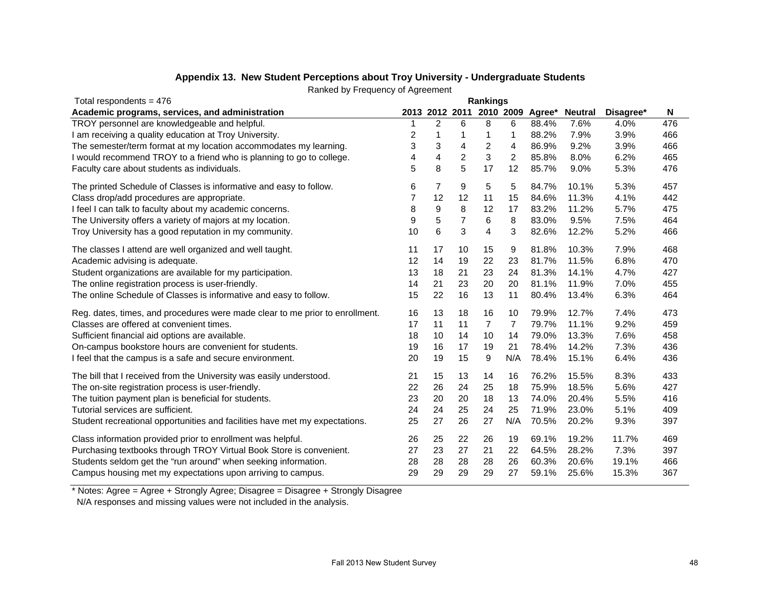### Appendix 13. New Student Perceptions about Troy University - Undergraduate Students

Ranked by Frequency of Agreement

| Total respondents = 476 | Rankings | | | | | | | | |
|---|---|---|---|---|---|---|---|---|---|
| **Academic programs, services, and administration** | **2013** | **2012** | **2011** | **2010** | **2009** | **Agree*** | **Neutral** | **Disagree*** | **N** |
| TROY personnel are knowledgeable and helpful. | 1 | 2 | 6 | 8 | 6 | 88.4% | 7.6% | 4.0% | 476 |
| I am receiving a quality education at Troy University. | 2 | 1 | 1 | 1 | 1 | 88.2% | 7.9% | 3.9% | 466 |
| The semester/term format at my location accommodates my learning. | 3 | 3 | 4 | 2 | 4 | 86.9% | 9.2% | 3.9% | 466 |
| I would recommend TROY to a friend who is planning to go to college. | 4 | 4 | 2 | 3 | 2 | 85.8% | 8.0% | 6.2% | 465 |
| Faculty care about students as individuals. | 5 | 8 | 5 | 17 | 12 | 85.7% | 9.0% | 5.3% | 476 |
| The printed Schedule of Classes is informative and easy to follow. | 6 | 7 | 9 | 5 | 5 | 84.7% | 10.1% | 5.3% | 457 |
| Class drop/add procedures are appropriate. | 7 | 12 | 12 | 11 | 15 | 84.6% | 11.3% | 4.1% | 442 |
| I feel I can talk to faculty about my academic concerns. | 8 | 9 | 8 | 12 | 17 | 83.2% | 11.2% | 5.7% | 475 |
| The University offers a variety of majors at my location. | 9 | 5 | 7 | 6 | 8 | 83.0% | 9.5% | 7.5% | 464 |
| Troy University has a good reputation in my community. | 10 | 6 | 3 | 4 | 3 | 82.6% | 12.2% | 5.2% | 466 |
| The classes I attend are well organized and well taught. | 11 | 17 | 10 | 15 | 9 | 81.8% | 10.3% | 7.9% | 468 |
| Academic advising is adequate. | 12 | 14 | 19 | 22 | 23 | 81.7% | 11.5% | 6.8% | 470 |
| Student organizations are available for my participation. | 13 | 18 | 21 | 23 | 24 | 81.3% | 14.1% | 4.7% | 427 |
| The online registration process is user-friendly. | 14 | 21 | 23 | 20 | 20 | 81.1% | 11.9% | 7.0% | 455 |
| The online Schedule of Classes is informative and easy to follow. | 15 | 22 | 16 | 13 | 11 | 80.4% | 13.4% | 6.3% | 464 |
| Reg. dates, times, and procedures were made clear to me prior to enrollment. | 16 | 13 | 18 | 16 | 10 | 79.9% | 12.7% | 7.4% | 473 |
| Classes are offered at convenient times. | 17 | 11 | 11 | 7 | 7 | 79.7% | 11.1% | 9.2% | 459 |
| Sufficient financial aid options are available. | 18 | 10 | 14 | 10 | 14 | 79.0% | 13.3% | 7.6% | 458 |
| On-campus bookstore hours are convenient for students. | 19 | 16 | 17 | 19 | 21 | 78.4% | 14.2% | 7.3% | 436 |
| I feel that the campus is a safe and secure environment. | 20 | 19 | 15 | 9 | N/A | 78.4% | 15.1% | 6.4% | 436 |
| The bill that I received from the University was easily understood. | 21 | 15 | 13 | 14 | 16 | 76.2% | 15.5% | 8.3% | 433 |
| The on-site registration process is user-friendly. | 22 | 26 | 24 | 25 | 18 | 75.9% | 18.5% | 5.6% | 427 |
| The tuition payment plan is beneficial for students. | 23 | 20 | 20 | 18 | 13 | 74.0% | 20.4% | 5.5% | 416 |
| Tutorial services are sufficient. | 24 | 24 | 25 | 24 | 25 | 71.9% | 23.0% | 5.1% | 409 |
| Student recreational opportunities and facilities have met my expectations. | 25 | 27 | 26 | 27 | N/A | 70.5% | 20.2% | 9.3% | 397 |
| Class information provided prior to enrollment was helpful. | 26 | 25 | 22 | 26 | 19 | 69.1% | 19.2% | 11.7% | 469 |
| Purchasing textbooks through TROY Virtual Book Store is convenient. | 27 | 23 | 27 | 21 | 22 | 64.5% | 28.2% | 7.3% | 397 |
| Students seldom get the "run around" when seeking information. | 28 | 28 | 28 | 28 | 26 | 60.3% | 20.6% | 19.1% | 466 |
| Campus housing met my expectations upon arriving to campus. | 29 | 29 | 29 | 29 | 27 | 59.1% | 25.6% | 15.3% | 367 |

\* Notes: Agree = Agree + Strongly Agree; Disagree = Disagree + Strongly Disagree
N/A responses and missing values were not included in the analysis.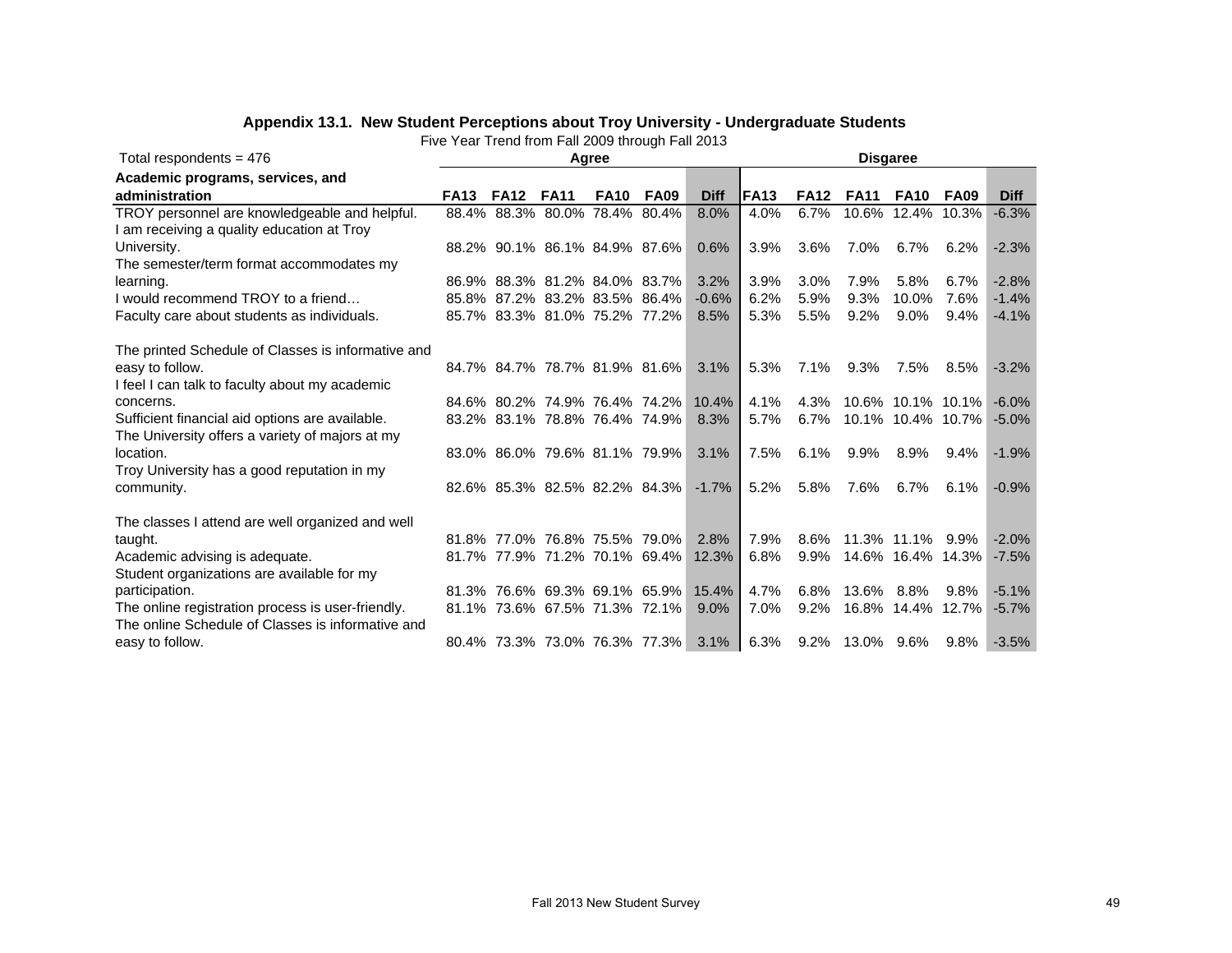## Appendix 13.1. New Student Perceptions about Troy University - Undergraduate Students

Five Year Trend from Fall 2009 through Fall 2013

| Total respondents = 476 | Agree | | | | | | Disagree | | | | | |
|---|---|---|---|---|---|---|---|---|---|---|---|---|
| **Academic programs, services, and administration** | **FA13** | **FA12** | **FA11** | **FA10** | **FA09** | **Diff** | **FA13** | **FA12** | **FA11** | **FA10** | **FA09** | **Diff** |
| TROY personnel are knowledgeable and helpful. | 88.4% | 88.3% | 80.0% | 78.4% | 80.4% | 8.0% | 4.0% | 6.7% | 10.6% | 12.4% | 10.3% | -6.3% |
| I am receiving a quality education at Troy University. | 88.2% | 90.1% | 86.1% | 84.9% | 87.6% | 0.6% | 3.9% | 3.6% | 7.0% | 6.7% | 6.2% | -2.3% |
| The semester/term format accommodates my learning. | 86.9% | 88.3% | 81.2% | 84.0% | 83.7% | 3.2% | 3.9% | 3.0% | 7.9% | 5.8% | 6.7% | -2.8% |
| I would recommend TROY to a friend… | 85.8% | 87.2% | 83.2% | 83.5% | 86.4% | -0.6% | 6.2% | 5.9% | 9.3% | 10.0% | 7.6% | -1.4% |
| Faculty care about students as individuals. | 85.7% | 83.3% | 81.0% | 75.2% | 77.2% | 8.5% | 5.3% | 5.5% | 9.2% | 9.0% | 9.4% | -4.1% |
| The printed Schedule of Classes is informative and easy to follow. | 84.7% | 84.7% | 78.7% | 81.9% | 81.6% | 3.1% | 5.3% | 7.1% | 9.3% | 7.5% | 8.5% | -3.2% |
| I feel I can talk to faculty about my academic concerns. | 84.6% | 80.2% | 74.9% | 76.4% | 74.2% | 10.4% | 4.1% | 4.3% | 10.6% | 10.1% | 10.1% | -6.0% |
| Sufficient financial aid options are available. | 83.2% | 83.1% | 78.8% | 76.4% | 74.9% | 8.3% | 5.7% | 6.7% | 10.1% | 10.4% | 10.7% | -5.0% |
| The University offers a variety of majors at my location. | 83.0% | 86.0% | 79.6% | 81.1% | 79.9% | 3.1% | 7.5% | 6.1% | 9.9% | 8.9% | 9.4% | -1.9% |
| Troy University has a good reputation in my community. | 82.6% | 85.3% | 82.5% | 82.2% | 84.3% | -1.7% | 5.2% | 5.8% | 7.6% | 6.7% | 6.1% | -0.9% |
| The classes I attend are well organized and well taught. | 81.8% | 77.0% | 76.8% | 75.5% | 79.0% | 2.8% | 7.9% | 8.6% | 11.3% | 11.1% | 9.9% | -2.0% |
| Academic advising is adequate. | 81.7% | 77.9% | 71.2% | 70.1% | 69.4% | 12.3% | 6.8% | 9.9% | 14.6% | 16.4% | 14.3% | -7.5% |
| Student organizations are available for my participation. | 81.3% | 76.6% | 69.3% | 69.1% | 65.9% | 15.4% | 4.7% | 6.8% | 13.6% | 8.8% | 9.8% | -5.1% |
| The online registration process is user-friendly. | 81.1% | 73.6% | 67.5% | 71.3% | 72.1% | 9.0% | 7.0% | 9.2% | 16.8% | 14.4% | 12.7% | -5.7% |
| The online Schedule of Classes is informative and easy to follow. | 80.4% | 73.3% | 73.0% | 76.3% | 77.3% | 3.1% | 6.3% | 9.2% | 13.0% | 9.6% | 9.8% | -3.5% |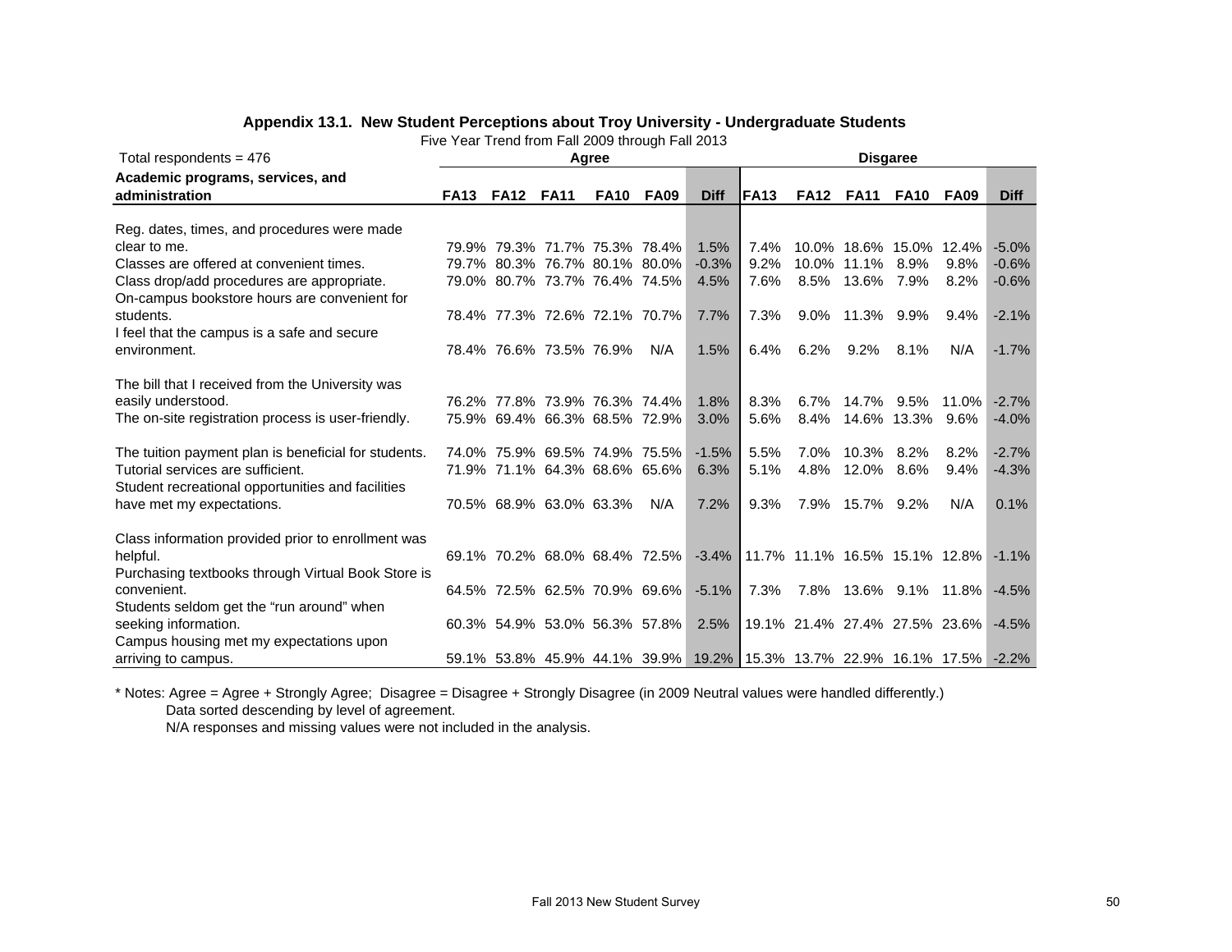## Appendix 13.1. New Student Perceptions about Troy University - Undergraduate Students

Five Year Trend from Fall 2009 through Fall 2013

| Total respondents = 476 | Agree | | | | | | Disagree | | | | | |
|---|---|---|---|---|---|---|---|---|---|---|---|---|
| **Academic programs, services, and administration** | **FA13** | **FA12** | **FA11** | **FA10** | **FA09** | **Diff** | **FA13** | **FA12** | **FA11** | **FA10** | **FA09** | **Diff** |
| Reg. dates, times, and procedures were made clear to me. | 79.9% | 79.3% | 71.7% | 75.3% | 78.4% | 1.5% | 7.4% | 10.0% | 18.6% | 15.0% | 12.4% | -5.0% |
| Classes are offered at convenient times. | 79.7% | 80.3% | 76.7% | 80.1% | 80.0% | -0.3% | 9.2% | 10.0% | 11.1% | 8.9% | 9.8% | -0.6% |
| Class drop/add procedures are appropriate. | 79.0% | 80.7% | 73.7% | 76.4% | 74.5% | 4.5% | 7.6% | 8.5% | 13.6% | 7.9% | 8.2% | -0.6% |
| On-campus bookstore hours are convenient for students. | 78.4% | 77.3% | 72.6% | 72.1% | 70.7% | 7.7% | 7.3% | 9.0% | 11.3% | 9.9% | 9.4% | -2.1% |
| I feel that the campus is a safe and secure environment. | 78.4% | 76.6% | 73.5% | 76.9% | N/A | 1.5% | 6.4% | 6.2% | 9.2% | 8.1% | N/A | -1.7% |
| The bill that I received from the University was easily understood. | 76.2% | 77.8% | 73.9% | 76.3% | 74.4% | 1.8% | 8.3% | 6.7% | 14.7% | 9.5% | 11.0% | -2.7% |
| The on-site registration process is user-friendly. | 75.9% | 69.4% | 66.3% | 68.5% | 72.9% | 3.0% | 5.6% | 8.4% | 14.6% | 13.3% | 9.6% | -4.0% |
| The tuition payment plan is beneficial for students. | 74.0% | 75.9% | 69.5% | 74.9% | 75.5% | -1.5% | 5.5% | 7.0% | 10.3% | 8.2% | 8.2% | -2.7% |
| Tutorial services are sufficient. | 71.9% | 71.1% | 64.3% | 68.6% | 65.6% | 6.3% | 5.1% | 4.8% | 12.0% | 8.6% | 9.4% | -4.3% |
| Student recreational opportunities and facilities have met my expectations. | 70.5% | 68.9% | 63.0% | 63.3% | N/A | 7.2% | 9.3% | 7.9% | 15.7% | 9.2% | N/A | 0.1% |
| Class information provided prior to enrollment was helpful. | 69.1% | 70.2% | 68.0% | 68.4% | 72.5% | -3.4% | 11.7% | 11.1% | 16.5% | 15.1% | 12.8% | -1.1% |
| Purchasing textbooks through Virtual Book Store is convenient. | 64.5% | 72.5% | 62.5% | 70.9% | 69.6% | -5.1% | 7.3% | 7.8% | 13.6% | 9.1% | 11.8% | -4.5% |
| Students seldom get the “run around” when seeking information. | 60.3% | 54.9% | 53.0% | 56.3% | 57.8% | 2.5% | 19.1% | 21.4% | 27.4% | 27.5% | 23.6% | -4.5% |
| Campus housing met my expectations upon arriving to campus. | 59.1% | 53.8% | 45.9% | 44.1% | 39.9% | 19.2% | 15.3% | 13.7% | 22.9% | 16.1% | 17.5% | -2.2% |

* Notes: Agree = Agree + Strongly Agree; Disagree = Disagree + Strongly Disagree (in 2009 Neutral values were handled differently.)
Data sorted descending by level of agreement.
N/A responses and missing values were not included in the analysis.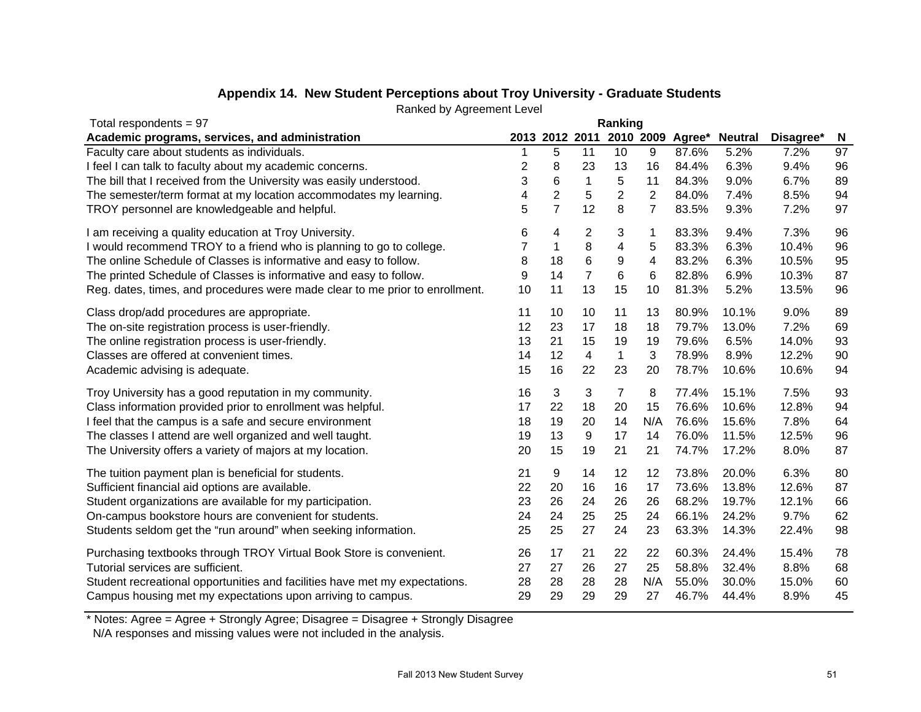### Appendix 14. New Student Perceptions about Troy University - Graduate Students

Ranked by Agreement Level

Total respondents = 97

| Academic programs, services, and administration | Ranking 2013 | 2012 | 2011 | 2010 | 2009 | Agree* | Neutral | Disagree* | N |
|---|---|---|---|---|---|---|---|---|---|
| Faculty care about students as individuals. | 1 | 5 | 11 | 10 | 9 | 87.6% | 5.2% | 7.2% | 97 |
| I feel I can talk to faculty about my academic concerns. | 2 | 8 | 23 | 13 | 16 | 84.4% | 6.3% | 9.4% | 96 |
| The bill that I received from the University was easily understood. | 3 | 6 | 1 | 5 | 11 | 84.3% | 9.0% | 6.7% | 89 |
| The semester/term format at my location accommodates my learning. | 4 | 2 | 5 | 2 | 2 | 84.0% | 7.4% | 8.5% | 94 |
| TROY personnel are knowledgeable and helpful. | 5 | 7 | 12 | 8 | 7 | 83.5% | 9.3% | 7.2% | 97 |
| I am receiving a quality education at Troy University. | 6 | 4 | 2 | 3 | 1 | 83.3% | 9.4% | 7.3% | 96 |
| I would recommend TROY to a friend who is planning to go to college. | 7 | 1 | 8 | 4 | 5 | 83.3% | 6.3% | 10.4% | 96 |
| The online Schedule of Classes is informative and easy to follow. | 8 | 18 | 6 | 9 | 4 | 83.2% | 6.3% | 10.5% | 95 |
| The printed Schedule of Classes is informative and easy to follow. | 9 | 14 | 7 | 6 | 6 | 82.8% | 6.9% | 10.3% | 87 |
| Reg. dates, times, and procedures were made clear to me prior to enrollment. | 10 | 11 | 13 | 15 | 10 | 81.3% | 5.2% | 13.5% | 96 |
| Class drop/add procedures are appropriate. | 11 | 10 | 10 | 11 | 13 | 80.9% | 10.1% | 9.0% | 89 |
| The on-site registration process is user-friendly. | 12 | 23 | 17 | 18 | 18 | 79.7% | 13.0% | 7.2% | 69 |
| The online registration process is user-friendly. | 13 | 21 | 15 | 19 | 19 | 79.6% | 6.5% | 14.0% | 93 |
| Classes are offered at convenient times. | 14 | 12 | 4 | 1 | 3 | 78.9% | 8.9% | 12.2% | 90 |
| Academic advising is adequate. | 15 | 16 | 22 | 23 | 20 | 78.7% | 10.6% | 10.6% | 94 |
| Troy University has a good reputation in my community. | 16 | 3 | 3 | 7 | 8 | 77.4% | 15.1% | 7.5% | 93 |
| Class information provided prior to enrollment was helpful. | 17 | 22 | 18 | 20 | 15 | 76.6% | 10.6% | 12.8% | 94 |
| I feel that the campus is a safe and secure environment | 18 | 19 | 20 | 14 | N/A | 76.6% | 15.6% | 7.8% | 64 |
| The classes I attend are well organized and well taught. | 19 | 13 | 9 | 17 | 14 | 76.0% | 11.5% | 12.5% | 96 |
| The University offers a variety of majors at my location. | 20 | 15 | 19 | 21 | 21 | 74.7% | 17.2% | 8.0% | 87 |
| The tuition payment plan is beneficial for students. | 21 | 9 | 14 | 12 | 12 | 73.8% | 20.0% | 6.3% | 80 |
| Sufficient financial aid options are available. | 22 | 20 | 16 | 16 | 17 | 73.6% | 13.8% | 12.6% | 87 |
| Student organizations are available for my participation. | 23 | 26 | 24 | 26 | 26 | 68.2% | 19.7% | 12.1% | 66 |
| On-campus bookstore hours are convenient for students. | 24 | 24 | 25 | 25 | 24 | 66.1% | 24.2% | 9.7% | 62 |
| Students seldom get the “run around” when seeking information. | 25 | 25 | 27 | 24 | 23 | 63.3% | 14.3% | 22.4% | 98 |
| Purchasing textbooks through TROY Virtual Book Store is convenient. | 26 | 17 | 21 | 22 | 22 | 60.3% | 24.4% | 15.4% | 78 |
| Tutorial services are sufficient. | 27 | 27 | 26 | 27 | 25 | 58.8% | 32.4% | 8.8% | 68 |
| Student recreational opportunities and facilities have met my expectations. | 28 | 28 | 28 | 28 | N/A | 55.0% | 30.0% | 15.0% | 60 |
| Campus housing met my expectations upon arriving to campus. | 29 | 29 | 29 | 29 | 27 | 46.7% | 44.4% | 8.9% | 45 |

* Notes: Agree = Agree + Strongly Agree; Disagree = Disagree + Strongly Disagree
N/A responses and missing values were not included in the analysis.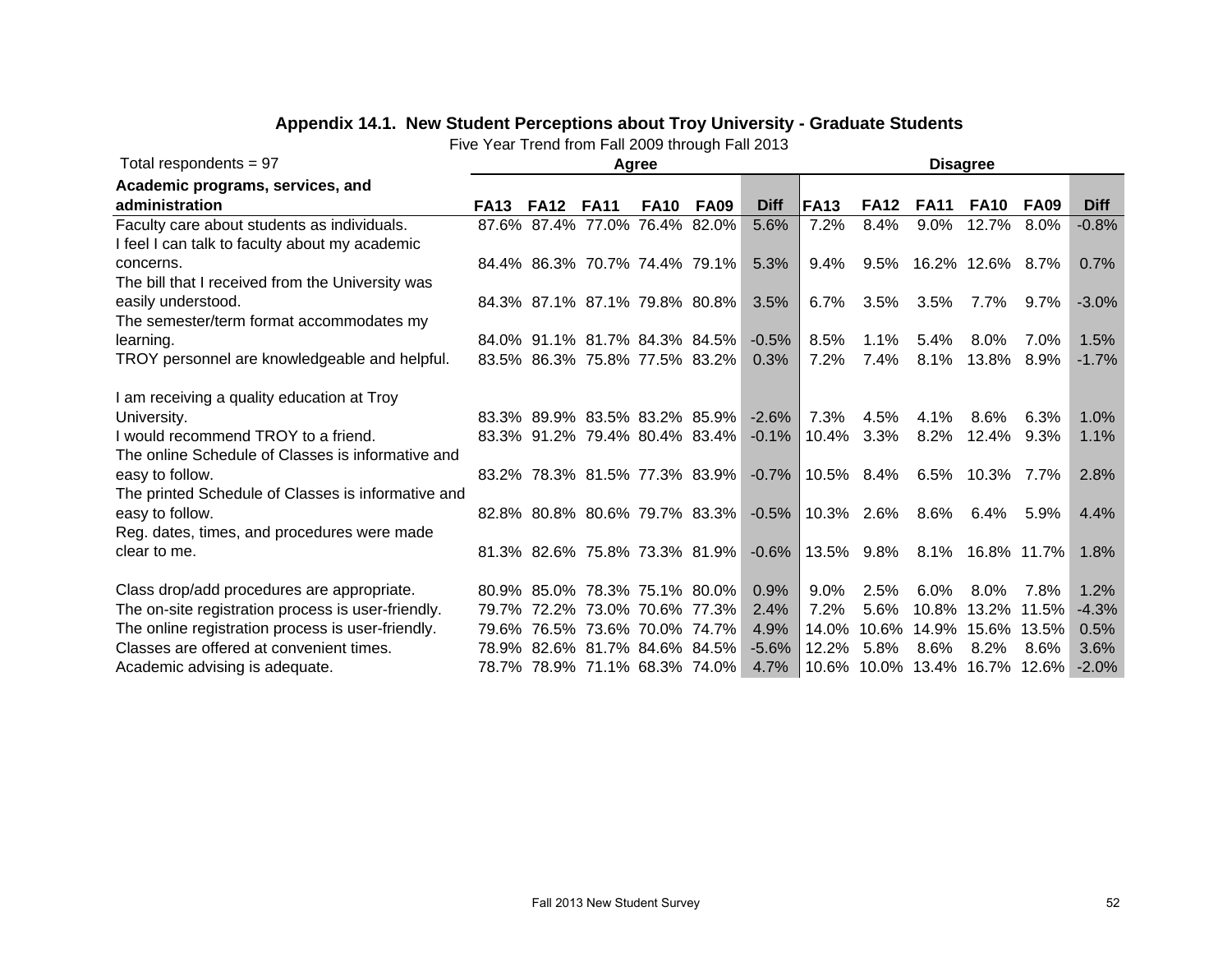### Appendix 14.1. New Student Perceptions about Troy University - Graduate Students

Five Year Trend from Fall 2009 through Fall 2013

| Total respondents = 97 | Agree | | | | | | Disagree | | | | | |
|---|---|---|---|---|---|---|---|---|---|---|---|---|
| **Academic programs, services, and administration** | **FA13** | **FA12** | **FA11** | **FA10** | **FA09** | **Diff** | **FA13** | **FA12** | **FA11** | **FA10** | **FA09** | **Diff** |
| Faculty care about students as individuals. | 87.6% | 87.4% | 77.0% | 76.4% | 82.0% | 5.6% | 7.2% | 8.4% | 9.0% | 12.7% | 8.0% | -0.8% |
| I feel I can talk to faculty about my academic concerns. | 84.4% | 86.3% | 70.7% | 74.4% | 79.1% | 5.3% | 9.4% | 9.5% | 16.2% | 12.6% | 8.7% | 0.7% |
| The bill that I received from the University was easily understood. | 84.3% | 87.1% | 87.1% | 79.8% | 80.8% | 3.5% | 6.7% | 3.5% | 3.5% | 7.7% | 9.7% | -3.0% |
| The semester/term format accommodates my learning. | 84.0% | 91.1% | 81.7% | 84.3% | 84.5% | -0.5% | 8.5% | 1.1% | 5.4% | 8.0% | 7.0% | 1.5% |
| TROY personnel are knowledgeable and helpful. | 83.5% | 86.3% | 75.8% | 77.5% | 83.2% | 0.3% | 7.2% | 7.4% | 8.1% | 13.8% | 8.9% | -1.7% |
| I am receiving a quality education at Troy University. | 83.3% | 89.9% | 83.5% | 83.2% | 85.9% | -2.6% | 7.3% | 4.5% | 4.1% | 8.6% | 6.3% | 1.0% |
| I would recommend TROY to a friend. | 83.3% | 91.2% | 79.4% | 80.4% | 83.4% | -0.1% | 10.4% | 3.3% | 8.2% | 12.4% | 9.3% | 1.1% |
| The online Schedule of Classes is informative and easy to follow. | 83.2% | 78.3% | 81.5% | 77.3% | 83.9% | -0.7% | 10.5% | 8.4% | 6.5% | 10.3% | 7.7% | 2.8% |
| The printed Schedule of Classes is informative and easy to follow. | 82.8% | 80.8% | 80.6% | 79.7% | 83.3% | -0.5% | 10.3% | 2.6% | 8.6% | 6.4% | 5.9% | 4.4% |
| Reg. dates, times, and procedures were made clear to me. | 81.3% | 82.6% | 75.8% | 73.3% | 81.9% | -0.6% | 13.5% | 9.8% | 8.1% | 16.8% | 11.7% | 1.8% |
| Class drop/add procedures are appropriate. | 80.9% | 85.0% | 78.3% | 75.1% | 80.0% | 0.9% | 9.0% | 2.5% | 6.0% | 8.0% | 7.8% | 1.2% |
| The on-site registration process is user-friendly. | 79.7% | 72.2% | 73.0% | 70.6% | 77.3% | 2.4% | 7.2% | 5.6% | 10.8% | 13.2% | 11.5% | -4.3% |
| The online registration process is user-friendly. | 79.6% | 76.5% | 73.6% | 70.0% | 74.7% | 4.9% | 14.0% | 10.6% | 14.9% | 15.6% | 13.5% | 0.5% |
| Classes are offered at convenient times. | 78.9% | 82.6% | 81.7% | 84.6% | 84.5% | -5.6% | 12.2% | 5.8% | 8.6% | 8.2% | 8.6% | 3.6% |
| Academic advising is adequate. | 78.7% | 78.9% | 71.1% | 68.3% | 74.0% | 4.7% | 10.6% | 10.0% | 13.4% | 16.7% | 12.6% | -2.0% |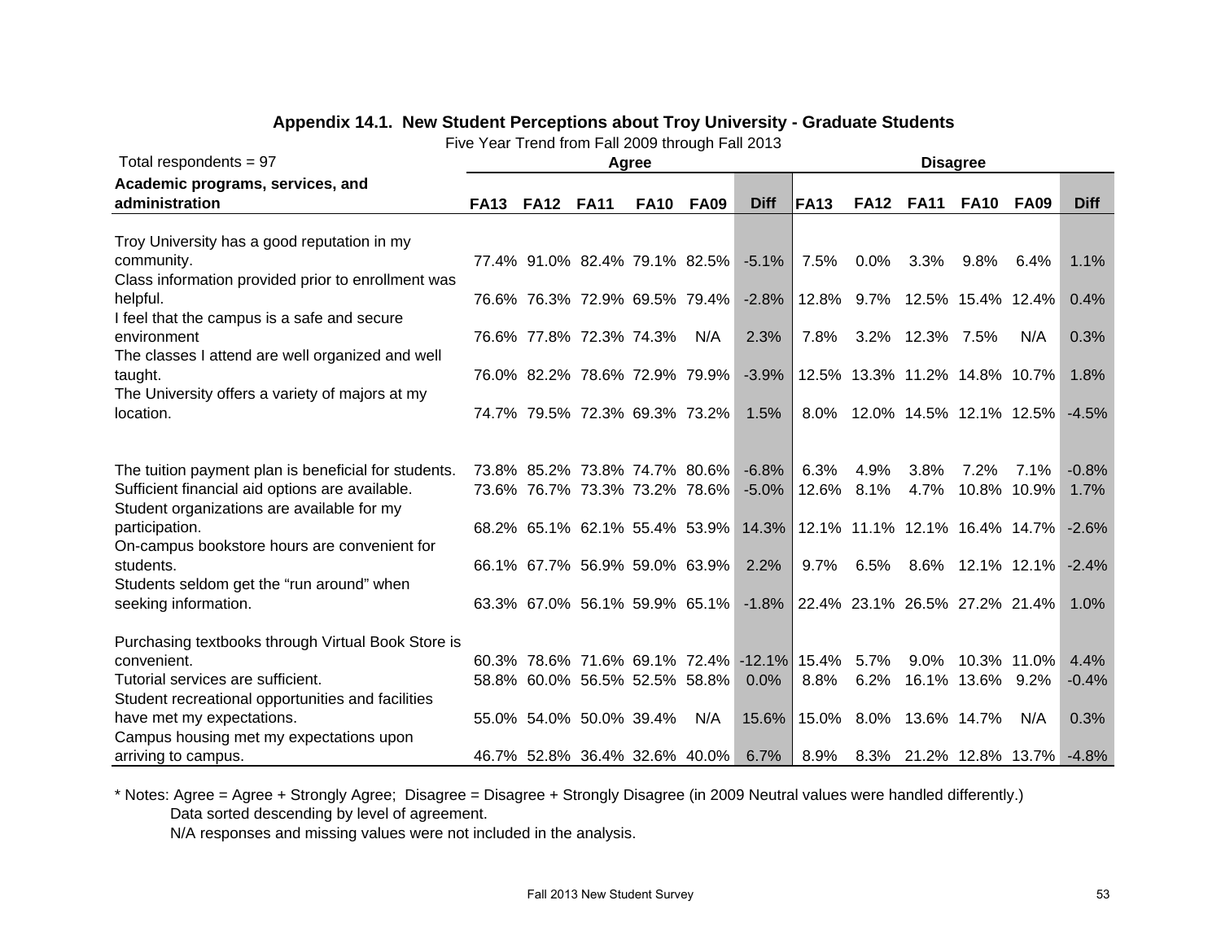## Appendix 14.1. New Student Perceptions about Troy University - Graduate Students

Five Year Trend from Fall 2009 through Fall 2013

| Total respondents = 97 | Agree | | | | | | Disagree | | | | | |
|---|---|---|---|---|---|---|---|---|---|---|---|---|
| **Academic programs, services, and administration** | **FA13** | **FA12** | **FA11** | **FA10** | **FA09** | **Diff** | **FA13** | **FA12** | **FA11** | **FA10** | **FA09** | **Diff** |
| Troy University has a good reputation in my community. | 77.4% | 91.0% | 82.4% | 79.1% | 82.5% | -5.1% | 7.5% | 0.0% | 3.3% | 9.8% | 6.4% | 1.1% |
| Class information provided prior to enrollment was helpful. | 76.6% | 76.3% | 72.9% | 69.5% | 79.4% | -2.8% | 12.8% | 9.7% | 12.5% | 15.4% | 12.4% | 0.4% |
| I feel that the campus is a safe and secure environment | 76.6% | 77.8% | 72.3% | 74.3% | N/A | 2.3% | 7.8% | 3.2% | 12.3% | 7.5% | N/A | 0.3% |
| The classes I attend are well organized and well taught. | 76.0% | 82.2% | 78.6% | 72.9% | 79.9% | -3.9% | 12.5% | 13.3% | 11.2% | 14.8% | 10.7% | 1.8% |
| The University offers a variety of majors at my location. | 74.7% | 79.5% | 72.3% | 69.3% | 73.2% | 1.5% | 8.0% | 12.0% | 14.5% | 12.1% | 12.5% | -4.5% |
| The tuition payment plan is beneficial for students. | 73.8% | 85.2% | 73.8% | 74.7% | 80.6% | -6.8% | 6.3% | 4.9% | 3.8% | 7.2% | 7.1% | -0.8% |
| Sufficient financial aid options are available. | 73.6% | 76.7% | 73.3% | 73.2% | 78.6% | -5.0% | 12.6% | 8.1% | 4.7% | 10.8% | 10.9% | 1.7% |
| Student organizations are available for my participation. | 68.2% | 65.1% | 62.1% | 55.4% | 53.9% | 14.3% | 12.1% | 11.1% | 12.1% | 16.4% | 14.7% | -2.6% |
| On-campus bookstore hours are convenient for students. | 66.1% | 67.7% | 56.9% | 59.0% | 63.9% | 2.2% | 9.7% | 6.5% | 8.6% | 12.1% | 12.1% | -2.4% |
| Students seldom get the “run around” when seeking information. | 63.3% | 67.0% | 56.1% | 59.9% | 65.1% | -1.8% | 22.4% | 23.1% | 26.5% | 27.2% | 21.4% | 1.0% |
| Purchasing textbooks through Virtual Book Store is convenient. | 60.3% | 78.6% | 71.6% | 69.1% | 72.4% | -12.1% | 15.4% | 5.7% | 9.0% | 10.3% | 11.0% | 4.4% |
| Tutorial services are sufficient. | 58.8% | 60.0% | 56.5% | 52.5% | 58.8% | 0.0% | 8.8% | 6.2% | 16.1% | 13.6% | 9.2% | -0.4% |
| Student recreational opportunities and facilities have met my expectations. | 55.0% | 54.0% | 50.0% | 39.4% | N/A | 15.6% | 15.0% | 8.0% | 13.6% | 14.7% | N/A | 0.3% |
| Campus housing met my expectations upon arriving to campus. | 46.7% | 52.8% | 36.4% | 32.6% | 40.0% | 6.7% | 8.9% | 8.3% | 21.2% | 12.8% | 13.7% | -4.8% |

* Notes: Agree = Agree + Strongly Agree; Disagree = Disagree + Strongly Disagree (in 2009 Neutral values were handled differently.)
Data sorted descending by level of agreement.
N/A responses and missing values were not included in the analysis.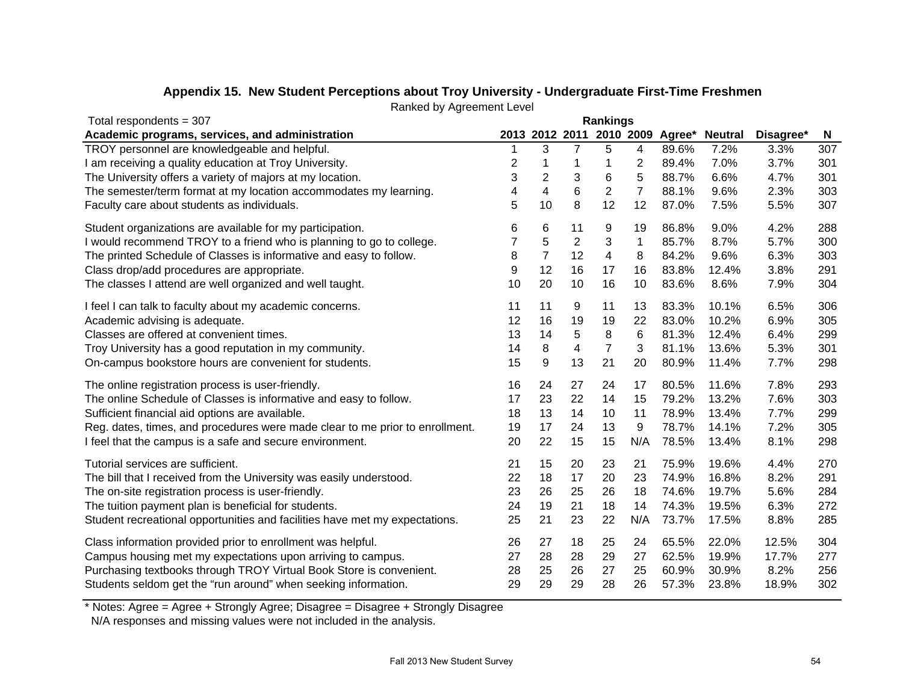## Appendix 15. New Student Perceptions about Troy University - Undergraduate First-Time Freshmen

Ranked by Agreement Level

Total respondents = 307

| Academic programs, services, and administration | Rankings | | | | | | | | |
|---|---|---|---|---|---|---|---|---|---|
| | 2013 | 2012 | 2011 | 2010 | 2009 | Agree* | Neutral | Disagree* | N |
| TROY personnel are knowledgeable and helpful. | 1 | 3 | 7 | 5 | 4 | 89.6% | 7.2% | 3.3% | 307 |
| I am receiving a quality education at Troy University. | 2 | 1 | 1 | 1 | 2 | 89.4% | 7.0% | 3.7% | 301 |
| The University offers a variety of majors at my location. | 3 | 2 | 3 | 6 | 5 | 88.7% | 6.6% | 4.7% | 301 |
| The semester/term format at my location accommodates my learning. | 4 | 4 | 6 | 2 | 7 | 88.1% | 9.6% | 2.3% | 303 |
| Faculty care about students as individuals. | 5 | 10 | 8 | 12 | 12 | 87.0% | 7.5% | 5.5% | 307 |
| Student organizations are available for my participation. | 6 | 6 | 11 | 9 | 19 | 86.8% | 9.0% | 4.2% | 288 |
| I would recommend TROY to a friend who is planning to go to college. | 7 | 5 | 2 | 3 | 1 | 85.7% | 8.7% | 5.7% | 300 |
| The printed Schedule of Classes is informative and easy to follow. | 8 | 7 | 12 | 4 | 8 | 84.2% | 9.6% | 6.3% | 303 |
| Class drop/add procedures are appropriate. | 9 | 12 | 16 | 17 | 16 | 83.8% | 12.4% | 3.8% | 291 |
| The classes I attend are well organized and well taught. | 10 | 20 | 10 | 16 | 10 | 83.6% | 8.6% | 7.9% | 304 |
| I feel I can talk to faculty about my academic concerns. | 11 | 11 | 9 | 11 | 13 | 83.3% | 10.1% | 6.5% | 306 |
| Academic advising is adequate. | 12 | 16 | 19 | 19 | 22 | 83.0% | 10.2% | 6.9% | 305 |
| Classes are offered at convenient times. | 13 | 14 | 5 | 8 | 6 | 81.3% | 12.4% | 6.4% | 299 |
| Troy University has a good reputation in my community. | 14 | 8 | 4 | 7 | 3 | 81.1% | 13.6% | 5.3% | 301 |
| On-campus bookstore hours are convenient for students. | 15 | 9 | 13 | 21 | 20 | 80.9% | 11.4% | 7.7% | 298 |
| The online registration process is user-friendly. | 16 | 24 | 27 | 24 | 17 | 80.5% | 11.6% | 7.8% | 293 |
| The online Schedule of Classes is informative and easy to follow. | 17 | 23 | 22 | 14 | 15 | 79.2% | 13.2% | 7.6% | 303 |
| Sufficient financial aid options are available. | 18 | 13 | 14 | 10 | 11 | 78.9% | 13.4% | 7.7% | 299 |
| Reg. dates, times, and procedures were made clear to me prior to enrollment. | 19 | 17 | 24 | 13 | 9 | 78.7% | 14.1% | 7.2% | 305 |
| I feel that the campus is a safe and secure environment. | 20 | 22 | 15 | 15 | N/A | 78.5% | 13.4% | 8.1% | 298 |
| Tutorial services are sufficient. | 21 | 15 | 20 | 23 | 21 | 75.9% | 19.6% | 4.4% | 270 |
| The bill that I received from the University was easily understood. | 22 | 18 | 17 | 20 | 23 | 74.9% | 16.8% | 8.2% | 291 |
| The on-site registration process is user-friendly. | 23 | 26 | 25 | 26 | 18 | 74.6% | 19.7% | 5.6% | 284 |
| The tuition payment plan is beneficial for students. | 24 | 19 | 21 | 18 | 14 | 74.3% | 19.5% | 6.3% | 272 |
| Student recreational opportunities and facilities have met my expectations. | 25 | 21 | 23 | 22 | N/A | 73.7% | 17.5% | 8.8% | 285 |
| Class information provided prior to enrollment was helpful. | 26 | 27 | 18 | 25 | 24 | 65.5% | 22.0% | 12.5% | 304 |
| Campus housing met my expectations upon arriving to campus. | 27 | 28 | 28 | 29 | 27 | 62.5% | 19.9% | 17.7% | 277 |
| Purchasing textbooks through TROY Virtual Book Store is convenient. | 28 | 25 | 26 | 27 | 25 | 60.9% | 30.9% | 8.2% | 256 |
| Students seldom get the "run around" when seeking information. | 29 | 29 | 29 | 28 | 26 | 57.3% | 23.8% | 18.9% | 302 |

* Notes: Agree = Agree + Strongly Agree; Disagree = Disagree + Strongly Disagree
N/A responses and missing values were not included in the analysis.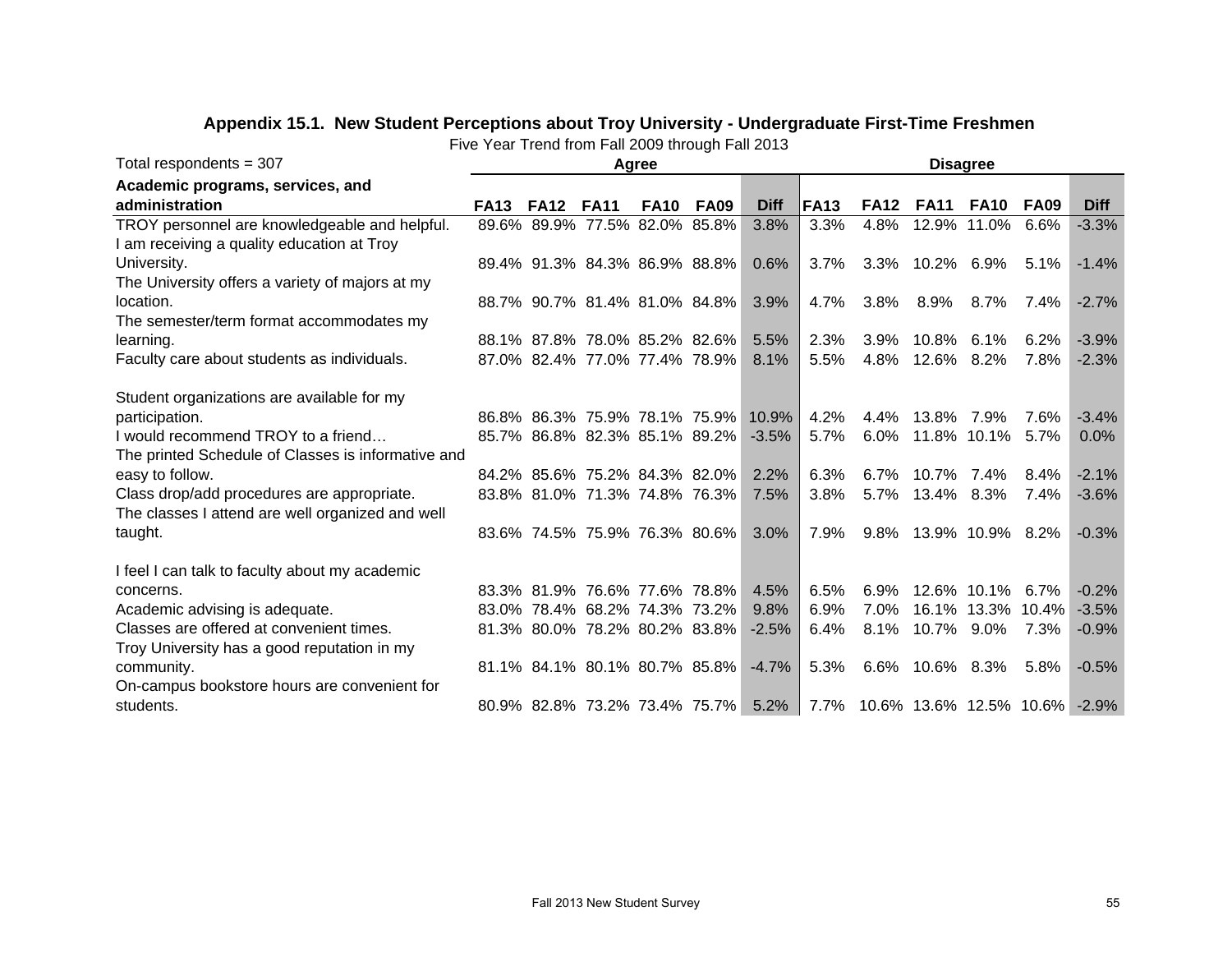## Appendix 15.1. New Student Perceptions about Troy University - Undergraduate First-Time Freshmen

Five Year Trend from Fall 2009 through Fall 2013

| Total respondents = 307 | Agree | | | | | | Disagree | | | | | |
|---|---|---|---|---|---|---|---|---|---|---|---|---|
| **Academic programs, services, and administration** | **FA13** | **FA12** | **FA11** | **FA10** | **FA09** | **Diff** | **FA13** | **FA12** | **FA11** | **FA10** | **FA09** | **Diff** |
| TROY personnel are knowledgeable and helpful. | 89.6% | 89.9% | 77.5% | 82.0% | 85.8% | 3.8% | 3.3% | 4.8% | 12.9% | 11.0% | 6.6% | -3.3% |
| I am receiving a quality education at Troy University. | 89.4% | 91.3% | 84.3% | 86.9% | 88.8% | 0.6% | 3.7% | 3.3% | 10.2% | 6.9% | 5.1% | -1.4% |
| The University offers a variety of majors at my location. | 88.7% | 90.7% | 81.4% | 81.0% | 84.8% | 3.9% | 4.7% | 3.8% | 8.9% | 8.7% | 7.4% | -2.7% |
| The semester/term format accommodates my learning. | 88.1% | 87.8% | 78.0% | 85.2% | 82.6% | 5.5% | 2.3% | 3.9% | 10.8% | 6.1% | 6.2% | -3.9% |
| Faculty care about students as individuals. | 87.0% | 82.4% | 77.0% | 77.4% | 78.9% | 8.1% | 5.5% | 4.8% | 12.6% | 8.2% | 7.8% | -2.3% |
| Student organizations are available for my participation. | 86.8% | 86.3% | 75.9% | 78.1% | 75.9% | 10.9% | 4.2% | 4.4% | 13.8% | 7.9% | 7.6% | -3.4% |
| I would recommend TROY to a friend… | 85.7% | 86.8% | 82.3% | 85.1% | 89.2% | -3.5% | 5.7% | 6.0% | 11.8% | 10.1% | 5.7% | 0.0% |
| The printed Schedule of Classes is informative and easy to follow. | 84.2% | 85.6% | 75.2% | 84.3% | 82.0% | 2.2% | 6.3% | 6.7% | 10.7% | 7.4% | 8.4% | -2.1% |
| Class drop/add procedures are appropriate. | 83.8% | 81.0% | 71.3% | 74.8% | 76.3% | 7.5% | 3.8% | 5.7% | 13.4% | 8.3% | 7.4% | -3.6% |
| The classes I attend are well organized and well taught. | 83.6% | 74.5% | 75.9% | 76.3% | 80.6% | 3.0% | 7.9% | 9.8% | 13.9% | 10.9% | 8.2% | -0.3% |
| I feel I can talk to faculty about my academic concerns. | 83.3% | 81.9% | 76.6% | 77.6% | 78.8% | 4.5% | 6.5% | 6.9% | 12.6% | 10.1% | 6.7% | -0.2% |
| Academic advising is adequate. | 83.0% | 78.4% | 68.2% | 74.3% | 73.2% | 9.8% | 6.9% | 7.0% | 16.1% | 13.3% | 10.4% | -3.5% |
| Classes are offered at convenient times. | 81.3% | 80.0% | 78.2% | 80.2% | 83.8% | -2.5% | 6.4% | 8.1% | 10.7% | 9.0% | 7.3% | -0.9% |
| Troy University has a good reputation in my community. | 81.1% | 84.1% | 80.1% | 80.7% | 85.8% | -4.7% | 5.3% | 6.6% | 10.6% | 8.3% | 5.8% | -0.5% |
| On-campus bookstore hours are convenient for students. | 80.9% | 82.8% | 73.2% | 73.4% | 75.7% | 5.2% | 7.7% | 10.6% | 13.6% | 12.5% | 10.6% | -2.9% |

Fall 2013 New Student Survey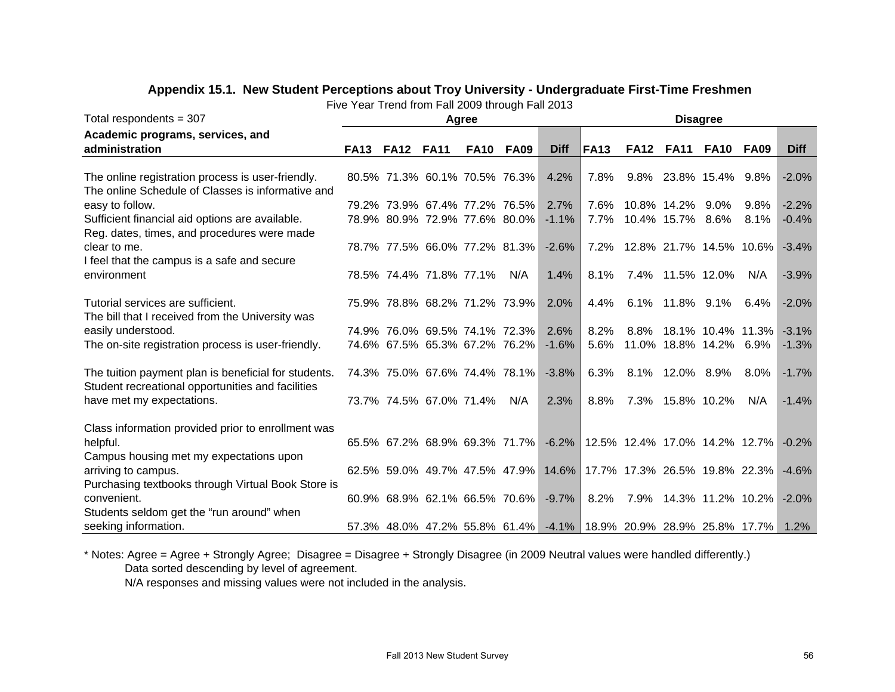### Appendix 15.1. New Student Perceptions about Troy University - Undergraduate First-Time Freshmen

Five Year Trend from Fall 2009 through Fall 2013

| Total respondents = 307 | Agree | | | | | | Disagree | | | | | |
|---|---|---|---|---|---|---|---|---|---|---|---|---|
| **Academic programs, services, and administration** | **FA13** | **FA12** | **FA11** | **FA10** | **FA09** | **Diff** | **FA13** | **FA12** | **FA11** | **FA10** | **FA09** | **Diff** |
| The online registration process is user-friendly. | 80.5% | 71.3% | 60.1% | 70.5% | 76.3% | 4.2% | 7.8% | 9.8% | 23.8% | 15.4% | 9.8% | -2.0% |
| The online Schedule of Classes is informative and easy to follow. | 79.2% | 73.9% | 67.4% | 77.2% | 76.5% | 2.7% | 7.6% | 10.8% | 14.2% | 9.0% | 9.8% | -2.2% |
| Sufficient financial aid options are available. | 78.9% | 80.9% | 72.9% | 77.6% | 80.0% | -1.1% | 7.7% | 10.4% | 15.7% | 8.6% | 8.1% | -0.4% |
| Reg. dates, times, and procedures were made clear to me. | 78.7% | 77.5% | 66.0% | 77.2% | 81.3% | -2.6% | 7.2% | 12.8% | 21.7% | 14.5% | 10.6% | -3.4% |
| I feel that the campus is a safe and secure environment | 78.5% | 74.4% | 71.8% | 77.1% | N/A | 1.4% | 8.1% | 7.4% | 11.5% | 12.0% | N/A | -3.9% |
| Tutorial services are sufficient. | 75.9% | 78.8% | 68.2% | 71.2% | 73.9% | 2.0% | 4.4% | 6.1% | 11.8% | 9.1% | 6.4% | -2.0% |
| The bill that I received from the University was easily understood. | 74.9% | 76.0% | 69.5% | 74.1% | 72.3% | 2.6% | 8.2% | 8.8% | 18.1% | 10.4% | 11.3% | -3.1% |
| The on-site registration process is user-friendly. | 74.6% | 67.5% | 65.3% | 67.2% | 76.2% | -1.6% | 5.6% | 11.0% | 18.8% | 14.2% | 6.9% | -1.3% |
| The tuition payment plan is beneficial for students. | 74.3% | 75.0% | 67.6% | 74.4% | 78.1% | -3.8% | 6.3% | 8.1% | 12.0% | 8.9% | 8.0% | -1.7% |
| Student recreational opportunities and facilities have met my expectations. | 73.7% | 74.5% | 67.0% | 71.4% | N/A | 2.3% | 8.8% | 7.3% | 15.8% | 10.2% | N/A | -1.4% |
| Class information provided prior to enrollment was helpful. | 65.5% | 67.2% | 68.9% | 69.3% | 71.7% | -6.2% | 12.5% | 12.4% | 17.0% | 14.2% | 12.7% | -0.2% |
| Campus housing met my expectations upon arriving to campus. | 62.5% | 59.0% | 49.7% | 47.5% | 47.9% | 14.6% | 17.7% | 17.3% | 26.5% | 19.8% | 22.3% | -4.6% |
| Purchasing textbooks through Virtual Book Store is convenient. | 60.9% | 68.9% | 62.1% | 66.5% | 70.6% | -9.7% | 8.2% | 7.9% | 14.3% | 11.2% | 10.2% | -2.0% |
| Students seldom get the “run around” when seeking information. | 57.3% | 48.0% | 47.2% | 55.8% | 61.4% | -4.1% | 18.9% | 20.9% | 28.9% | 25.8% | 17.7% | 1.2% |

* Notes: Agree = Agree + Strongly Agree; Disagree = Disagree + Strongly Disagree (in 2009 Neutral values were handled differently.)
Data sorted descending by level of agreement.
N/A responses and missing values were not included in the analysis.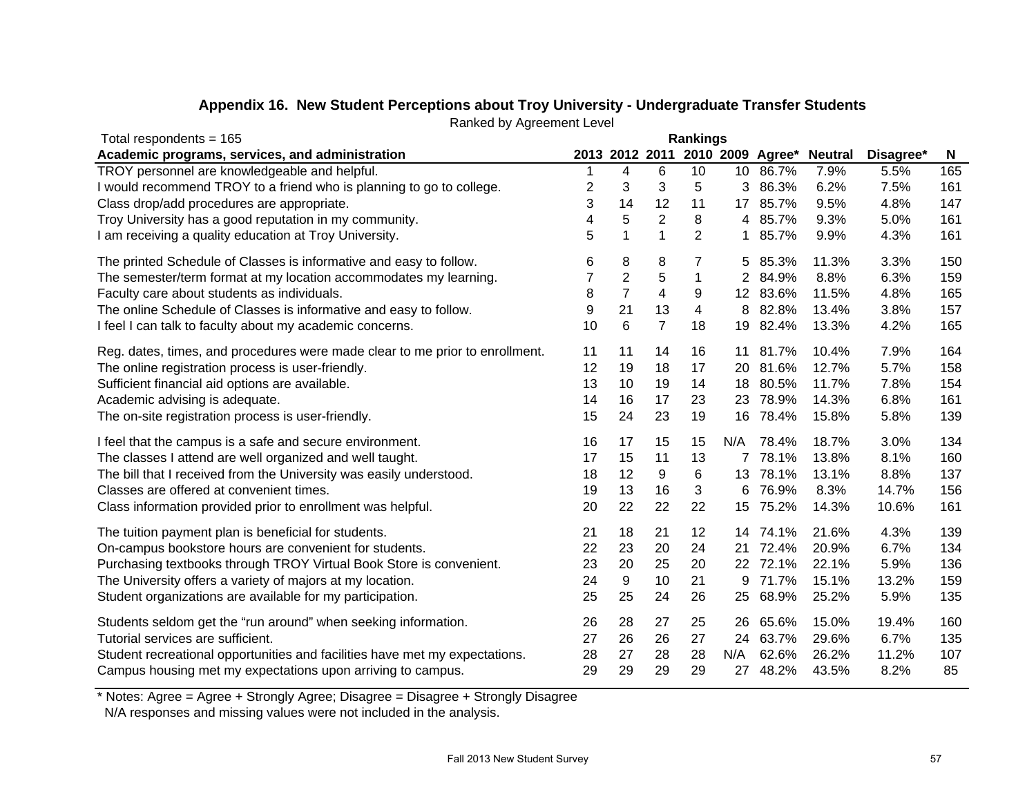### Appendix 16. New Student Perceptions about Troy University - Undergraduate Transfer Students

Ranked by Agreement Level

| Total respondents = 165 | Rankings | | | | | | | | |
|---|---|---|---|---|---|---|---|---|---|
| **Academic programs, services, and administration** | **2013** | **2012** | **2011** | **2010** | **2009** | **Agree*** | **Neutral** | **Disagree*** | **N** |
| TROY personnel are knowledgeable and helpful. | 1 | 4 | 6 | 10 | 10 | 86.7% | 7.9% | 5.5% | 165 |
| I would recommend TROY to a friend who is planning to go to college. | 2 | 3 | 3 | 5 | 3 | 86.3% | 6.2% | 7.5% | 161 |
| Class drop/add procedures are appropriate. | 3 | 14 | 12 | 11 | 17 | 85.7% | 9.5% | 4.8% | 147 |
| Troy University has a good reputation in my community. | 4 | 5 | 2 | 8 | 4 | 85.7% | 9.3% | 5.0% | 161 |
| I am receiving a quality education at Troy University. | 5 | 1 | 1 | 2 | 1 | 85.7% | 9.9% | 4.3% | 161 |
| The printed Schedule of Classes is informative and easy to follow. | 6 | 8 | 8 | 7 | 5 | 85.3% | 11.3% | 3.3% | 150 |
| The semester/term format at my location accommodates my learning. | 7 | 2 | 5 | 1 | 2 | 84.9% | 8.8% | 6.3% | 159 |
| Faculty care about students as individuals. | 8 | 7 | 4 | 9 | 12 | 83.6% | 11.5% | 4.8% | 165 |
| The online Schedule of Classes is informative and easy to follow. | 9 | 21 | 13 | 4 | 8 | 82.8% | 13.4% | 3.8% | 157 |
| I feel I can talk to faculty about my academic concerns. | 10 | 6 | 7 | 18 | 19 | 82.4% | 13.3% | 4.2% | 165 |
| Reg. dates, times, and procedures were made clear to me prior to enrollment. | 11 | 11 | 14 | 16 | 11 | 81.7% | 10.4% | 7.9% | 164 |
| The online registration process is user-friendly. | 12 | 19 | 18 | 17 | 20 | 81.6% | 12.7% | 5.7% | 158 |
| Sufficient financial aid options are available. | 13 | 10 | 19 | 14 | 18 | 80.5% | 11.7% | 7.8% | 154 |
| Academic advising is adequate. | 14 | 16 | 17 | 23 | 23 | 78.9% | 14.3% | 6.8% | 161 |
| The on-site registration process is user-friendly. | 15 | 24 | 23 | 19 | 16 | 78.4% | 15.8% | 5.8% | 139 |
| I feel that the campus is a safe and secure environment. | 16 | 17 | 15 | 15 | N/A | 78.4% | 18.7% | 3.0% | 134 |
| The classes I attend are well organized and well taught. | 17 | 15 | 11 | 13 | 7 | 78.1% | 13.8% | 8.1% | 160 |
| The bill that I received from the University was easily understood. | 18 | 12 | 9 | 6 | 13 | 78.1% | 13.1% | 8.8% | 137 |
| Classes are offered at convenient times. | 19 | 13 | 16 | 3 | 6 | 76.9% | 8.3% | 14.7% | 156 |
| Class information provided prior to enrollment was helpful. | 20 | 22 | 22 | 22 | 15 | 75.2% | 14.3% | 10.6% | 161 |
| The tuition payment plan is beneficial for students. | 21 | 18 | 21 | 12 | 14 | 74.1% | 21.6% | 4.3% | 139 |
| On-campus bookstore hours are convenient for students. | 22 | 23 | 20 | 24 | 21 | 72.4% | 20.9% | 6.7% | 134 |
| Purchasing textbooks through TROY Virtual Book Store is convenient. | 23 | 20 | 25 | 20 | 22 | 72.1% | 22.1% | 5.9% | 136 |
| The University offers a variety of majors at my location. | 24 | 9 | 10 | 21 | 9 | 71.7% | 15.1% | 13.2% | 159 |
| Student organizations are available for my participation. | 25 | 25 | 24 | 26 | 25 | 68.9% | 25.2% | 5.9% | 135 |
| Students seldom get the “run around” when seeking information. | 26 | 28 | 27 | 25 | 26 | 65.6% | 15.0% | 19.4% | 160 |
| Tutorial services are sufficient. | 27 | 26 | 26 | 27 | 24 | 63.7% | 29.6% | 6.7% | 135 |
| Student recreational opportunities and facilities have met my expectations. | 28 | 27 | 28 | 28 | N/A | 62.6% | 26.2% | 11.2% | 107 |
| Campus housing met my expectations upon arriving to campus. | 29 | 29 | 29 | 29 | 27 | 48.2% | 43.5% | 8.2% | 85 |

* Notes: Agree = Agree + Strongly Agree; Disagree = Disagree + Strongly Disagree
N/A responses and missing values were not included in the analysis.

Fall 2013 New Student Survey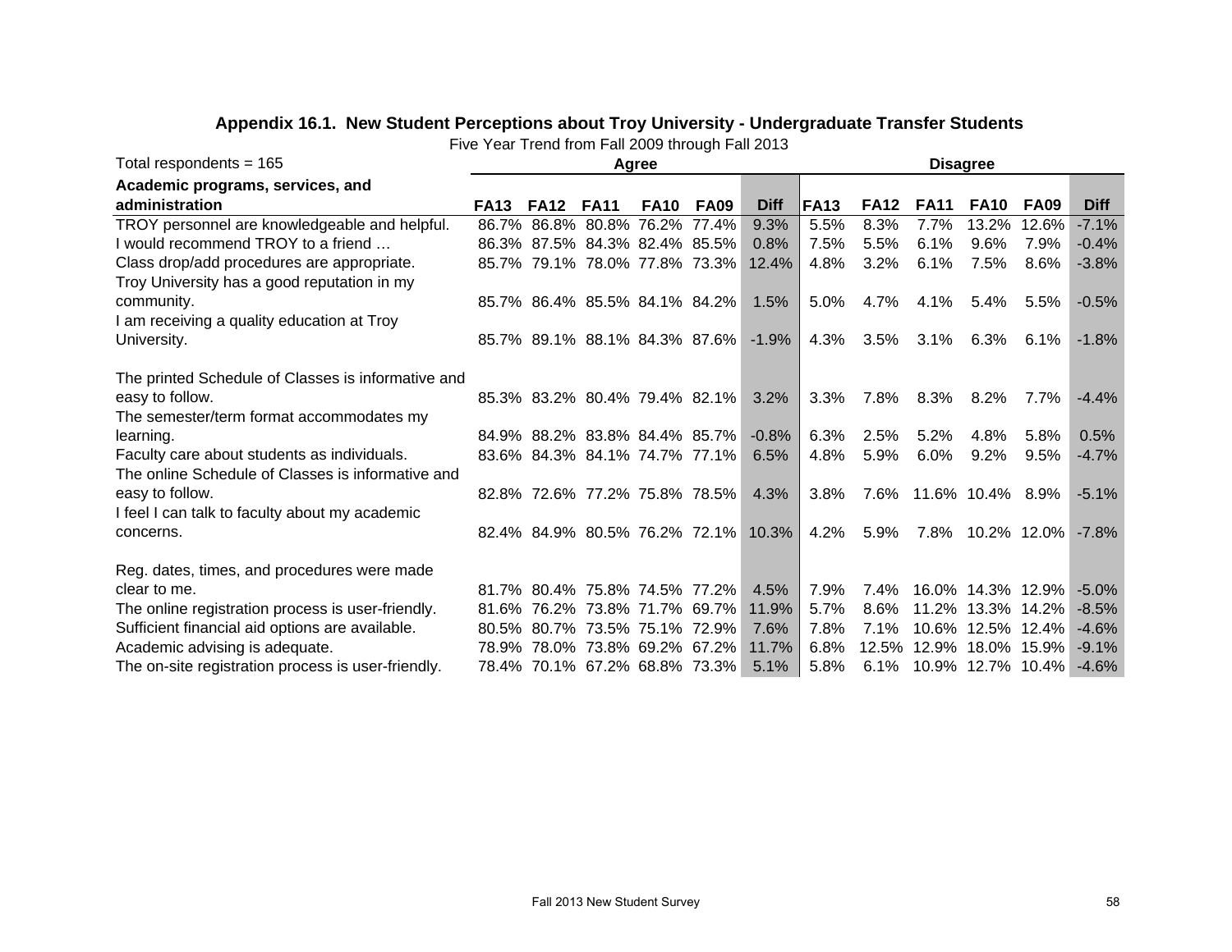## Appendix 16.1. New Student Perceptions about Troy University - Undergraduate Transfer Students

Five Year Trend from Fall 2009 through Fall 2013

| Total respondents = 165 | Agree | | | | | | Disagree | | | | | |
|---|---|---|---|---|---|---|---|---|---|---|---|---|
| **Academic programs, services, and administration** | **FA13** | **FA12** | **FA11** | **FA10** | **FA09** | **Diff** | **FA13** | **FA12** | **FA11** | **FA10** | **FA09** | **Diff** |
| TROY personnel are knowledgeable and helpful. | 86.7% | 86.8% | 80.8% | 76.2% | 77.4% | 9.3% | 5.5% | 8.3% | 7.7% | 13.2% | 12.6% | -7.1% |
| I would recommend TROY to a friend … | 86.3% | 87.5% | 84.3% | 82.4% | 85.5% | 0.8% | 7.5% | 5.5% | 6.1% | 9.6% | 7.9% | -0.4% |
| Class drop/add procedures are appropriate. | 85.7% | 79.1% | 78.0% | 77.8% | 73.3% | 12.4% | 4.8% | 3.2% | 6.1% | 7.5% | 8.6% | -3.8% |
| Troy University has a good reputation in my community. | 85.7% | 86.4% | 85.5% | 84.1% | 84.2% | 1.5% | 5.0% | 4.7% | 4.1% | 5.4% | 5.5% | -0.5% |
| I am receiving a quality education at Troy University. | 85.7% | 89.1% | 88.1% | 84.3% | 87.6% | -1.9% | 4.3% | 3.5% | 3.1% | 6.3% | 6.1% | -1.8% |
| The printed Schedule of Classes is informative and easy to follow. | 85.3% | 83.2% | 80.4% | 79.4% | 82.1% | 3.2% | 3.3% | 7.8% | 8.3% | 8.2% | 7.7% | -4.4% |
| The semester/term format accommodates my learning. | 84.9% | 88.2% | 83.8% | 84.4% | 85.7% | -0.8% | 6.3% | 2.5% | 5.2% | 4.8% | 5.8% | 0.5% |
| Faculty care about students as individuals. | 83.6% | 84.3% | 84.1% | 74.7% | 77.1% | 6.5% | 4.8% | 5.9% | 6.0% | 9.2% | 9.5% | -4.7% |
| The online Schedule of Classes is informative and easy to follow. | 82.8% | 72.6% | 77.2% | 75.8% | 78.5% | 4.3% | 3.8% | 7.6% | 11.6% | 10.4% | 8.9% | -5.1% |
| I feel I can talk to faculty about my academic concerns. | 82.4% | 84.9% | 80.5% | 76.2% | 72.1% | 10.3% | 4.2% | 5.9% | 7.8% | 10.2% | 12.0% | -7.8% |
| Reg. dates, times, and procedures were made clear to me. | 81.7% | 80.4% | 75.8% | 74.5% | 77.2% | 4.5% | 7.9% | 7.4% | 16.0% | 14.3% | 12.9% | -5.0% |
| The online registration process is user-friendly. | 81.6% | 76.2% | 73.8% | 71.7% | 69.7% | 11.9% | 5.7% | 8.6% | 11.2% | 13.3% | 14.2% | -8.5% |
| Sufficient financial aid options are available. | 80.5% | 80.7% | 73.5% | 75.1% | 72.9% | 7.6% | 7.8% | 7.1% | 10.6% | 12.5% | 12.4% | -4.6% |
| Academic advising is adequate. | 78.9% | 78.0% | 73.8% | 69.2% | 67.2% | 11.7% | 6.8% | 12.5% | 12.9% | 18.0% | 15.9% | -9.1% |
| The on-site registration process is user-friendly. | 78.4% | 70.1% | 67.2% | 68.8% | 73.3% | 5.1% | 5.8% | 6.1% | 10.9% | 12.7% | 10.4% | -4.6% |

Fall 2013 New Student Survey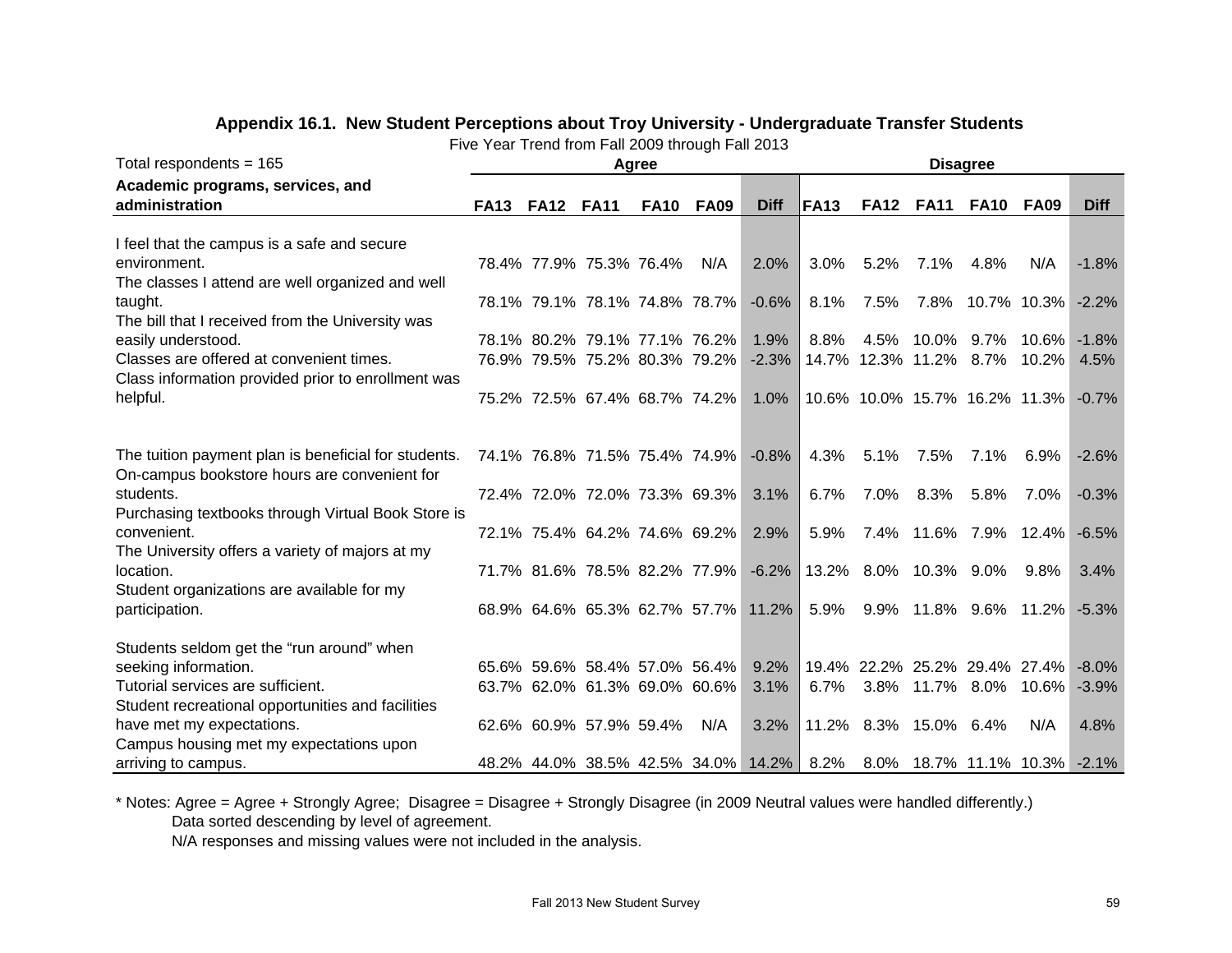## Appendix 16.1. New Student Perceptions about Troy University - Undergraduate Transfer Students

Five Year Trend from Fall 2009 through Fall 2013

| Total respondents = 165 | Agree | | | | | | Disagree | | | | | |
|---|---|---|---|---|---|---|---|---|---|---|---|---|
| **Academic programs, services, and administration** | **FA13** | **FA12** | **FA11** | **FA10** | **FA09** | **Diff** | **FA13** | **FA12** | **FA11** | **FA10** | **FA09** | **Diff** |
| I feel that the campus is a safe and secure environment. | 78.4% | 77.9% | 75.3% | 76.4% | N/A | 2.0% | 3.0% | 5.2% | 7.1% | 4.8% | N/A | -1.8% |
| The classes I attend are well organized and well taught. | 78.1% | 79.1% | 78.1% | 74.8% | 78.7% | -0.6% | 8.1% | 7.5% | 7.8% | 10.7% | 10.3% | -2.2% |
| The bill that I received from the University was easily understood. | 78.1% | 80.2% | 79.1% | 77.1% | 76.2% | 1.9% | 8.8% | 4.5% | 10.0% | 9.7% | 10.6% | -1.8% |
| Classes are offered at convenient times. | 76.9% | 79.5% | 75.2% | 80.3% | 79.2% | -2.3% | 14.7% | 12.3% | 11.2% | 8.7% | 10.2% | 4.5% |
| Class information provided prior to enrollment was helpful. | 75.2% | 72.5% | 67.4% | 68.7% | 74.2% | 1.0% | 10.6% | 10.0% | 15.7% | 16.2% | 11.3% | -0.7% |
| The tuition payment plan is beneficial for students. | 74.1% | 76.8% | 71.5% | 75.4% | 74.9% | -0.8% | 4.3% | 5.1% | 7.5% | 7.1% | 6.9% | -2.6% |
| On-campus bookstore hours are convenient for students. | 72.4% | 72.0% | 72.0% | 73.3% | 69.3% | 3.1% | 6.7% | 7.0% | 8.3% | 5.8% | 7.0% | -0.3% |
| Purchasing textbooks through Virtual Book Store is convenient. | 72.1% | 75.4% | 64.2% | 74.6% | 69.2% | 2.9% | 5.9% | 7.4% | 11.6% | 7.9% | 12.4% | -6.5% |
| The University offers a variety of majors at my location. | 71.7% | 81.6% | 78.5% | 82.2% | 77.9% | -6.2% | 13.2% | 8.0% | 10.3% | 9.0% | 9.8% | 3.4% |
| Student organizations are available for my participation. | 68.9% | 64.6% | 65.3% | 62.7% | 57.7% | 11.2% | 5.9% | 9.9% | 11.8% | 9.6% | 11.2% | -5.3% |
| Students seldom get the “run around” when seeking information. | 65.6% | 59.6% | 58.4% | 57.0% | 56.4% | 9.2% | 19.4% | 22.2% | 25.2% | 29.4% | 27.4% | -8.0% |
| Tutorial services are sufficient. | 63.7% | 62.0% | 61.3% | 69.0% | 60.6% | 3.1% | 6.7% | 3.8% | 11.7% | 8.0% | 10.6% | -3.9% |
| Student recreational opportunities and facilities have met my expectations. | 62.6% | 60.9% | 57.9% | 59.4% | N/A | 3.2% | 11.2% | 8.3% | 15.0% | 6.4% | N/A | 4.8% |
| Campus housing met my expectations upon arriving to campus. | 48.2% | 44.0% | 38.5% | 42.5% | 34.0% | 14.2% | 8.2% | 8.0% | 18.7% | 11.1% | 10.3% | -2.1% |

* Notes: Agree = Agree + Strongly Agree; Disagree = Disagree + Strongly Disagree (in 2009 Neutral values were handled differently.)
Data sorted descending by level of agreement.
N/A responses and missing values were not included in the analysis.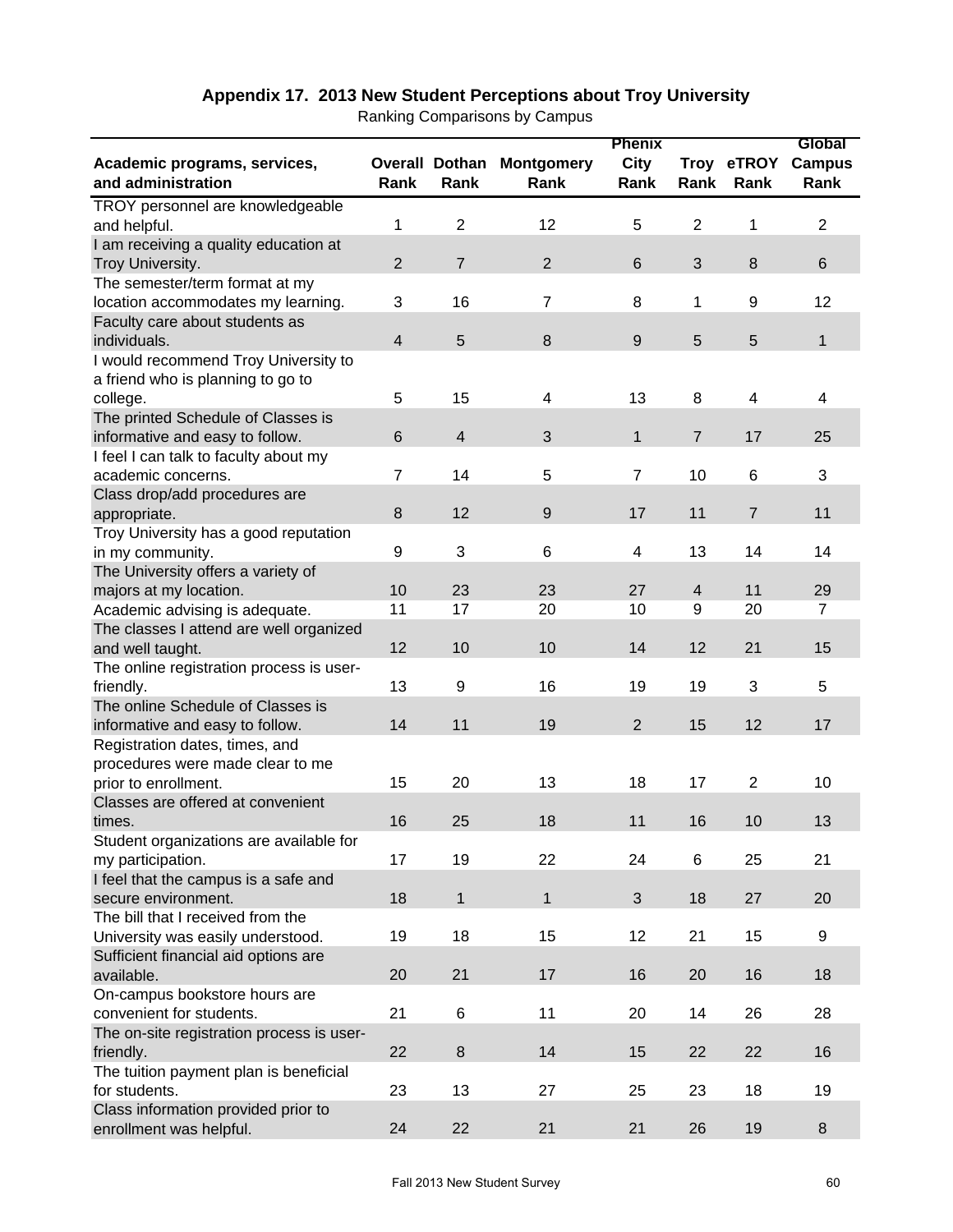## Appendix 17. 2013 New Student Perceptions about Troy University

Ranking Comparisons by Campus

| Academic programs, services, and administration | Overall Rank | Dothan Rank | Montgomery Rank | Phenix City Rank | Troy Rank | eTROY Rank | Global Campus Rank |
|---|---|---|---|---|---|---|---|
| TROY personnel are knowledgeable and helpful. | 1 | 2 | 12 | 5 | 2 | 1 | 2 |
| I am receiving a quality education at Troy University. | 2 | 7 | 2 | 6 | 3 | 8 | 6 |
| The semester/term format at my location accommodates my learning. | 3 | 16 | 7 | 8 | 1 | 9 | 12 |
| Faculty care about students as individuals. | 4 | 5 | 8 | 9 | 5 | 5 | 1 |
| I would recommend Troy University to a friend who is planning to go to college. | 5 | 15 | 4 | 13 | 8 | 4 | 4 |
| The printed Schedule of Classes is informative and easy to follow. | 6 | 4 | 3 | 1 | 7 | 17 | 25 |
| I feel I can talk to faculty about my academic concerns. | 7 | 14 | 5 | 7 | 10 | 6 | 3 |
| Class drop/add procedures are appropriate. | 8 | 12 | 9 | 17 | 11 | 7 | 11 |
| Troy University has a good reputation in my community. | 9 | 3 | 6 | 4 | 13 | 14 | 14 |
| The University offers a variety of majors at my location. | 10 | 23 | 23 | 27 | 4 | 11 | 29 |
| Academic advising is adequate. | 11 | 17 | 20 | 10 | 9 | 20 | 7 |
| The classes I attend are well organized and well taught. | 12 | 10 | 10 | 14 | 12 | 21 | 15 |
| The online registration process is user-friendly. | 13 | 9 | 16 | 19 | 19 | 3 | 5 |
| The online Schedule of Classes is informative and easy to follow. | 14 | 11 | 19 | 2 | 15 | 12 | 17 |
| Registration dates, times, and procedures were made clear to me prior to enrollment. | 15 | 20 | 13 | 18 | 17 | 2 | 10 |
| Classes are offered at convenient times. | 16 | 25 | 18 | 11 | 16 | 10 | 13 |
| Student organizations are available for my participation. | 17 | 19 | 22 | 24 | 6 | 25 | 21 |
| I feel that the campus is a safe and secure environment. | 18 | 1 | 1 | 3 | 18 | 27 | 20 |
| The bill that I received from the University was easily understood. | 19 | 18 | 15 | 12 | 21 | 15 | 9 |
| Sufficient financial aid options are available. | 20 | 21 | 17 | 16 | 20 | 16 | 18 |
| On-campus bookstore hours are convenient for students. | 21 | 6 | 11 | 20 | 14 | 26 | 28 |
| The on-site registration process is user-friendly. | 22 | 8 | 14 | 15 | 22 | 22 | 16 |
| The tuition payment plan is beneficial for students. | 23 | 13 | 27 | 25 | 23 | 18 | 19 |
| Class information provided prior to enrollment was helpful. | 24 | 22 | 21 | 21 | 26 | 19 | 8 |

Fall 2013 New Student Survey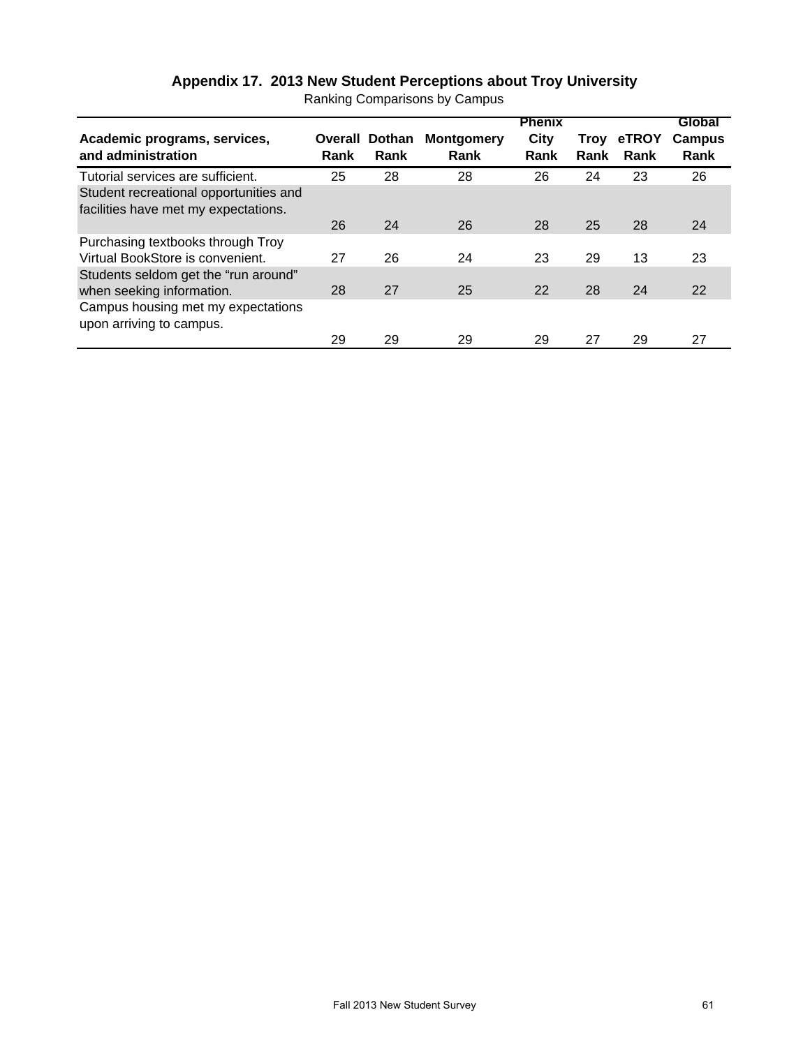## Appendix 17. 2013 New Student Perceptions about Troy University

Ranking Comparisons by Campus

| Academic programs, services, and administration | Overall Rank | Dothan Rank | Montgomery Rank | Phenix City Rank | Troy Rank | eTROY Rank | Global Campus Rank |
|---|---|---|---|---|---|---|---|
| Tutorial services are sufficient. | 25 | 28 | 28 | 26 | 24 | 23 | 26 |
| Student recreational opportunities and facilities have met my expectations. | 26 | 24 | 26 | 28 | 25 | 28 | 24 |
| Purchasing textbooks through Troy Virtual BookStore is convenient. | 27 | 26 | 24 | 23 | 29 | 13 | 23 |
| Students seldom get the "run around" when seeking information. | 28 | 27 | 25 | 22 | 28 | 24 | 22 |
| Campus housing met my expectations upon arriving to campus. | 29 | 29 | 29 | 29 | 27 | 29 | 27 |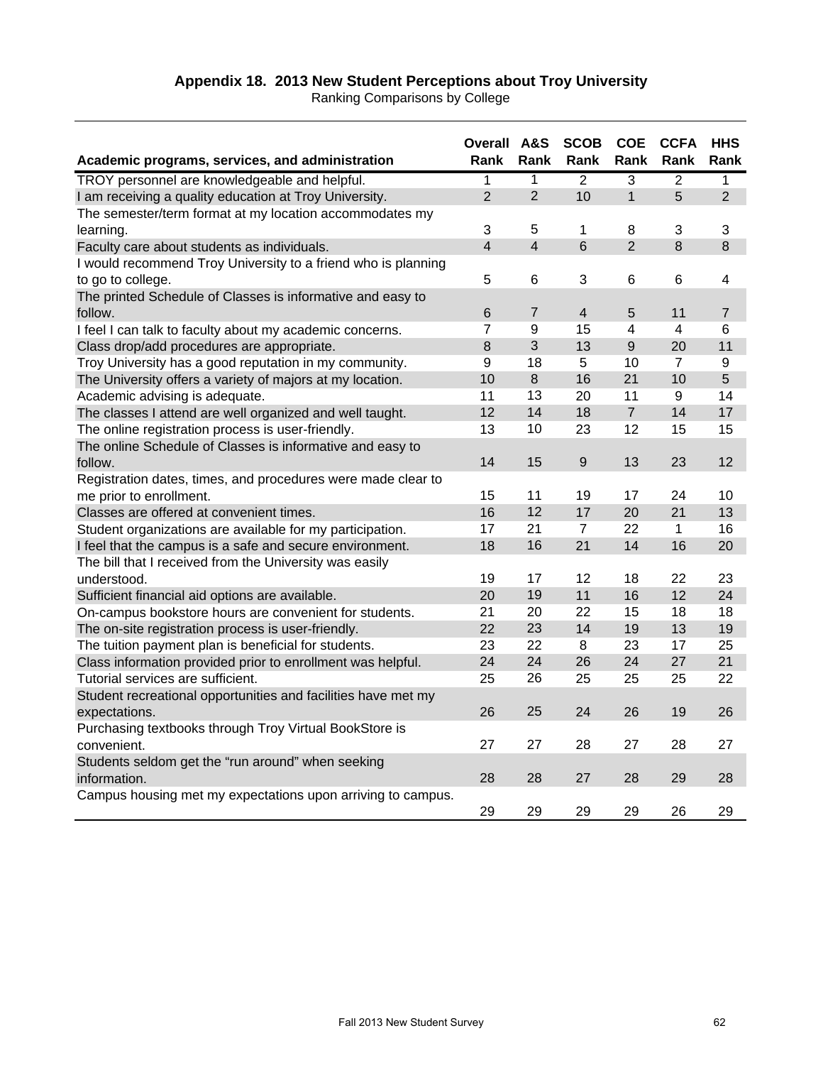**Appendix 18. 2013 New Student Perceptions about Troy University**

Ranking Comparisons by College

| Academic programs, services, and administration | Overall Rank | A&S Rank | SCOB Rank | COE Rank | CCFA Rank | HHS Rank |
|---|---|---|---|---|---|---|
| TROY personnel are knowledgeable and helpful. | 1 | 1 | 2 | 3 | 2 | 1 |
| I am receiving a quality education at Troy University. | 2 | 2 | 10 | 1 | 5 | 2 |
| The semester/term format at my location accommodates my learning. | 3 | 5 | 1 | 8 | 3 | 3 |
| Faculty care about students as individuals. | 4 | 4 | 6 | 2 | 8 | 8 |
| I would recommend Troy University to a friend who is planning to go to college. | 5 | 6 | 3 | 6 | 6 | 4 |
| The printed Schedule of Classes is informative and easy to follow. | 6 | 7 | 4 | 5 | 11 | 7 |
| I feel I can talk to faculty about my academic concerns. | 7 | 9 | 15 | 4 | 4 | 6 |
| Class drop/add procedures are appropriate. | 8 | 3 | 13 | 9 | 20 | 11 |
| Troy University has a good reputation in my community. | 9 | 18 | 5 | 10 | 7 | 9 |
| The University offers a variety of majors at my location. | 10 | 8 | 16 | 21 | 10 | 5 |
| Academic advising is adequate. | 11 | 13 | 20 | 11 | 9 | 14 |
| The classes I attend are well organized and well taught. | 12 | 14 | 18 | 7 | 14 | 17 |
| The online registration process is user-friendly. | 13 | 10 | 23 | 12 | 15 | 15 |
| The online Schedule of Classes is informative and easy to follow. | 14 | 15 | 9 | 13 | 23 | 12 |
| Registration dates, times, and procedures were made clear to me prior to enrollment. | 15 | 11 | 19 | 17 | 24 | 10 |
| Classes are offered at convenient times. | 16 | 12 | 17 | 20 | 21 | 13 |
| Student organizations are available for my participation. | 17 | 21 | 7 | 22 | 1 | 16 |
| I feel that the campus is a safe and secure environment. | 18 | 16 | 21 | 14 | 16 | 20 |
| The bill that I received from the University was easily understood. | 19 | 17 | 12 | 18 | 22 | 23 |
| Sufficient financial aid options are available. | 20 | 19 | 11 | 16 | 12 | 24 |
| On-campus bookstore hours are convenient for students. | 21 | 20 | 22 | 15 | 18 | 18 |
| The on-site registration process is user-friendly. | 22 | 23 | 14 | 19 | 13 | 19 |
| The tuition payment plan is beneficial for students. | 23 | 22 | 8 | 23 | 17 | 25 |
| Class information provided prior to enrollment was helpful. | 24 | 24 | 26 | 24 | 27 | 21 |
| Tutorial services are sufficient. | 25 | 26 | 25 | 25 | 25 | 22 |
| Student recreational opportunities and facilities have met my expectations. | 26 | 25 | 24 | 26 | 19 | 26 |
| Purchasing textbooks through Troy Virtual BookStore is convenient. | 27 | 27 | 28 | 27 | 28 | 27 |
| Students seldom get the "run around" when seeking information. | 28 | 28 | 27 | 28 | 29 | 28 |
| Campus housing met my expectations upon arriving to campus. | 29 | 29 | 29 | 29 | 26 | 29 |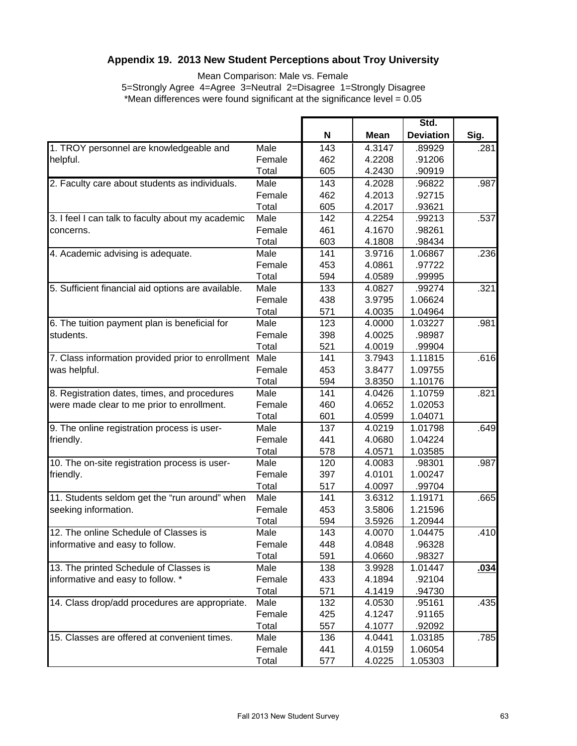## Appendix 19. 2013 New Student Perceptions about Troy University

Mean Comparison: Male vs. Female
5=Strongly Agree 4=Agree 3=Neutral 2=Disagree 1=Strongly Disagree
*Mean differences were found significant at the significance level = 0.05

| | | N | Mean | Std. Deviation | Sig. |
|---|---|---|---|---|---|
| 1. TROY personnel are knowledgeable and helpful. | Male | 143 | 4.3147 | .89929 | .281 |
| | Female | 462 | 4.2208 | .91206 | |
| | Total | 605 | 4.2430 | .90919 | |
| 2. Faculty care about students as individuals. | Male | 143 | 4.2028 | .96822 | .987 |
| | Female | 462 | 4.2013 | .92715 | |
| | Total | 605 | 4.2017 | .93621 | |
| 3. I feel I can talk to faculty about my academic concerns. | Male | 142 | 4.2254 | .99213 | .537 |
| | Female | 461 | 4.1670 | .98261 | |
| | Total | 603 | 4.1808 | .98434 | |
| 4. Academic advising is adequate. | Male | 141 | 3.9716 | 1.06867 | .236 |
| | Female | 453 | 4.0861 | .97722 | |
| | Total | 594 | 4.0589 | .99995 | |
| 5. Sufficient financial aid options are available. | Male | 133 | 4.0827 | .99274 | .321 |
| | Female | 438 | 3.9795 | 1.06624 | |
| | Total | 571 | 4.0035 | 1.04964 | |
| 6. The tuition payment plan is beneficial for students. | Male | 123 | 4.0000 | 1.03227 | .981 |
| | Female | 398 | 4.0025 | .98987 | |
| | Total | 521 | 4.0019 | .99904 | |
| 7. Class information provided prior to enrollment was helpful. | Male | 141 | 3.7943 | 1.11815 | .616 |
| | Female | 453 | 3.8477 | 1.09755 | |
| | Total | 594 | 3.8350 | 1.10176 | |
| 8. Registration dates, times, and procedures were made clear to me prior to enrollment. | Male | 141 | 4.0426 | 1.10759 | .821 |
| | Female | 460 | 4.0652 | 1.02053 | |
| | Total | 601 | 4.0599 | 1.04071 | |
| 9. The online registration process is user-friendly. | Male | 137 | 4.0219 | 1.01798 | .649 |
| | Female | 441 | 4.0680 | 1.04224 | |
| | Total | 578 | 4.0571 | 1.03585 | |
| 10. The on-site registration process is user-friendly. | Male | 120 | 4.0083 | .98301 | .987 |
| | Female | 397 | 4.0101 | 1.00247 | |
| | Total | 517 | 4.0097 | .99704 | |
| 11. Students seldom get the “run around” when seeking information. | Male | 141 | 3.6312 | 1.19171 | .665 |
| | Female | 453 | 3.5806 | 1.21596 | |
| | Total | 594 | 3.5926 | 1.20944 | |
| 12. The online Schedule of Classes is informative and easy to follow. | Male | 143 | 4.0070 | 1.04475 | .410 |
| | Female | 448 | 4.0848 | .96328 | |
| | Total | 591 | 4.0660 | .98327 | |
| 13. The printed Schedule of Classes is informative and easy to follow. * | Male | 138 | 3.9928 | 1.01447 | **.034** |
| | Female | 433 | 4.1894 | .92104 | |
| | Total | 571 | 4.1419 | .94730 | |
| 14. Class drop/add procedures are appropriate. | Male | 132 | 4.0530 | .95161 | .435 |
| | Female | 425 | 4.1247 | .91165 | |
| | Total | 557 | 4.1077 | .92092 | |
| 15. Classes are offered at convenient times. | Male | 136 | 4.0441 | 1.03185 | .785 |
| | Female | 441 | 4.0159 | 1.06054 | |
| | Total | 577 | 4.0225 | 1.05303 | |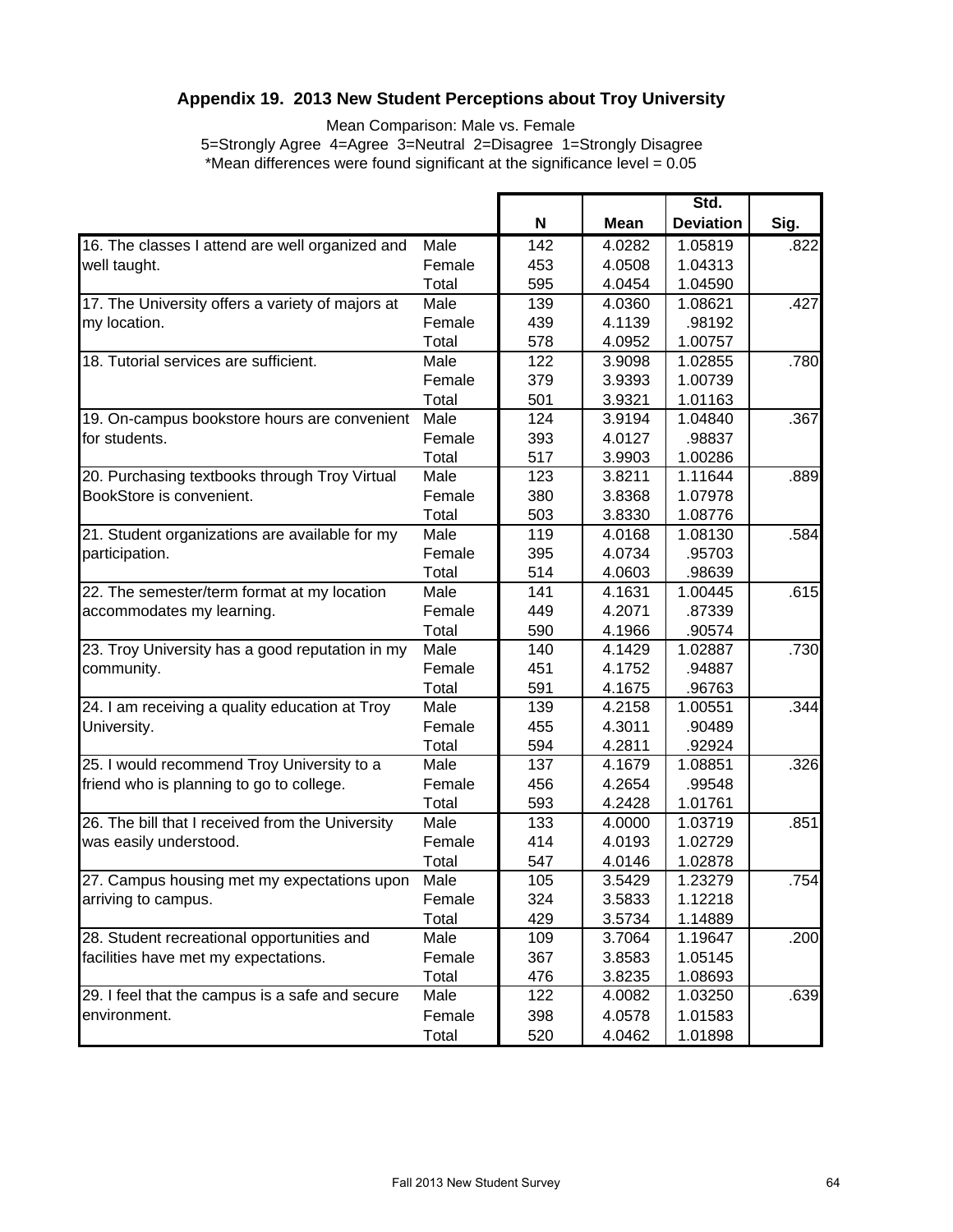## Appendix 19. 2013 New Student Perceptions about Troy University

Mean Comparison: Male vs. Female

5=Strongly Agree 4=Agree 3=Neutral 2=Disagree 1=Strongly Disagree

*Mean differences were found significant at the significance level = 0.05

| | | N | Mean | Std. Deviation | Sig. |
|---|---|---|---|---|---|
| 16. The classes I attend are well organized and well taught. | Male | 142 | 4.0282 | 1.05819 | .822 |
| | Female | 453 | 4.0508 | 1.04313 | |
| | Total | 595 | 4.0454 | 1.04590 | |
| 17. The University offers a variety of majors at my location. | Male | 139 | 4.0360 | 1.08621 | .427 |
| | Female | 439 | 4.1139 | .98192 | |
| | Total | 578 | 4.0952 | 1.00757 | |
| 18. Tutorial services are sufficient. | Male | 122 | 3.9098 | 1.02855 | .780 |
| | Female | 379 | 3.9393 | 1.00739 | |
| | Total | 501 | 3.9321 | 1.01163 | |
| 19. On-campus bookstore hours are convenient for students. | Male | 124 | 3.9194 | 1.04840 | .367 |
| | Female | 393 | 4.0127 | .98837 | |
| | Total | 517 | 3.9903 | 1.00286 | |
| 20. Purchasing textbooks through Troy Virtual BookStore is convenient. | Male | 123 | 3.8211 | 1.11644 | .889 |
| | Female | 380 | 3.8368 | 1.07978 | |
| | Total | 503 | 3.8330 | 1.08776 | |
| 21. Student organizations are available for my participation. | Male | 119 | 4.0168 | 1.08130 | .584 |
| | Female | 395 | 4.0734 | .95703 | |
| | Total | 514 | 4.0603 | .98639 | |
| 22. The semester/term format at my location accommodates my learning. | Male | 141 | 4.1631 | 1.00445 | .615 |
| | Female | 449 | 4.2071 | .87339 | |
| | Total | 590 | 4.1966 | .90574 | |
| 23. Troy University has a good reputation in my community. | Male | 140 | 4.1429 | 1.02887 | .730 |
| | Female | 451 | 4.1752 | .94887 | |
| | Total | 591 | 4.1675 | .96763 | |
| 24. I am receiving a quality education at Troy University. | Male | 139 | 4.2158 | 1.00551 | .344 |
| | Female | 455 | 4.3011 | .90489 | |
| | Total | 594 | 4.2811 | .92924 | |
| 25. I would recommend Troy University to a friend who is planning to go to college. | Male | 137 | 4.1679 | 1.08851 | .326 |
| | Female | 456 | 4.2654 | .99548 | |
| | Total | 593 | 4.2428 | 1.01761 | |
| 26. The bill that I received from the University was easily understood. | Male | 133 | 4.0000 | 1.03719 | .851 |
| | Female | 414 | 4.0193 | 1.02729 | |
| | Total | 547 | 4.0146 | 1.02878 | |
| 27. Campus housing met my expectations upon arriving to campus. | Male | 105 | 3.5429 | 1.23279 | .754 |
| | Female | 324 | 3.5833 | 1.12218 | |
| | Total | 429 | 3.5734 | 1.14889 | |
| 28. Student recreational opportunities and facilities have met my expectations. | Male | 109 | 3.7064 | 1.19647 | .200 |
| | Female | 367 | 3.8583 | 1.05145 | |
| | Total | 476 | 3.8235 | 1.08693 | |
| 29. I feel that the campus is a safe and secure environment. | Male | 122 | 4.0082 | 1.03250 | .639 |
| | Female | 398 | 4.0578 | 1.01583 | |
| | Total | 520 | 4.0462 | 1.01898 | |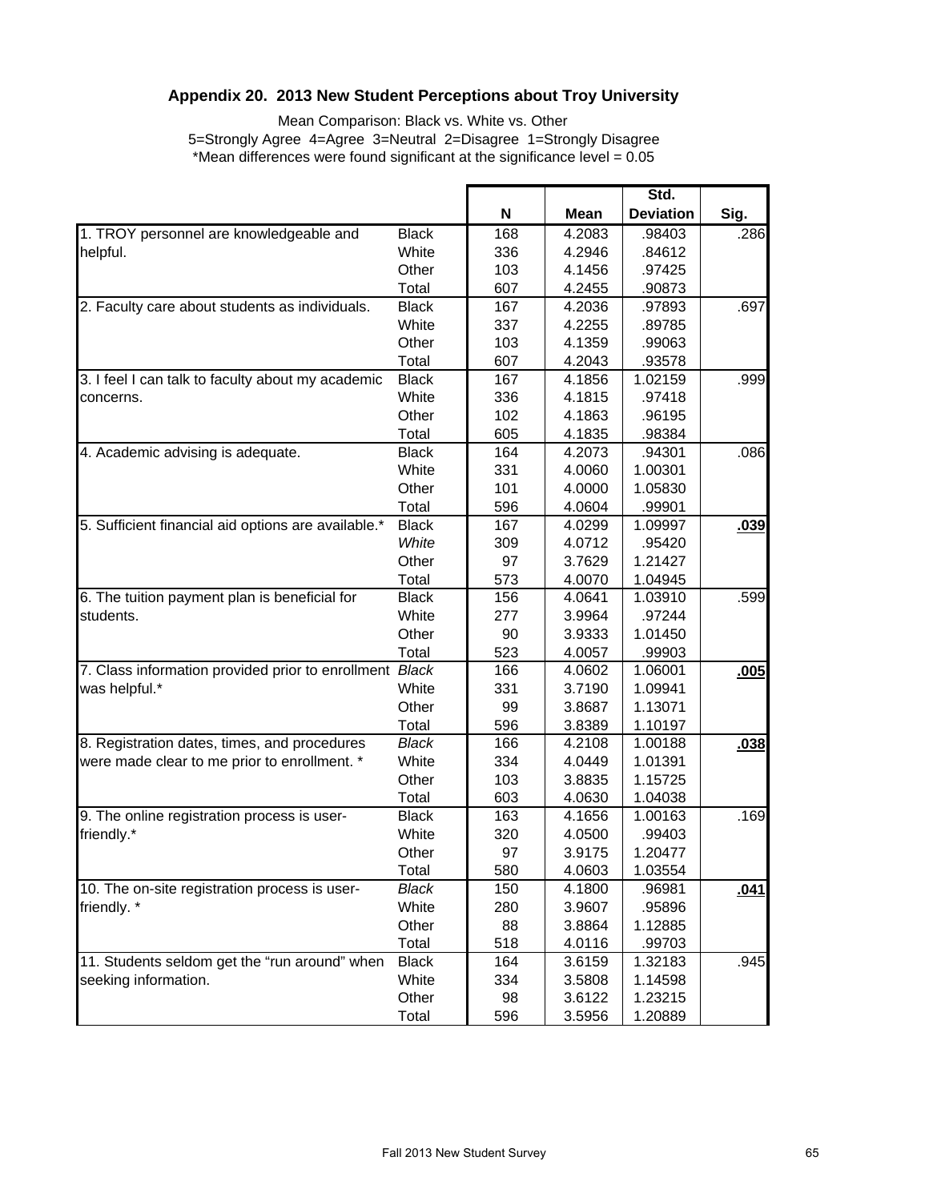### Appendix 20. 2013 New Student Perceptions about Troy University

Mean Comparison: Black vs. White vs. Other
5=Strongly Agree 4=Agree 3=Neutral 2=Disagree 1=Strongly Disagree
*Mean differences were found significant at the significance level = 0.05

| | | N | Mean | Std. Deviation | Sig. |
|---|---|---|---|---|---|
| 1. TROY personnel are knowledgeable and helpful. | Black | 168 | 4.2083 | .98403 | .286 |
| | White | 336 | 4.2946 | .84612 | |
| | Other | 103 | 4.1456 | .97425 | |
| | Total | 607 | 4.2455 | .90873 | |
| 2. Faculty care about students as individuals. | Black | 167 | 4.2036 | .97893 | .697 |
| | White | 337 | 4.2255 | .89785 | |
| | Other | 103 | 4.1359 | .99063 | |
| | Total | 607 | 4.2043 | .93578 | |
| 3. I feel I can talk to faculty about my academic concerns. | Black | 167 | 4.1856 | 1.02159 | .999 |
| | White | 336 | 4.1815 | .97418 | |
| | Other | 102 | 4.1863 | .96195 | |
| | Total | 605 | 4.1835 | .98384 | |
| 4. Academic advising is adequate. | Black | 164 | 4.2073 | .94301 | .086 |
| | White | 331 | 4.0060 | 1.00301 | |
| | Other | 101 | 4.0000 | 1.05830 | |
| | Total | 596 | 4.0604 | .99901 | |
| 5. Sufficient financial aid options are available.* | Black | 167 | 4.0299 | 1.09997 | **.039** |
| | *White* | 309 | 4.0712 | .95420 | |
| | Other | 97 | 3.7629 | 1.21427 | |
| | Total | 573 | 4.0070 | 1.04945 | |
| 6. The tuition payment plan is beneficial for students. | Black | 156 | 4.0641 | 1.03910 | .599 |
| | White | 277 | 3.9964 | .97244 | |
| | Other | 90 | 3.9333 | 1.01450 | |
| | Total | 523 | 4.0057 | .99903 | |
| 7. Class information provided prior to enrollment was helpful.* | *Black* | 166 | 4.0602 | 1.06001 | **.005** |
| | White | 331 | 3.7190 | 1.09941 | |
| | Other | 99 | 3.8687 | 1.13071 | |
| | Total | 596 | 3.8389 | 1.10197 | |
| 8. Registration dates, times, and procedures were made clear to me prior to enrollment. * | *Black* | 166 | 4.2108 | 1.00188 | **.038** |
| | White | 334 | 4.0449 | 1.01391 | |
| | Other | 103 | 3.8835 | 1.15725 | |
| | Total | 603 | 4.0630 | 1.04038 | |
| 9. The online registration process is user-friendly.* | Black | 163 | 4.1656 | 1.00163 | .169 |
| | White | 320 | 4.0500 | .99403 | |
| | Other | 97 | 3.9175 | 1.20477 | |
| | Total | 580 | 4.0603 | 1.03554 | |
| 10. The on-site registration process is user-friendly. * | *Black* | 150 | 4.1800 | .96981 | **.041** |
| | White | 280 | 3.9607 | .95896 | |
| | Other | 88 | 3.8864 | 1.12885 | |
| | Total | 518 | 4.0116 | .99703 | |
| 11. Students seldom get the "run around" when seeking information. | Black | 164 | 3.6159 | 1.32183 | .945 |
| | White | 334 | 3.5808 | 1.14598 | |
| | Other | 98 | 3.6122 | 1.23215 | |
| | Total | 596 | 3.5956 | 1.20889 | |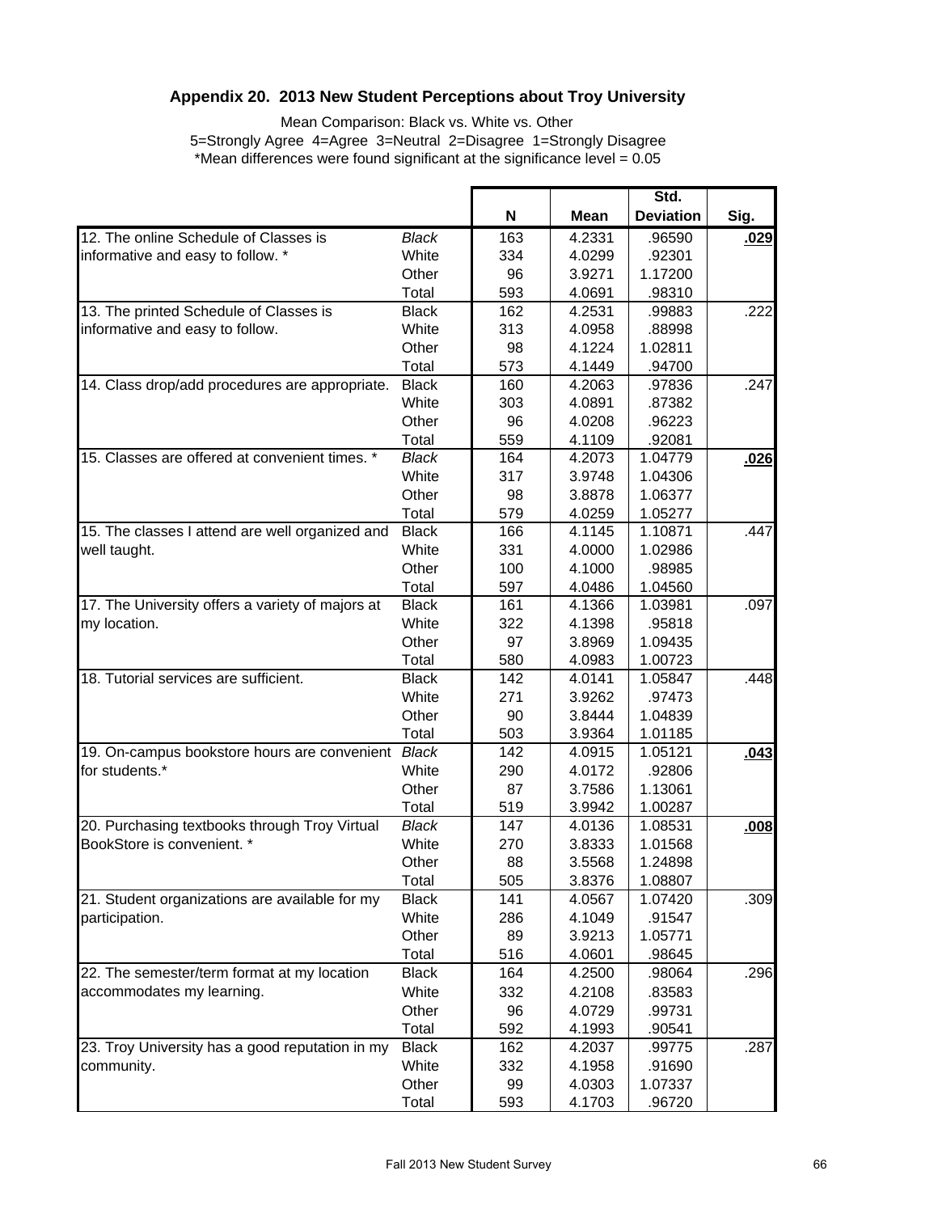## Appendix 20. 2013 New Student Perceptions about Troy University

Mean Comparison: Black vs. White vs. Other
5=Strongly Agree 4=Agree 3=Neutral 2=Disagree 1=Strongly Disagree
*Mean differences were found significant at the significance level = 0.05

| | | N | Mean | Std. Deviation | Sig. |
|---|---|---|---|---|---|
| 12. The online Schedule of Classes is informative and easy to follow. * | *Black* | 163 | 4.2331 | .96590 | **.029** |
| | White | 334 | 4.0299 | .92301 | |
| | Other | 96 | 3.9271 | 1.17200 | |
| | Total | 593 | 4.0691 | .98310 | |
| 13. The printed Schedule of Classes is informative and easy to follow. | Black | 162 | 4.2531 | .99883 | .222 |
| | White | 313 | 4.0958 | .88998 | |
| | Other | 98 | 4.1224 | 1.02811 | |
| | Total | 573 | 4.1449 | .94700 | |
| 14. Class drop/add procedures are appropriate. | Black | 160 | 4.2063 | .97836 | .247 |
| | White | 303 | 4.0891 | .87382 | |
| | Other | 96 | 4.0208 | .96223 | |
| | Total | 559 | 4.1109 | .92081 | |
| 15. Classes are offered at convenient times. * | *Black* | 164 | 4.2073 | 1.04779 | **.026** |
| | White | 317 | 3.9748 | 1.04306 | |
| | Other | 98 | 3.8878 | 1.06377 | |
| | Total | 579 | 4.0259 | 1.05277 | |
| 15. The classes I attend are well organized and well taught. | Black | 166 | 4.1145 | 1.10871 | .447 |
| | White | 331 | 4.0000 | 1.02986 | |
| | Other | 100 | 4.1000 | .98985 | |
| | Total | 597 | 4.0486 | 1.04560 | |
| 17. The University offers a variety of majors at my location. | Black | 161 | 4.1366 | 1.03981 | .097 |
| | White | 322 | 4.1398 | .95818 | |
| | Other | 97 | 3.8969 | 1.09435 | |
| | Total | 580 | 4.0983 | 1.00723 | |
| 18. Tutorial services are sufficient. | Black | 142 | 4.0141 | 1.05847 | .448 |
| | White | 271 | 3.9262 | .97473 | |
| | Other | 90 | 3.8444 | 1.04839 | |
| | Total | 503 | 3.9364 | 1.01185 | |
| 19. On-campus bookstore hours are convenient for students.* | *Black* | 142 | 4.0915 | 1.05121 | **.043** |
| | White | 290 | 4.0172 | .92806 | |
| | Other | 87 | 3.7586 | 1.13061 | |
| | Total | 519 | 3.9942 | 1.00287 | |
| 20. Purchasing textbooks through Troy Virtual BookStore is convenient. * | *Black* | 147 | 4.0136 | 1.08531 | **.008** |
| | White | 270 | 3.8333 | 1.01568 | |
| | Other | 88 | 3.5568 | 1.24898 | |
| | Total | 505 | 3.8376 | 1.08807 | |
| 21. Student organizations are available for my participation. | Black | 141 | 4.0567 | 1.07420 | .309 |
| | White | 286 | 4.1049 | .91547 | |
| | Other | 89 | 3.9213 | 1.05771 | |
| | Total | 516 | 4.0601 | .98645 | |
| 22. The semester/term format at my location accommodates my learning. | Black | 164 | 4.2500 | .98064 | .296 |
| | White | 332 | 4.2108 | .83583 | |
| | Other | 96 | 4.0729 | .99731 | |
| | Total | 592 | 4.1993 | .90541 | |
| 23. Troy University has a good reputation in my community. | Black | 162 | 4.2037 | .99775 | .287 |
| | White | 332 | 4.1958 | .91690 | |
| | Other | 99 | 4.0303 | 1.07337 | |
| | Total | 593 | 4.1703 | .96720 | |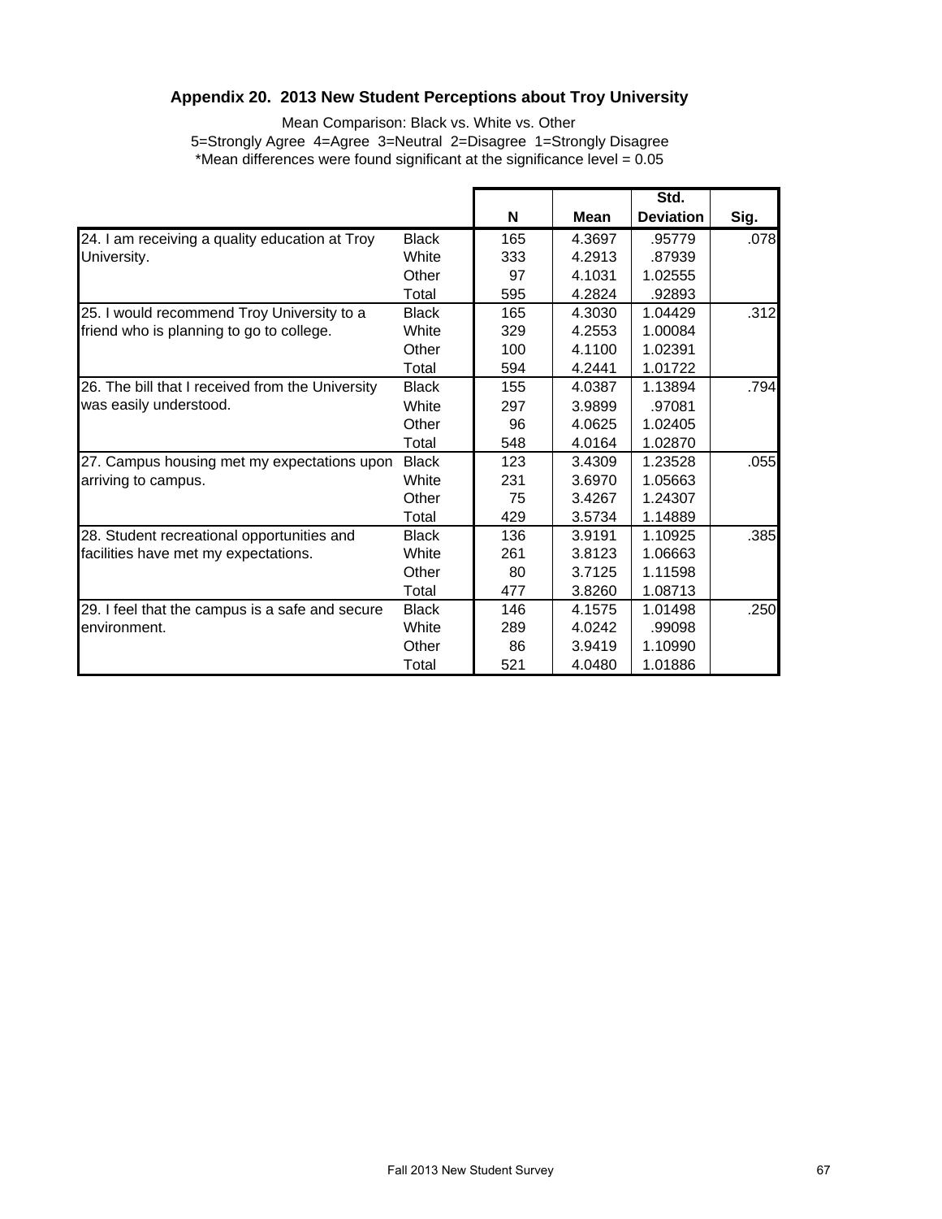## Appendix 20. 2013 New Student Perceptions about Troy University

Mean Comparison: Black vs. White vs. Other

5=Strongly Agree 4=Agree 3=Neutral 2=Disagree 1=Strongly Disagree

*Mean differences were found significant at the significance level = 0.05

| | | N | Mean | Std. Deviation | Sig. |
|---|---|---|---|---|---|
| 24. I am receiving a quality education at Troy University. | Black | 165 | 4.3697 | .95779 | .078 |
| | White | 333 | 4.2913 | .87939 | |
| | Other | 97 | 4.1031 | 1.02555 | |
| | Total | 595 | 4.2824 | .92893 | |
| 25. I would recommend Troy University to a friend who is planning to go to college. | Black | 165 | 4.3030 | 1.04429 | .312 |
| | White | 329 | 4.2553 | 1.00084 | |
| | Other | 100 | 4.1100 | 1.02391 | |
| | Total | 594 | 4.2441 | 1.01722 | |
| 26. The bill that I received from the University was easily understood. | Black | 155 | 4.0387 | 1.13894 | .794 |
| | White | 297 | 3.9899 | .97081 | |
| | Other | 96 | 4.0625 | 1.02405 | |
| | Total | 548 | 4.0164 | 1.02870 | |
| 27. Campus housing met my expectations upon arriving to campus. | Black | 123 | 3.4309 | 1.23528 | .055 |
| | White | 231 | 3.6970 | 1.05663 | |
| | Other | 75 | 3.4267 | 1.24307 | |
| | Total | 429 | 3.5734 | 1.14889 | |
| 28. Student recreational opportunities and facilities have met my expectations. | Black | 136 | 3.9191 | 1.10925 | .385 |
| | White | 261 | 3.8123 | 1.06663 | |
| | Other | 80 | 3.7125 | 1.11598 | |
| | Total | 477 | 3.8260 | 1.08713 | |
| 29. I feel that the campus is a safe and secure environment. | Black | 146 | 4.1575 | 1.01498 | .250 |
| | White | 289 | 4.0242 | .99098 | |
| | Other | 86 | 3.9419 | 1.10990 | |
| | Total | 521 | 4.0480 | 1.01886 | |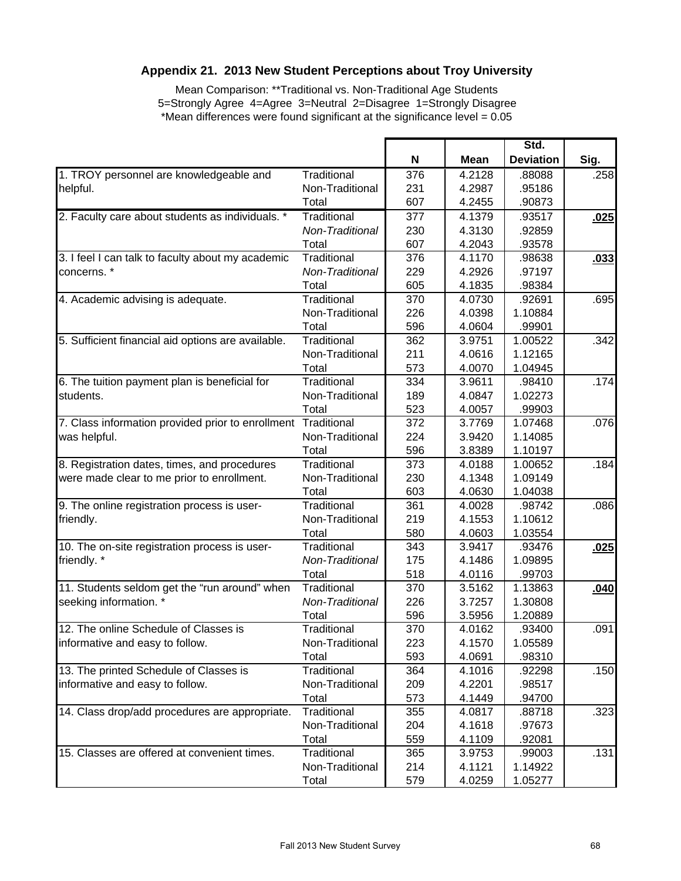## Appendix 21. 2013 New Student Perceptions about Troy University

Mean Comparison: **Traditional vs. Non-Traditional Age Students
5=Strongly Agree 4=Agree 3=Neutral 2=Disagree 1=Strongly Disagree
*Mean differences were found significant at the significance level = 0.05

| | | N | Mean | Std. Deviation | Sig. |
|---|---|---|---|---|---|
| 1. TROY personnel are knowledgeable and helpful. | Traditional | 376 | 4.2128 | .88088 | .258 |
| | Non-Traditional | 231 | 4.2987 | .95186 | |
| | Total | 607 | 4.2455 | .90873 | |
| 2. Faculty care about students as individuals. * | Traditional | 377 | 4.1379 | .93517 | **.025** |
| | *Non-Traditional* | 230 | 4.3130 | .92859 | |
| | Total | 607 | 4.2043 | .93578 | |
| 3. I feel I can talk to faculty about my academic concerns. * | Traditional | 376 | 4.1170 | .98638 | **.033** |
| | *Non-Traditional* | 229 | 4.2926 | .97197 | |
| | Total | 605 | 4.1835 | .98384 | |
| 4. Academic advising is adequate. | Traditional | 370 | 4.0730 | .92691 | .695 |
| | Non-Traditional | 226 | 4.0398 | 1.10884 | |
| | Total | 596 | 4.0604 | .99901 | |
| 5. Sufficient financial aid options are available. | Traditional | 362 | 3.9751 | 1.00522 | .342 |
| | Non-Traditional | 211 | 4.0616 | 1.12165 | |
| | Total | 573 | 4.0070 | 1.04945 | |
| 6. The tuition payment plan is beneficial for students. | Traditional | 334 | 3.9611 | .98410 | .174 |
| | Non-Traditional | 189 | 4.0847 | 1.02273 | |
| | Total | 523 | 4.0057 | .99903 | |
| 7. Class information provided prior to enrollment was helpful. | Traditional | 372 | 3.7769 | 1.07468 | .076 |
| | Non-Traditional | 224 | 3.9420 | 1.14085 | |
| | Total | 596 | 3.8389 | 1.10197 | |
| 8. Registration dates, times, and procedures were made clear to me prior to enrollment. | Traditional | 373 | 4.0188 | 1.00652 | .184 |
| | Non-Traditional | 230 | 4.1348 | 1.09149 | |
| | Total | 603 | 4.0630 | 1.04038 | |
| 9. The online registration process is user-friendly. | Traditional | 361 | 4.0028 | .98742 | .086 |
| | Non-Traditional | 219 | 4.1553 | 1.10612 | |
| | Total | 580 | 4.0603 | 1.03554 | |
| 10. The on-site registration process is user-friendly. * | Traditional | 343 | 3.9417 | .93476 | **.025** |
| | *Non-Traditional* | 175 | 4.1486 | 1.09895 | |
| | Total | 518 | 4.0116 | .99703 | |
| 11. Students seldom get the “run around” when seeking information. * | Traditional | 370 | 3.5162 | 1.13863 | **.040** |
| | *Non-Traditional* | 226 | 3.7257 | 1.30808 | |
| | Total | 596 | 3.5956 | 1.20889 | |
| 12. The online Schedule of Classes is informative and easy to follow. | Traditional | 370 | 4.0162 | .93400 | .091 |
| | Non-Traditional | 223 | 4.1570 | 1.05589 | |
| | Total | 593 | 4.0691 | .98310 | |
| 13. The printed Schedule of Classes is informative and easy to follow. | Traditional | 364 | 4.1016 | .92298 | .150 |
| | Non-Traditional | 209 | 4.2201 | .98517 | |
| | Total | 573 | 4.1449 | .94700 | |
| 14. Class drop/add procedures are appropriate. | Traditional | 355 | 4.0817 | .88718 | .323 |
| | Non-Traditional | 204 | 4.1618 | .97673 | |
| | Total | 559 | 4.1109 | .92081 | |
| 15. Classes are offered at convenient times. | Traditional | 365 | 3.9753 | .99003 | .131 |
| | Non-Traditional | 214 | 4.1121 | 1.14922 | |
| | Total | 579 | 4.0259 | 1.05277 | |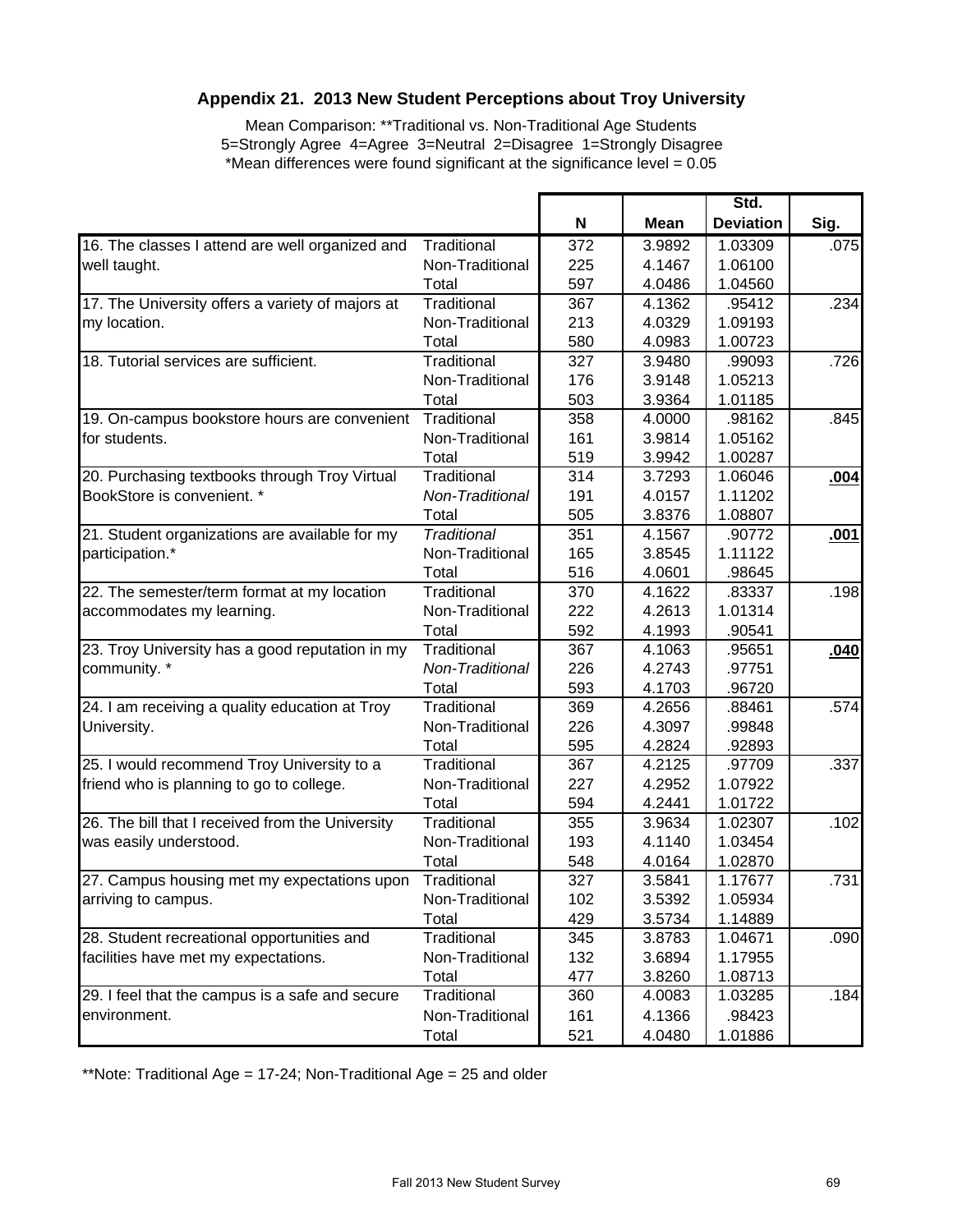## Appendix 21. 2013 New Student Perceptions about Troy University

Mean Comparison: **Traditional vs. Non-Traditional Age Students
5=Strongly Agree 4=Agree 3=Neutral 2=Disagree 1=Strongly Disagree
*Mean differences were found significant at the significance level = 0.05

| | | N | Mean | Std. Deviation | Sig. |
|---|---|---|---|---|---|
| 16. The classes I attend are well organized and well taught. | Traditional | 372 | 3.9892 | 1.03309 | .075 |
| | Non-Traditional | 225 | 4.1467 | 1.06100 | |
| | Total | 597 | 4.0486 | 1.04560 | |
| 17. The University offers a variety of majors at my location. | Traditional | 367 | 4.1362 | .95412 | .234 |
| | Non-Traditional | 213 | 4.0329 | 1.09193 | |
| | Total | 580 | 4.0983 | 1.00723 | |
| 18. Tutorial services are sufficient. | Traditional | 327 | 3.9480 | .99093 | .726 |
| | Non-Traditional | 176 | 3.9148 | 1.05213 | |
| | Total | 503 | 3.9364 | 1.01185 | |
| 19. On-campus bookstore hours are convenient for students. | Traditional | 358 | 4.0000 | .98162 | .845 |
| | Non-Traditional | 161 | 3.9814 | 1.05162 | |
| | Total | 519 | 3.9942 | 1.00287 | |
| 20. Purchasing textbooks through Troy Virtual BookStore is convenient. * | Traditional | 314 | 3.7293 | 1.06046 | **.004** |
| | *Non-Traditional* | 191 | 4.0157 | 1.11202 | |
| | Total | 505 | 3.8376 | 1.08807 | |
| 21. Student organizations are available for my participation.* | *Traditional* | 351 | 4.1567 | .90772 | **.001** |
| | Non-Traditional | 165 | 3.8545 | 1.11122 | |
| | Total | 516 | 4.0601 | .98645 | |
| 22. The semester/term format at my location accommodates my learning. | Traditional | 370 | 4.1622 | .83337 | .198 |
| | Non-Traditional | 222 | 4.2613 | 1.01314 | |
| | Total | 592 | 4.1993 | .90541 | |
| 23. Troy University has a good reputation in my community. * | Traditional | 367 | 4.1063 | .95651 | **.040** |
| | *Non-Traditional* | 226 | 4.2743 | .97751 | |
| | Total | 593 | 4.1703 | .96720 | |
| 24. I am receiving a quality education at Troy University. | Traditional | 369 | 4.2656 | .88461 | .574 |
| | Non-Traditional | 226 | 4.3097 | .99848 | |
| | Total | 595 | 4.2824 | .92893 | |
| 25. I would recommend Troy University to a friend who is planning to go to college. | Traditional | 367 | 4.2125 | .97709 | .337 |
| | Non-Traditional | 227 | 4.2952 | 1.07922 | |
| | Total | 594 | 4.2441 | 1.01722 | |
| 26. The bill that I received from the University was easily understood. | Traditional | 355 | 3.9634 | 1.02307 | .102 |
| | Non-Traditional | 193 | 4.1140 | 1.03454 | |
| | Total | 548 | 4.0164 | 1.02870 | |
| 27. Campus housing met my expectations upon arriving to campus. | Traditional | 327 | 3.5841 | 1.17677 | .731 |
| | Non-Traditional | 102 | 3.5392 | 1.05934 | |
| | Total | 429 | 3.5734 | 1.14889 | |
| 28. Student recreational opportunities and facilities have met my expectations. | Traditional | 345 | 3.8783 | 1.04671 | .090 |
| | Non-Traditional | 132 | 3.6894 | 1.17955 | |
| | Total | 477 | 3.8260 | 1.08713 | |
| 29. I feel that the campus is a safe and secure environment. | Traditional | 360 | 4.0083 | 1.03285 | .184 |
| | Non-Traditional | 161 | 4.1366 | .98423 | |
| | Total | 521 | 4.0480 | 1.01886 | |

**Note: Traditional Age = 17-24; Non-Traditional Age = 25 and older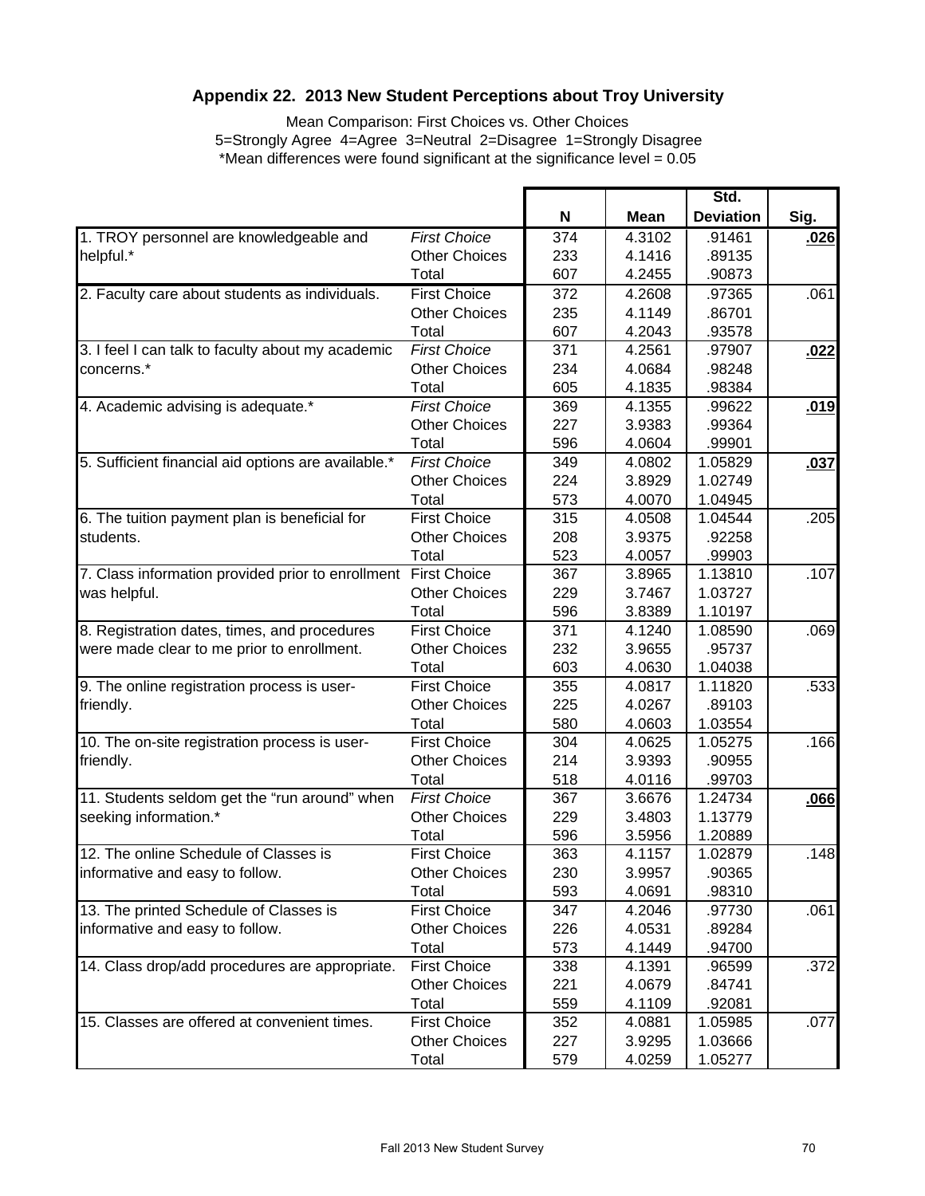## Appendix 22. 2013 New Student Perceptions about Troy University

Mean Comparison: First Choices vs. Other Choices
5=Strongly Agree 4=Agree 3=Neutral 2=Disagree 1=Strongly Disagree
*Mean differences were found significant at the significance level = 0.05

| | | N | Mean | Std. Deviation | Sig. |
|---|---|---|---|---|---|
| 1. TROY personnel are knowledgeable and helpful.* | *First Choice* | 374 | 4.3102 | .91461 | **.026** |
| | Other Choices | 233 | 4.1416 | .89135 | |
| | Total | 607 | 4.2455 | .90873 | |
| 2. Faculty care about students as individuals. | First Choice | 372 | 4.2608 | .97365 | .061 |
| | Other Choices | 235 | 4.1149 | .86701 | |
| | Total | 607 | 4.2043 | .93578 | |
| 3. I feel I can talk to faculty about my academic concerns.* | *First Choice* | 371 | 4.2561 | .97907 | **.022** |
| | Other Choices | 234 | 4.0684 | .98248 | |
| | Total | 605 | 4.1835 | .98384 | |
| 4. Academic advising is adequate.* | *First Choice* | 369 | 4.1355 | .99622 | **.019** |
| | Other Choices | 227 | 3.9383 | .99364 | |
| | Total | 596 | 4.0604 | .99901 | |
| 5. Sufficient financial aid options are available.* | *First Choice* | 349 | 4.0802 | 1.05829 | **.037** |
| | Other Choices | 224 | 3.8929 | 1.02749 | |
| | Total | 573 | 4.0070 | 1.04945 | |
| 6. The tuition payment plan is beneficial for students. | First Choice | 315 | 4.0508 | 1.04544 | .205 |
| | Other Choices | 208 | 3.9375 | .92258 | |
| | Total | 523 | 4.0057 | .99903 | |
| 7. Class information provided prior to enrollment was helpful. | First Choice | 367 | 3.8965 | 1.13810 | .107 |
| | Other Choices | 229 | 3.7467 | 1.03727 | |
| | Total | 596 | 3.8389 | 1.10197 | |
| 8. Registration dates, times, and procedures were made clear to me prior to enrollment. | First Choice | 371 | 4.1240 | 1.08590 | .069 |
| | Other Choices | 232 | 3.9655 | .95737 | |
| | Total | 603 | 4.0630 | 1.04038 | |
| 9. The online registration process is user-friendly. | First Choice | 355 | 4.0817 | 1.11820 | .533 |
| | Other Choices | 225 | 4.0267 | .89103 | |
| | Total | 580 | 4.0603 | 1.03554 | |
| 10. The on-site registration process is user-friendly. | First Choice | 304 | 4.0625 | 1.05275 | .166 |
| | Other Choices | 214 | 3.9393 | .90955 | |
| | Total | 518 | 4.0116 | .99703 | |
| 11. Students seldom get the "run around" when seeking information.* | *First Choice* | 367 | 3.6676 | 1.24734 | **.066** |
| | Other Choices | 229 | 3.4803 | 1.13779 | |
| | Total | 596 | 3.5956 | 1.20889 | |
| 12. The online Schedule of Classes is informative and easy to follow. | First Choice | 363 | 4.1157 | 1.02879 | .148 |
| | Other Choices | 230 | 3.9957 | .90365 | |
| | Total | 593 | 4.0691 | .98310 | |
| 13. The printed Schedule of Classes is informative and easy to follow. | First Choice | 347 | 4.2046 | .97730 | .061 |
| | Other Choices | 226 | 4.0531 | .89284 | |
| | Total | 573 | 4.1449 | .94700 | |
| 14. Class drop/add procedures are appropriate. | First Choice | 338 | 4.1391 | .96599 | .372 |
| | Other Choices | 221 | 4.0679 | .84741 | |
| | Total | 559 | 4.1109 | .92081 | |
| 15. Classes are offered at convenient times. | First Choice | 352 | 4.0881 | 1.05985 | .077 |
| | Other Choices | 227 | 3.9295 | 1.03666 | |
| | Total | 579 | 4.0259 | 1.05277 | |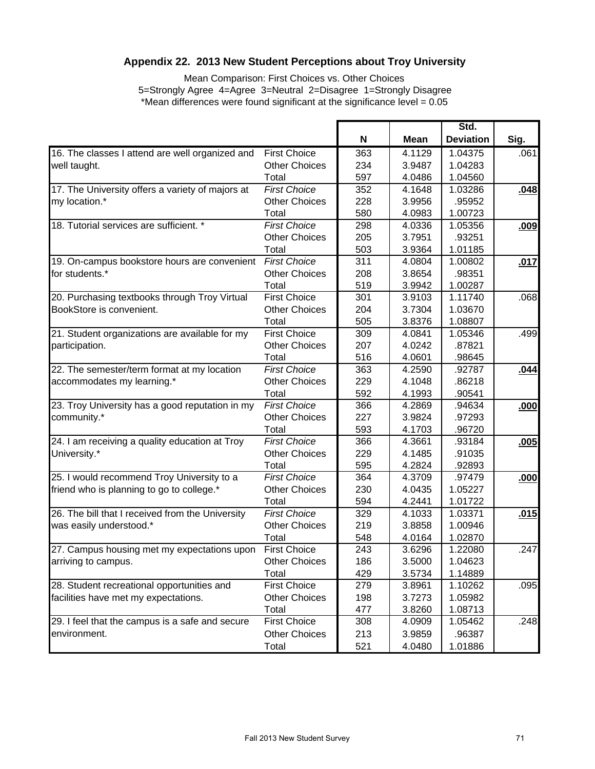## Appendix 22. 2013 New Student Perceptions about Troy University

Mean Comparison: First Choices vs. Other Choices
5=Strongly Agree 4=Agree 3=Neutral 2=Disagree 1=Strongly Disagree
*Mean differences were found significant at the significance level = 0.05

| | | N | Mean | Std. Deviation | Sig. |
|---|---|---|---|---|---|
| 16. The classes I attend are well organized and well taught. | First Choice | 363 | 4.1129 | 1.04375 | .061 |
| | Other Choices | 234 | 3.9487 | 1.04283 | |
| | Total | 597 | 4.0486 | 1.04560 | |
| 17. The University offers a variety of majors at my location.* | *First Choice* | 352 | 4.1648 | 1.03286 | **.048** |
| | Other Choices | 228 | 3.9956 | .95952 | |
| | Total | 580 | 4.0983 | 1.00723 | |
| 18. Tutorial services are sufficient. * | *First Choice* | 298 | 4.0336 | 1.05356 | **.009** |
| | Other Choices | 205 | 3.7951 | .93251 | |
| | Total | 503 | 3.9364 | 1.01185 | |
| 19. On-campus bookstore hours are convenient for students.* | *First Choice* | 311 | 4.0804 | 1.00802 | **.017** |
| | Other Choices | 208 | 3.8654 | .98351 | |
| | Total | 519 | 3.9942 | 1.00287 | |
| 20. Purchasing textbooks through Troy Virtual BookStore is convenient. | First Choice | 301 | 3.9103 | 1.11740 | .068 |
| | Other Choices | 204 | 3.7304 | 1.03670 | |
| | Total | 505 | 3.8376 | 1.08807 | |
| 21. Student organizations are available for my participation. | First Choice | 309 | 4.0841 | 1.05346 | .499 |
| | Other Choices | 207 | 4.0242 | .87821 | |
| | Total | 516 | 4.0601 | .98645 | |
| 22. The semester/term format at my location accommodates my learning.* | *First Choice* | 363 | 4.2590 | .92787 | **.044** |
| | Other Choices | 229 | 4.1048 | .86218 | |
| | Total | 592 | 4.1993 | .90541 | |
| 23. Troy University has a good reputation in my community.* | *First Choice* | 366 | 4.2869 | .94634 | **.000** |
| | Other Choices | 227 | 3.9824 | .97293 | |
| | Total | 593 | 4.1703 | .96720 | |
| 24. I am receiving a quality education at Troy University.* | *First Choice* | 366 | 4.3661 | .93184 | **.005** |
| | Other Choices | 229 | 4.1485 | .91035 | |
| | Total | 595 | 4.2824 | .92893 | |
| 25. I would recommend Troy University to a friend who is planning to go to college.* | *First Choice* | 364 | 4.3709 | .97479 | **.000** |
| | Other Choices | 230 | 4.0435 | 1.05227 | |
| | Total | 594 | 4.2441 | 1.01722 | |
| 26. The bill that I received from the University was easily understood.* | *First Choice* | 329 | 4.1033 | 1.03371 | **.015** |
| | Other Choices | 219 | 3.8858 | 1.00946 | |
| | Total | 548 | 4.0164 | 1.02870 | |
| 27. Campus housing met my expectations upon arriving to campus. | First Choice | 243 | 3.6296 | 1.22080 | .247 |
| | Other Choices | 186 | 3.5000 | 1.04623 | |
| | Total | 429 | 3.5734 | 1.14889 | |
| 28. Student recreational opportunities and facilities have met my expectations. | First Choice | 279 | 3.8961 | 1.10262 | .095 |
| | Other Choices | 198 | 3.7273 | 1.05982 | |
| | Total | 477 | 3.8260 | 1.08713 | |
| 29. I feel that the campus is a safe and secure environment. | First Choice | 308 | 4.0909 | 1.05462 | .248 |
| | Other Choices | 213 | 3.9859 | .96387 | |
| | Total | 521 | 4.0480 | 1.01886 | |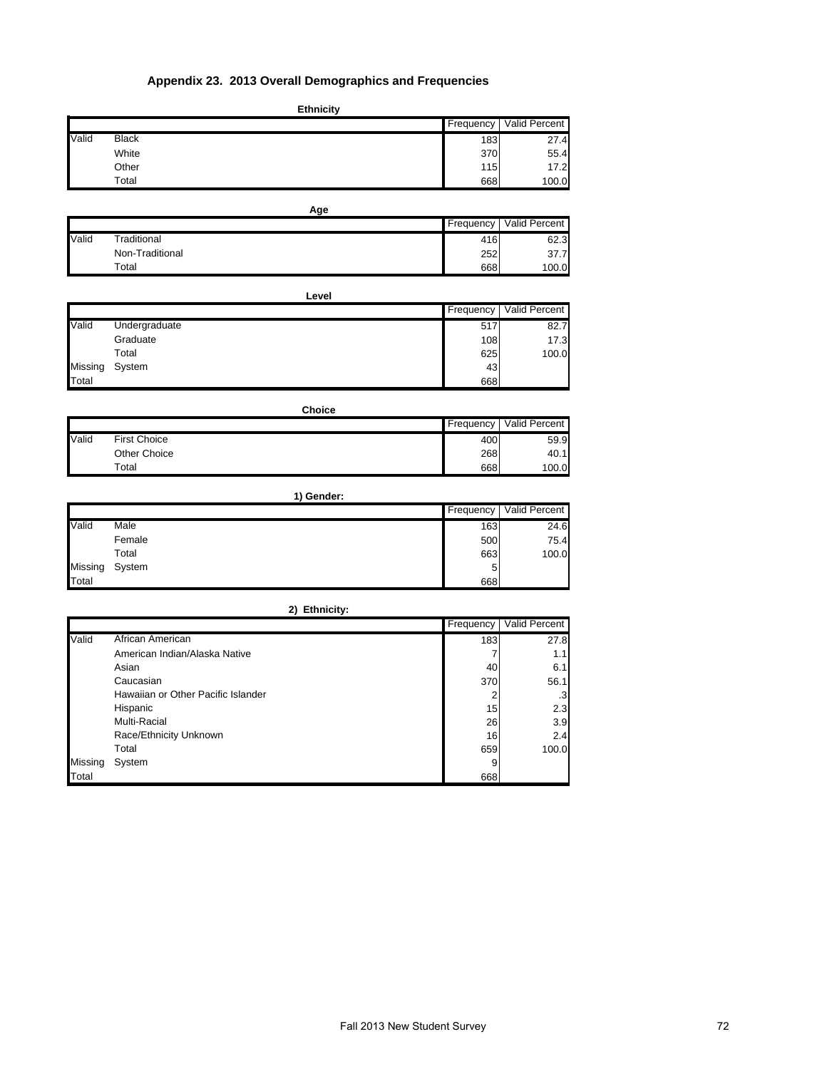## Appendix 23. 2013 Overall Demographics and Frequencies

**Ethnicity**

| | | Frequency | Valid Percent |
|---|---|---|---|
| Valid | Black | 183 | 27.4 |
| | White | 370 | 55.4 |
| | Other | 115 | 17.2 |
| | Total | 668 | 100.0 |

**Age**

| | | Frequency | Valid Percent |
|---|---|---|---|
| Valid | Traditional | 416 | 62.3 |
| | Non-Traditional | 252 | 37.7 |
| | Total | 668 | 100.0 |

**Level**

| | | Frequency | Valid Percent |
|---|---|---|---|
| Valid | Undergraduate | 517 | 82.7 |
| | Graduate | 108 | 17.3 |
| | Total | 625 | 100.0 |
| Missing | System | 43 | |
| Total | | 668 | |

**Choice**

| | | Frequency | Valid Percent |
|---|---|---|---|
| Valid | First Choice | 400 | 59.9 |
| | Other Choice | 268 | 40.1 |
| | Total | 668 | 100.0 |

**1) Gender:**

| | | Frequency | Valid Percent |
|---|---|---|---|
| Valid | Male | 163 | 24.6 |
| | Female | 500 | 75.4 |
| | Total | 663 | 100.0 |
| Missing | System | 5 | |
| Total | | 668 | |

**2) Ethnicity:**

| | | Frequency | Valid Percent |
|---|---|---|---|
| Valid | African American | 183 | 27.8 |
| | American Indian/Alaska Native | 7 | 1.1 |
| | Asian | 40 | 6.1 |
| | Caucasian | 370 | 56.1 |
| | Hawaiian or Other Pacific Islander | 2 | .3 |
| | Hispanic | 15 | 2.3 |
| | Multi-Racial | 26 | 3.9 |
| | Race/Ethnicity Unknown | 16 | 2.4 |
| | Total | 659 | 100.0 |
| Missing | System | 9 | |
| Total | | 668 | |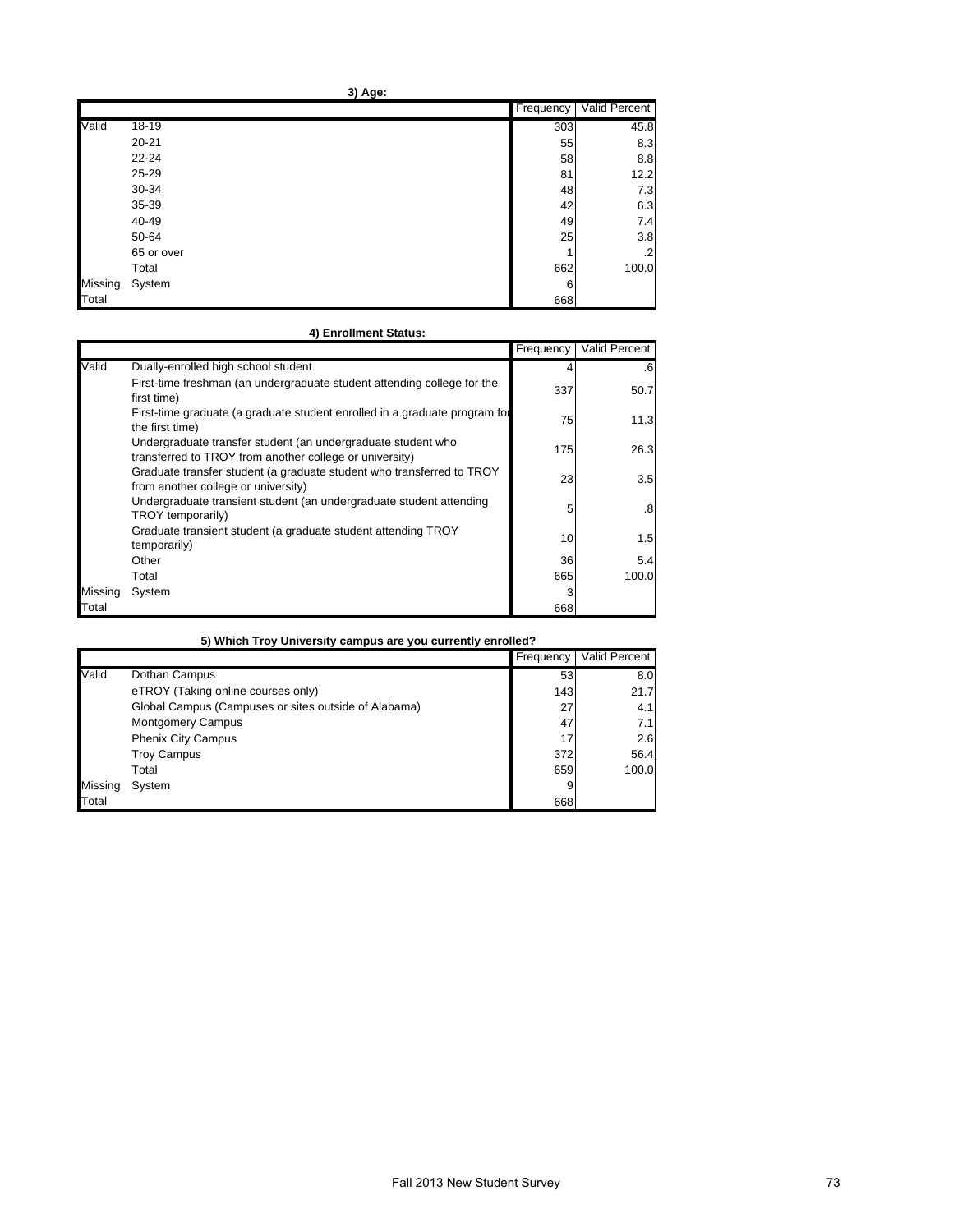**3) Age:**

| | | Frequency | Valid Percent |
|---|---|---|---|
| Valid | 18-19 | 303 | 45.8 |
| | 20-21 | 55 | 8.3 |
| | 22-24 | 58 | 8.8 |
| | 25-29 | 81 | 12.2 |
| | 30-34 | 48 | 7.3 |
| | 35-39 | 42 | 6.3 |
| | 40-49 | 49 | 7.4 |
| | 50-64 | 25 | 3.8 |
| | 65 or over | 1 | .2 |
| | Total | 662 | 100.0 |
| Missing | System | 6 | |
| Total | | 668 | |

**4) Enrollment Status:**

| | | Frequency | Valid Percent |
|---|---|---|---|
| Valid | Dually-enrolled high school student | 4 | .6 |
| | First-time freshman (an undergraduate student attending college for the first time) | 337 | 50.7 |
| | First-time graduate (a graduate student enrolled in a graduate program for the first time) | 75 | 11.3 |
| | Undergraduate transfer student (an undergraduate student who transferred to TROY from another college or university) | 175 | 26.3 |
| | Graduate transfer student (a graduate student who transferred to TROY from another college or university) | 23 | 3.5 |
| | Undergraduate transient student (an undergraduate student attending TROY temporarily) | 5 | .8 |
| | Graduate transient student (a graduate student attending TROY temporarily) | 10 | 1.5 |
| | Other | 36 | 5.4 |
| | Total | 665 | 100.0 |
| Missing | System | 3 | |
| Total | | 668 | |

**5) Which Troy University campus are you currently enrolled?**

| | | Frequency | Valid Percent |
|---|---|---|---|
| Valid | Dothan Campus | 53 | 8.0 |
| | eTROY (Taking online courses only) | 143 | 21.7 |
| | Global Campus (Campuses or sites outside of Alabama) | 27 | 4.1 |
| | Montgomery Campus | 47 | 7.1 |
| | Phenix City Campus | 17 | 2.6 |
| | Troy Campus | 372 | 56.4 |
| | Total | 659 | 100.0 |
| Missing | System | 9 | |
| Total | | 668 | |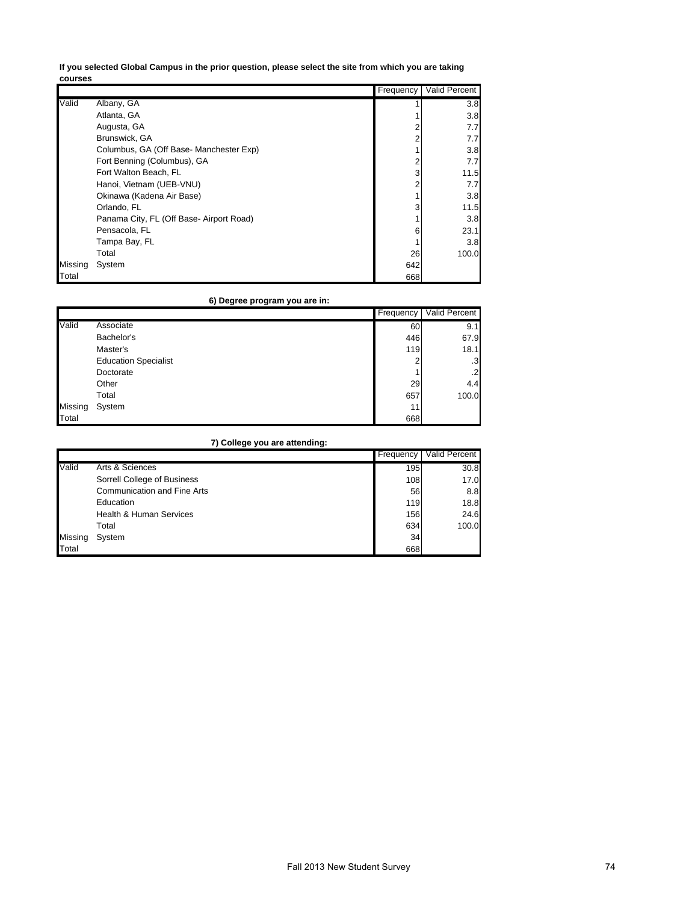**If you selected Global Campus in the prior question, please select the site from which you are taking courses**

| | | Frequency | Valid Percent |
|---|---|---|---|
| Valid | Albany, GA | 1 | 3.8 |
| | Atlanta, GA | 1 | 3.8 |
| | Augusta, GA | 2 | 7.7 |
| | Brunswick, GA | 2 | 7.7 |
| | Columbus, GA (Off Base- Manchester Exp) | 1 | 3.8 |
| | Fort Benning (Columbus), GA | 2 | 7.7 |
| | Fort Walton Beach, FL | 3 | 11.5 |
| | Hanoi, Vietnam (UEB-VNU) | 2 | 7.7 |
| | Okinawa (Kadena Air Base) | 1 | 3.8 |
| | Orlando, FL | 3 | 11.5 |
| | Panama City, FL (Off Base- Airport Road) | 1 | 3.8 |
| | Pensacola, FL | 6 | 23.1 |
| | Tampa Bay, FL | 1 | 3.8 |
| | Total | 26 | 100.0 |
| Missing | System | 642 | |
| Total | | 668 | |

**6) Degree program you are in:**

| | | Frequency | Valid Percent |
|---|---|---|---|
| Valid | Associate | 60 | 9.1 |
| | Bachelor's | 446 | 67.9 |
| | Master's | 119 | 18.1 |
| | Education Specialist | 2 | .3 |
| | Doctorate | 1 | .2 |
| | Other | 29 | 4.4 |
| | Total | 657 | 100.0 |
| Missing | System | 11 | |
| Total | | 668 | |

**7) College you are attending:**

| | | Frequency | Valid Percent |
|---|---|---|---|
| Valid | Arts & Sciences | 195 | 30.8 |
| | Sorrell College of Business | 108 | 17.0 |
| | Communication and Fine Arts | 56 | 8.8 |
| | Education | 119 | 18.8 |
| | Health & Human Services | 156 | 24.6 |
| | Total | 634 | 100.0 |
| Missing | System | 34 | |
| Total | | 668 | |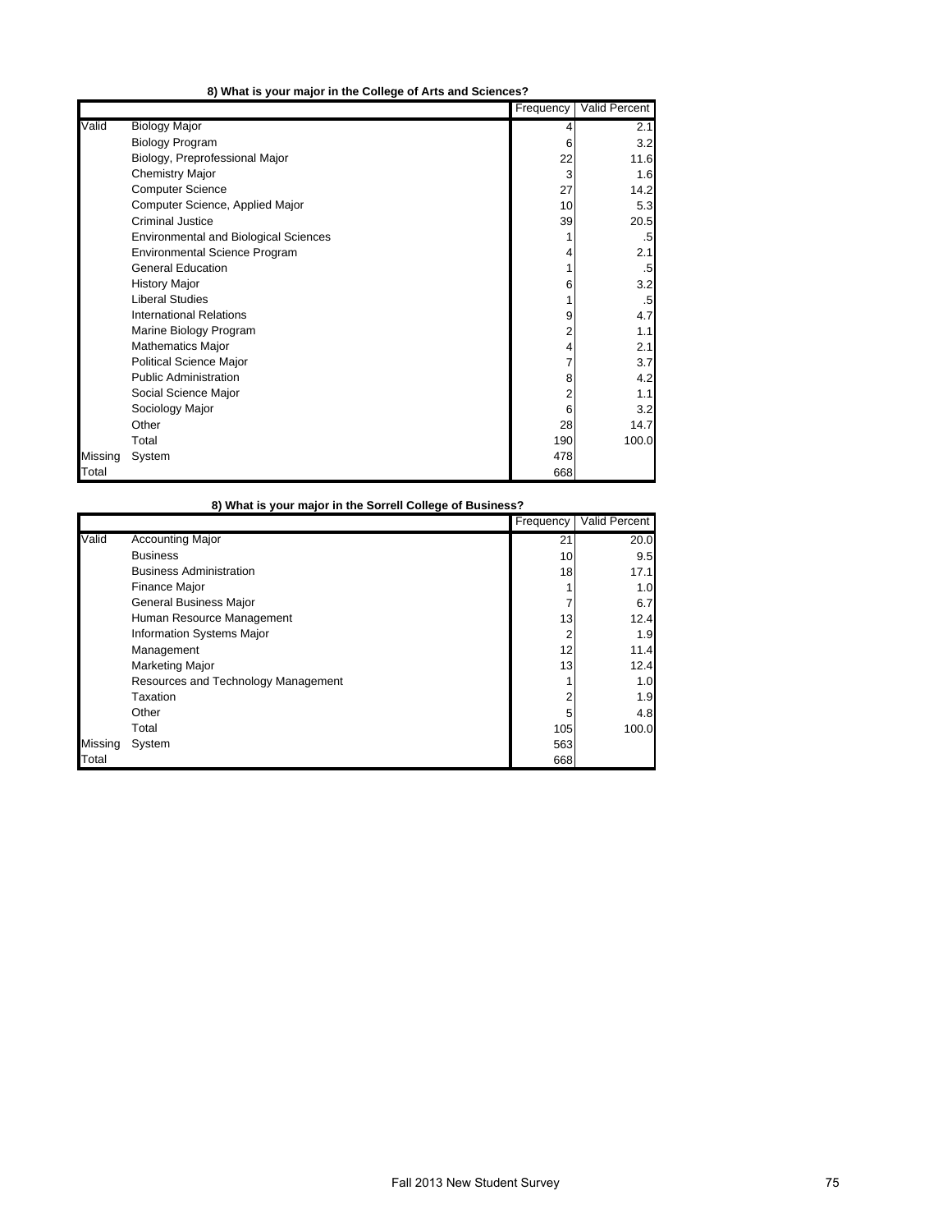**8) What is your major in the College of Arts and Sciences?**

| | | Frequency | Valid Percent |
|---|---|---|---|
| Valid | Biology Major | 4 | 2.1 |
| | Biology Program | 6 | 3.2 |
| | Biology, Preprofessional Major | 22 | 11.6 |
| | Chemistry Major | 3 | 1.6 |
| | Computer Science | 27 | 14.2 |
| | Computer Science, Applied Major | 10 | 5.3 |
| | Criminal Justice | 39 | 20.5 |
| | Environmental and Biological Sciences | 1 | .5 |
| | Environmental Science Program | 4 | 2.1 |
| | General Education | 1 | .5 |
| | History Major | 6 | 3.2 |
| | Liberal Studies | 1 | .5 |
| | International Relations | 9 | 4.7 |
| | Marine Biology Program | 2 | 1.1 |
| | Mathematics Major | 4 | 2.1 |
| | Political Science Major | 7 | 3.7 |
| | Public Administration | 8 | 4.2 |
| | Social Science Major | 2 | 1.1 |
| | Sociology Major | 6 | 3.2 |
| | Other | 28 | 14.7 |
| | Total | 190 | 100.0 |
| Missing | System | 478 | |
| Total | | 668 | |

**8) What is your major in the Sorrell College of Business?**

| | | Frequency | Valid Percent |
|---|---|---|---|
| Valid | Accounting Major | 21 | 20.0 |
| | Business | 10 | 9.5 |
| | Business Administration | 18 | 17.1 |
| | Finance Major | 1 | 1.0 |
| | General Business Major | 7 | 6.7 |
| | Human Resource Management | 13 | 12.4 |
| | Information Systems Major | 2 | 1.9 |
| | Management | 12 | 11.4 |
| | Marketing Major | 13 | 12.4 |
| | Resources and Technology Management | 1 | 1.0 |
| | Taxation | 2 | 1.9 |
| | Other | 5 | 4.8 |
| | Total | 105 | 100.0 |
| Missing | System | 563 | |
| Total | | 668 | |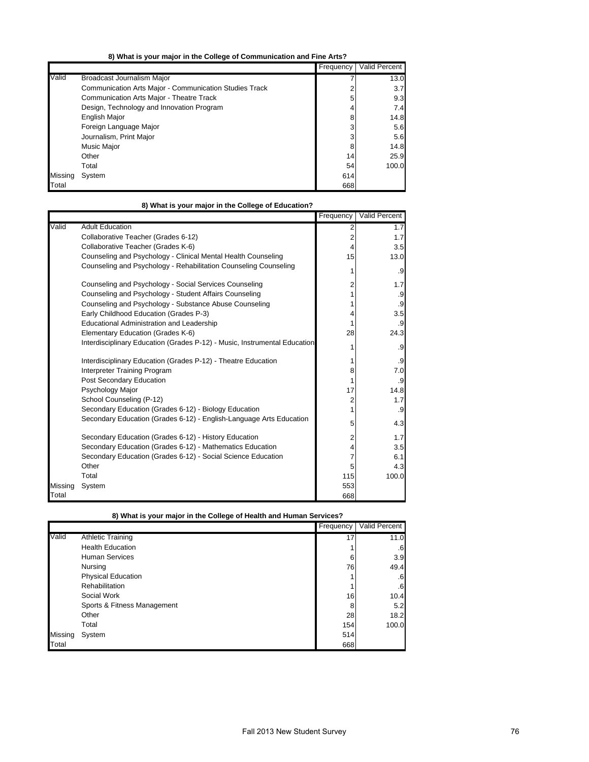**8) What is your major in the College of Communication and Fine Arts?**

| | | Frequency | Valid Percent |
|---|---|---|---|
| Valid | Broadcast Journalism Major | 7 | 13.0 |
| | Communication Arts Major - Communication Studies Track | 2 | 3.7 |
| | Communication Arts Major - Theatre Track | 5 | 9.3 |
| | Design, Technology and Innovation Program | 4 | 7.4 |
| | English Major | 8 | 14.8 |
| | Foreign Language Major | 3 | 5.6 |
| | Journalism, Print Major | 3 | 5.6 |
| | Music Major | 8 | 14.8 |
| | Other | 14 | 25.9 |
| | Total | 54 | 100.0 |
| Missing | System | 614 | |
| Total | | 668 | |

**8) What is your major in the College of Education?**

| | | Frequency | Valid Percent |
|---|---|---|---|
| Valid | Adult Education | 2 | 1.7 |
| | Collaborative Teacher (Grades 6-12) | 2 | 1.7 |
| | Collaborative Teacher (Grades K-6) | 4 | 3.5 |
| | Counseling and Psychology - Clinical Mental Health Counseling | 15 | 13.0 |
| | Counseling and Psychology - Rehabilitation Counseling Counseling | 1 | .9 |
| | Counseling and Psychology - Social Services Counseling | 2 | 1.7 |
| | Counseling and Psychology - Student Affairs Counseling | 1 | .9 |
| | Counseling and Psychology - Substance Abuse Counseling | 1 | .9 |
| | Early Childhood Education (Grades P-3) | 4 | 3.5 |
| | Educational Administration and Leadership | 1 | .9 |
| | Elementary Education (Grades K-6) | 28 | 24.3 |
| | Interdisciplinary Education (Grades P-12) - Music, Instrumental Education | 1 | .9 |
| | Interdisciplinary Education (Grades P-12) - Theatre Education | 1 | .9 |
| | Interpreter Training Program | 8 | 7.0 |
| | Post Secondary Education | 1 | .9 |
| | Psychology Major | 17 | 14.8 |
| | School Counseling (P-12) | 2 | 1.7 |
| | Secondary Education (Grades 6-12) - Biology Education | 1 | .9 |
| | Secondary Education (Grades 6-12) - English-Language Arts Education | 5 | 4.3 |
| | Secondary Education (Grades 6-12) - History Education | 2 | 1.7 |
| | Secondary Education (Grades 6-12) - Mathematics Education | 4 | 3.5 |
| | Secondary Education (Grades 6-12) - Social Science Education | 7 | 6.1 |
| | Other | 5 | 4.3 |
| | Total | 115 | 100.0 |
| Missing | System | 553 | |
| Total | | 668 | |

**8) What is your major in the College of Health and Human Services?**

| | | Frequency | Valid Percent |
|---|---|---|---|
| Valid | Athletic Training | 17 | 11.0 |
| | Health Education | 1 | .6 |
| | Human Services | 6 | 3.9 |
| | Nursing | 76 | 49.4 |
| | Physical Education | 1 | .6 |
| | Rehabilitation | 1 | .6 |
| | Social Work | 16 | 10.4 |
| | Sports & Fitness Management | 8 | 5.2 |
| | Other | 28 | 18.2 |
| | Total | 154 | 100.0 |
| Missing | System | 514 | |
| Total | | 668 | |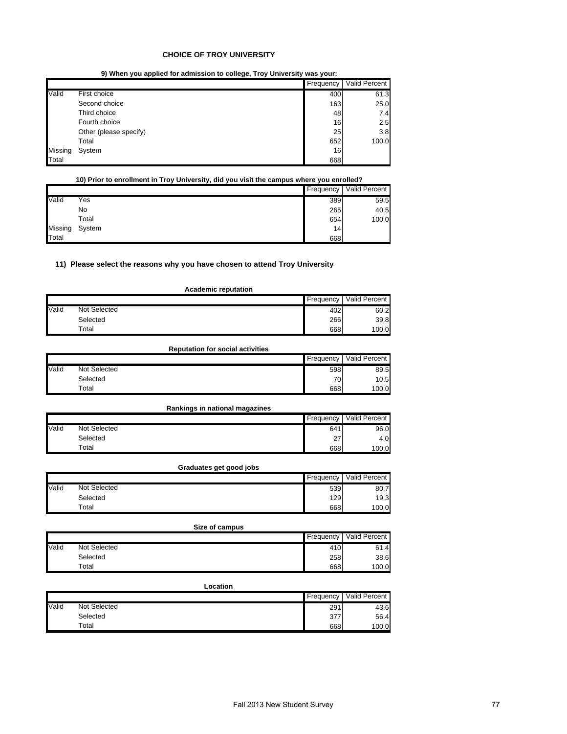## CHOICE OF TROY UNIVERSITY

**9) When you applied for admission to college, Troy University was your:**

| | | Frequency | Valid Percent |
|---|---|---|---|
| Valid | First choice | 400 | 61.3 |
| | Second choice | 163 | 25.0 |
| | Third choice | 48 | 7.4 |
| | Fourth choice | 16 | 2.5 |
| | Other (please specify) | 25 | 3.8 |
| | Total | 652 | 100.0 |
| Missing | System | 16 | |
| Total | | 668 | |

**10) Prior to enrollment in Troy University, did you visit the campus where you enrolled?**

| | | Frequency | Valid Percent |
|---|---|---|---|
| Valid | Yes | 389 | 59.5 |
| | No | 265 | 40.5 |
| | Total | 654 | 100.0 |
| Missing | System | 14 | |
| Total | | 668 | |

### 11) Please select the reasons why you have chosen to attend Troy University

**Academic reputation**

| | | Frequency | Valid Percent |
|---|---|---|---|
| Valid | Not Selected | 402 | 60.2 |
| | Selected | 266 | 39.8 |
| | Total | 668 | 100.0 |

**Reputation for social activities**

| | | Frequency | Valid Percent |
|---|---|---|---|
| Valid | Not Selected | 598 | 89.5 |
| | Selected | 70 | 10.5 |
| | Total | 668 | 100.0 |

**Rankings in national magazines**

| | | Frequency | Valid Percent |
|---|---|---|---|
| Valid | Not Selected | 641 | 96.0 |
| | Selected | 27 | 4.0 |
| | Total | 668 | 100.0 |

**Graduates get good jobs**

| | | Frequency | Valid Percent |
|---|---|---|---|
| Valid | Not Selected | 539 | 80.7 |
| | Selected | 129 | 19.3 |
| | Total | 668 | 100.0 |

**Size of campus**

| | | Frequency | Valid Percent |
|---|---|---|---|
| Valid | Not Selected | 410 | 61.4 |
| | Selected | 258 | 38.6 |
| | Total | 668 | 100.0 |

**Location**

| | | Frequency | Valid Percent |
|---|---|---|---|
| Valid | Not Selected | 291 | 43.6 |
| | Selected | 377 | 56.4 |
| | Total | 668 | 100.0 |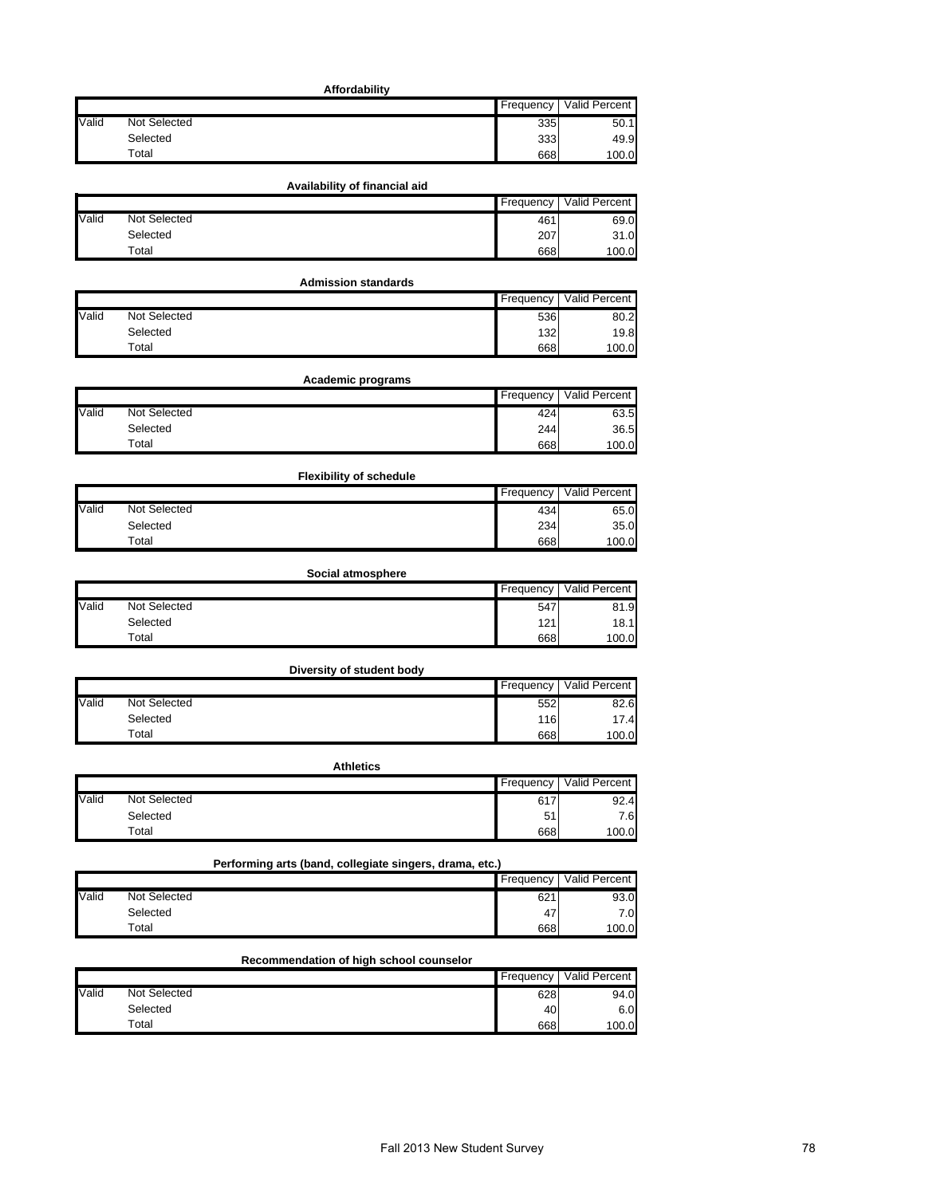**Affordability**

| | | Frequency | Valid Percent |
|---|---|---|---|
| Valid | Not Selected | 335 | 50.1 |
| | Selected | 333 | 49.9 |
| | Total | 668 | 100.0 |

**Availability of financial aid**

| | | Frequency | Valid Percent |
|---|---|---|---|
| Valid | Not Selected | 461 | 69.0 |
| | Selected | 207 | 31.0 |
| | Total | 668 | 100.0 |

**Admission standards**

| | | Frequency | Valid Percent |
|---|---|---|---|
| Valid | Not Selected | 536 | 80.2 |
| | Selected | 132 | 19.8 |
| | Total | 668 | 100.0 |

**Academic programs**

| | | Frequency | Valid Percent |
|---|---|---|---|
| Valid | Not Selected | 424 | 63.5 |
| | Selected | 244 | 36.5 |
| | Total | 668 | 100.0 |

**Flexibility of schedule**

| | | Frequency | Valid Percent |
|---|---|---|---|
| Valid | Not Selected | 434 | 65.0 |
| | Selected | 234 | 35.0 |
| | Total | 668 | 100.0 |

**Social atmosphere**

| | | Frequency | Valid Percent |
|---|---|---|---|
| Valid | Not Selected | 547 | 81.9 |
| | Selected | 121 | 18.1 |
| | Total | 668 | 100.0 |

**Diversity of student body**

| | | Frequency | Valid Percent |
|---|---|---|---|
| Valid | Not Selected | 552 | 82.6 |
| | Selected | 116 | 17.4 |
| | Total | 668 | 100.0 |

**Athletics**

| | | Frequency | Valid Percent |
|---|---|---|---|
| Valid | Not Selected | 617 | 92.4 |
| | Selected | 51 | 7.6 |
| | Total | 668 | 100.0 |

**Performing arts (band, collegiate singers, drama, etc.)**

| | | Frequency | Valid Percent |
|---|---|---|---|
| Valid | Not Selected | 621 | 93.0 |
| | Selected | 47 | 7.0 |
| | Total | 668 | 100.0 |

**Recommendation of high school counselor**

| | | Frequency | Valid Percent |
|---|---|---|---|
| Valid | Not Selected | 628 | 94.0 |
| | Selected | 40 | 6.0 |
| | Total | 668 | 100.0 |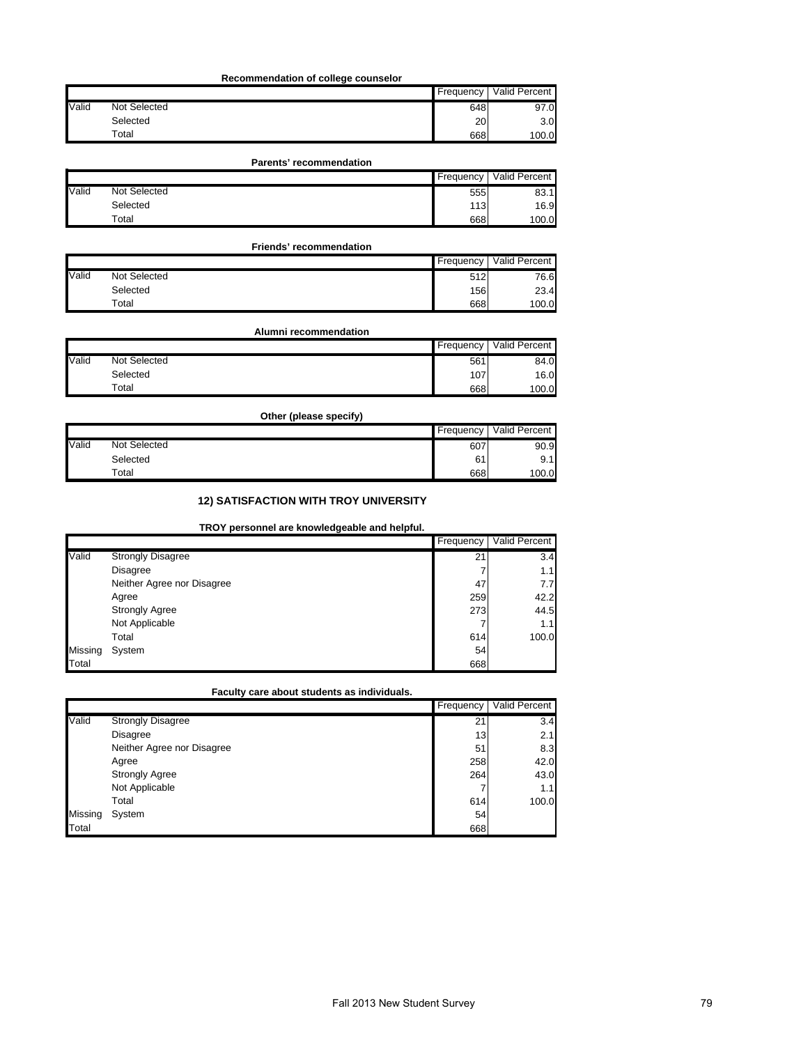**Recommendation of college counselor**

| | | Frequency | Valid Percent |
|---|---|---|---|
| Valid | Not Selected | 648 | 97.0 |
| | Selected | 20 | 3.0 |
| | Total | 668 | 100.0 |

**Parents' recommendation**

| | | Frequency | Valid Percent |
|---|---|---|---|
| Valid | Not Selected | 555 | 83.1 |
| | Selected | 113 | 16.9 |
| | Total | 668 | 100.0 |

**Friends' recommendation**

| | | Frequency | Valid Percent |
|---|---|---|---|
| Valid | Not Selected | 512 | 76.6 |
| | Selected | 156 | 23.4 |
| | Total | 668 | 100.0 |

**Alumni recommendation**

| | | Frequency | Valid Percent |
|---|---|---|---|
| Valid | Not Selected | 561 | 84.0 |
| | Selected | 107 | 16.0 |
| | Total | 668 | 100.0 |

**Other (please specify)**

| | | Frequency | Valid Percent |
|---|---|---|---|
| Valid | Not Selected | 607 | 90.9 |
| | Selected | 61 | 9.1 |
| | Total | 668 | 100.0 |

## 12) SATISFACTION WITH TROY UNIVERSITY

**TROY personnel are knowledgeable and helpful.**

| | | Frequency | Valid Percent |
|---|---|---|---|
| Valid | Strongly Disagree | 21 | 3.4 |
| | Disagree | 7 | 1.1 |
| | Neither Agree nor Disagree | 47 | 7.7 |
| | Agree | 259 | 42.2 |
| | Strongly Agree | 273 | 44.5 |
| | Not Applicable | 7 | 1.1 |
| | Total | 614 | 100.0 |
| Missing | System | 54 | |
| Total | | 668 | |

**Faculty care about students as individuals.**

| | | Frequency | Valid Percent |
|---|---|---|---|
| Valid | Strongly Disagree | 21 | 3.4 |
| | Disagree | 13 | 2.1 |
| | Neither Agree nor Disagree | 51 | 8.3 |
| | Agree | 258 | 42.0 |
| | Strongly Agree | 264 | 43.0 |
| | Not Applicable | 7 | 1.1 |
| | Total | 614 | 100.0 |
| Missing | System | 54 | |
| Total | | 668 | |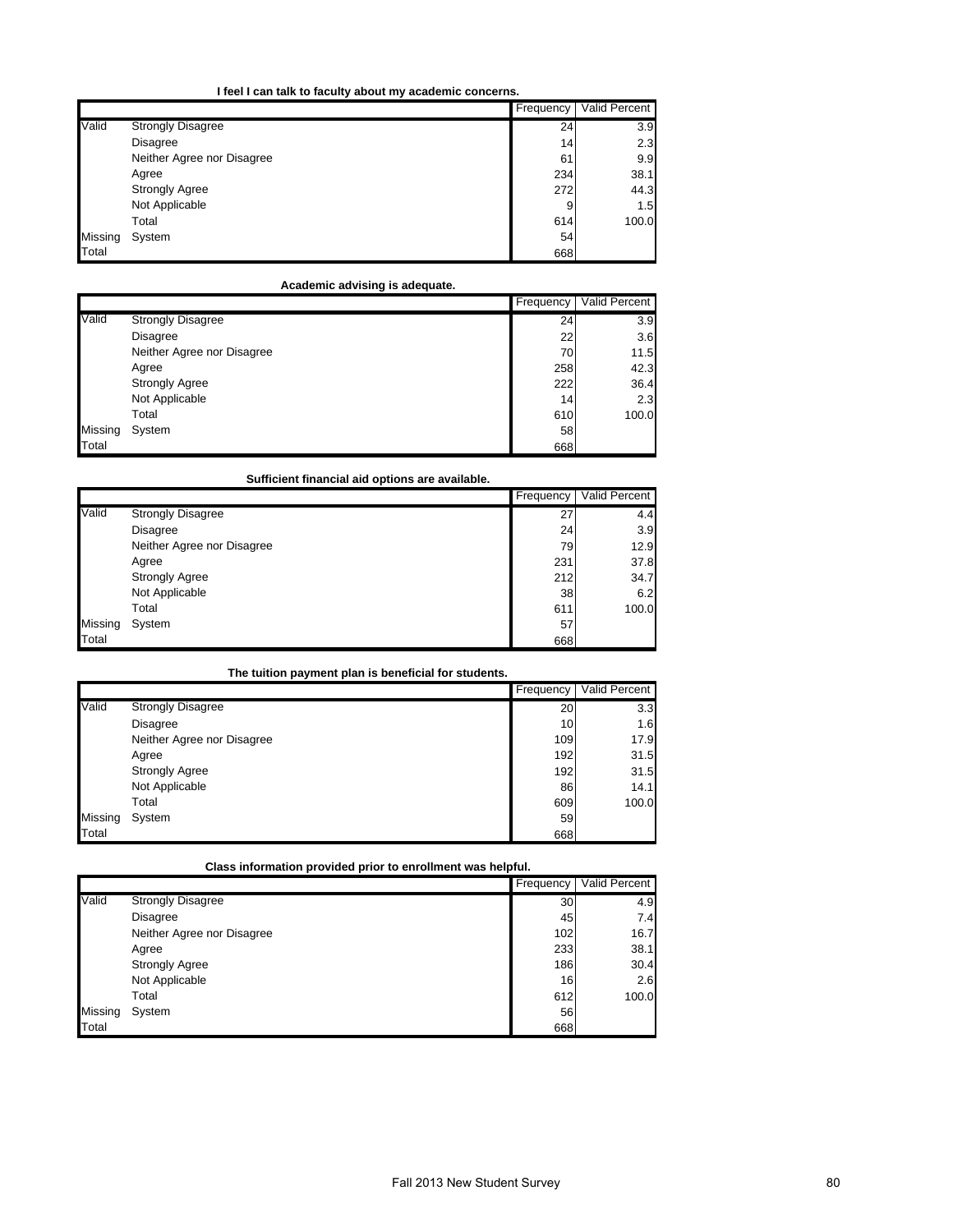**I feel I can talk to faculty about my academic concerns.**

| | | Frequency | Valid Percent |
|---|---|---|---|
| Valid | Strongly Disagree | 24 | 3.9 |
| | Disagree | 14 | 2.3 |
| | Neither Agree nor Disagree | 61 | 9.9 |
| | Agree | 234 | 38.1 |
| | Strongly Agree | 272 | 44.3 |
| | Not Applicable | 9 | 1.5 |
| | Total | 614 | 100.0 |
| Missing | System | 54 | |
| Total | | 668 | |

**Academic advising is adequate.**

| | | Frequency | Valid Percent |
|---|---|---|---|
| Valid | Strongly Disagree | 24 | 3.9 |
| | Disagree | 22 | 3.6 |
| | Neither Agree nor Disagree | 70 | 11.5 |
| | Agree | 258 | 42.3 |
| | Strongly Agree | 222 | 36.4 |
| | Not Applicable | 14 | 2.3 |
| | Total | 610 | 100.0 |
| Missing | System | 58 | |
| Total | | 668 | |

**Sufficient financial aid options are available.**

| | | Frequency | Valid Percent |
|---|---|---|---|
| Valid | Strongly Disagree | 27 | 4.4 |
| | Disagree | 24 | 3.9 |
| | Neither Agree nor Disagree | 79 | 12.9 |
| | Agree | 231 | 37.8 |
| | Strongly Agree | 212 | 34.7 |
| | Not Applicable | 38 | 6.2 |
| | Total | 611 | 100.0 |
| Missing | System | 57 | |
| Total | | 668 | |

**The tuition payment plan is beneficial for students.**

| | | Frequency | Valid Percent |
|---|---|---|---|
| Valid | Strongly Disagree | 20 | 3.3 |
| | Disagree | 10 | 1.6 |
| | Neither Agree nor Disagree | 109 | 17.9 |
| | Agree | 192 | 31.5 |
| | Strongly Agree | 192 | 31.5 |
| | Not Applicable | 86 | 14.1 |
| | Total | 609 | 100.0 |
| Missing | System | 59 | |
| Total | | 668 | |

**Class information provided prior to enrollment was helpful.**

| | | Frequency | Valid Percent |
|---|---|---|---|
| Valid | Strongly Disagree | 30 | 4.9 |
| | Disagree | 45 | 7.4 |
| | Neither Agree nor Disagree | 102 | 16.7 |
| | Agree | 233 | 38.1 |
| | Strongly Agree | 186 | 30.4 |
| | Not Applicable | 16 | 2.6 |
| | Total | 612 | 100.0 |
| Missing | System | 56 | |
| Total | | 668 | |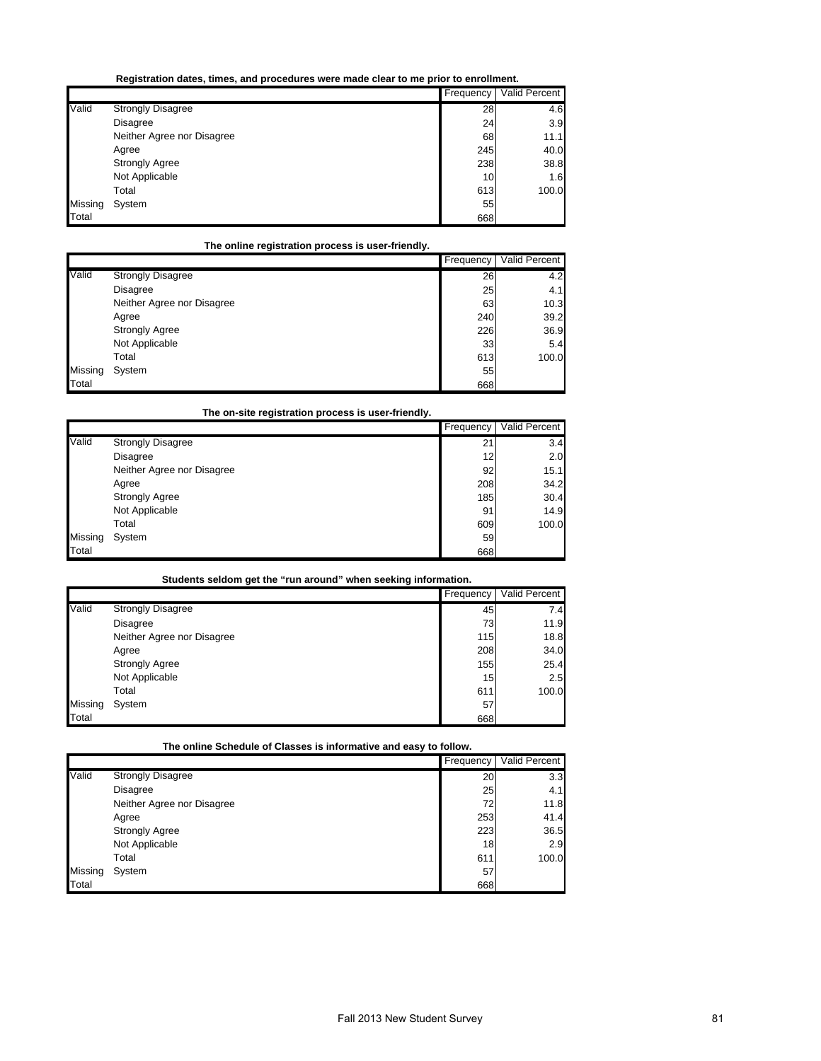**Registration dates, times, and procedures were made clear to me prior to enrollment.**

| | | Frequency | Valid Percent |
|---|---|---|---|
| Valid | Strongly Disagree | 28 | 4.6 |
| | Disagree | 24 | 3.9 |
| | Neither Agree nor Disagree | 68 | 11.1 |
| | Agree | 245 | 40.0 |
| | Strongly Agree | 238 | 38.8 |
| | Not Applicable | 10 | 1.6 |
| | Total | 613 | 100.0 |
| Missing | System | 55 | |
| Total | | 668 | |

**The online registration process is user-friendly.**

| | | Frequency | Valid Percent |
|---|---|---|---|
| Valid | Strongly Disagree | 26 | 4.2 |
| | Disagree | 25 | 4.1 |
| | Neither Agree nor Disagree | 63 | 10.3 |
| | Agree | 240 | 39.2 |
| | Strongly Agree | 226 | 36.9 |
| | Not Applicable | 33 | 5.4 |
| | Total | 613 | 100.0 |
| Missing | System | 55 | |
| Total | | 668 | |

**The on-site registration process is user-friendly.**

| | | Frequency | Valid Percent |
|---|---|---|---|
| Valid | Strongly Disagree | 21 | 3.4 |
| | Disagree | 12 | 2.0 |
| | Neither Agree nor Disagree | 92 | 15.1 |
| | Agree | 208 | 34.2 |
| | Strongly Agree | 185 | 30.4 |
| | Not Applicable | 91 | 14.9 |
| | Total | 609 | 100.0 |
| Missing | System | 59 | |
| Total | | 668 | |

**Students seldom get the "run around" when seeking information.**

| | | Frequency | Valid Percent |
|---|---|---|---|
| Valid | Strongly Disagree | 45 | 7.4 |
| | Disagree | 73 | 11.9 |
| | Neither Agree nor Disagree | 115 | 18.8 |
| | Agree | 208 | 34.0 |
| | Strongly Agree | 155 | 25.4 |
| | Not Applicable | 15 | 2.5 |
| | Total | 611 | 100.0 |
| Missing | System | 57 | |
| Total | | 668 | |

**The online Schedule of Classes is informative and easy to follow.**

| | | Frequency | Valid Percent |
|---|---|---|---|
| Valid | Strongly Disagree | 20 | 3.3 |
| | Disagree | 25 | 4.1 |
| | Neither Agree nor Disagree | 72 | 11.8 |
| | Agree | 253 | 41.4 |
| | Strongly Agree | 223 | 36.5 |
| | Not Applicable | 18 | 2.9 |
| | Total | 611 | 100.0 |
| Missing | System | 57 | |
| Total | | 668 | |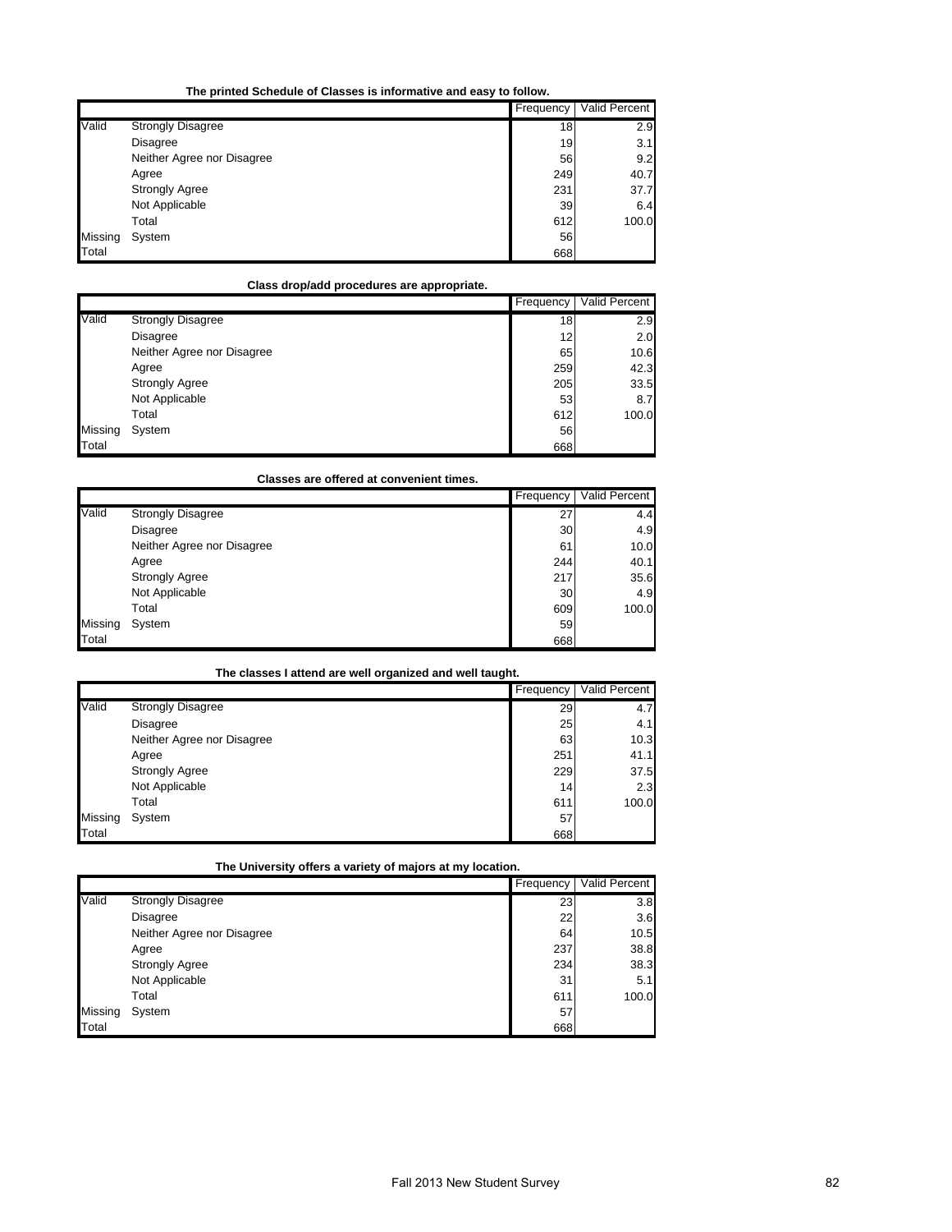**The printed Schedule of Classes is informative and easy to follow.**

| | | Frequency | Valid Percent |
|---|---|---|---|
| Valid | Strongly Disagree | 18 | 2.9 |
| | Disagree | 19 | 3.1 |
| | Neither Agree nor Disagree | 56 | 9.2 |
| | Agree | 249 | 40.7 |
| | Strongly Agree | 231 | 37.7 |
| | Not Applicable | 39 | 6.4 |
| | Total | 612 | 100.0 |
| Missing | System | 56 | |
| Total | | 668 | |

**Class drop/add procedures are appropriate.**

| | | Frequency | Valid Percent |
|---|---|---|---|
| Valid | Strongly Disagree | 18 | 2.9 |
| | Disagree | 12 | 2.0 |
| | Neither Agree nor Disagree | 65 | 10.6 |
| | Agree | 259 | 42.3 |
| | Strongly Agree | 205 | 33.5 |
| | Not Applicable | 53 | 8.7 |
| | Total | 612 | 100.0 |
| Missing | System | 56 | |
| Total | | 668 | |

**Classes are offered at convenient times.**

| | | Frequency | Valid Percent |
|---|---|---|---|
| Valid | Strongly Disagree | 27 | 4.4 |
| | Disagree | 30 | 4.9 |
| | Neither Agree nor Disagree | 61 | 10.0 |
| | Agree | 244 | 40.1 |
| | Strongly Agree | 217 | 35.6 |
| | Not Applicable | 30 | 4.9 |
| | Total | 609 | 100.0 |
| Missing | System | 59 | |
| Total | | 668 | |

**The classes I attend are well organized and well taught.**

| | | Frequency | Valid Percent |
|---|---|---|---|
| Valid | Strongly Disagree | 29 | 4.7 |
| | Disagree | 25 | 4.1 |
| | Neither Agree nor Disagree | 63 | 10.3 |
| | Agree | 251 | 41.1 |
| | Strongly Agree | 229 | 37.5 |
| | Not Applicable | 14 | 2.3 |
| | Total | 611 | 100.0 |
| Missing | System | 57 | |
| Total | | 668 | |

**The University offers a variety of majors at my location.**

| | | Frequency | Valid Percent |
|---|---|---|---|
| Valid | Strongly Disagree | 23 | 3.8 |
| | Disagree | 22 | 3.6 |
| | Neither Agree nor Disagree | 64 | 10.5 |
| | Agree | 237 | 38.8 |
| | Strongly Agree | 234 | 38.3 |
| | Not Applicable | 31 | 5.1 |
| | Total | 611 | 100.0 |
| Missing | System | 57 | |
| Total | | 668 | |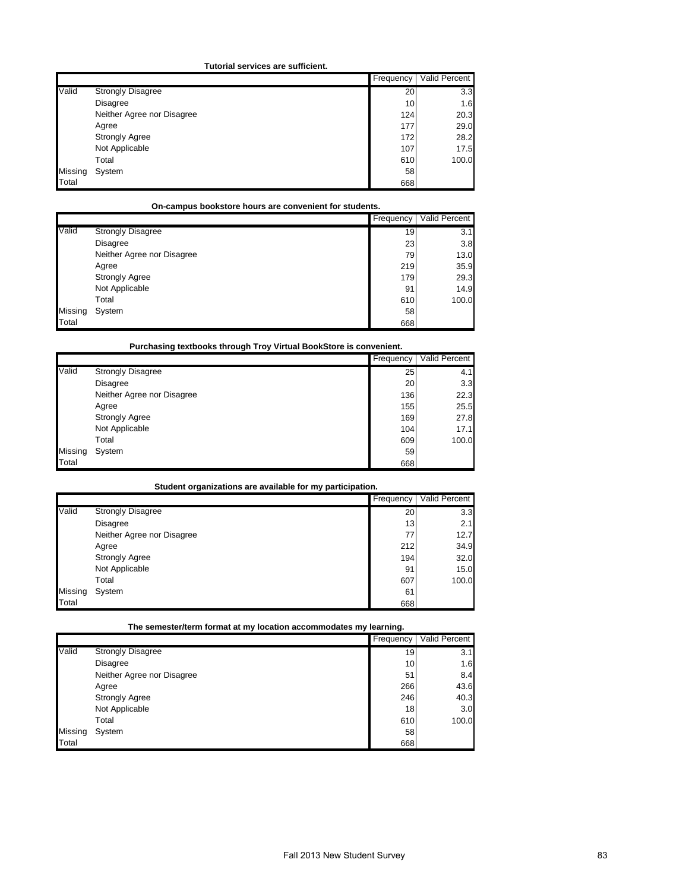**Tutorial services are sufficient.**

| | | Frequency | Valid Percent |
|---|---|---|---|
| Valid | Strongly Disagree | 20 | 3.3 |
| | Disagree | 10 | 1.6 |
| | Neither Agree nor Disagree | 124 | 20.3 |
| | Agree | 177 | 29.0 |
| | Strongly Agree | 172 | 28.2 |
| | Not Applicable | 107 | 17.5 |
| | Total | 610 | 100.0 |
| Missing | System | 58 | |
| Total | | 668 | |

**On-campus bookstore hours are convenient for students.**

| | | Frequency | Valid Percent |
|---|---|---|---|
| Valid | Strongly Disagree | 19 | 3.1 |
| | Disagree | 23 | 3.8 |
| | Neither Agree nor Disagree | 79 | 13.0 |
| | Agree | 219 | 35.9 |
| | Strongly Agree | 179 | 29.3 |
| | Not Applicable | 91 | 14.9 |
| | Total | 610 | 100.0 |
| Missing | System | 58 | |
| Total | | 668 | |

**Purchasing textbooks through Troy Virtual BookStore is convenient.**

| | | Frequency | Valid Percent |
|---|---|---|---|
| Valid | Strongly Disagree | 25 | 4.1 |
| | Disagree | 20 | 3.3 |
| | Neither Agree nor Disagree | 136 | 22.3 |
| | Agree | 155 | 25.5 |
| | Strongly Agree | 169 | 27.8 |
| | Not Applicable | 104 | 17.1 |
| | Total | 609 | 100.0 |
| Missing | System | 59 | |
| Total | | 668 | |

**Student organizations are available for my participation.**

| | | Frequency | Valid Percent |
|---|---|---|---|
| Valid | Strongly Disagree | 20 | 3.3 |
| | Disagree | 13 | 2.1 |
| | Neither Agree nor Disagree | 77 | 12.7 |
| | Agree | 212 | 34.9 |
| | Strongly Agree | 194 | 32.0 |
| | Not Applicable | 91 | 15.0 |
| | Total | 607 | 100.0 |
| Missing | System | 61 | |
| Total | | 668 | |

**The semester/term format at my location accommodates my learning.**

| | | Frequency | Valid Percent |
|---|---|---|---|
| Valid | Strongly Disagree | 19 | 3.1 |
| | Disagree | 10 | 1.6 |
| | Neither Agree nor Disagree | 51 | 8.4 |
| | Agree | 266 | 43.6 |
| | Strongly Agree | 246 | 40.3 |
| | Not Applicable | 18 | 3.0 |
| | Total | 610 | 100.0 |
| Missing | System | 58 | |
| Total | | 668 | |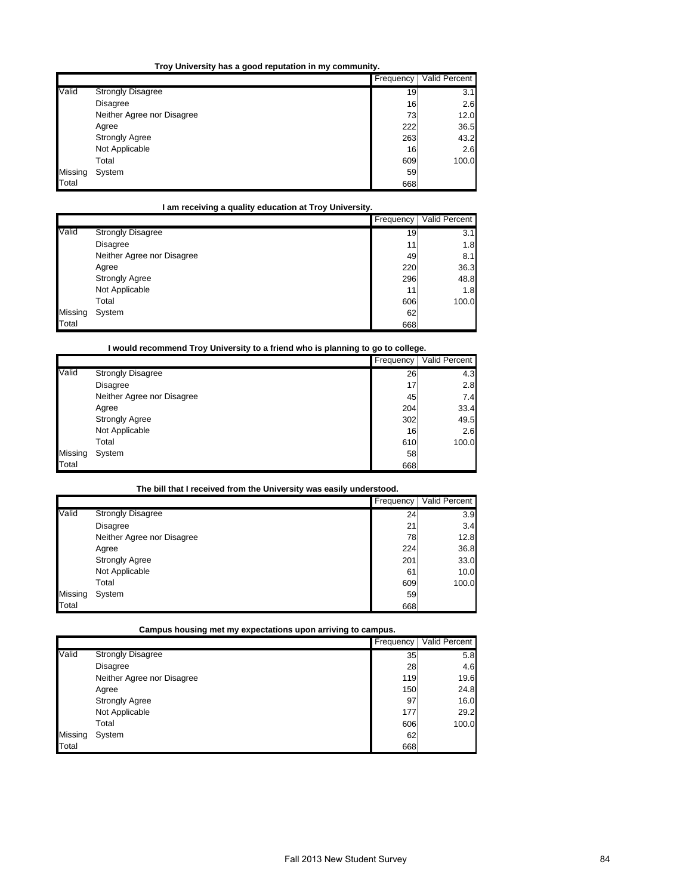**Troy University has a good reputation in my community.**

| | | Frequency | Valid Percent |
|---|---|---|---|
| Valid | Strongly Disagree | 19 | 3.1 |
| | Disagree | 16 | 2.6 |
| | Neither Agree nor Disagree | 73 | 12.0 |
| | Agree | 222 | 36.5 |
| | Strongly Agree | 263 | 43.2 |
| | Not Applicable | 16 | 2.6 |
| | Total | 609 | 100.0 |
| Missing | System | 59 | |
| Total | | 668 | |

**I am receiving a quality education at Troy University.**

| | | Frequency | Valid Percent |
|---|---|---|---|
| Valid | Strongly Disagree | 19 | 3.1 |
| | Disagree | 11 | 1.8 |
| | Neither Agree nor Disagree | 49 | 8.1 |
| | Agree | 220 | 36.3 |
| | Strongly Agree | 296 | 48.8 |
| | Not Applicable | 11 | 1.8 |
| | Total | 606 | 100.0 |
| Missing | System | 62 | |
| Total | | 668 | |

**I would recommend Troy University to a friend who is planning to go to college.**

| | | Frequency | Valid Percent |
|---|---|---|---|
| Valid | Strongly Disagree | 26 | 4.3 |
| | Disagree | 17 | 2.8 |
| | Neither Agree nor Disagree | 45 | 7.4 |
| | Agree | 204 | 33.4 |
| | Strongly Agree | 302 | 49.5 |
| | Not Applicable | 16 | 2.6 |
| | Total | 610 | 100.0 |
| Missing | System | 58 | |
| Total | | 668 | |

**The bill that I received from the University was easily understood.**

| | | Frequency | Valid Percent |
|---|---|---|---|
| Valid | Strongly Disagree | 24 | 3.9 |
| | Disagree | 21 | 3.4 |
| | Neither Agree nor Disagree | 78 | 12.8 |
| | Agree | 224 | 36.8 |
| | Strongly Agree | 201 | 33.0 |
| | Not Applicable | 61 | 10.0 |
| | Total | 609 | 100.0 |
| Missing | System | 59 | |
| Total | | 668 | |

**Campus housing met my expectations upon arriving to campus.**

| | | Frequency | Valid Percent |
|---|---|---|---|
| Valid | Strongly Disagree | 35 | 5.8 |
| | Disagree | 28 | 4.6 |
| | Neither Agree nor Disagree | 119 | 19.6 |
| | Agree | 150 | 24.8 |
| | Strongly Agree | 97 | 16.0 |
| | Not Applicable | 177 | 29.2 |
| | Total | 606 | 100.0 |
| Missing | System | 62 | |
| Total | | 668 | |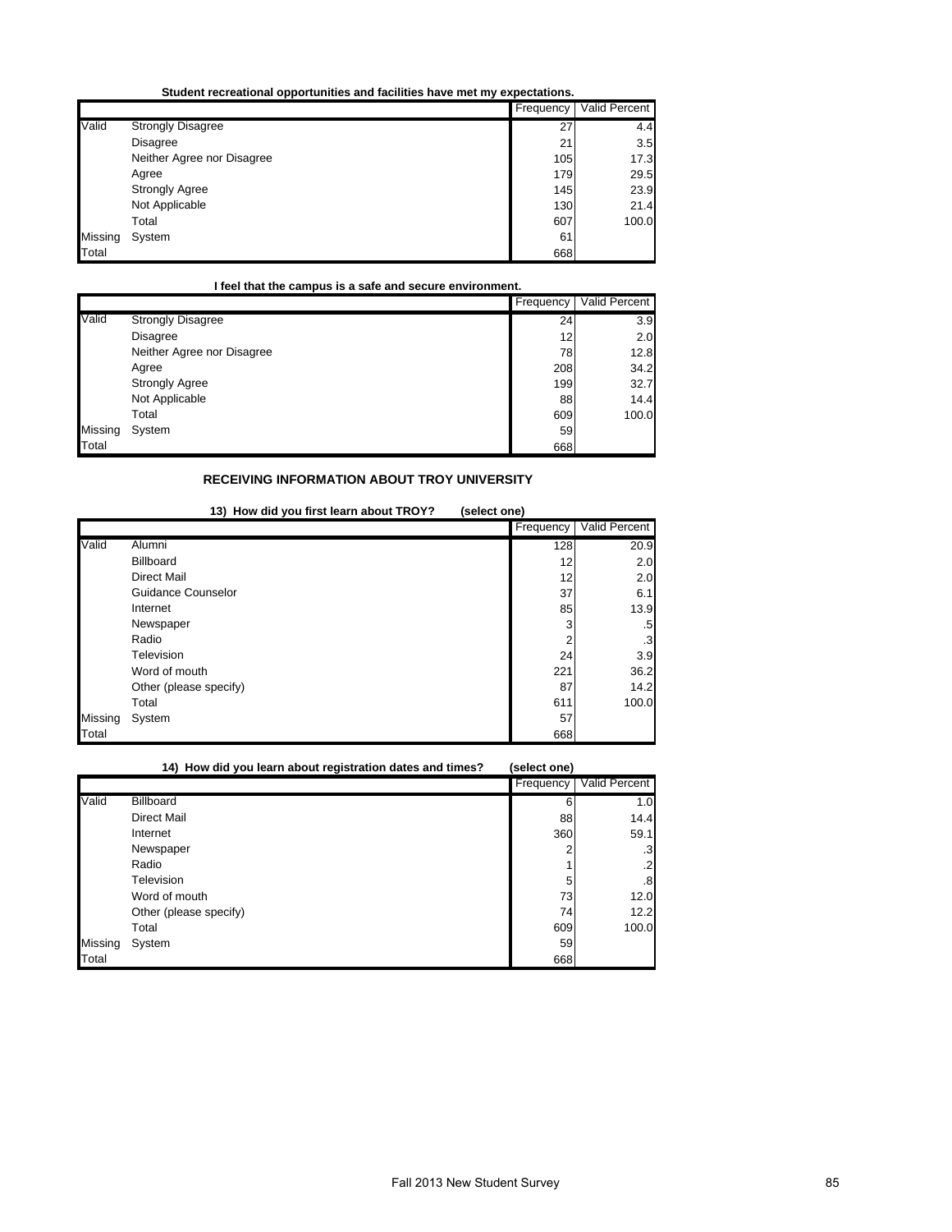**Student recreational opportunities and facilities have met my expectations.**

| | | Frequency | Valid Percent |
|---|---|---|---|
| Valid | Strongly Disagree | 27 | 4.4 |
| | Disagree | 21 | 3.5 |
| | Neither Agree nor Disagree | 105 | 17.3 |
| | Agree | 179 | 29.5 |
| | Strongly Agree | 145 | 23.9 |
| | Not Applicable | 130 | 21.4 |
| | Total | 607 | 100.0 |
| Missing | System | 61 | |
| Total | | 668 | |

**I feel that the campus is a safe and secure environment.**

| | | Frequency | Valid Percent |
|---|---|---|---|
| Valid | Strongly Disagree | 24 | 3.9 |
| | Disagree | 12 | 2.0 |
| | Neither Agree nor Disagree | 78 | 12.8 |
| | Agree | 208 | 34.2 |
| | Strongly Agree | 199 | 32.7 |
| | Not Applicable | 88 | 14.4 |
| | Total | 609 | 100.0 |
| Missing | System | 59 | |
| Total | | 668 | |

## RECEIVING INFORMATION ABOUT TROY UNIVERSITY

**13) How did you first learn about TROY? (select one)**

| | | Frequency | Valid Percent |
|---|---|---|---|
| Valid | Alumni | 128 | 20.9 |
| | Billboard | 12 | 2.0 |
| | Direct Mail | 12 | 2.0 |
| | Guidance Counselor | 37 | 6.1 |
| | Internet | 85 | 13.9 |
| | Newspaper | 3 | .5 |
| | Radio | 2 | .3 |
| | Television | 24 | 3.9 |
| | Word of mouth | 221 | 36.2 |
| | Other (please specify) | 87 | 14.2 |
| | Total | 611 | 100.0 |
| Missing | System | 57 | |
| Total | | 668 | |

**14) How did you learn about registration dates and times? (select one)**

| | | Frequency | Valid Percent |
|---|---|---|---|
| Valid | Billboard | 6 | 1.0 |
| | Direct Mail | 88 | 14.4 |
| | Internet | 360 | 59.1 |
| | Newspaper | 2 | .3 |
| | Radio | 1 | .2 |
| | Television | 5 | .8 |
| | Word of mouth | 73 | 12.0 |
| | Other (please specify) | 74 | 12.2 |
| | Total | 609 | 100.0 |
| Missing | System | 59 | |
| Total | | 668 | |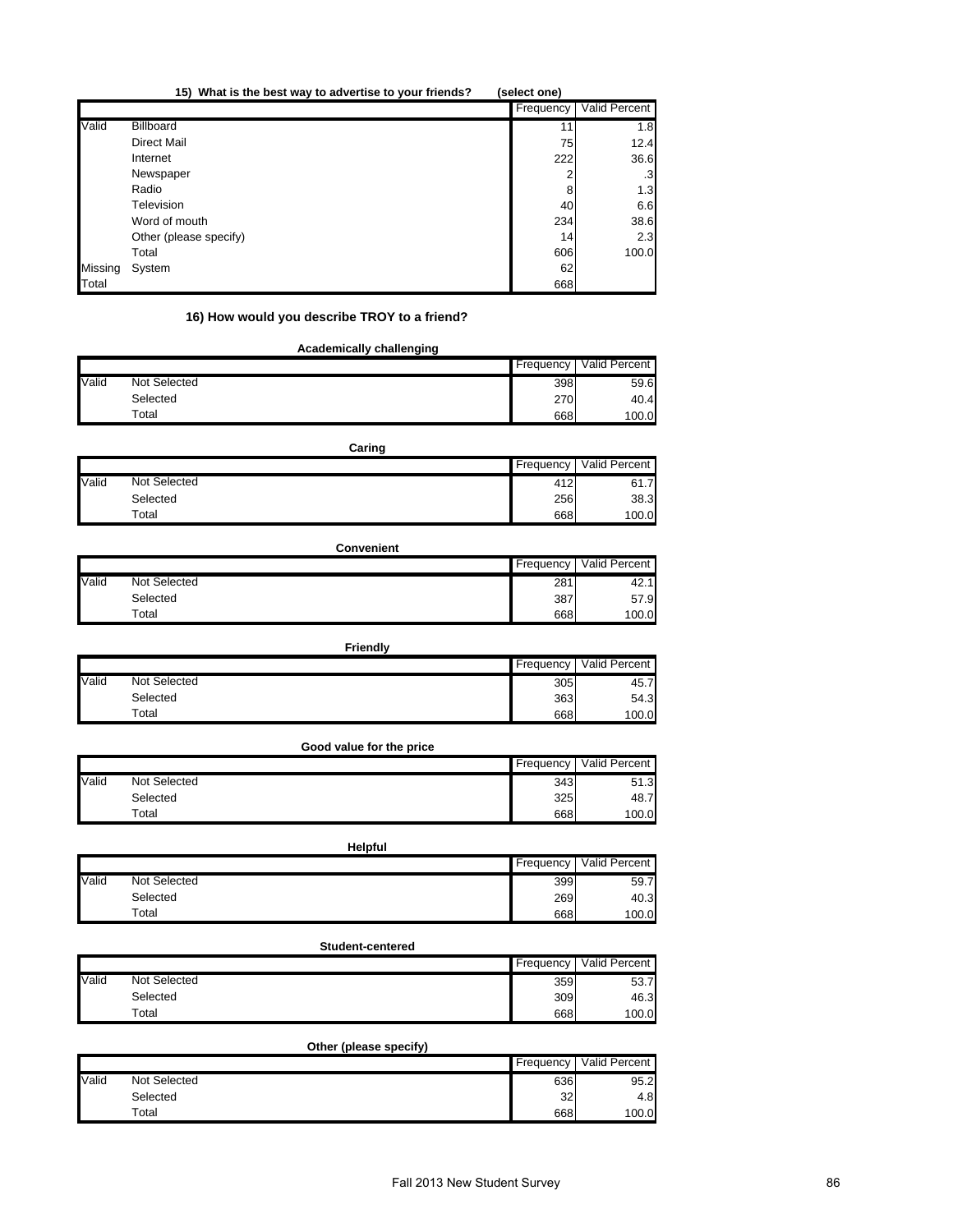### 15) What is the best way to advertise to your friends? (select one)

| | | Frequency | Valid Percent |
|---|---|---|---|
| Valid | Billboard | 11 | 1.8 |
| | Direct Mail | 75 | 12.4 |
| | Internet | 222 | 36.6 |
| | Newspaper | 2 | .3 |
| | Radio | 8 | 1.3 |
| | Television | 40 | 6.6 |
| | Word of mouth | 234 | 38.6 |
| | Other (please specify) | 14 | 2.3 |
| | Total | 606 | 100.0 |
| Missing | System | 62 | |
| Total | | 668 | |

### 16) How would you describe TROY to a friend?

**Academically challenging**

| | | Frequency | Valid Percent |
|---|---|---|---|
| Valid | Not Selected | 398 | 59.6 |
| | Selected | 270 | 40.4 |
| | Total | 668 | 100.0 |

**Caring**

| | | Frequency | Valid Percent |
|---|---|---|---|
| Valid | Not Selected | 412 | 61.7 |
| | Selected | 256 | 38.3 |
| | Total | 668 | 100.0 |

**Convenient**

| | | Frequency | Valid Percent |
|---|---|---|---|
| Valid | Not Selected | 281 | 42.1 |
| | Selected | 387 | 57.9 |
| | Total | 668 | 100.0 |

**Friendly**

| | | Frequency | Valid Percent |
|---|---|---|---|
| Valid | Not Selected | 305 | 45.7 |
| | Selected | 363 | 54.3 |
| | Total | 668 | 100.0 |

**Good value for the price**

| | | Frequency | Valid Percent |
|---|---|---|---|
| Valid | Not Selected | 343 | 51.3 |
| | Selected | 325 | 48.7 |
| | Total | 668 | 100.0 |

**Helpful**

| | | Frequency | Valid Percent |
|---|---|---|---|
| Valid | Not Selected | 399 | 59.7 |
| | Selected | 269 | 40.3 |
| | Total | 668 | 100.0 |

**Student-centered**

| | | Frequency | Valid Percent |
|---|---|---|---|
| Valid | Not Selected | 359 | 53.7 |
| | Selected | 309 | 46.3 |
| | Total | 668 | 100.0 |

**Other (please specify)**

| | | Frequency | Valid Percent |
|---|---|---|---|
| Valid | Not Selected | 636 | 95.2 |
| | Selected | 32 | 4.8 |
| | Total | 668 | 100.0 |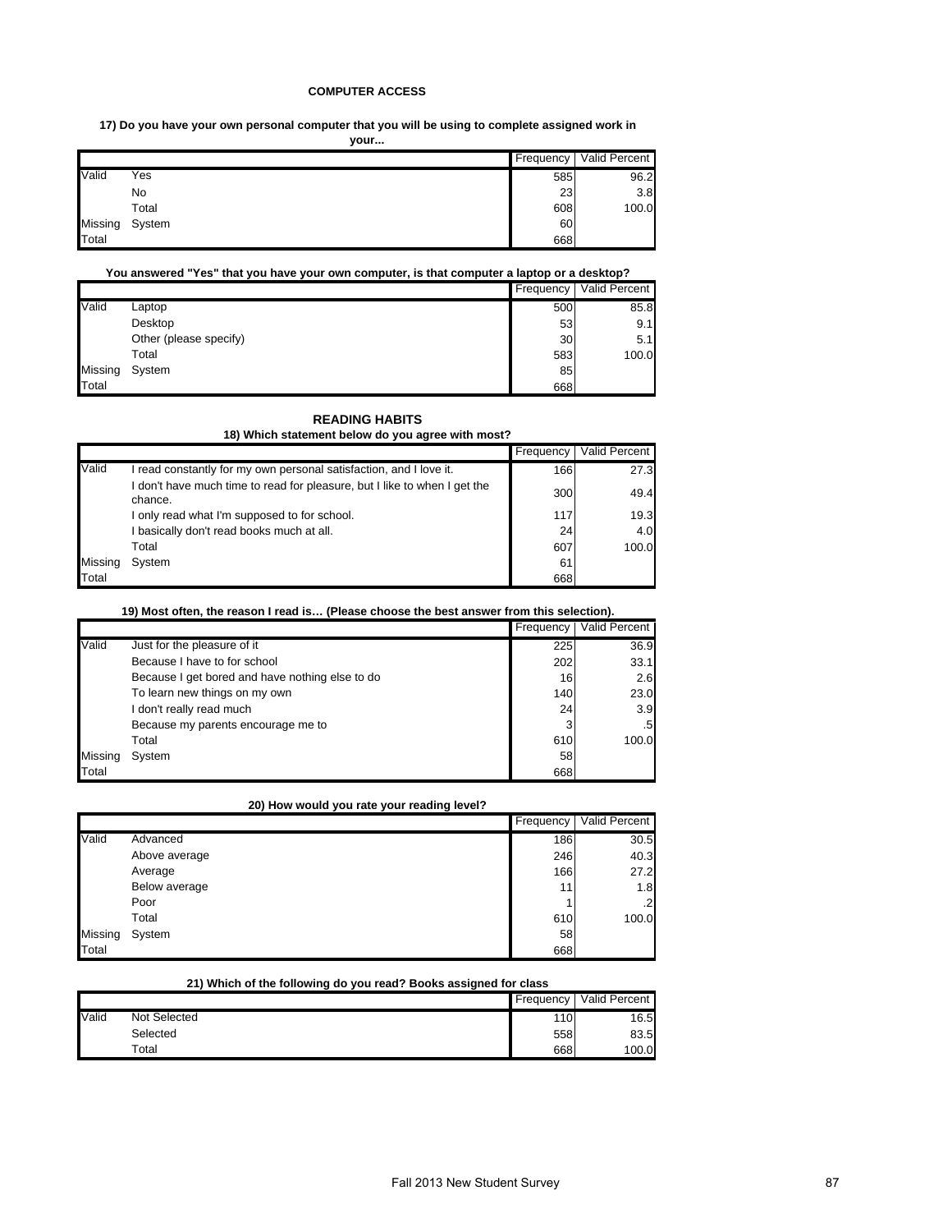## COMPUTER ACCESS

**17) Do you have your own personal computer that you will be using to complete assigned work in your...**

| | | Frequency | Valid Percent |
|---|---|---|---|
| Valid | Yes | 585 | 96.2 |
| | No | 23 | 3.8 |
| | Total | 608 | 100.0 |
| Missing | System | 60 | |
| Total | | 668 | |

**You answered "Yes" that you have your own computer, is that computer a laptop or a desktop?**

| | | Frequency | Valid Percent |
|---|---|---|---|
| Valid | Laptop | 500 | 85.8 |
| | Desktop | 53 | 9.1 |
| | Other (please specify) | 30 | 5.1 |
| | Total | 583 | 100.0 |
| Missing | System | 85 | |
| Total | | 668 | |

## READING HABITS

**18) Which statement below do you agree with most?**

| | | Frequency | Valid Percent |
|---|---|---|---|
| Valid | I read constantly for my own personal satisfaction, and I love it. | 166 | 27.3 |
| | I don't have much time to read for pleasure, but I like to when I get the chance. | 300 | 49.4 |
| | I only read what I'm supposed to for school. | 117 | 19.3 |
| | I basically don't read books much at all. | 24 | 4.0 |
| | Total | 607 | 100.0 |
| Missing | System | 61 | |
| Total | | 668 | |

**19) Most often, the reason I read is… (Please choose the best answer from this selection).**

| | | Frequency | Valid Percent |
|---|---|---|---|
| Valid | Just for the pleasure of it | 225 | 36.9 |
| | Because I have to for school | 202 | 33.1 |
| | Because I get bored and have nothing else to do | 16 | 2.6 |
| | To learn new things on my own | 140 | 23.0 |
| | I don't really read much | 24 | 3.9 |
| | Because my parents encourage me to | 3 | .5 |
| | Total | 610 | 100.0 |
| Missing | System | 58 | |
| Total | | 668 | |

**20) How would you rate your reading level?**

| | | Frequency | Valid Percent |
|---|---|---|---|
| Valid | Advanced | 186 | 30.5 |
| | Above average | 246 | 40.3 |
| | Average | 166 | 27.2 |
| | Below average | 11 | 1.8 |
| | Poor | 1 | .2 |
| | Total | 610 | 100.0 |
| Missing | System | 58 | |
| Total | | 668 | |

**21) Which of the following do you read? Books assigned for class**

| | | Frequency | Valid Percent |
|---|---|---|---|
| Valid | Not Selected | 110 | 16.5 |
| | Selected | 558 | 83.5 |
| | Total | 668 | 100.0 |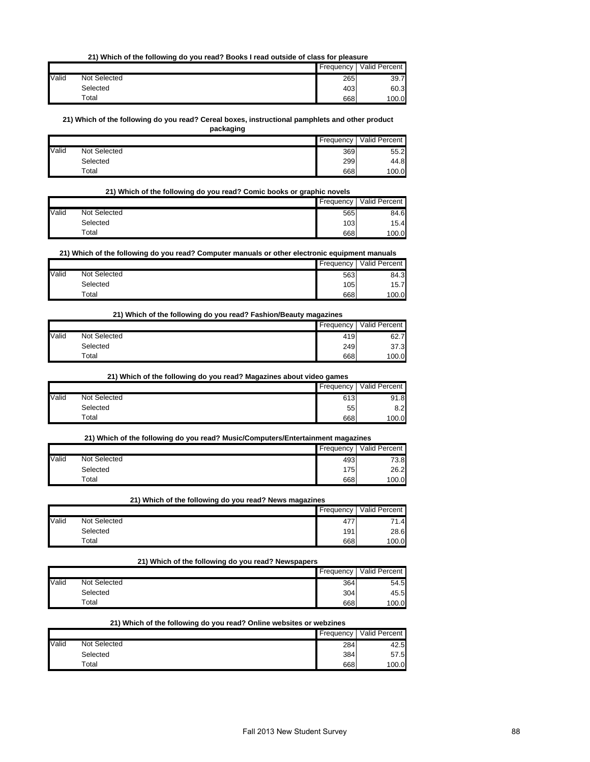**21) Which of the following do you read? Books I read outside of class for pleasure**

| | | Frequency | Valid Percent |
|---|---|---|---|
| Valid | Not Selected | 265 | 39.7 |
| | Selected | 403 | 60.3 |
| | Total | 668 | 100.0 |

**21) Which of the following do you read? Cereal boxes, instructional pamphlets and other product packaging**

| | | Frequency | Valid Percent |
|---|---|---|---|
| Valid | Not Selected | 369 | 55.2 |
| | Selected | 299 | 44.8 |
| | Total | 668 | 100.0 |

**21) Which of the following do you read? Comic books or graphic novels**

| | | Frequency | Valid Percent |
|---|---|---|---|
| Valid | Not Selected | 565 | 84.6 |
| | Selected | 103 | 15.4 |
| | Total | 668 | 100.0 |

**21) Which of the following do you read? Computer manuals or other electronic equipment manuals**

| | | Frequency | Valid Percent |
|---|---|---|---|
| Valid | Not Selected | 563 | 84.3 |
| | Selected | 105 | 15.7 |
| | Total | 668 | 100.0 |

**21) Which of the following do you read? Fashion/Beauty magazines**

| | | Frequency | Valid Percent |
|---|---|---|---|
| Valid | Not Selected | 419 | 62.7 |
| | Selected | 249 | 37.3 |
| | Total | 668 | 100.0 |

**21) Which of the following do you read? Magazines about video games**

| | | Frequency | Valid Percent |
|---|---|---|---|
| Valid | Not Selected | 613 | 91.8 |
| | Selected | 55 | 8.2 |
| | Total | 668 | 100.0 |

**21) Which of the following do you read? Music/Computers/Entertainment magazines**

| | | Frequency | Valid Percent |
|---|---|---|---|
| Valid | Not Selected | 493 | 73.8 |
| | Selected | 175 | 26.2 |
| | Total | 668 | 100.0 |

**21) Which of the following do you read? News magazines**

| | | Frequency | Valid Percent |
|---|---|---|---|
| Valid | Not Selected | 477 | 71.4 |
| | Selected | 191 | 28.6 |
| | Total | 668 | 100.0 |

**21) Which of the following do you read? Newspapers**

| | | Frequency | Valid Percent |
|---|---|---|---|
| Valid | Not Selected | 364 | 54.5 |
| | Selected | 304 | 45.5 |
| | Total | 668 | 100.0 |

**21) Which of the following do you read? Online websites or webzines**

| | | Frequency | Valid Percent |
|---|---|---|---|
| Valid | Not Selected | 284 | 42.5 |
| | Selected | 384 | 57.5 |
| | Total | 668 | 100.0 |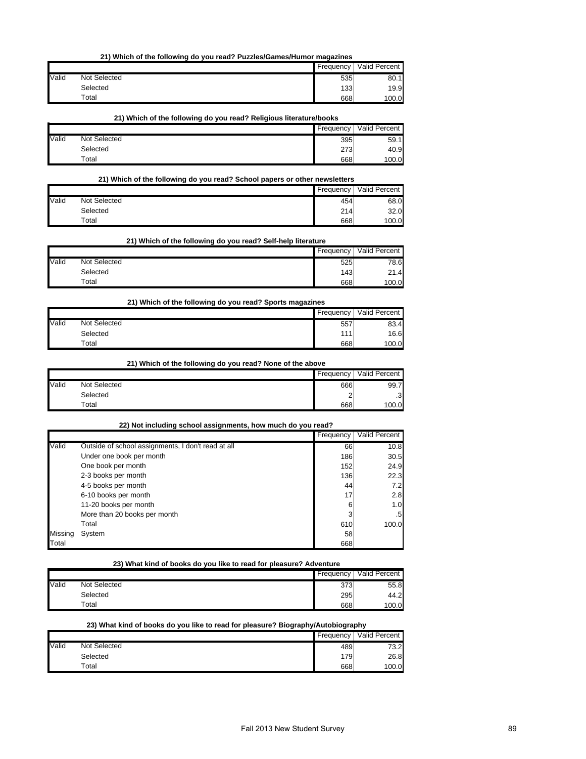**21) Which of the following do you read? Puzzles/Games/Humor magazines**

| | | Frequency | Valid Percent |
|---|---|---|---|
| Valid | Not Selected | 535 | 80.1 |
| | Selected | 133 | 19.9 |
| | Total | 668 | 100.0 |

**21) Which of the following do you read? Religious literature/books**

| | | Frequency | Valid Percent |
|---|---|---|---|
| Valid | Not Selected | 395 | 59.1 |
| | Selected | 273 | 40.9 |
| | Total | 668 | 100.0 |

**21) Which of the following do you read? School papers or other newsletters**

| | | Frequency | Valid Percent |
|---|---|---|---|
| Valid | Not Selected | 454 | 68.0 |
| | Selected | 214 | 32.0 |
| | Total | 668 | 100.0 |

**21) Which of the following do you read? Self-help literature**

| | | Frequency | Valid Percent |
|---|---|---|---|
| Valid | Not Selected | 525 | 78.6 |
| | Selected | 143 | 21.4 |
| | Total | 668 | 100.0 |

**21) Which of the following do you read? Sports magazines**

| | | Frequency | Valid Percent |
|---|---|---|---|
| Valid | Not Selected | 557 | 83.4 |
| | Selected | 111 | 16.6 |
| | Total | 668 | 100.0 |

**21) Which of the following do you read? None of the above**

| | | Frequency | Valid Percent |
|---|---|---|---|
| Valid | Not Selected | 666 | 99.7 |
| | Selected | 2 | .3 |
| | Total | 668 | 100.0 |

**22) Not including school assignments, how much do you read?**

| | | Frequency | Valid Percent |
|---|---|---|---|
| Valid | Outside of school assignments, I don't read at all | 66 | 10.8 |
| | Under one book per month | 186 | 30.5 |
| | One book per month | 152 | 24.9 |
| | 2-3 books per month | 136 | 22.3 |
| | 4-5 books per month | 44 | 7.2 |
| | 6-10 books per month | 17 | 2.8 |
| | 11-20 books per month | 6 | 1.0 |
| | More than 20 books per month | 3 | .5 |
| | Total | 610 | 100.0 |
| Missing | System | 58 | |
| Total | | 668 | |

**23) What kind of books do you like to read for pleasure? Adventure**

| | | Frequency | Valid Percent |
|---|---|---|---|
| Valid | Not Selected | 373 | 55.8 |
| | Selected | 295 | 44.2 |
| | Total | 668 | 100.0 |

**23) What kind of books do you like to read for pleasure? Biography/Autobiography**

| | | Frequency | Valid Percent |
|---|---|---|---|
| Valid | Not Selected | 489 | 73.2 |
| | Selected | 179 | 26.8 |
| | Total | 668 | 100.0 |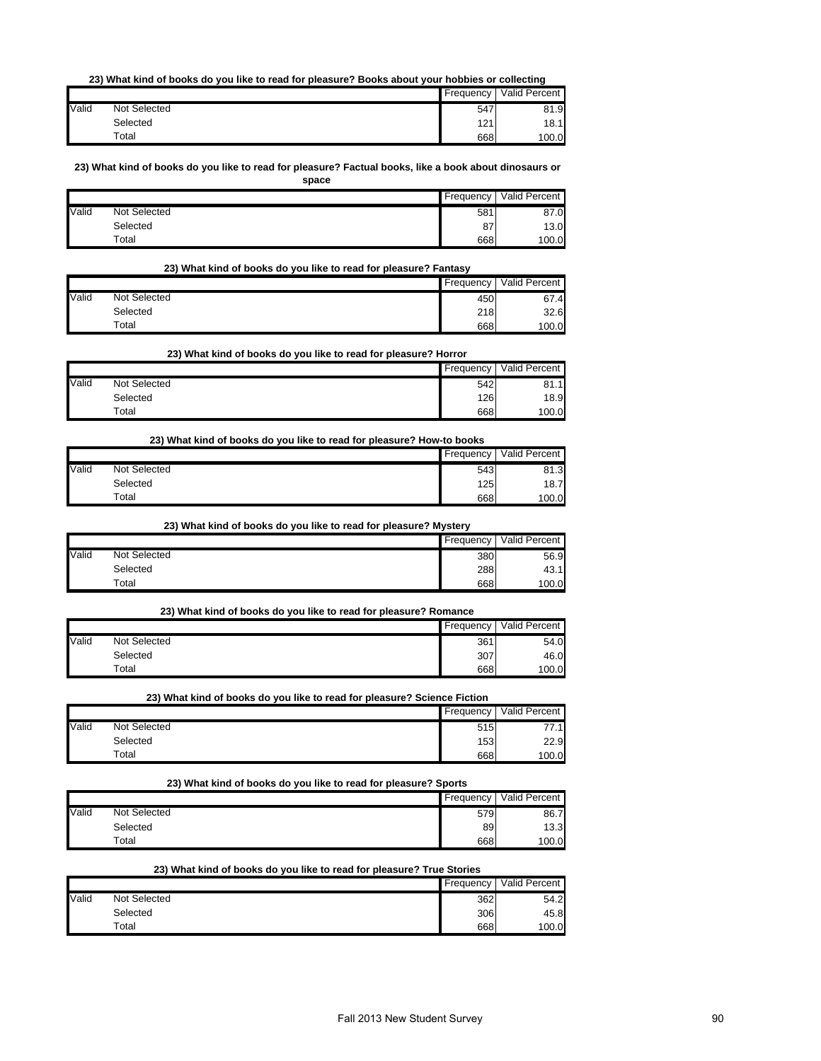**23) What kind of books do you like to read for pleasure? Books about your hobbies or collecting**

| | | Frequency | Valid Percent |
|---|---|---|---|
| Valid | Not Selected | 547 | 81.9 |
| | Selected | 121 | 18.1 |
| | Total | 668 | 100.0 |

**23) What kind of books do you like to read for pleasure? Factual books, like a book about dinosaurs or space**

| | | Frequency | Valid Percent |
|---|---|---|---|
| Valid | Not Selected | 581 | 87.0 |
| | Selected | 87 | 13.0 |
| | Total | 668 | 100.0 |

**23) What kind of books do you like to read for pleasure? Fantasy**

| | | Frequency | Valid Percent |
|---|---|---|---|
| Valid | Not Selected | 450 | 67.4 |
| | Selected | 218 | 32.6 |
| | Total | 668 | 100.0 |

**23) What kind of books do you like to read for pleasure? Horror**

| | | Frequency | Valid Percent |
|---|---|---|---|
| Valid | Not Selected | 542 | 81.1 |
| | Selected | 126 | 18.9 |
| | Total | 668 | 100.0 |

**23) What kind of books do you like to read for pleasure? How-to books**

| | | Frequency | Valid Percent |
|---|---|---|---|
| Valid | Not Selected | 543 | 81.3 |
| | Selected | 125 | 18.7 |
| | Total | 668 | 100.0 |

**23) What kind of books do you like to read for pleasure? Mystery**

| | | Frequency | Valid Percent |
|---|---|---|---|
| Valid | Not Selected | 380 | 56.9 |
| | Selected | 288 | 43.1 |
| | Total | 668 | 100.0 |

**23) What kind of books do you like to read for pleasure? Romance**

| | | Frequency | Valid Percent |
|---|---|---|---|
| Valid | Not Selected | 361 | 54.0 |
| | Selected | 307 | 46.0 |
| | Total | 668 | 100.0 |

**23) What kind of books do you like to read for pleasure? Science Fiction**

| | | Frequency | Valid Percent |
|---|---|---|---|
| Valid | Not Selected | 515 | 77.1 |
| | Selected | 153 | 22.9 |
| | Total | 668 | 100.0 |

**23) What kind of books do you like to read for pleasure? Sports**

| | | Frequency | Valid Percent |
|---|---|---|---|
| Valid | Not Selected | 579 | 86.7 |
| | Selected | 89 | 13.3 |
| | Total | 668 | 100.0 |

**23) What kind of books do you like to read for pleasure? True Stories**

| | | Frequency | Valid Percent |
|---|---|---|---|
| Valid | Not Selected | 362 | 54.2 |
| | Selected | 306 | 45.8 |
| | Total | 668 | 100.0 |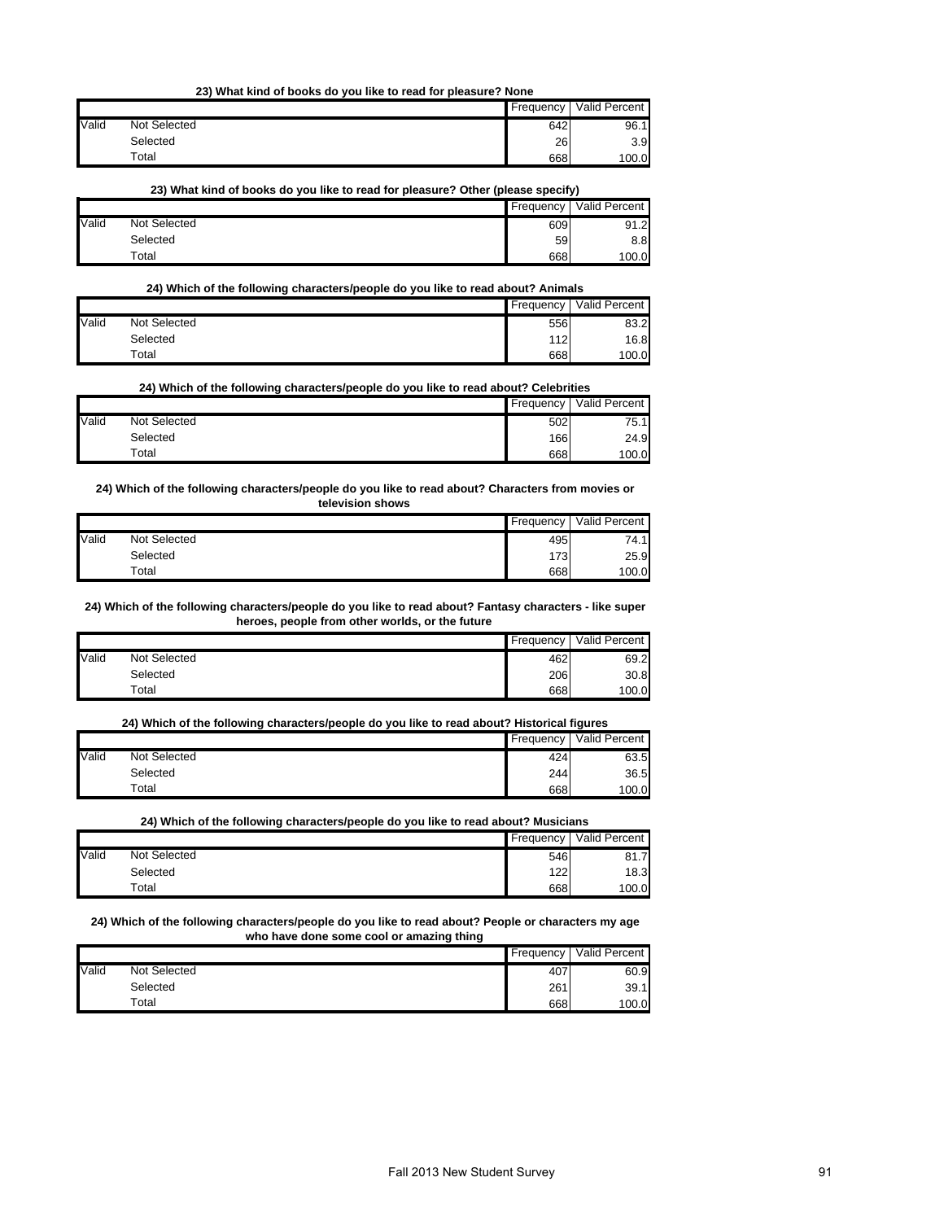**23) What kind of books do you like to read for pleasure? None**

| | | Frequency | Valid Percent |
|---|---|---|---|
| Valid | Not Selected | 642 | 96.1 |
| | Selected | 26 | 3.9 |
| | Total | 668 | 100.0 |

**23) What kind of books do you like to read for pleasure? Other (please specify)**

| | | Frequency | Valid Percent |
|---|---|---|---|
| Valid | Not Selected | 609 | 91.2 |
| | Selected | 59 | 8.8 |
| | Total | 668 | 100.0 |

**24) Which of the following characters/people do you like to read about? Animals**

| | | Frequency | Valid Percent |
|---|---|---|---|
| Valid | Not Selected | 556 | 83.2 |
| | Selected | 112 | 16.8 |
| | Total | 668 | 100.0 |

**24) Which of the following characters/people do you like to read about? Celebrities**

| | | Frequency | Valid Percent |
|---|---|---|---|
| Valid | Not Selected | 502 | 75.1 |
| | Selected | 166 | 24.9 |
| | Total | 668 | 100.0 |

**24) Which of the following characters/people do you like to read about? Characters from movies or television shows**

| | | Frequency | Valid Percent |
|---|---|---|---|
| Valid | Not Selected | 495 | 74.1 |
| | Selected | 173 | 25.9 |
| | Total | 668 | 100.0 |

**24) Which of the following characters/people do you like to read about? Fantasy characters - like super heroes, people from other worlds, or the future**

| | | Frequency | Valid Percent |
|---|---|---|---|
| Valid | Not Selected | 462 | 69.2 |
| | Selected | 206 | 30.8 |
| | Total | 668 | 100.0 |

**24) Which of the following characters/people do you like to read about? Historical figures**

| | | Frequency | Valid Percent |
|---|---|---|---|
| Valid | Not Selected | 424 | 63.5 |
| | Selected | 244 | 36.5 |
| | Total | 668 | 100.0 |

**24) Which of the following characters/people do you like to read about? Musicians**

| | | Frequency | Valid Percent |
|---|---|---|---|
| Valid | Not Selected | 546 | 81.7 |
| | Selected | 122 | 18.3 |
| | Total | 668 | 100.0 |

**24) Which of the following characters/people do you like to read about? People or characters my age who have done some cool or amazing thing**

| | | Frequency | Valid Percent |
|---|---|---|---|
| Valid | Not Selected | 407 | 60.9 |
| | Selected | 261 | 39.1 |
| | Total | 668 | 100.0 |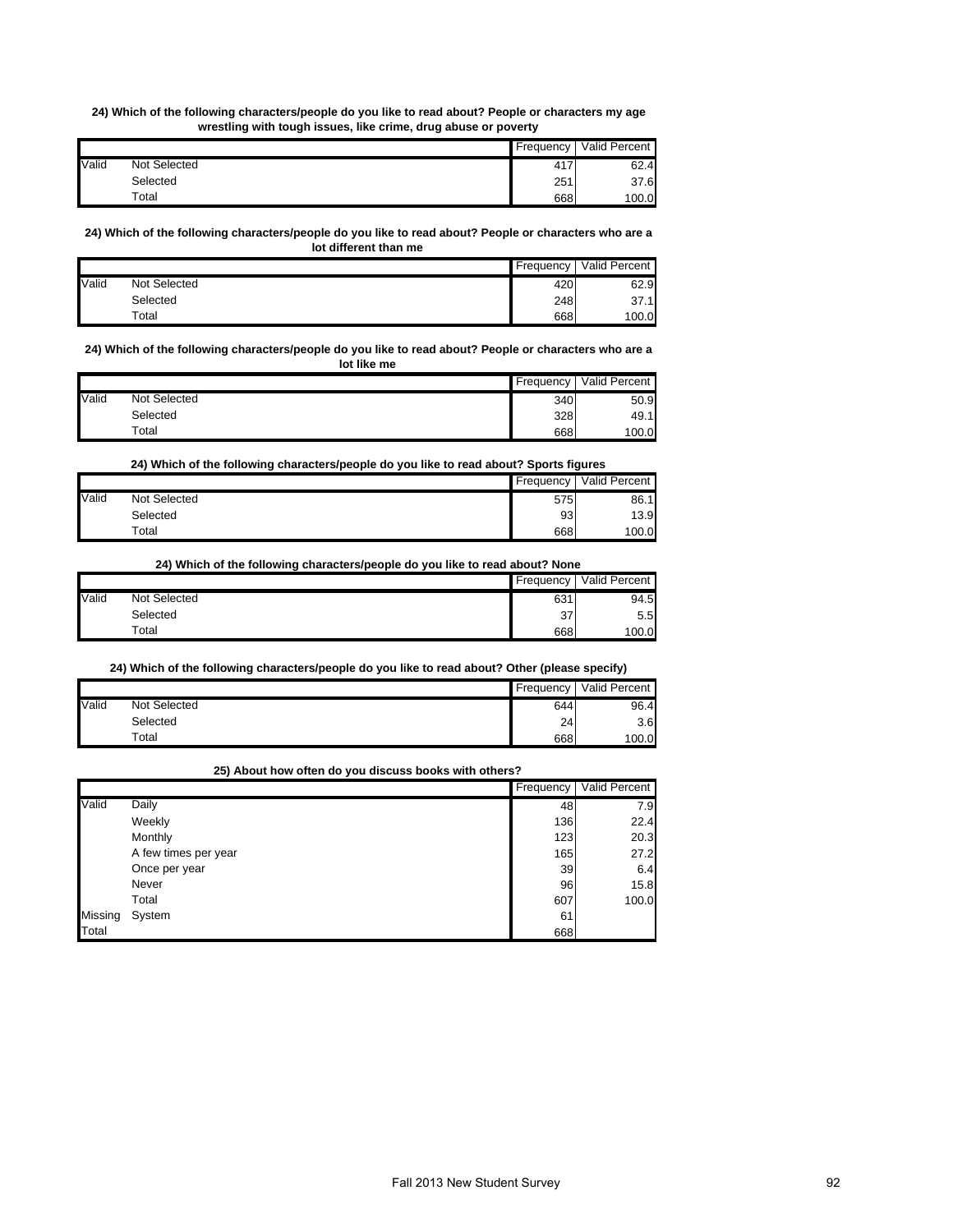**24) Which of the following characters/people do you like to read about? People or characters my age wrestling with tough issues, like crime, drug abuse or poverty**

| | | Frequency | Valid Percent |
|---|---|---|---|
| Valid | Not Selected | 417 | 62.4 |
| | Selected | 251 | 37.6 |
| | Total | 668 | 100.0 |

**24) Which of the following characters/people do you like to read about? People or characters who are a lot different than me**

| | | Frequency | Valid Percent |
|---|---|---|---|
| Valid | Not Selected | 420 | 62.9 |
| | Selected | 248 | 37.1 |
| | Total | 668 | 100.0 |

**24) Which of the following characters/people do you like to read about? People or characters who are a lot like me**

| | | Frequency | Valid Percent |
|---|---|---|---|
| Valid | Not Selected | 340 | 50.9 |
| | Selected | 328 | 49.1 |
| | Total | 668 | 100.0 |

**24) Which of the following characters/people do you like to read about? Sports figures**

| | | Frequency | Valid Percent |
|---|---|---|---|
| Valid | Not Selected | 575 | 86.1 |
| | Selected | 93 | 13.9 |
| | Total | 668 | 100.0 |

**24) Which of the following characters/people do you like to read about? None**

| | | Frequency | Valid Percent |
|---|---|---|---|
| Valid | Not Selected | 631 | 94.5 |
| | Selected | 37 | 5.5 |
| | Total | 668 | 100.0 |

**24) Which of the following characters/people do you like to read about? Other (please specify)**

| | | Frequency | Valid Percent |
|---|---|---|---|
| Valid | Not Selected | 644 | 96.4 |
| | Selected | 24 | 3.6 |
| | Total | 668 | 100.0 |

**25) About how often do you discuss books with others?**

| | | Frequency | Valid Percent |
|---|---|---|---|
| Valid | Daily | 48 | 7.9 |
| | Weekly | 136 | 22.4 |
| | Monthly | 123 | 20.3 |
| | A few times per year | 165 | 27.2 |
| | Once per year | 39 | 6.4 |
| | Never | 96 | 15.8 |
| | Total | 607 | 100.0 |
| Missing | System | 61 | |
| Total | | 668 | |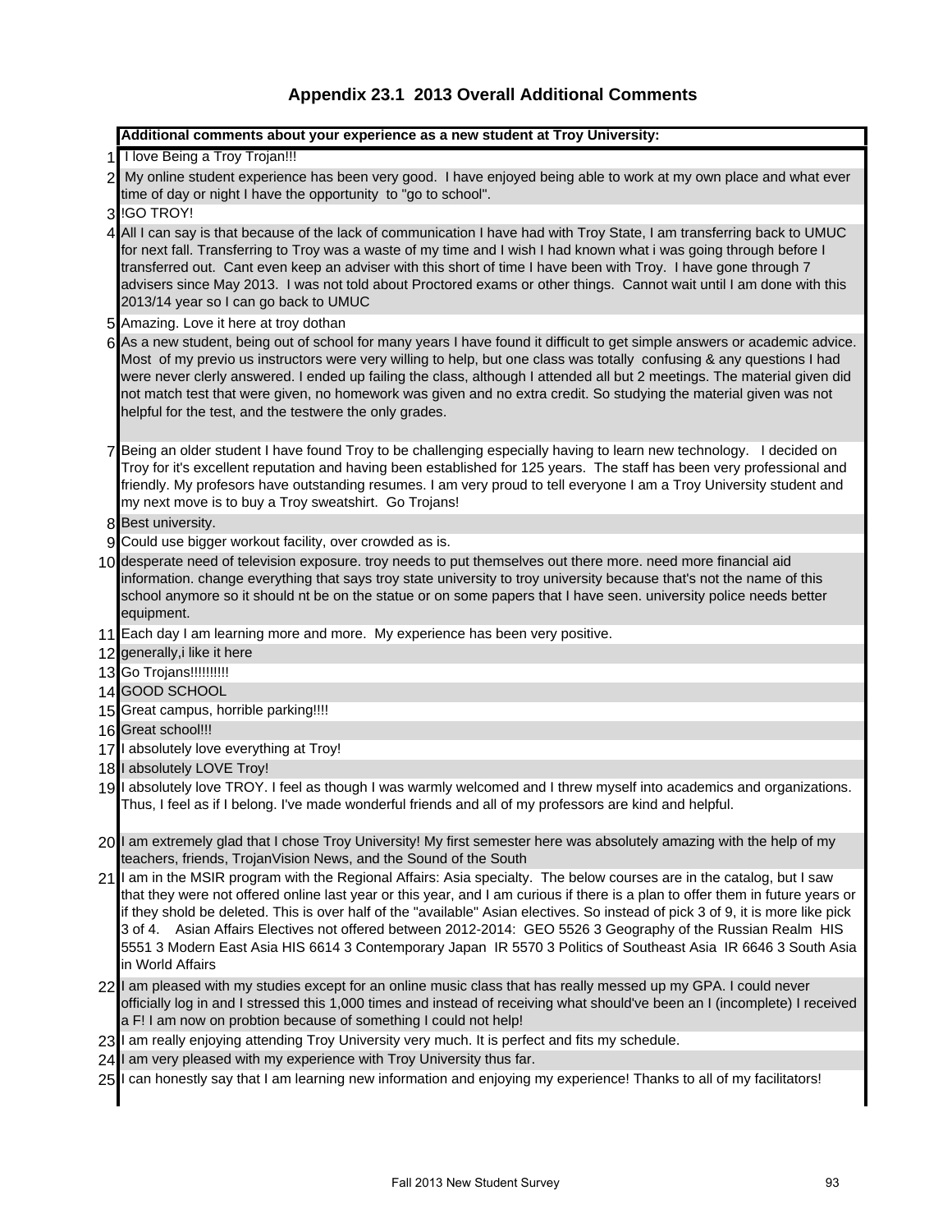# Appendix 23.1 2013 Overall Additional Comments

| | Additional comments about your experience as a new student at Troy University: |
|---|---|
| 1 | I love Being a Troy Trojan!!! |
| 2 | My online student experience has been very good. I have enjoyed being able to work at my own place and what ever time of day or night I have the opportunity to "go to school". |
| 3 | !GO TROY! |
| 4 | All I can say is that because of the lack of communication I have had with Troy State, I am transferring back to UMUC for next fall. Transferring to Troy was a waste of my time and I wish I had known what i was going through before I transferred out. Cant even keep an adviser with this short of time I have been with Troy. I have gone through 7 advisers since May 2013. I was not told about Proctored exams or other things. Cannot wait until I am done with this 2013/14 year so I can go back to UMUC |
| 5 | Amazing. Love it here at troy dothan |
| 6 | As a new student, being out of school for many years I have found it difficult to get simple answers or academic advice. Most of my previo us instructors were very willing to help, but one class was totally confusing & any questions I had were never clerly answered. I ended up failing the class, although I attended all but 2 meetings. The material given did not match test that were given, no homework was given and no extra credit. So studying the material given was not helpful for the test, and the testwere the only grades. |
| 7 | Being an older student I have found Troy to be challenging especially having to learn new technology. I decided on Troy for it's excellent reputation and having been established for 125 years. The staff has been very professional and friendly. My profesors have outstanding resumes. I am very proud to tell everyone I am a Troy University student and my next move is to buy a Troy sweatshirt. Go Trojans! |
| 8 | Best university. |
| 9 | Could use bigger workout facility, over crowded as is. |
| 10 | desperate need of television exposure. troy needs to put themselves out there more. need more financial aid information. change everything that says troy state university to troy university because that's not the name of this school anymore so it should nt be on the statue or on some papers that I have seen. university police needs better equipment. |
| 11 | Each day I am learning more and more. My experience has been very positive. |
| 12 | generally,i like it here |
| 13 | Go Trojans!!!!!!!!! |
| 14 | GOOD SCHOOL |
| 15 | Great campus, horrible parking!!!! |
| 16 | Great school!!! |
| 17 | I absolutely love everything at Troy! |
| 18 | I absolutely LOVE Troy! |
| 19 | I absolutely love TROY. I feel as though I was warmly welcomed and I threw myself into academics and organizations. Thus, I feel as if I belong. I've made wonderful friends and all of my professors are kind and helpful. |
| 20 | I am extremely glad that I chose Troy University! My first semester here was absolutely amazing with the help of my teachers, friends, TrojanVision News, and the Sound of the South |
| 21 | I am in the MSIR program with the Regional Affairs: Asia specialty. The below courses are in the catalog, but I saw that they were not offered online last year or this year, and I am curious if there is a plan to offer them in future years or if they shold be deleted. This is over half of the "available" Asian electives. So instead of pick 3 of 9, it is more like pick 3 of 4. Asian Affairs Electives not offered between 2012-2014: GEO 5526 3 Geography of the Russian Realm HIS 5551 3 Modern East Asia HIS 6614 3 Contemporary Japan IR 5570 3 Politics of Southeast Asia IR 6646 3 South Asia in World Affairs |
| 22 | I am pleased with my studies except for an online music class that has really messed up my GPA. I could never officially log in and I stressed this 1,000 times and instead of receiving what should've been an I (incomplete) I received a F! I am now on probtion because of something I could not help! |
| 23 | I am really enjoying attending Troy University very much. It is perfect and fits my schedule. |
| 24 | I am very pleased with my experience with Troy University thus far. |
| 25 | I can honestly say that I am learning new information and enjoying my experience! Thanks to all of my facilitators! |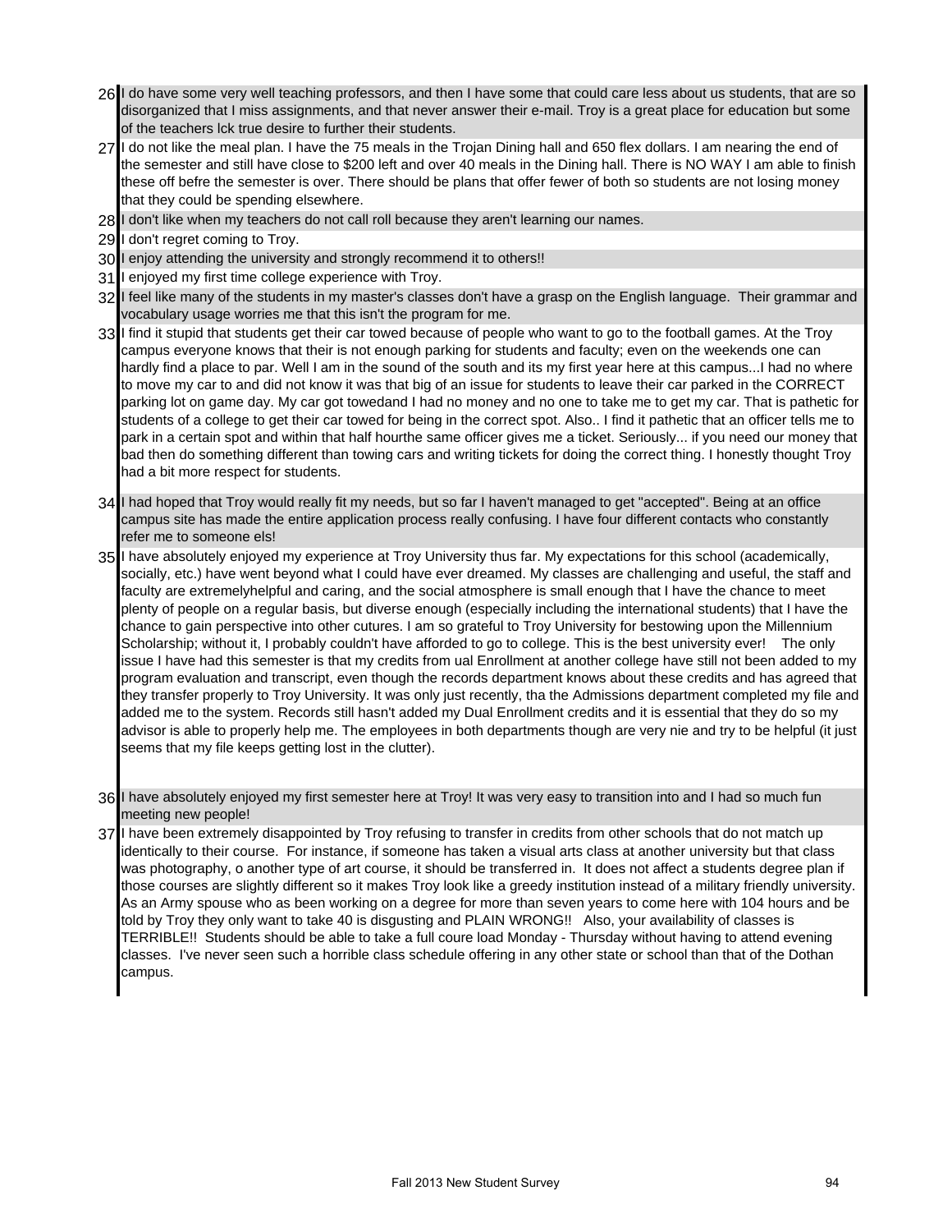26 I do have some very well teaching professors, and then I have some that could care less about us students, that are so disorganized that I miss assignments, and that never answer their e-mail. Troy is a great place for education but some of the teachers lck true desire to further their students.

27 I do not like the meal plan. I have the 75 meals in the Trojan Dining hall and 650 flex dollars. I am nearing the end of the semester and still have close to $200 left and over 40 meals in the Dining hall. There is NO WAY I am able to finish these off befre the semester is over. There should be plans that offer fewer of both so students are not losing money that they could be spending elsewhere.

28 I don't like when my teachers do not call roll because they aren't learning our names.

29 I don't regret coming to Troy.

30 I enjoy attending the university and strongly recommend it to others!!

31 I enjoyed my first time college experience with Troy.

32 I feel like many of the students in my master's classes don't have a grasp on the English language. Their grammar and vocabulary usage worries me that this isn't the program for me.

33 I find it stupid that students get their car towed because of people who want to go to the football games. At the Troy campus everyone knows that their is not enough parking for students and faculty; even on the weekends one can hardly find a place to par. Well I am in the sound of the south and its my first year here at this campus...I had no where to move my car to and did not know it was that big of an issue for students to leave their car parked in the CORRECT parking lot on game day. My car got towedand I had no money and no one to take me to get my car. That is pathetic for students of a college to get their car towed for being in the correct spot. Also.. I find it pathetic that an officer tells me to park in a certain spot and within that half hourthe same officer gives me a ticket. Seriously... if you need our money that bad then do something different than towing cars and writing tickets for doing the correct thing. I honestly thought Troy had a bit more respect for students.

34 I had hoped that Troy would really fit my needs, but so far I haven't managed to get "accepted". Being at an office campus site has made the entire application process really confusing. I have four different contacts who constantly refer me to someone els!

35 I have absolutely enjoyed my experience at Troy University thus far. My expectations for this school (academically, socially, etc.) have went beyond what I could have ever dreamed. My classes are challenging and useful, the staff and faculty are extremelyhelpful and caring, and the social atmosphere is small enough that I have the chance to meet plenty of people on a regular basis, but diverse enough (especially including the international students) that I have the chance to gain perspective into other cutures. I am so grateful to Troy University for bestowing upon the Millennium Scholarship; without it, I probably couldn't have afforded to go to college. This is the best university ever! The only issue I have had this semester is that my credits from ual Enrollment at another college have still not been added to my program evaluation and transcript, even though the records department knows about these credits and has agreed that they transfer properly to Troy University. It was only just recently, tha the Admissions department completed my file and added me to the system. Records still hasn't added my Dual Enrollment credits and it is essential that they do so my advisor is able to properly help me. The employees in both departments though are very nie and try to be helpful (it just seems that my file keeps getting lost in the clutter).

36 I have absolutely enjoyed my first semester here at Troy! It was very easy to transition into and I had so much fun meeting new people!

37 I have been extremely disappointed by Troy refusing to transfer in credits from other schools that do not match up identically to their course. For instance, if someone has taken a visual arts class at another university but that class was photography, o another type of art course, it should be transferred in. It does not affect a students degree plan if those courses are slightly different so it makes Troy look like a greedy institution instead of a military friendly university. As an Army spouse who as been working on a degree for more than seven years to come here with 104 hours and be told by Troy they only want to take 40 is disgusting and PLAIN WRONG!! Also, your availability of classes is TERRIBLE!! Students should be able to take a full coure load Monday - Thursday without having to attend evening classes. I've never seen such a horrible class schedule offering in any other state or school than that of the Dothan campus.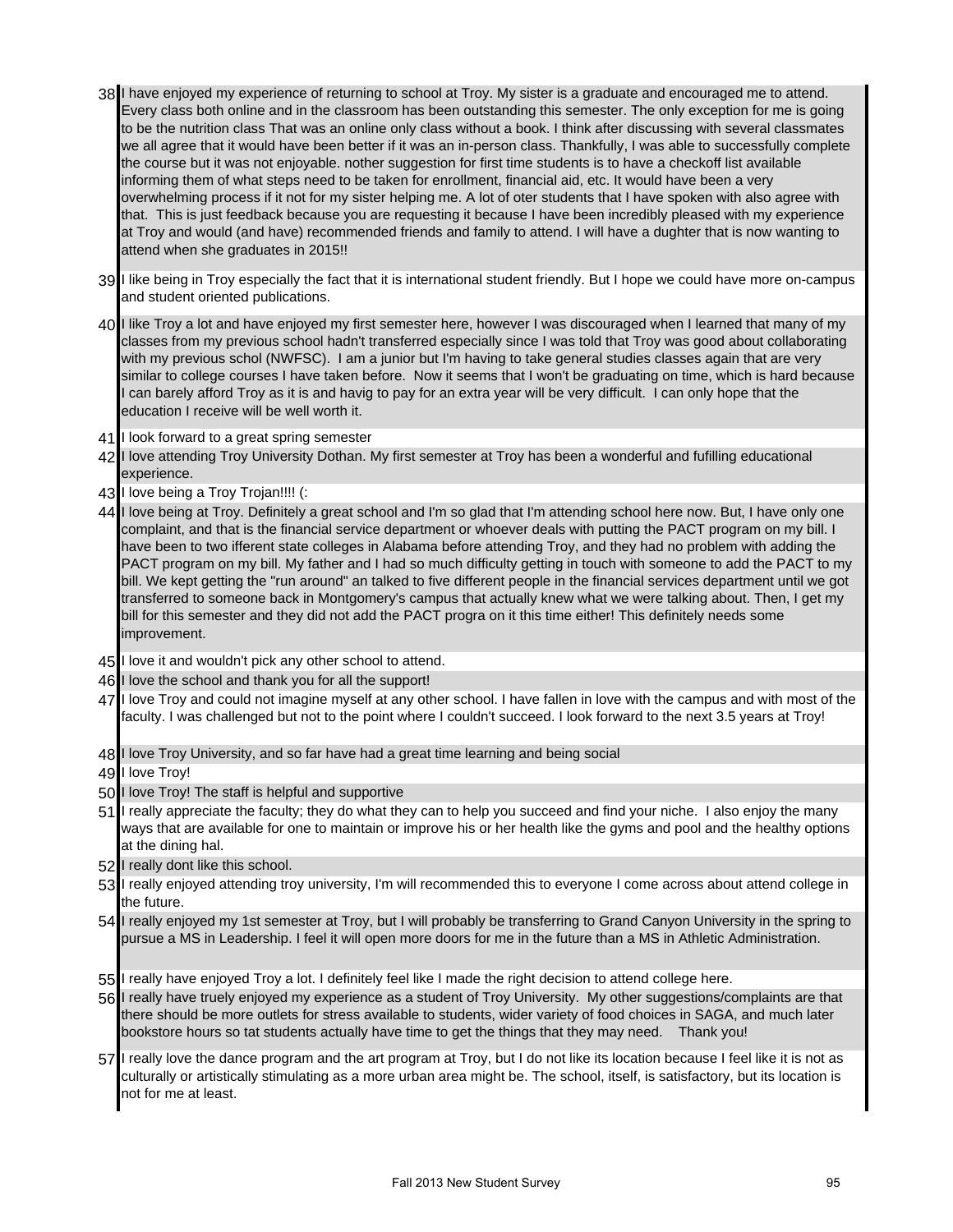38 I have enjoyed my experience of returning to school at Troy. My sister is a graduate and encouraged me to attend. Every class both online and in the classroom has been outstanding this semester. The only exception for me is going to be the nutrition class That was an online only class without a book. I think after discussing with several classmates we all agree that it would have been better if it was an in-person class. Thankfully, I was able to successfully complete the course but it was not enjoyable. nother suggestion for first time students is to have a checkoff list available informing them of what steps need to be taken for enrollment, financial aid, etc. It would have been a very overwhelming process if it not for my sister helping me. A lot of oter students that I have spoken with also agree with that. This is just feedback because you are requesting it because I have been incredibly pleased with my experience at Troy and would (and have) recommended friends and family to attend. I will have a dughter that is now wanting to attend when she graduates in 2015!!

39 I like being in Troy especially the fact that it is international student friendly. But I hope we could have more on-campus and student oriented publications.

40 I like Troy a lot and have enjoyed my first semester here, however I was discouraged when I learned that many of my classes from my previous school hadn't transferred especially since I was told that Troy was good about collaborating with my previous schol (NWFSC). I am a junior but I'm having to take general studies classes again that are very similar to college courses I have taken before. Now it seems that I won't be graduating on time, which is hard because I can barely afford Troy as it is and havig to pay for an extra year will be very difficult. I can only hope that the education I receive will be well worth it.

41 I look forward to a great spring semester

42 I love attending Troy University Dothan. My first semester at Troy has been a wonderful and fufilling educational experience.

43 I love being a Troy Trojan!!!! (:

44 I love being at Troy. Definitely a great school and I'm so glad that I'm attending school here now. But, I have only one complaint, and that is the financial service department or whoever deals with putting the PACT program on my bill. I have been to two ifferent state colleges in Alabama before attending Troy, and they had no problem with adding the PACT program on my bill. My father and I had so much difficulty getting in touch with someone to add the PACT to my bill. We kept getting the "run around" an talked to five different people in the financial services department until we got transferred to someone back in Montgomery's campus that actually knew what we were talking about. Then, I get my bill for this semester and they did not add the PACT progra on it this time either! This definitely needs some improvement.

45 I love it and wouldn't pick any other school to attend.

46 I love the school and thank you for all the support!

47 I love Troy and could not imagine myself at any other school. I have fallen in love with the campus and with most of the faculty. I was challenged but not to the point where I couldn't succeed. I look forward to the next 3.5 years at Troy!

48 I love Troy University, and so far have had a great time learning and being social

49 I love Troy!

50 I love Troy! The staff is helpful and supportive

51 I really appreciate the faculty; they do what they can to help you succeed and find your niche. I also enjoy the many ways that are available for one to maintain or improve his or her health like the gyms and pool and the healthy options at the dining hal.

52 I really dont like this school.

53 I really enjoyed attending troy university, I'm will recommended this to everyone I come across about attend college in the future.

54 I really enjoyed my 1st semester at Troy, but I will probably be transferring to Grand Canyon University in the spring to pursue a MS in Leadership. I feel it will open more doors for me in the future than a MS in Athletic Administration.

55 I really have enjoyed Troy a lot. I definitely feel like I made the right decision to attend college here.

56 I really have truely enjoyed my experience as a student of Troy University. My other suggestions/complaints are that there should be more outlets for stress available to students, wider variety of food choices in SAGA, and much later bookstore hours so tat students actually have time to get the things that they may need. Thank you!

57 I really love the dance program and the art program at Troy, but I do not like its location because I feel like it is not as culturally or artistically stimulating as a more urban area might be. The school, itself, is satisfactory, but its location is not for me at least.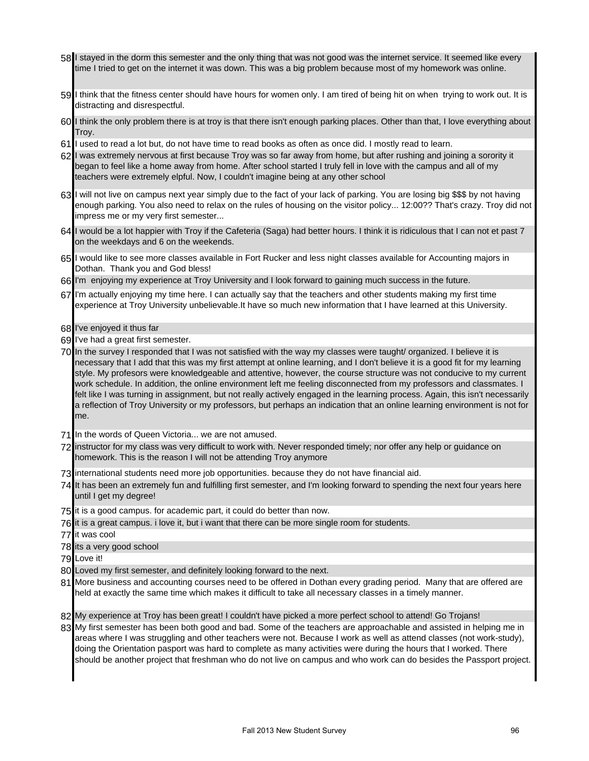| | |
|---|---|
| 58 | I stayed in the dorm this semester and the only thing that was not good was the internet service. It seemed like every time I tried to get on the internet it was down. This was a big problem because most of my homework was online. |
| 59 | I think that the fitness center should have hours for women only. I am tired of being hit on when trying to work out. It is distracting and disrespectful. |
| 60 | I think the only problem there is at troy is that there isn't enough parking places. Other than that, I love everything about Troy. |
| 61 | I used to read a lot but, do not have time to read books as often as once did. I mostly read to learn. |
| 62 | I was extremely nervous at first because Troy was so far away from home, but after rushing and joining a sorority it began to feel like a home away from home. After school started I truly fell in love with the campus and all of my teachers were extremely elpful. Now, I couldn't imagine being at any other school |
| 63 | I will not live on campus next year simply due to the fact of your lack of parking. You are losing big $$$ by not having enough parking. You also need to relax on the rules of housing on the visitor policy... 12:00?? That's crazy. Troy did not impress me or my very first semester... |
| 64 | I would be a lot happier with Troy if the Cafeteria (Saga) had better hours. I think it is ridiculous that I can not et past 7 on the weekdays and 6 on the weekends. |
| 65 | I would like to see more classes available in Fort Rucker and less night classes available for Accounting majors in Dothan. Thank you and God bless! |
| 66 | I'm enjoying my experience at Troy University and I look forward to gaining much success in the future. |
| 67 | I'm actually enjoying my time here. I can actually say that the teachers and other students making my first time experience at Troy University unbelievable.It have so much new information that I have learned at this University. |
| 68 | I've enjoyed it thus far |
| 69 | I've had a great first semester. |
| 70 | In the survey I responded that I was not satisfied with the way my classes were taught/ organized. I believe it is necessary that I add that this was my first attempt at online learning, and I don't believe it is a good fit for my learning style. My profesors were knowledgeable and attentive, however, the course structure was not conducive to my current work schedule. In addition, the online environment left me feeling disconnected from my professors and classmates. I felt like I was turning in assignment, but not really actively engaged in the learning process. Again, this isn't necessarily a reflection of Troy University or my professors, but perhaps an indication that an online learning environment is not for me. |
| 71 | In the words of Queen Victoria... we are not amused. |
| 72 | instructor for my class was very difficult to work with. Never responded timely; nor offer any help or guidance on homework. This is the reason I will not be attending Troy anymore |
| 73 | international students need more job opportunities. because they do not have financial aid. |
| 74 | It has been an extremely fun and fulfilling first semester, and I'm looking forward to spending the next four years here until I get my degree! |
| 75 | it is a good campus. for academic part, it could do better than now. |
| 76 | it is a great campus. i love it, but i want that there can be more single room for students. |
| 77 | it was cool |
| 78 | its a very good school |
| 79 | Love it! |
| 80 | Loved my first semester, and definitely looking forward to the next. |
| 81 | More business and accounting courses need to be offered in Dothan every grading period. Many that are offered are held at exactly the same time which makes it difficult to take all necessary classes in a timely manner. |
| 82 | My experience at Troy has been great! I couldn't have picked a more perfect school to attend! Go Trojans! |
| 83 | My first semester has been both good and bad. Some of the teachers are approachable and assisted in helping me in areas where I was struggling and other teachers were not. Because I work as well as attend classes (not work-study), doing the Orientation pasport was hard to complete as many activities were during the hours that I worked. There should be another project that freshman who do not live on campus and who work can do besides the Passport project. |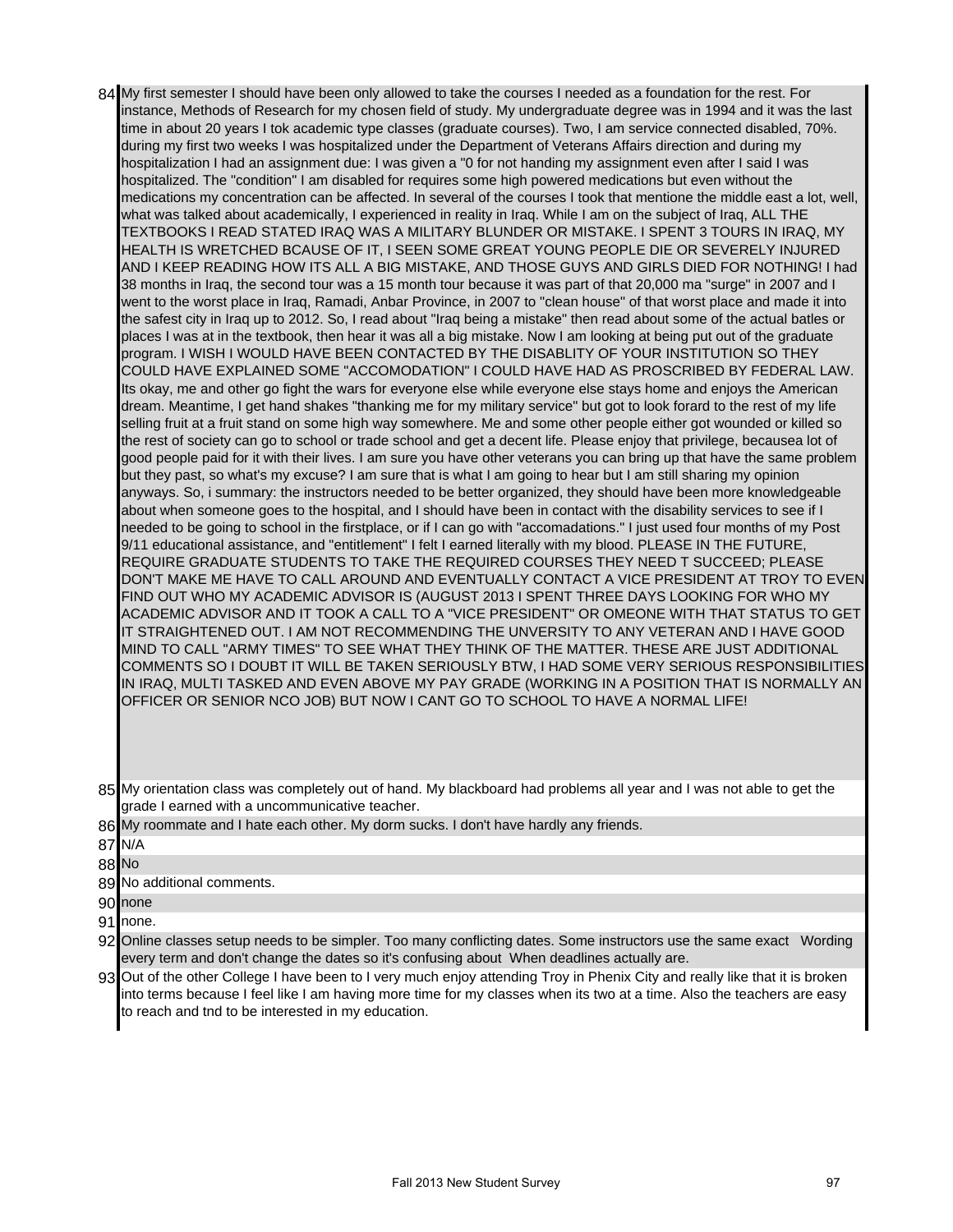| | |
|---|---|
| 84 | My first semester I should have been only allowed to take the courses I needed as a foundation for the rest. For instance, Methods of Research for my chosen field of study. My undergraduate degree was in 1994 and it was the last time in about 20 years I tok academic type classes (graduate courses). Two, I am service connected disabled, 70%. during my first two weeks I was hospitalized under the Department of Veterans Affairs direction and during my hospitalization I had an assignment due: I was given a "0 for not handing my assignment even after I said I was hospitalized. The "condition" I am disabled for requires some high powered medications but even without the medications my concentration can be affected. In several of the courses I took that mentione the middle east a lot, well, what was talked about academically, I experienced in reality in Iraq. While I am on the subject of Iraq, ALL THE TEXTBOOKS I READ STATED IRAQ WAS A MILITARY BLUNDER OR MISTAKE. I SPENT 3 TOURS IN IRAQ, MY HEALTH IS WRETCHED BCAUSE OF IT, I SEEN SOME GREAT YOUNG PEOPLE DIE OR SEVERELY INJURED AND I KEEP READING HOW ITS ALL A BIG MISTAKE, AND THOSE GUYS AND GIRLS DIED FOR NOTHING! I had 38 months in Iraq, the second tour was a 15 month tour because it was part of that 20,000 ma "surge" in 2007 and I went to the worst place in Iraq, Ramadi, Anbar Province, in 2007 to "clean house" of that worst place and made it into the safest city in Iraq up to 2012. So, I read about "Iraq being a mistake" then read about some of the actual batles or places I was at in the textbook, then hear it was all a big mistake. Now I am looking at being put out of the graduate program. I WISH I WOULD HAVE BEEN CONTACTED BY THE DISABLITY OF YOUR INSTITUTION SO THEY COULD HAVE EXPLAINED SOME "ACCOMODATION" I COULD HAVE HAD AS PROSCRIBED BY FEDERAL LAW. Its okay, me and other go fight the wars for everyone else while everyone else stays home and enjoys the American dream. Meantime, I get hand shakes "thanking me for my military service" but got to look forard to the rest of my life selling fruit at a fruit stand on some high way somewhere. Me and some other people either got wounded or killed so the rest of society can go to school or trade school and get a decent life. Please enjoy that privilege, becausea lot of good people paid for it with their lives. I am sure you have other veterans you can bring up that have the same problem but they past, so what's my excuse? I am sure that is what I am going to hear but I am still sharing my opinion anyways. So, i summary: the instructors needed to be better organized, they should have been more knowledgeable about when someone goes to the hospital, and I should have been in contact with the disability services to see if I needed to be going to school in the firstplace, or if I can go with "accomadations." I just used four months of my Post 9/11 educational assistance, and "entitlement" I felt I earned literally with my blood. PLEASE IN THE FUTURE, REQUIRE GRADUATE STUDENTS TO TAKE THE REQUIRED COURSES THEY NEED T SUCCEED; PLEASE DON'T MAKE ME HAVE TO CALL AROUND AND EVENTUALLY CONTACT A VICE PRESIDENT AT TROY TO EVEN FIND OUT WHO MY ACADEMIC ADVISOR IS (AUGUST 2013 I SPENT THREE DAYS LOOKING FOR WHO MY ACADEMIC ADVISOR AND IT TOOK A CALL TO A "VICE PRESIDENT" OR OMEONE WITH THAT STATUS TO GET IT STRAIGHTENED OUT. I AM NOT RECOMMENDING THE UNVERSITY TO ANY VETERAN AND I HAVE GOOD MIND TO CALL "ARMY TIMES" TO SEE WHAT THEY THINK OF THE MATTER. THESE ARE JUST ADDITIONAL COMMENTS SO I DOUBT IT WILL BE TAKEN SERIOUSLY BTW, I HAD SOME VERY SERIOUS RESPONSIBILITIES IN IRAQ, MULTI TASKED AND EVEN ABOVE MY PAY GRADE (WORKING IN A POSITION THAT IS NORMALLY AN OFFICER OR SENIOR NCO JOB) BUT NOW I CANT GO TO SCHOOL TO HAVE A NORMAL LIFE! |
| 85 | My orientation class was completely out of hand. My blackboard had problems all year and I was not able to get the grade I earned with a uncommunicative teacher. |
| 86 | My roommate and I hate each other. My dorm sucks. I don't have hardly any friends. |
| 87 | N/A |
| 88 | No |
| 89 | No additional comments. |
| 90 | none |
| 91 | none. |
| 92 | Online classes setup needs to be simpler. Too many conflicting dates. Some instructors use the same exact Wording every term and don't change the dates so it's confusing about When deadlines actually are. |
| 93 | Out of the other College I have been to I very much enjoy attending Troy in Phenix City and really like that it is broken into terms because I feel like I am having more time for my classes when its two at a time. Also the teachers are easy to reach and tnd to be interested in my education. |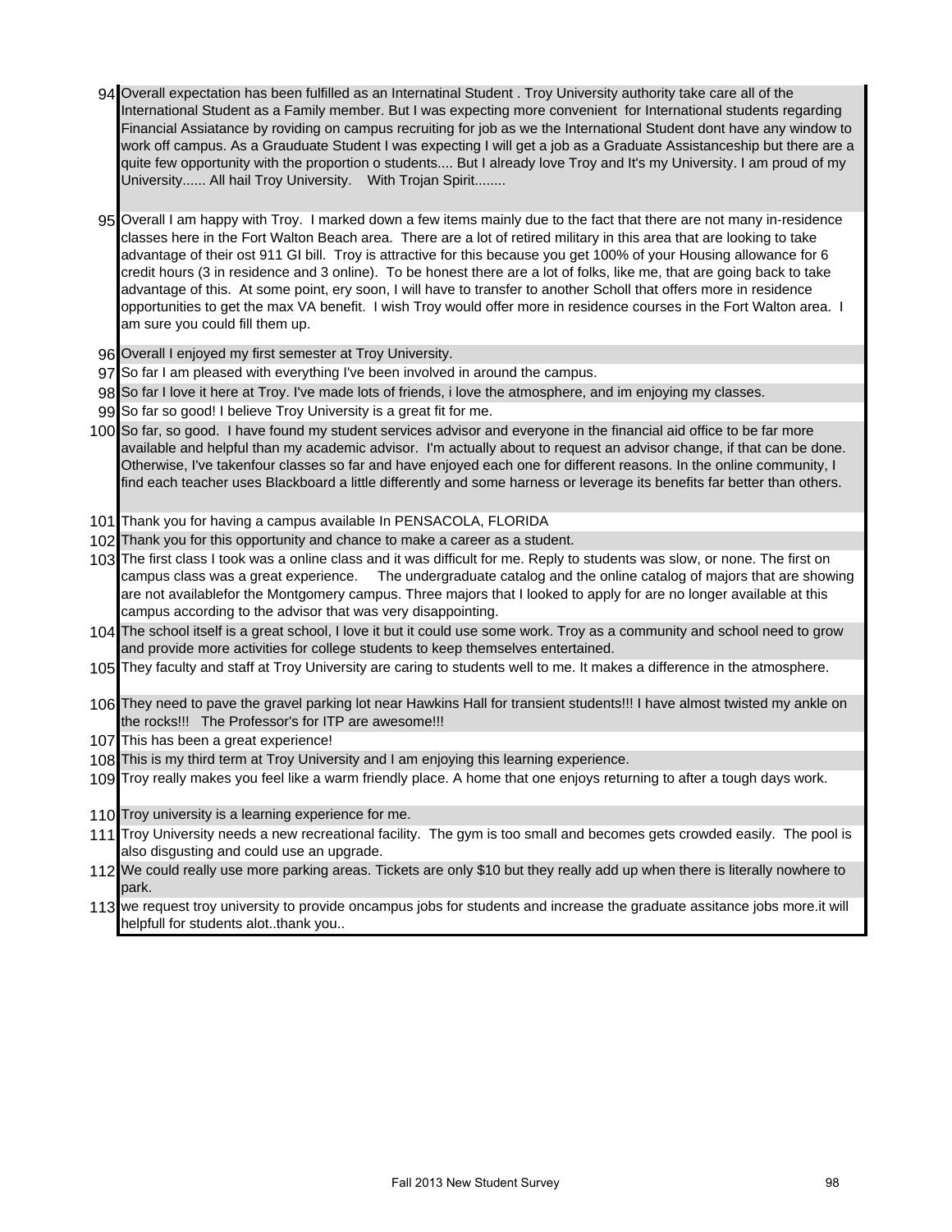| | |
|---|---|
| 94 | Overall expectation has been fulfilled as an Internatinal Student . Troy University authority take care all of the International Student as a Family member. But I was expecting more convenient for International students regarding Financial Assiatance by roviding on campus recruiting for job as we the International Student dont have any window to work off campus. As a Grauduate Student I was expecting I will get a job as a Graduate Assistanceship but there are a quite few opportunity with the proportion o students.... But I already love Troy and It's my University. I am proud of my University...... All hail Troy University. With Trojan Spirit........ |
| 95 | Overall I am happy with Troy. I marked down a few items mainly due to the fact that there are not many in-residence classes here in the Fort Walton Beach area. There are a lot of retired military in this area that are looking to take advantage of their ost 911 GI bill. Troy is attractive for this because you get 100% of your Housing allowance for 6 credit hours (3 in residence and 3 online). To be honest there are a lot of folks, like me, that are going back to take advantage of this. At some point, ery soon, I will have to transfer to another Scholl that offers more in residence opportunities to get the max VA benefit. I wish Troy would offer more in residence courses in the Fort Walton area. I am sure you could fill them up. |
| 96 | Overall I enjoyed my first semester at Troy University. |
| 97 | So far I am pleased with everything I've been involved in around the campus. |
| 98 | So far I love it here at Troy. I've made lots of friends, i love the atmosphere, and im enjoying my classes. |
| 99 | So far so good! I believe Troy University is a great fit for me. |
| 100 | So far, so good. I have found my student services advisor and everyone in the financial aid office to be far more available and helpful than my academic advisor. I'm actually about to request an advisor change, if that can be done. Otherwise, I've takenfour classes so far and have enjoyed each one for different reasons. In the online community, I find each teacher uses Blackboard a little differently and some harness or leverage its benefits far better than others. |
| 101 | Thank you for having a campus available In PENSACOLA, FLORIDA |
| 102 | Thank you for this opportunity and chance to make a career as a student. |
| 103 | The first class I took was a online class and it was difficult for me. Reply to students was slow, or none. The first on campus class was a great experience. The undergraduate catalog and the online catalog of majors that are showing are not availablefor the Montgomery campus. Three majors that I looked to apply for are no longer available at this campus according to the advisor that was very disappointing. |
| 104 | The school itself is a great school, I love it but it could use some work. Troy as a community and school need to grow and provide more activities for college students to keep themselves entertained. |
| 105 | They faculty and staff at Troy University are caring to students well to me. It makes a difference in the atmosphere. |
| 106 | They need to pave the gravel parking lot near Hawkins Hall for transient students!!! I have almost twisted my ankle on the rocks!!! The Professor's for ITP are awesome!!! |
| 107 | This has been a great experience! |
| 108 | This is my third term at Troy University and I am enjoying this learning experience. |
| 109 | Troy really makes you feel like a warm friendly place. A home that one enjoys returning to after a tough days work. |
| 110 | Troy university is a learning experience for me. |
| 111 | Troy University needs a new recreational facility. The gym is too small and becomes gets crowded easily. The pool is also disgusting and could use an upgrade. |
| 112 | We could really use more parking areas. Tickets are only $10 but they really add up when there is literally nowhere to park. |
| 113 | we request troy university to provide oncampus jobs for students and increase the graduate assitance jobs more.it will helpfull for students alot..thank you.. |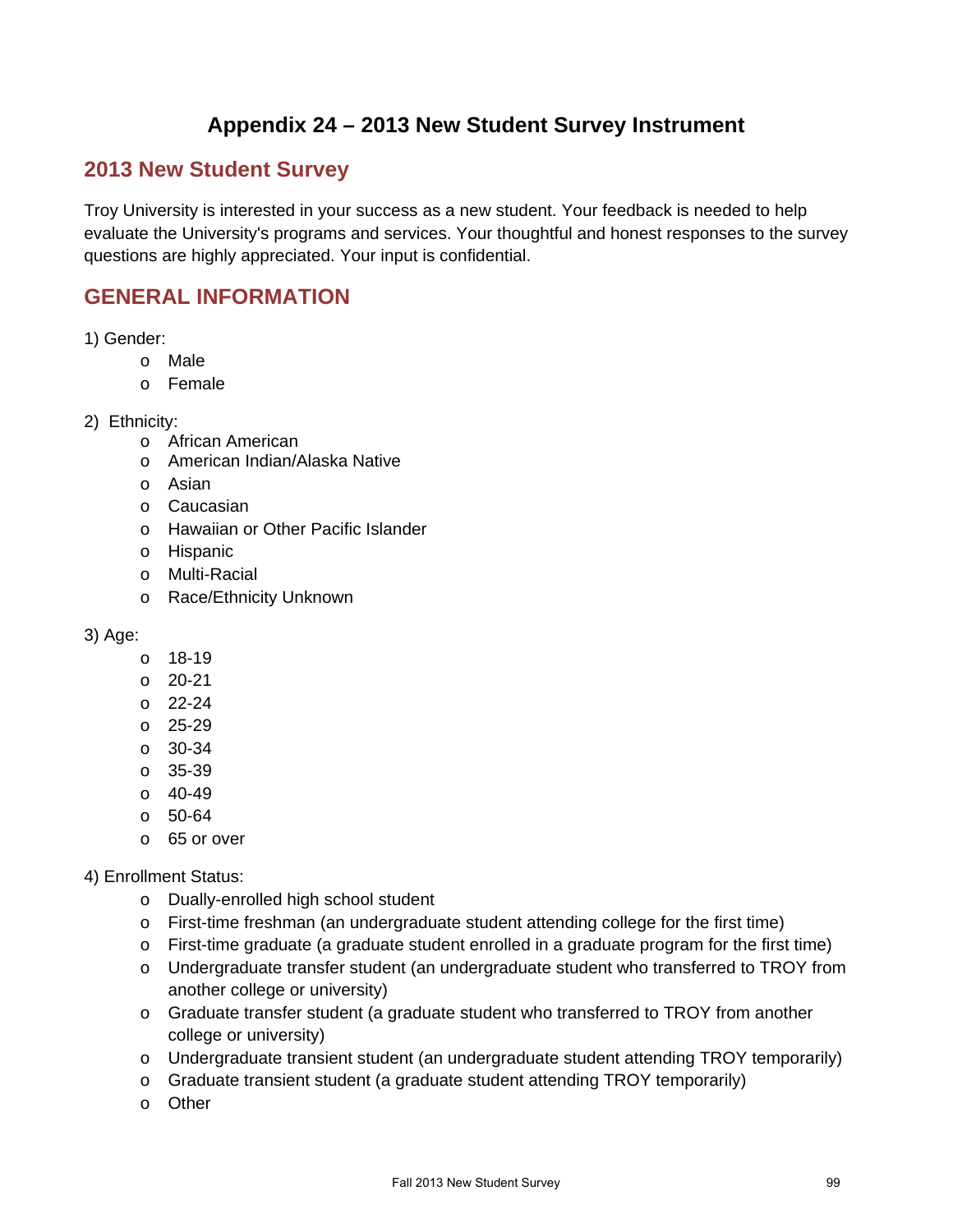# Appendix 24 – 2013 New Student Survey Instrument

## 2013 New Student Survey

Troy University is interested in your success as a new student. Your feedback is needed to help evaluate the University's programs and services. Your thoughtful and honest responses to the survey questions are highly appreciated. Your input is confidential.

## GENERAL INFORMATION

1) Gender:

- Male
- Female

2) Ethnicity:

- African American
- American Indian/Alaska Native
- Asian
- Caucasian
- Hawaiian or Other Pacific Islander
- Hispanic
- Multi-Racial
- Race/Ethnicity Unknown

3) Age:

- 18-19
- 20-21
- 22-24
- 25-29
- 30-34
- 35-39
- 40-49
- 50-64
- 65 or over

4) Enrollment Status:

- Dually-enrolled high school student
- First-time freshman (an undergraduate student attending college for the first time)
- First-time graduate (a graduate student enrolled in a graduate program for the first time)
- Undergraduate transfer student (an undergraduate student who transferred to TROY from another college or university)
- Graduate transfer student (a graduate student who transferred to TROY from another college or university)
- Undergraduate transient student (an undergraduate student attending TROY temporarily)
- Graduate transient student (a graduate student attending TROY temporarily)
- Other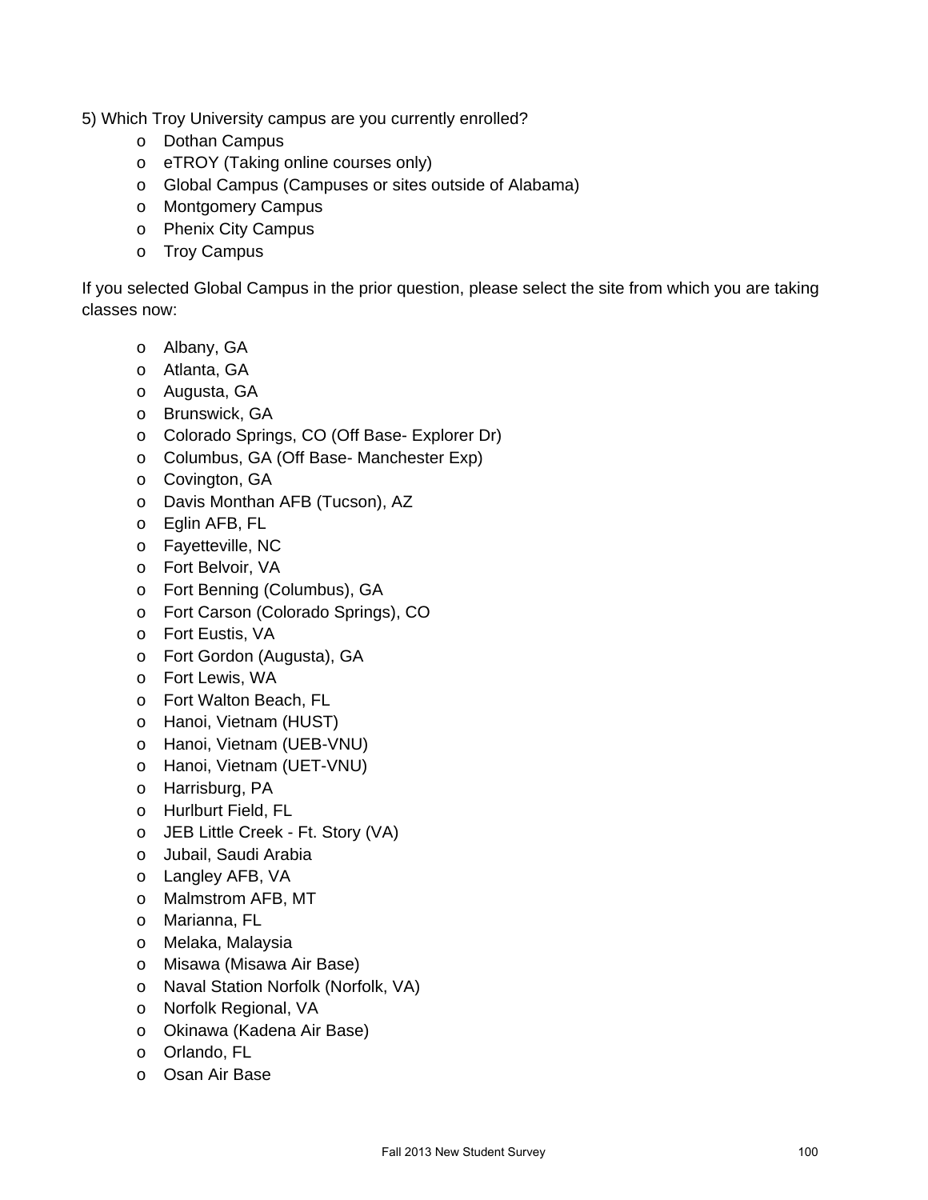5) Which Troy University campus are you currently enrolled?

- Dothan Campus
- eTROY (Taking online courses only)
- Global Campus (Campuses or sites outside of Alabama)
- Montgomery Campus
- Phenix City Campus
- Troy Campus

If you selected Global Campus in the prior question, please select the site from which you are taking classes now:

- Albany, GA
- Atlanta, GA
- Augusta, GA
- Brunswick, GA
- Colorado Springs, CO (Off Base- Explorer Dr)
- Columbus, GA (Off Base- Manchester Exp)
- Covington, GA
- Davis Monthan AFB (Tucson), AZ
- Eglin AFB, FL
- Fayetteville, NC
- Fort Belvoir, VA
- Fort Benning (Columbus), GA
- Fort Carson (Colorado Springs), CO
- Fort Eustis, VA
- Fort Gordon (Augusta), GA
- Fort Lewis, WA
- Fort Walton Beach, FL
- Hanoi, Vietnam (HUST)
- Hanoi, Vietnam (UEB-VNU)
- Hanoi, Vietnam (UET-VNU)
- Harrisburg, PA
- Hurlburt Field, FL
- JEB Little Creek - Ft. Story (VA)
- Jubail, Saudi Arabia
- Langley AFB, VA
- Malmstrom AFB, MT
- Marianna, FL
- Melaka, Malaysia
- Misawa (Misawa Air Base)
- Naval Station Norfolk (Norfolk, VA)
- Norfolk Regional, VA
- Okinawa (Kadena Air Base)
- Orlando, FL
- Osan Air Base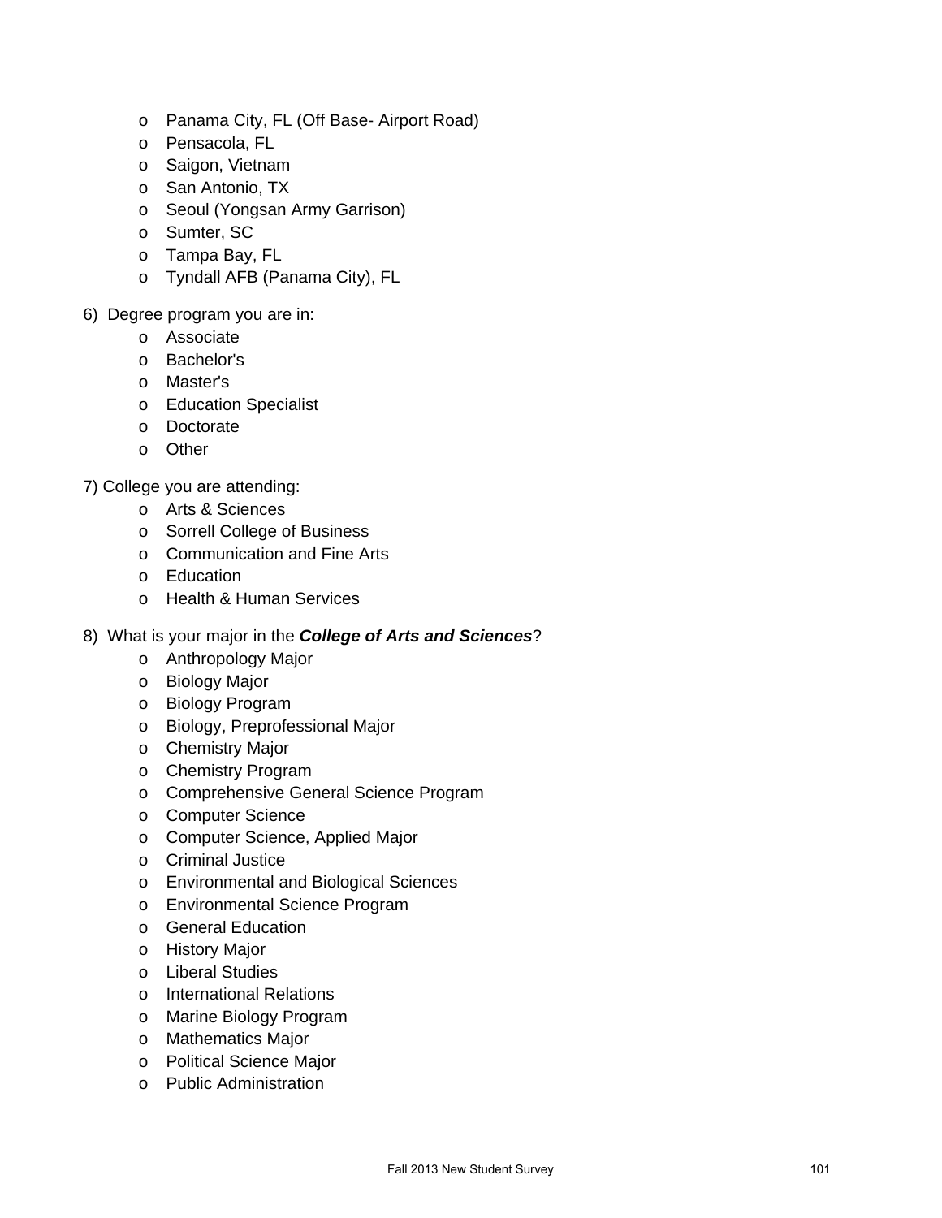- Panama City, FL (Off Base- Airport Road)
- Pensacola, FL
- Saigon, Vietnam
- San Antonio, TX
- Seoul (Yongsan Army Garrison)
- Sumter, SC
- Tampa Bay, FL
- Tyndall AFB (Panama City), FL

6) Degree program you are in:
   - Associate
   - Bachelor's
   - Master's
   - Education Specialist
   - Doctorate
   - Other

7) College you are attending:
   - Arts & Sciences
   - Sorrell College of Business
   - Communication and Fine Arts
   - Education
   - Health & Human Services

8) What is your major in the ***College of Arts and Sciences***?
   - Anthropology Major
   - Biology Major
   - Biology Program
   - Biology, Preprofessional Major
   - Chemistry Major
   - Chemistry Program
   - Comprehensive General Science Program
   - Computer Science
   - Computer Science, Applied Major
   - Criminal Justice
   - Environmental and Biological Sciences
   - Environmental Science Program
   - General Education
   - History Major
   - Liberal Studies
   - International Relations
   - Marine Biology Program
   - Mathematics Major
   - Political Science Major
   - Public Administration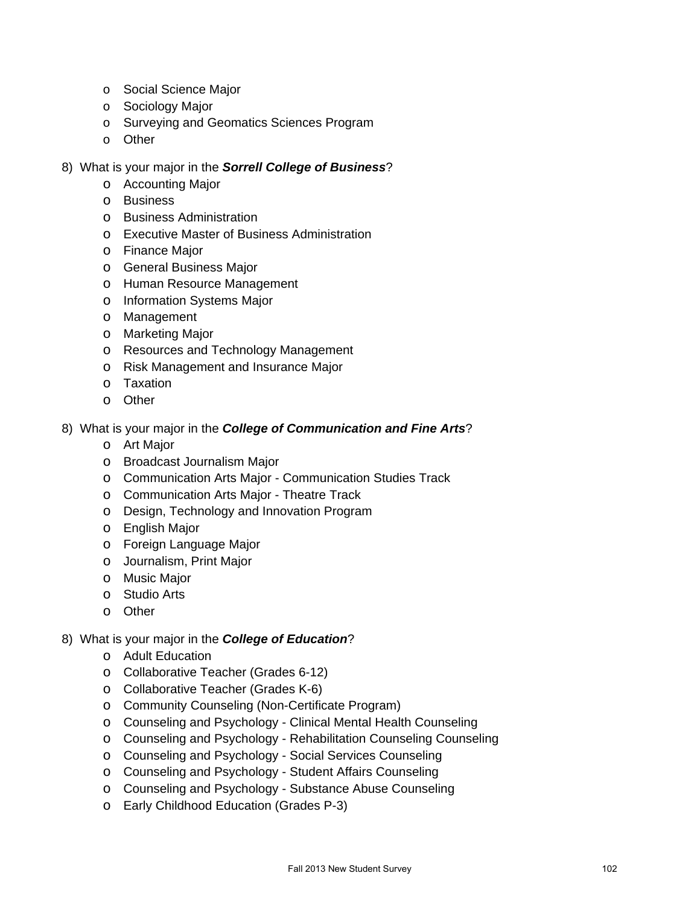- Social Science Major
- Sociology Major
- Surveying and Geomatics Sciences Program
- Other

8) What is your major in the ***Sorrell College of Business***?
   - Accounting Major
   - Business
   - Business Administration
   - Executive Master of Business Administration
   - Finance Major
   - General Business Major
   - Human Resource Management
   - Information Systems Major
   - Management
   - Marketing Major
   - Resources and Technology Management
   - Risk Management and Insurance Major
   - Taxation
   - Other

8) What is your major in the ***College of Communication and Fine Arts***?
   - Art Major
   - Broadcast Journalism Major
   - Communication Arts Major - Communication Studies Track
   - Communication Arts Major - Theatre Track
   - Design, Technology and Innovation Program
   - English Major
   - Foreign Language Major
   - Journalism, Print Major
   - Music Major
   - Studio Arts
   - Other

8) What is your major in the ***College of Education***?
   - Adult Education
   - Collaborative Teacher (Grades 6-12)
   - Collaborative Teacher (Grades K-6)
   - Community Counseling (Non-Certificate Program)
   - Counseling and Psychology - Clinical Mental Health Counseling
   - Counseling and Psychology - Rehabilitation Counseling Counseling
   - Counseling and Psychology - Social Services Counseling
   - Counseling and Psychology - Student Affairs Counseling
   - Counseling and Psychology - Substance Abuse Counseling
   - Early Childhood Education (Grades P-3)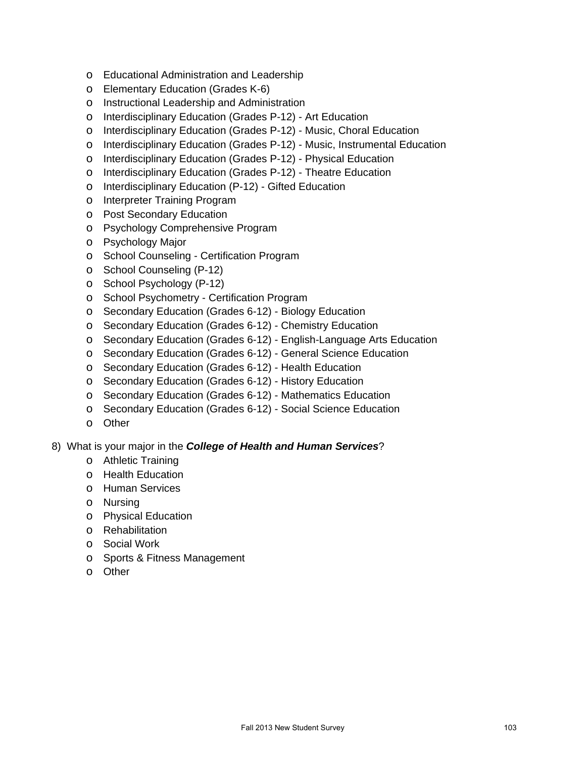- Educational Administration and Leadership
- Elementary Education (Grades K-6)
- Instructional Leadership and Administration
- Interdisciplinary Education (Grades P-12) - Art Education
- Interdisciplinary Education (Grades P-12) - Music, Choral Education
- Interdisciplinary Education (Grades P-12) - Music, Instrumental Education
- Interdisciplinary Education (Grades P-12) - Physical Education
- Interdisciplinary Education (Grades P-12) - Theatre Education
- Interdisciplinary Education (P-12) - Gifted Education
- Interpreter Training Program
- Post Secondary Education
- Psychology Comprehensive Program
- Psychology Major
- School Counseling - Certification Program
- School Counseling (P-12)
- School Psychology (P-12)
- School Psychometry - Certification Program
- Secondary Education (Grades 6-12) - Biology Education
- Secondary Education (Grades 6-12) - Chemistry Education
- Secondary Education (Grades 6-12) - English-Language Arts Education
- Secondary Education (Grades 6-12) - General Science Education
- Secondary Education (Grades 6-12) - Health Education
- Secondary Education (Grades 6-12) - History Education
- Secondary Education (Grades 6-12) - Mathematics Education
- Secondary Education (Grades 6-12) - Social Science Education
- Other

8) What is your major in the ***College of Health and Human Services***?
   - Athletic Training
   - Health Education
   - Human Services
   - Nursing
   - Physical Education
   - Rehabilitation
   - Social Work
   - Sports & Fitness Management
   - Other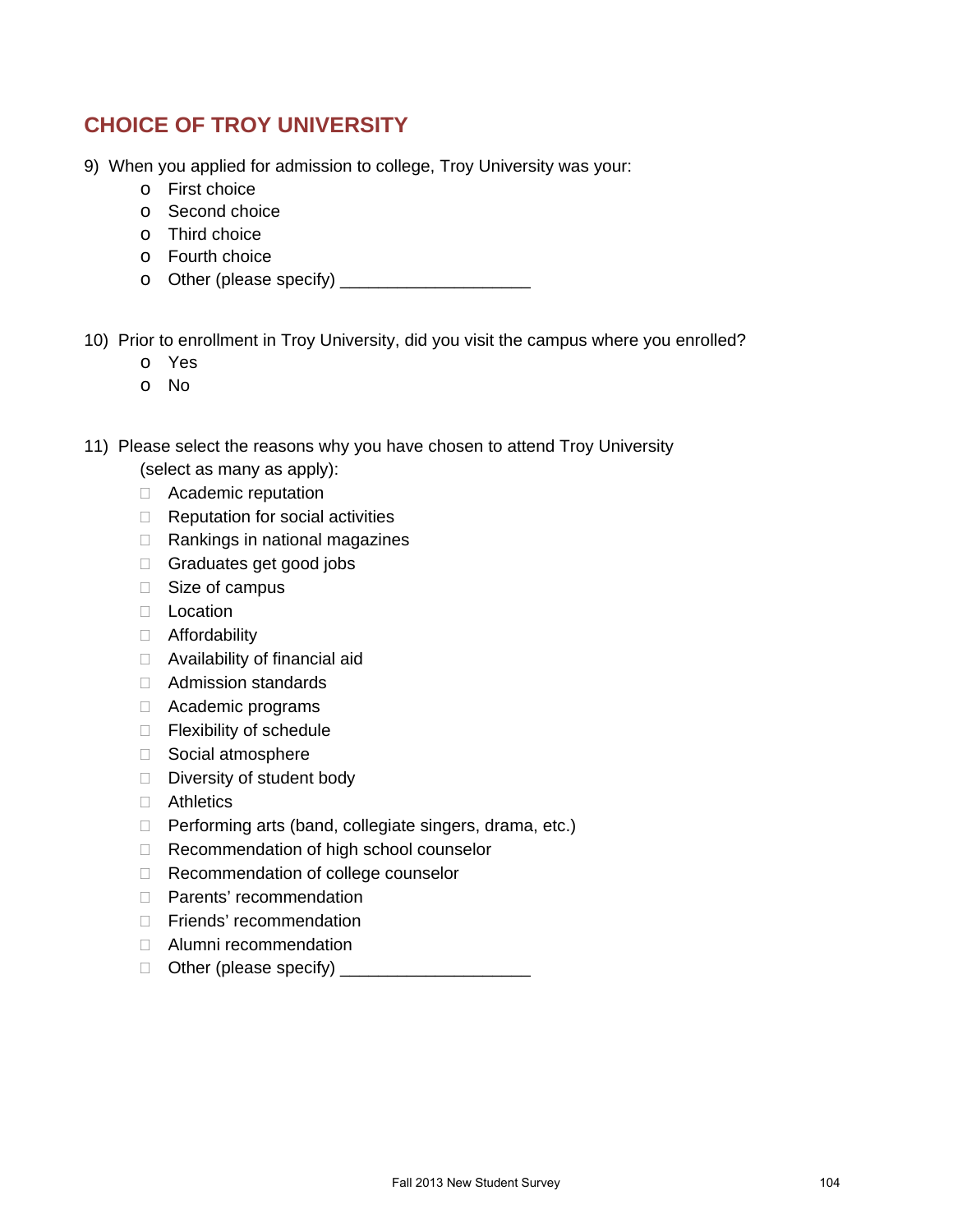## CHOICE OF TROY UNIVERSITY

9) When you applied for admission to college, Troy University was your:
   - o First choice
   - o Second choice
   - o Third choice
   - o Fourth choice
   - o Other (please specify) ____________________

10) Prior to enrollment in Troy University, did you visit the campus where you enrolled?
   - o Yes
   - o No

11) Please select the reasons why you have chosen to attend Troy University (select as many as apply):
   - ☐ Academic reputation
   - ☐ Reputation for social activities
   - ☐ Rankings in national magazines
   - ☐ Graduates get good jobs
   - ☐ Size of campus
   - ☐ Location
   - ☐ Affordability
   - ☐ Availability of financial aid
   - ☐ Admission standards
   - ☐ Academic programs
   - ☐ Flexibility of schedule
   - ☐ Social atmosphere
   - ☐ Diversity of student body
   - ☐ Athletics
   - ☐ Performing arts (band, collegiate singers, drama, etc.)
   - ☐ Recommendation of high school counselor
   - ☐ Recommendation of college counselor
   - ☐ Parents' recommendation
   - ☐ Friends' recommendation
   - ☐ Alumni recommendation
   - ☐ Other (please specify) ____________________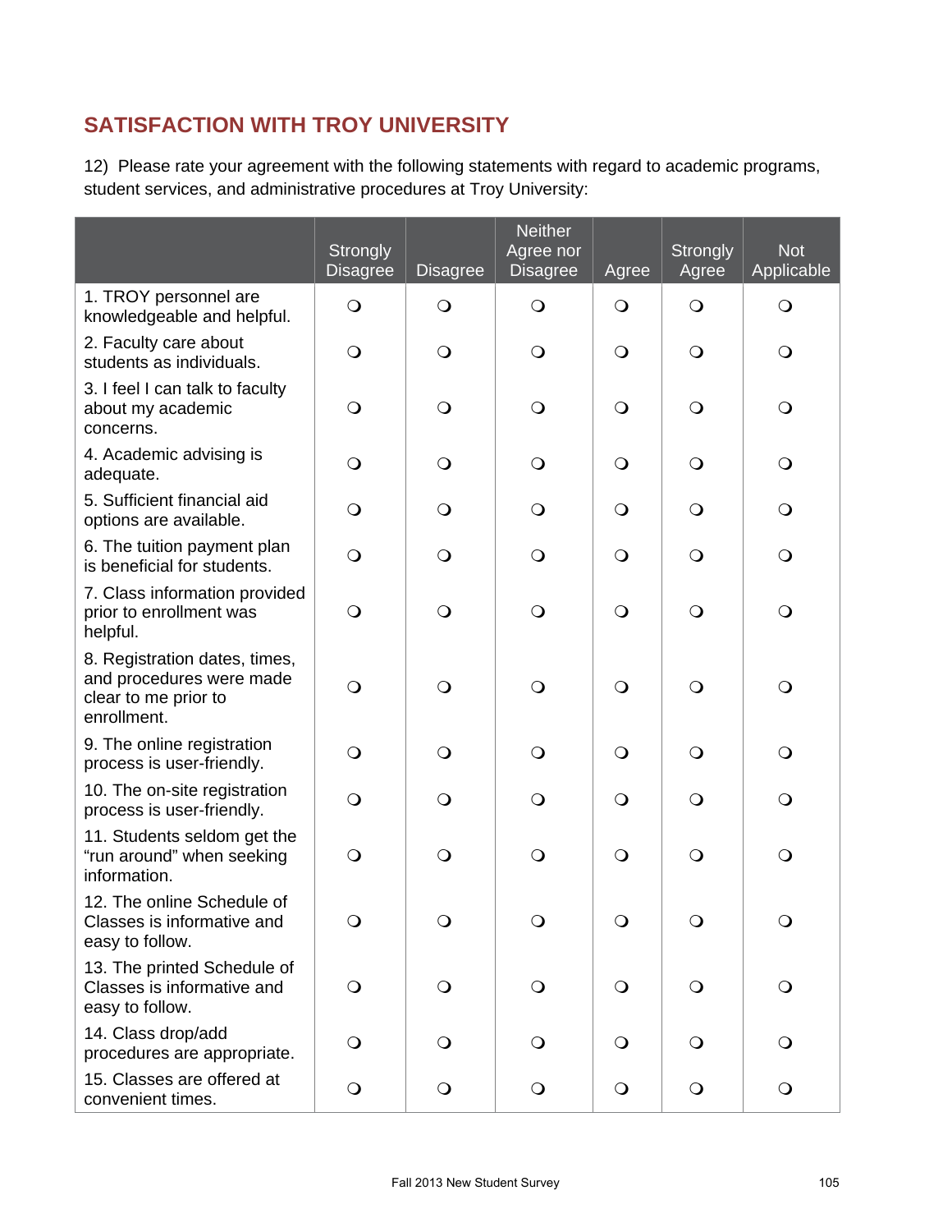## SATISFACTION WITH TROY UNIVERSITY

12) Please rate your agreement with the following statements with regard to academic programs, student services, and administrative procedures at Troy University:

| | Strongly Disagree | Disagree | Neither Agree nor Disagree | Agree | Strongly Agree | Not Applicable |
|---|---|---|---|---|---|---|
| 1. TROY personnel are knowledgeable and helpful. | ❍ | ❍ | ❍ | ❍ | ❍ | ❍ |
| 2. Faculty care about students as individuals. | ❍ | ❍ | ❍ | ❍ | ❍ | ❍ |
| 3. I feel I can talk to faculty about my academic concerns. | ❍ | ❍ | ❍ | ❍ | ❍ | ❍ |
| 4. Academic advising is adequate. | ❍ | ❍ | ❍ | ❍ | ❍ | ❍ |
| 5. Sufficient financial aid options are available. | ❍ | ❍ | ❍ | ❍ | ❍ | ❍ |
| 6. The tuition payment plan is beneficial for students. | ❍ | ❍ | ❍ | ❍ | ❍ | ❍ |
| 7. Class information provided prior to enrollment was helpful. | ❍ | ❍ | ❍ | ❍ | ❍ | ❍ |
| 8. Registration dates, times, and procedures were made clear to me prior to enrollment. | ❍ | ❍ | ❍ | ❍ | ❍ | ❍ |
| 9. The online registration process is user-friendly. | ❍ | ❍ | ❍ | ❍ | ❍ | ❍ |
| 10. The on-site registration process is user-friendly. | ❍ | ❍ | ❍ | ❍ | ❍ | ❍ |
| 11. Students seldom get the "run around" when seeking information. | ❍ | ❍ | ❍ | ❍ | ❍ | ❍ |
| 12. The online Schedule of Classes is informative and easy to follow. | ❍ | ❍ | ❍ | ❍ | ❍ | ❍ |
| 13. The printed Schedule of Classes is informative and easy to follow. | ❍ | ❍ | ❍ | ❍ | ❍ | ❍ |
| 14. Class drop/add procedures are appropriate. | ❍ | ❍ | ❍ | ❍ | ❍ | ❍ |
| 15. Classes are offered at convenient times. | ❍ | ❍ | ❍ | ❍ | ❍ | ❍ |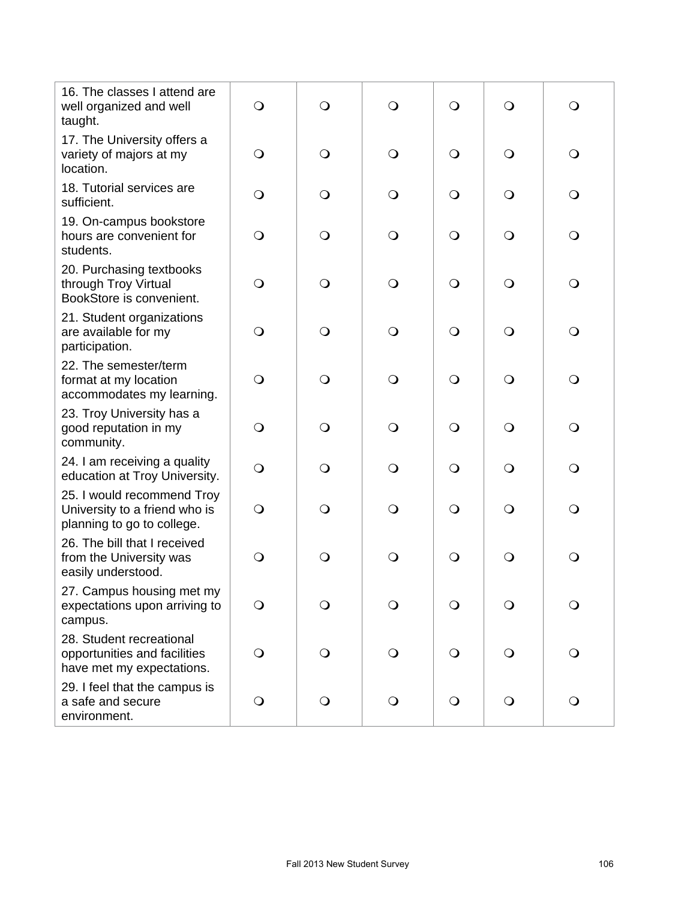| | | | | | | |
|---|---|---|---|---|---|---|
| 16. The classes I attend are well organized and well taught. | ❍ | ❍ | ❍ | ❍ | ❍ | ❍ |
| 17. The University offers a variety of majors at my location. | ❍ | ❍ | ❍ | ❍ | ❍ | ❍ |
| 18. Tutorial services are sufficient. | ❍ | ❍ | ❍ | ❍ | ❍ | ❍ |
| 19. On-campus bookstore hours are convenient for students. | ❍ | ❍ | ❍ | ❍ | ❍ | ❍ |
| 20. Purchasing textbooks through Troy Virtual BookStore is convenient. | ❍ | ❍ | ❍ | ❍ | ❍ | ❍ |
| 21. Student organizations are available for my participation. | ❍ | ❍ | ❍ | ❍ | ❍ | ❍ |
| 22. The semester/term format at my location accommodates my learning. | ❍ | ❍ | ❍ | ❍ | ❍ | ❍ |
| 23. Troy University has a good reputation in my community. | ❍ | ❍ | ❍ | ❍ | ❍ | ❍ |
| 24. I am receiving a quality education at Troy University. | ❍ | ❍ | ❍ | ❍ | ❍ | ❍ |
| 25. I would recommend Troy University to a friend who is planning to go to college. | ❍ | ❍ | ❍ | ❍ | ❍ | ❍ |
| 26. The bill that I received from the University was easily understood. | ❍ | ❍ | ❍ | ❍ | ❍ | ❍ |
| 27. Campus housing met my expectations upon arriving to campus. | ❍ | ❍ | ❍ | ❍ | ❍ | ❍ |
| 28. Student recreational opportunities and facilities have met my expectations. | ❍ | ❍ | ❍ | ❍ | ❍ | ❍ |
| 29. I feel that the campus is a safe and secure environment. | ❍ | ❍ | ❍ | ❍ | ❍ | ❍ |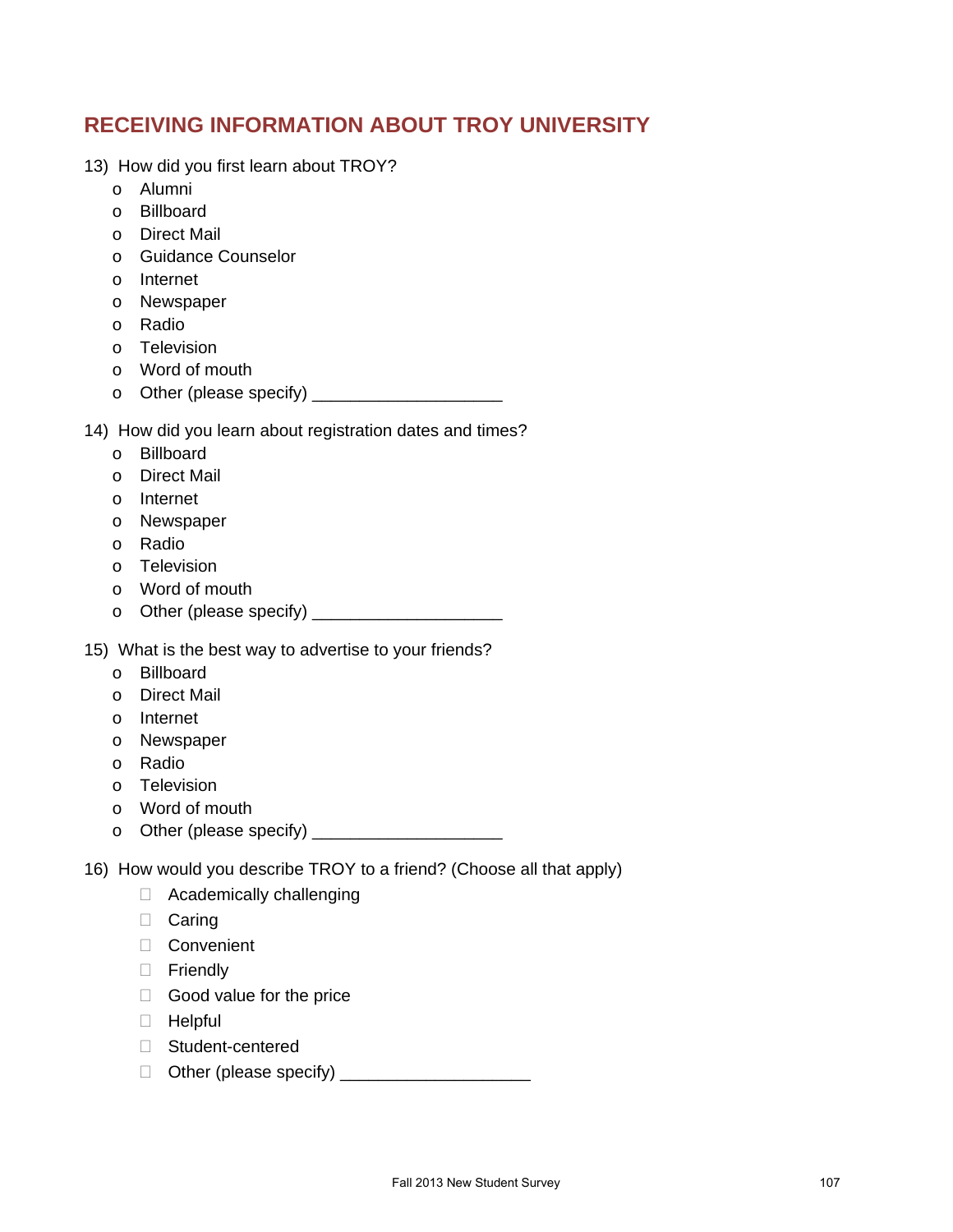## RECEIVING INFORMATION ABOUT TROY UNIVERSITY

13) How did you first learn about TROY?
   - o Alumni
   - o Billboard
   - o Direct Mail
   - o Guidance Counselor
   - o Internet
   - o Newspaper
   - o Radio
   - o Television
   - o Word of mouth
   - o Other (please specify) ____________________

14) How did you learn about registration dates and times?
   - o Billboard
   - o Direct Mail
   - o Internet
   - o Newspaper
   - o Radio
   - o Television
   - o Word of mouth
   - o Other (please specify) ____________________

15) What is the best way to advertise to your friends?
   - o Billboard
   - o Direct Mail
   - o Internet
   - o Newspaper
   - o Radio
   - o Television
   - o Word of mouth
   - o Other (please specify) ____________________

16) How would you describe TROY to a friend? (Choose all that apply)
   - ☐ Academically challenging
   - ☐ Caring
   - ☐ Convenient
   - ☐ Friendly
   - ☐ Good value for the price
   - ☐ Helpful
   - ☐ Student-centered
   - ☐ Other (please specify) ____________________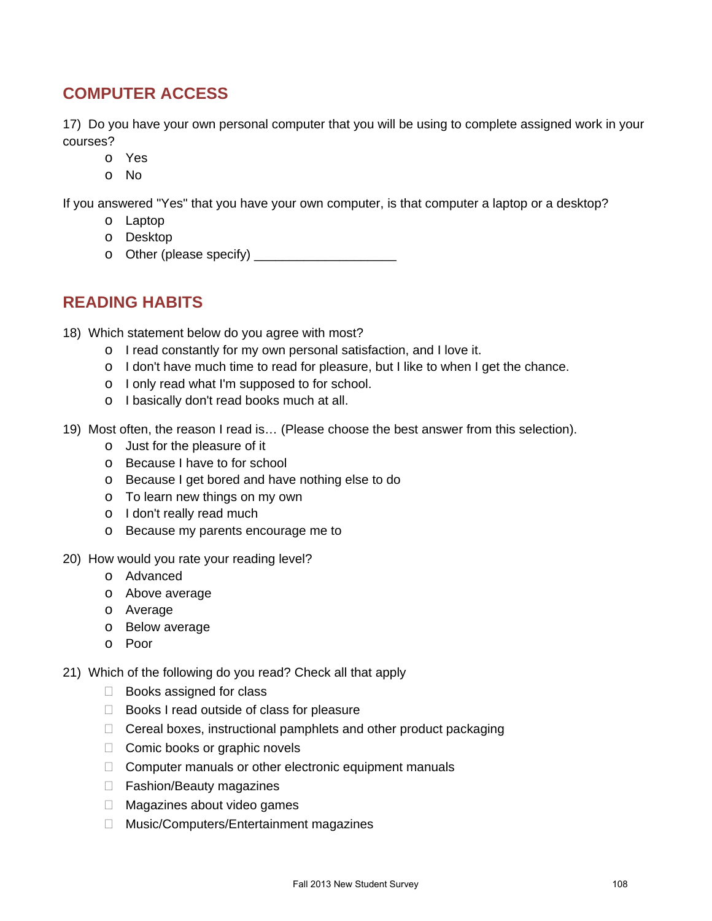## COMPUTER ACCESS

17) Do you have your own personal computer that you will be using to complete assigned work in your courses?

- o Yes
- o No

If you answered "Yes" that you have your own computer, is that computer a laptop or a desktop?

- o Laptop
- o Desktop
- o Other (please specify) ____________________

## READING HABITS

18) Which statement below do you agree with most?

- o I read constantly for my own personal satisfaction, and I love it.
- o I don't have much time to read for pleasure, but I like to when I get the chance.
- o I only read what I'm supposed to for school.
- o I basically don't read books much at all.

19) Most often, the reason I read is… (Please choose the best answer from this selection).

- o Just for the pleasure of it
- o Because I have to for school
- o Because I get bored and have nothing else to do
- o To learn new things on my own
- o I don't really read much
- o Because my parents encourage me to

20) How would you rate your reading level?

- o Advanced
- o Above average
- o Average
- o Below average
- o Poor

21) Which of the following do you read? Check all that apply

- ☐ Books assigned for class
- ☐ Books I read outside of class for pleasure
- ☐ Cereal boxes, instructional pamphlets and other product packaging
- ☐ Comic books or graphic novels
- ☐ Computer manuals or other electronic equipment manuals
- ☐ Fashion/Beauty magazines
- ☐ Magazines about video games
- ☐ Music/Computers/Entertainment magazines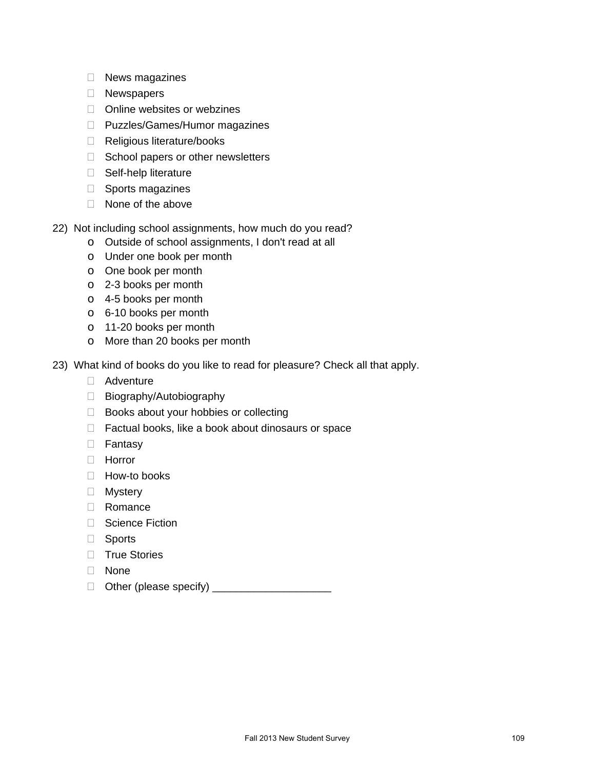- News magazines
- Newspapers
- Online websites or webzines
- Puzzles/Games/Humor magazines
- Religious literature/books
- School papers or other newsletters
- Self-help literature
- Sports magazines
- None of the above

22) Not including school assignments, how much do you read?
   - Outside of school assignments, I don't read at all
   - Under one book per month
   - One book per month
   - 2-3 books per month
   - 4-5 books per month
   - 6-10 books per month
   - 11-20 books per month
   - More than 20 books per month

23) What kind of books do you like to read for pleasure? Check all that apply.
   - Adventure
   - Biography/Autobiography
   - Books about your hobbies or collecting
   - Factual books, like a book about dinosaurs or space
   - Fantasy
   - Horror
   - How-to books
   - Mystery
   - Romance
   - Science Fiction
   - Sports
   - True Stories
   - None
   - Other (please specify) ____________________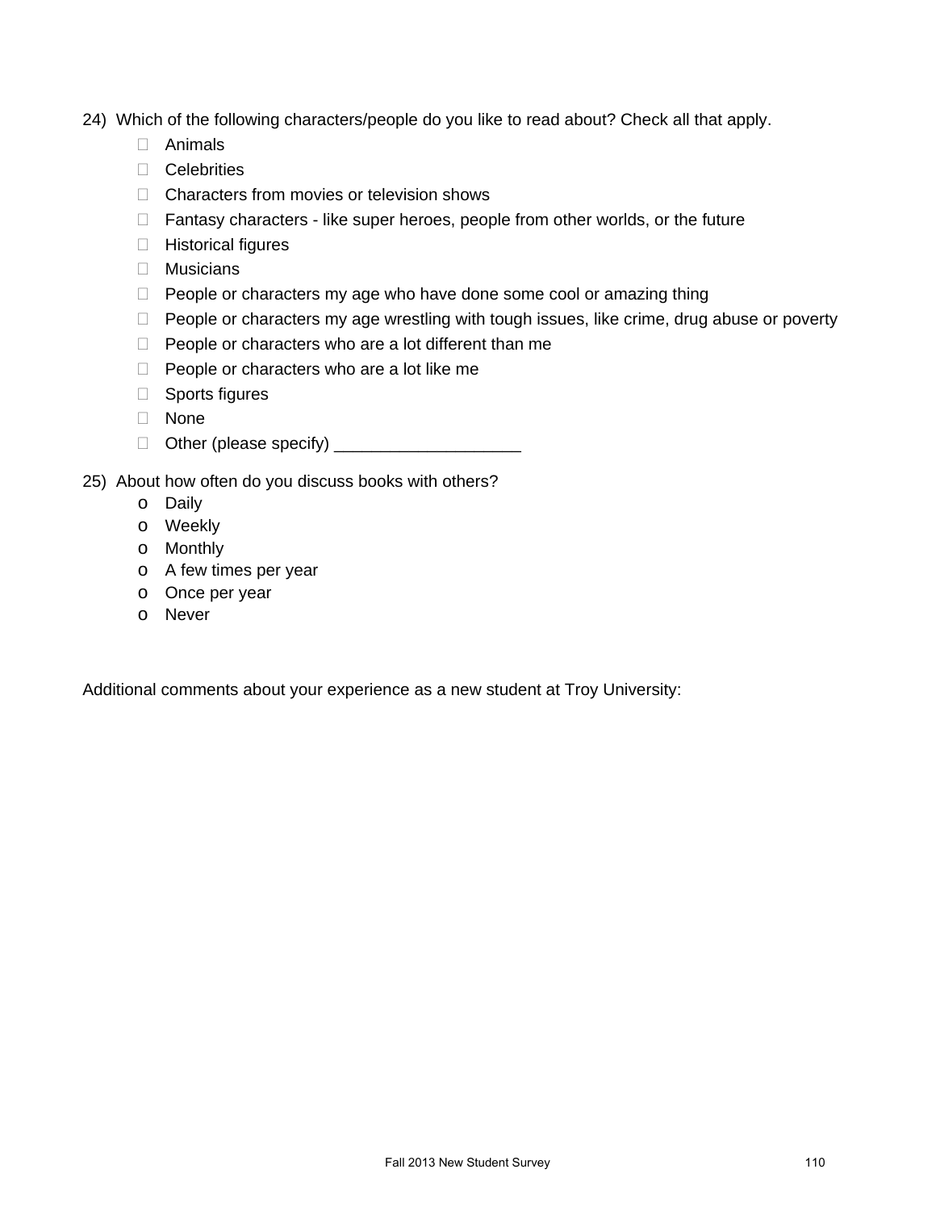24) Which of the following characters/people do you like to read about? Check all that apply.

- Animals
- Celebrities
- Characters from movies or television shows
- Fantasy characters - like super heroes, people from other worlds, or the future
- Historical figures
- Musicians
- People or characters my age who have done some cool or amazing thing
- People or characters my age wrestling with tough issues, like crime, drug abuse or poverty
- People or characters who are a lot different than me
- People or characters who are a lot like me
- Sports figures
- None
- Other (please specify) ____________________

25) About how often do you discuss books with others?

- Daily
- Weekly
- Monthly
- A few times per year
- Once per year
- Never

Additional comments about your experience as a new student at Troy University: